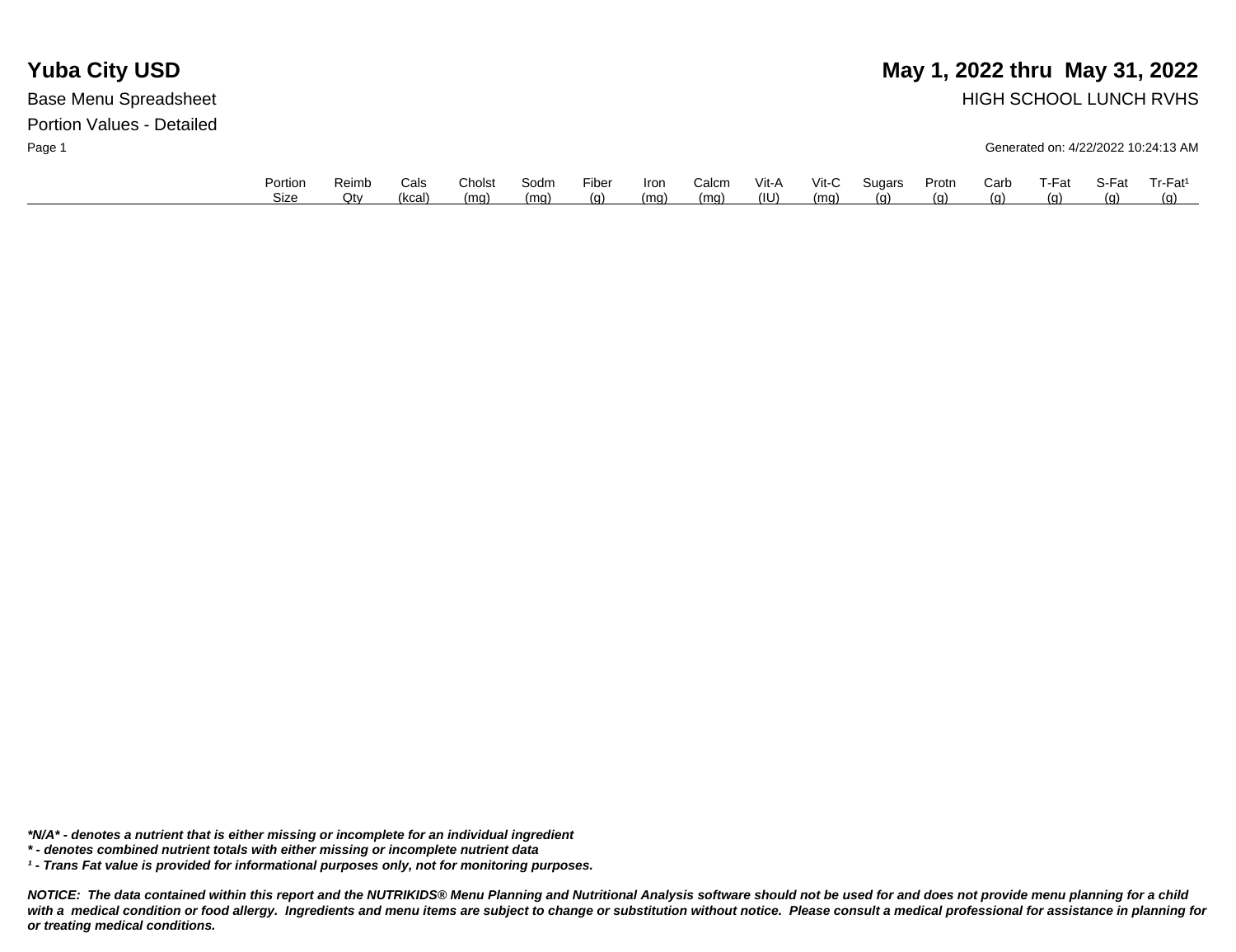# Yuba City USD

## May 1, 2022 thru May 31, 2022

Base Menu Spreadsheet

HIGH SCHOOL LUNCH RVHS

Portion Values - Detailed

Generated on: 4/22/2022 10:24:13 AM

| | Portion Size | Reimb Qty | Cals (kcal) | Cholst (mg) | Sodm (mg) | Fiber (g) | Iron (mg) | Calcm (mg) | Vit-A (IU) | Vit-C (mg) | Sugars (g) | Protn (g) | Carb (g) | T-Fat (g) | S-Fat (g) | Tr-Fat[1] (g) |
|---|---|---|---|---|---|---|---|---|---|---|---|---|---|---|---|---|

***N/A* - denotes a nutrient that is either missing or incomplete for an individual ingredient***

***\* - denotes combined nutrient totals with either missing or incomplete nutrient data***

***[1] - Trans Fat value is provided for informational purposes only, not for monitoring purposes.***

***NOTICE: The data contained within this report and the NUTRIKIDS® Menu Planning and Nutritional Analysis software should not be used for and does not provide menu planning for a child with a medical condition or food allergy. Ingredients and menu items are subject to change or substitution without notice. Please consult a medical professional for assistance in planning for or treating medical conditions.***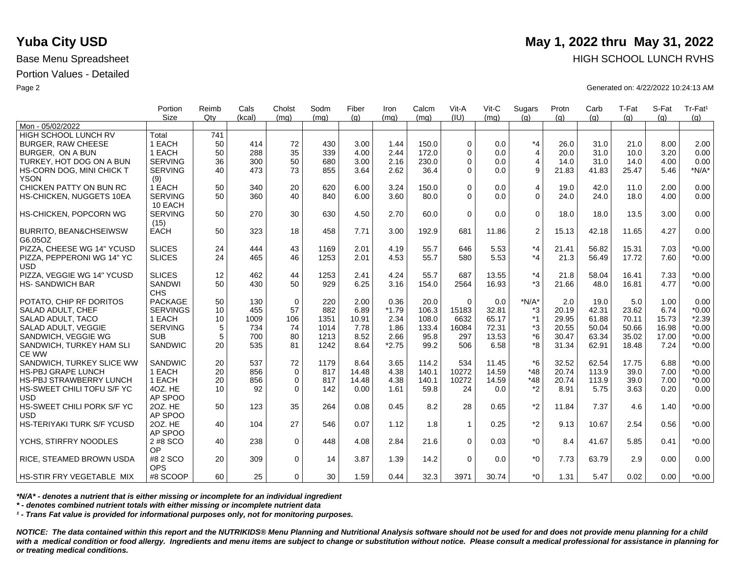# Yuba City USD

**May 1, 2022 thru May 31, 2022**

Base Menu Spreadsheet

HIGH SCHOOL LUNCH RVHS

Portion Values - Detailed

Generated on: 4/22/2022 10:24:13 AM

| | Portion Size | Reimb Qty | Cals (kcal) | Cholst (mg) | Sodm (mg) | Fiber (g) | Iron (mg) | Calcm (mg) | Vit-A (IU) | Vit-C (mg) | Sugars (g) | Protn (g) | Carb (g) | T-Fat (g) | S-Fat (g) | Tr-Fat¹ (g) |
|---|---|---|---|---|---|---|---|---|---|---|---|---|---|---|---|---|
| Mon - 05/02/2022 | | | | | | | | | | | | | | | | |
| HIGH SCHOOL LUNCH RV | Total | 741 | | | | | | | | | | | | | | |
| BURGER, RAW CHEESE | 1 EACH | 50 | 414 | 72 | 430 | 3.00 | 1.44 | 150.0 | 0 | 0.0 | *4 | 26.0 | 31.0 | 21.0 | 8.00 | 2.00 |
| BURGER, ON A BUN | 1 EACH | 50 | 288 | 35 | 339 | 4.00 | 2.44 | 172.0 | 0 | 0.0 | 4 | 20.0 | 31.0 | 10.0 | 3.20 | 0.00 |
| TURKEY, HOT DOG ON A BUN | SERVING | 36 | 300 | 50 | 680 | 3.00 | 2.16 | 230.0 | 0 | 0.0 | 4 | 14.0 | 31.0 | 14.0 | 4.00 | 0.00 |
| HS-CORN DOG, MINI CHICK TYSON | SERVING (9) | 40 | 473 | 73 | 855 | 3.64 | 2.62 | 36.4 | 0 | 0.0 | 9 | 21.83 | 41.83 | 25.47 | 5.46 | *N/A* |
| CHICKEN PATTY ON BUN RC | 1 EACH | 50 | 340 | 20 | 620 | 6.00 | 3.24 | 150.0 | 0 | 0.0 | 4 | 19.0 | 42.0 | 11.0 | 2.00 | 0.00 |
| HS-CHICKEN, NUGGETS 10EA | SERVING 10 EACH | 50 | 360 | 40 | 840 | 6.00 | 3.60 | 80.0 | 0 | 0.0 | 0 | 24.0 | 24.0 | 18.0 | 4.00 | 0.00 |
| HS-CHICKEN, POPCORN WG | SERVING (15) | 50 | 270 | 30 | 630 | 4.50 | 2.70 | 60.0 | 0 | 0.0 | 0 | 18.0 | 18.0 | 13.5 | 3.00 | 0.00 |
| BURRITO, BEAN&CHSEIWSW G6.05OZ | EACH | 50 | 323 | 18 | 458 | 7.71 | 3.00 | 192.9 | 681 | 11.86 | 2 | 15.13 | 42.18 | 11.65 | 4.27 | 0.00 |
| PIZZA, CHEESE WG 14" YCUSD | SLICES | 24 | 444 | 43 | 1169 | 2.01 | 4.19 | 55.7 | 646 | 5.53 | *4 | 21.41 | 56.82 | 15.31 | 7.03 | *0.00 |
| PIZZA, PEPPERONI WG 14" YCUSD | SLICES | 24 | 465 | 46 | 1253 | 2.01 | 4.53 | 55.7 | 580 | 5.53 | *4 | 21.3 | 56.49 | 17.72 | 7.60 | *0.00 |
| PIZZA, VEGGIE WG 14" YCUSD | SLICES | 12 | 462 | 44 | 1253 | 2.41 | 4.24 | 55.7 | 687 | 13.55 | *4 | 21.8 | 58.04 | 16.41 | 7.33 | *0.00 |
| HS- SANDWICH BAR | SANDWICHS | 50 | 430 | 50 | 929 | 6.25 | 3.16 | 154.0 | 2564 | 16.93 | *3 | 21.66 | 48.0 | 16.81 | 4.77 | *0.00 |
| POTATO, CHIP RF DORITOS | PACKAGE | 50 | 130 | 0 | 220 | 2.00 | 0.36 | 20.0 | 0 | 0.0 | *N/A* | 2.0 | 19.0 | 5.0 | 1.00 | 0.00 |
| SALAD ADULT, CHEF | SERVINGS | 10 | 455 | 57 | 882 | 6.89 | *1.79 | 106.3 | 15183 | 32.81 | *3 | 20.19 | 42.31 | 23.62 | 6.74 | *0.00 |
| SALAD ADULT, TACO | 1 EACH | 10 | 1009 | 106 | 1351 | 10.91 | 2.34 | 108.0 | 6632 | 65.17 | *1 | 29.95 | 61.88 | 70.11 | 15.73 | *2.39 |
| SALAD ADULT, VEGGIE | SERVING | 5 | 734 | 74 | 1014 | 7.78 | 1.86 | 133.4 | 16084 | 72.31 | *3 | 20.55 | 50.04 | 50.66 | 16.98 | *0.00 |
| SANDWICH, VEGGIE WG | SUB | 5 | 700 | 80 | 1213 | 8.52 | 2.66 | 95.8 | 297 | 13.53 | *6 | 30.47 | 63.34 | 35.02 | 17.00 | *0.00 |
| SANDWICH, TURKEY HAM SLICE WW | SANDWIC | 20 | 535 | 81 | 1242 | 8.64 | *2.75 | 99.2 | 506 | 6.58 | *8 | 31.34 | 62.91 | 18.48 | 7.24 | *0.00 |
| SANDWICH, TURKEY SLICE WW | SANDWIC | 20 | 537 | 72 | 1179 | 8.64 | 3.65 | 114.2 | 534 | 11.45 | *6 | 32.52 | 62.54 | 17.75 | 6.88 | *0.00 |
| HS-PBJ GRAPE LUNCH | 1 EACH | 20 | 856 | 0 | 817 | 14.48 | 4.38 | 140.1 | 10272 | 14.59 | *48 | 20.74 | 113.9 | 39.0 | 7.00 | *0.00 |
| HS-PBJ STRAWBERRY LUNCH | 1 EACH | 20 | 856 | 0 | 817 | 14.48 | 4.38 | 140.1 | 10272 | 14.59 | *48 | 20.74 | 113.9 | 39.0 | 7.00 | *0.00 |
| HS-SWEET CHILI TOFU S/F YCUSD | 4OZ. HEAP SPOO | 10 | 92 | 0 | 142 | 0.00 | 1.61 | 59.8 | 24 | 0.0 | *2 | 8.91 | 5.75 | 3.63 | 0.20 | 0.00 |
| HS-SWEET CHILI PORK S/F YCUSD | 2OZ. HEAP SPOO | 50 | 123 | 35 | 264 | 0.08 | 0.45 | 8.2 | 28 | 0.65 | *2 | 11.84 | 7.37 | 4.6 | 1.40 | *0.00 |
| HS-TERIYAKI TURK S/F YCUSD | 2OZ. HEAP SPOO | 40 | 104 | 27 | 546 | 0.07 | 1.12 | 1.8 | 1 | 0.25 | *2 | 9.13 | 10.67 | 2.54 | 0.56 | *0.00 |
| YCHS, STIRFRY NOODLES | 2 #8 SCOOP | 40 | 238 | 0 | 448 | 4.08 | 2.84 | 21.6 | 0 | 0.03 | *0 | 8.4 | 41.67 | 5.85 | 0.41 | *0.00 |
| RICE, STEAMED BROWN USDA | #8 2 SCOOPS | 20 | 309 | 0 | 14 | 3.87 | 1.39 | 14.2 | 0 | 0.0 | *0 | 7.73 | 63.79 | 2.9 | 0.00 | 0.00 |
| HS-STIR FRY VEGETABLE MIX | #8 SCOOP | 60 | 25 | 0 | 30 | 1.59 | 0.44 | 32.3 | 3971 | 30.74 | *0 | 1.31 | 5.47 | 0.02 | 0.00 | *0.00 |

*\*N/A\* - denotes a nutrient that is either missing or incomplete for an individual ingredient*

*\* - denotes combined nutrient totals with either missing or incomplete nutrient data*

*¹ - Trans Fat value is provided for informational purposes only, not for monitoring purposes.*

***NOTICE: The data contained within this report and the NUTRIKIDS® Menu Planning and Nutritional Analysis software should not be used for and does not provide menu planning for a child with a medical condition or food allergy. Ingredients and menu items are subject to change or substitution without notice. Please consult a medical professional for assistance in planning for or treating medical conditions.***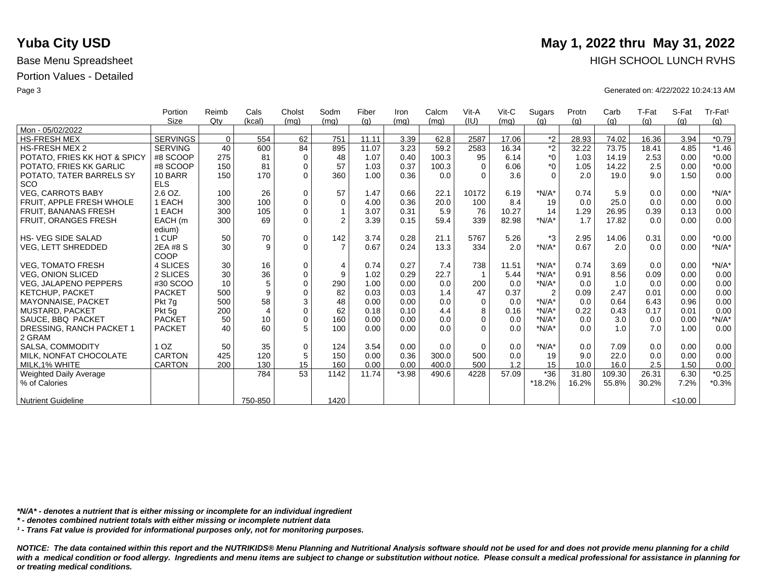# Yuba City USD

## May 1, 2022 thru May 31, 2022

Base Menu Spreadsheet

HIGH SCHOOL LUNCH RVHS

Portion Values - Detailed

Generated on: 4/22/2022 10:24:13 AM

| | Portion Size | Reimb Qty | Cals (kcal) | Cholst (mg) | Sodm (mg) | Fiber (g) | Iron (mg) | Calcm (mg) | Vit-A (IU) | Vit-C (mg) | Sugars (g) | Protn (g) | Carb (g) | T-Fat (g) | S-Fat (g) | Tr-Fat¹ (g) |
|---|---|---|---|---|---|---|---|---|---|---|---|---|---|---|---|---|
| Mon - 05/02/2022 | | | | | | | | | | | | | | | | |
| HS-FRESH MEX | SERVINGS | 0 | 554 | 62 | 751 | 11.11 | 3.39 | 62.8 | 2587 | 17.06 | *2 | 28.93 | 74.02 | 16.36 | 3.94 | *0.79 |
| HS-FRESH MEX 2 | SERVING | 40 | 600 | 84 | 895 | 11.07 | 3.23 | 59.2 | 2583 | 16.34 | *2 | 32.22 | 73.75 | 18.41 | 4.85 | *1.46 |
| POTATO, FRIES KK HOT & SPICY | #8 SCOOP | 275 | 81 | 0 | 48 | 1.07 | 0.40 | 100.3 | 95 | 6.14 | *0 | 1.03 | 14.19 | 2.53 | 0.00 | *0.00 |
| POTATO, FRIES KK GARLIC | #8 SCOOP | 150 | 81 | 0 | 57 | 1.03 | 0.37 | 100.3 | 0 | 6.06 | *0 | 1.05 | 14.22 | 2.5 | 0.00 | *0.00 |
| POTATO, TATER BARRELS SY SCO | 10 BARR ELS | 150 | 170 | 0 | 360 | 1.00 | 0.36 | 0.0 | 0 | 3.6 | 0 | 2.0 | 19.0 | 9.0 | 1.50 | 0.00 |
| VEG, CARROTS BABY | 2.6 OZ. | 100 | 26 | 0 | 57 | 1.47 | 0.66 | 22.1 | 10172 | 6.19 | *N/A* | 0.74 | 5.9 | 0.0 | 0.00 | *N/A* |
| FRUIT, APPLE FRESH WHOLE | 1 EACH | 300 | 100 | 0 | 0 | 4.00 | 0.36 | 20.0 | 100 | 8.4 | 19 | 0.0 | 25.0 | 0.0 | 0.00 | 0.00 |
| FRUIT, BANANAS FRESH | 1 EACH | 300 | 105 | 0 | 1 | 3.07 | 0.31 | 5.9 | 76 | 10.27 | 14 | 1.29 | 26.95 | 0.39 | 0.13 | 0.00 |
| FRUIT, ORANGES FRESH | EACH (m edium) | 300 | 69 | 0 | 2 | 3.39 | 0.15 | 59.4 | 339 | 82.98 | *N/A* | 1.7 | 17.82 | 0.0 | 0.00 | 0.00 |
| HS- VEG SIDE SALAD | 1 CUP | 50 | 70 | 0 | 142 | 3.74 | 0.28 | 21.1 | 5767 | 5.26 | *3 | 2.95 | 14.06 | 0.31 | 0.00 | *0.00 |
| VEG, LETT SHREDDED | 2EA #8 S COOP | 30 | 9 | 0 | 7 | 0.67 | 0.24 | 13.3 | 334 | 2.0 | *N/A* | 0.67 | 2.0 | 0.0 | 0.00 | *N/A* |
| VEG, TOMATO FRESH | 4 SLICES | 30 | 16 | 0 | 4 | 0.74 | 0.27 | 7.4 | 738 | 11.51 | *N/A* | 0.74 | 3.69 | 0.0 | 0.00 | *N/A* |
| VEG, ONION SLICED | 2 SLICES | 30 | 36 | 0 | 9 | 1.02 | 0.29 | 22.7 | 1 | 5.44 | *N/A* | 0.91 | 8.56 | 0.09 | 0.00 | 0.00 |
| VEG, JALAPENO PEPPERS | #30 SCOO | 10 | 5 | 0 | 290 | 1.00 | 0.00 | 0.0 | 200 | 0.0 | *N/A* | 0.0 | 1.0 | 0.0 | 0.00 | 0.00 |
| KETCHUP, PACKET | PACKET | 500 | 9 | 0 | 82 | 0.03 | 0.03 | 1.4 | 47 | 0.37 | 2 | 0.09 | 2.47 | 0.01 | 0.00 | 0.00 |
| MAYONNAISE, PACKET | Pkt 7g | 500 | 58 | 3 | 48 | 0.00 | 0.00 | 0.0 | 0 | 0.0 | *N/A* | 0.0 | 0.64 | 6.43 | 0.96 | 0.00 |
| MUSTARD, PACKET | Pkt 5g | 200 | 4 | 0 | 62 | 0.18 | 0.10 | 4.4 | 8 | 0.16 | *N/A* | 0.22 | 0.43 | 0.17 | 0.01 | 0.00 |
| SAUCE, BBQ PACKET | PACKET | 50 | 10 | 0 | 160 | 0.00 | 0.00 | 0.0 | 0 | 0.0 | *N/A* | 0.0 | 3.0 | 0.0 | 0.00 | *N/A* |
| DRESSING, RANCH PACKET 1 2 GRAM | PACKET | 40 | 60 | 5 | 100 | 0.00 | 0.00 | 0.0 | 0 | 0.0 | *N/A* | 0.0 | 1.0 | 7.0 | 1.00 | 0.00 |
| SALSA, COMMODITY | 1 OZ | 50 | 35 | 0 | 124 | 3.54 | 0.00 | 0.0 | 0 | 0.0 | *N/A* | 0.0 | 7.09 | 0.0 | 0.00 | 0.00 |
| MILK, NONFAT CHOCOLATE | CARTON | 425 | 120 | 5 | 150 | 0.00 | 0.36 | 300.0 | 500 | 0.0 | 19 | 9.0 | 22.0 | 0.0 | 0.00 | 0.00 |
| MILK,1% WHITE | CARTON | 200 | 130 | 15 | 160 | 0.00 | 0.00 | 400.0 | 500 | 1.2 | 15 | 10.0 | 16.0 | 2.5 | 1.50 | 0.00 |
| Weighted Daily Average | | | 784 | 53 | 1142 | 11.74 | *3.98 | 490.6 | 4228 | 57.09 | *36 | 31.80 | 109.30 | 26.31 | 6.30 | *0.25 |
| % of Calories | | | | | | | | | | | *18.2% | 16.2% | 55.8% | 30.2% | 7.2% | *0.3% |
| Nutrient Guideline | | | 750-850 | | 1420 | | | | | | | | | | <10.00 | |

*\*N/A\* - denotes a nutrient that is either missing or incomplete for an individual ingredient*

*\* - denotes combined nutrient totals with either missing or incomplete nutrient data*

*¹ - Trans Fat value is provided for informational purposes only, not for monitoring purposes.*

***NOTICE: The data contained within this report and the NUTRIKIDS® Menu Planning and Nutritional Analysis software should not be used for and does not provide menu planning for a child with a medical condition or food allergy. Ingredients and menu items are subject to change or substitution without notice. Please consult a medical professional for assistance in planning for or treating medical conditions.***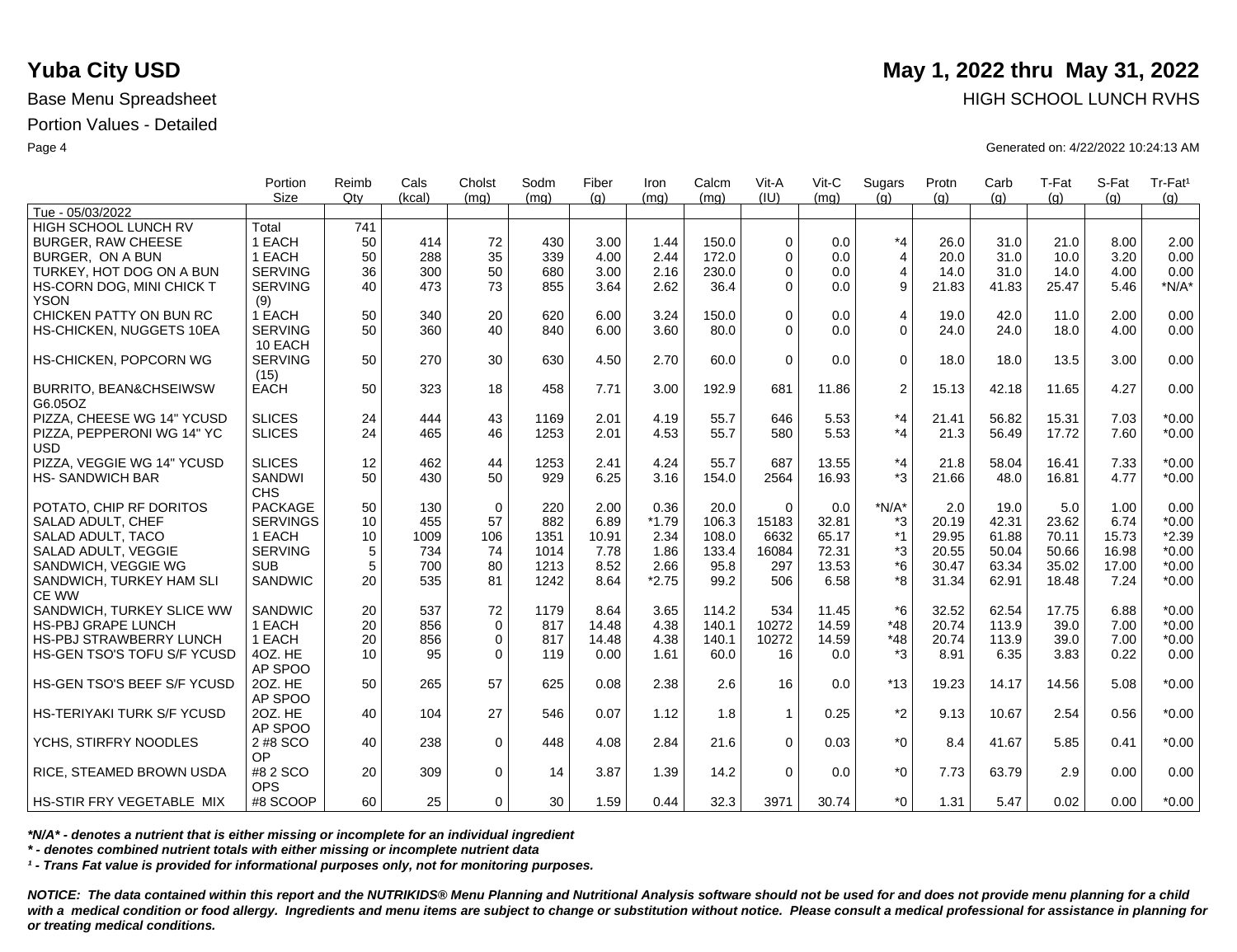# Yuba City USD

**May 1, 2022 thru May 31, 2022**

Base Menu Spreadsheet

HIGH SCHOOL LUNCH RVHS

Portion Values - Detailed

Generated on: 4/22/2022 10:24:13 AM

| | Portion Size | Reimb Qty | Cals (kcal) | Cholst (mg) | Sodm (mg) | Fiber (g) | Iron (mg) | Calcm (mg) | Vit-A (IU) | Vit-C (mg) | Sugars (g) | Protn (g) | Carb (g) | T-Fat (g) | S-Fat (g) | Tr-Fat¹ (g) |
|---|---|---|---|---|---|---|---|---|---|---|---|---|---|---|---|---|
| Tue - 05/03/2022 | | | | | | | | | | | | | | | | |
| HIGH SCHOOL LUNCH RV | Total | 741 | | | | | | | | | | | | | | |
| BURGER, RAW CHEESE | 1 EACH | 50 | 414 | 72 | 430 | 3.00 | 1.44 | 150.0 | 0 | 0.0 | *4 | 26.0 | 31.0 | 21.0 | 8.00 | 2.00 |
| BURGER, ON A BUN | 1 EACH | 50 | 288 | 35 | 339 | 4.00 | 2.44 | 172.0 | 0 | 0.0 | 4 | 20.0 | 31.0 | 10.0 | 3.20 | 0.00 |
| TURKEY, HOT DOG ON A BUN | SERVING | 36 | 300 | 50 | 680 | 3.00 | 2.16 | 230.0 | 0 | 0.0 | 4 | 14.0 | 31.0 | 14.0 | 4.00 | 0.00 |
| HS-CORN DOG, MINI CHICK TYSON | SERVING (9) | 40 | 473 | 73 | 855 | 3.64 | 2.62 | 36.4 | 0 | 0.0 | 9 | 21.83 | 41.83 | 25.47 | 5.46 | *N/A* |
| CHICKEN PATTY ON BUN RC | 1 EACH | 50 | 340 | 20 | 620 | 6.00 | 3.24 | 150.0 | 0 | 0.0 | 4 | 19.0 | 42.0 | 11.0 | 2.00 | 0.00 |
| HS-CHICKEN, NUGGETS 10EA | SERVING 10 EACH | 50 | 360 | 40 | 840 | 6.00 | 3.60 | 80.0 | 0 | 0.0 | 0 | 24.0 | 24.0 | 18.0 | 4.00 | 0.00 |
| HS-CHICKEN, POPCORN WG | SERVING (15) | 50 | 270 | 30 | 630 | 4.50 | 2.70 | 60.0 | 0 | 0.0 | 0 | 18.0 | 18.0 | 13.5 | 3.00 | 0.00 |
| BURRITO, BEAN&CHSEIWSW G6.05OZ | EACH | 50 | 323 | 18 | 458 | 7.71 | 3.00 | 192.9 | 681 | 11.86 | 2 | 15.13 | 42.18 | 11.65 | 4.27 | 0.00 |
| PIZZA, CHEESE WG 14" YCUSD | SLICES | 24 | 444 | 43 | 1169 | 2.01 | 4.19 | 55.7 | 646 | 5.53 | *4 | 21.41 | 56.82 | 15.31 | 7.03 | *0.00 |
| PIZZA, PEPPERONI WG 14" YCUSD | SLICES | 24 | 465 | 46 | 1253 | 2.01 | 4.53 | 55.7 | 580 | 5.53 | *4 | 21.3 | 56.49 | 17.72 | 7.60 | *0.00 |
| PIZZA, VEGGIE WG 14" YCUSD | SLICES | 12 | 462 | 44 | 1253 | 2.41 | 4.24 | 55.7 | 687 | 13.55 | *4 | 21.8 | 58.04 | 16.41 | 7.33 | *0.00 |
| HS- SANDWICH BAR | SANDWICHS | 50 | 430 | 50 | 929 | 6.25 | 3.16 | 154.0 | 2564 | 16.93 | *3 | 21.66 | 48.0 | 16.81 | 4.77 | *0.00 |
| POTATO, CHIP RF DORITOS | PACKAGE | 50 | 130 | 0 | 220 | 2.00 | 0.36 | 20.0 | 0 | 0.0 | *N/A* | 2.0 | 19.0 | 5.0 | 1.00 | 0.00 |
| SALAD ADULT, CHEF | SERVINGS | 10 | 455 | 57 | 882 | 6.89 | *1.79 | 106.3 | 15183 | 32.81 | *3 | 20.19 | 42.31 | 23.62 | 6.74 | *0.00 |
| SALAD ADULT, TACO | 1 EACH | 10 | 1009 | 106 | 1351 | 10.91 | 2.34 | 108.0 | 6632 | 65.17 | *1 | 29.95 | 61.88 | 70.11 | 15.73 | *2.39 |
| SALAD ADULT, VEGGIE | SERVING | 5 | 734 | 74 | 1014 | 7.78 | 1.86 | 133.4 | 16084 | 72.31 | *3 | 20.55 | 50.04 | 50.66 | 16.98 | *0.00 |
| SANDWICH, VEGGIE WG | SUB | 5 | 700 | 80 | 1213 | 8.52 | 2.66 | 95.8 | 297 | 13.53 | *6 | 30.47 | 63.34 | 35.02 | 17.00 | *0.00 |
| SANDWICH, TURKEY HAM SLICE WW | SANDWIC | 20 | 535 | 81 | 1242 | 8.64 | *2.75 | 99.2 | 506 | 6.58 | *8 | 31.34 | 62.91 | 18.48 | 7.24 | *0.00 |
| SANDWICH, TURKEY SLICE WW | SANDWIC | 20 | 537 | 72 | 1179 | 8.64 | 3.65 | 114.2 | 534 | 11.45 | *6 | 32.52 | 62.54 | 17.75 | 6.88 | *0.00 |
| HS-PBJ GRAPE LUNCH | 1 EACH | 20 | 856 | 0 | 817 | 14.48 | 4.38 | 140.1 | 10272 | 14.59 | *48 | 20.74 | 113.9 | 39.0 | 7.00 | *0.00 |
| HS-PBJ STRAWBERRY LUNCH | 1 EACH | 20 | 856 | 0 | 817 | 14.48 | 4.38 | 140.1 | 10272 | 14.59 | *48 | 20.74 | 113.9 | 39.0 | 7.00 | *0.00 |
| HS-GEN TSO'S TOFU S/F YCUSD | 4OZ. HEAP SPOO | 10 | 95 | 0 | 119 | 0.00 | 1.61 | 60.0 | 16 | 0.0 | *3 | 8.91 | 6.35 | 3.83 | 0.22 | 0.00 |
| HS-GEN TSO'S BEEF S/F YCUSD | 2OZ. HEAP SPOO | 50 | 265 | 57 | 625 | 0.08 | 2.38 | 2.6 | 16 | 0.0 | *13 | 19.23 | 14.17 | 14.56 | 5.08 | *0.00 |
| HS-TERIYAKI TURK S/F YCUSD | 2OZ. HEAP SPOO | 40 | 104 | 27 | 546 | 0.07 | 1.12 | 1.8 | 1 | 0.25 | *2 | 9.13 | 10.67 | 2.54 | 0.56 | *0.00 |
| YCHS, STIRFRY NOODLES | 2 #8 SCOOP | 40 | 238 | 0 | 448 | 4.08 | 2.84 | 21.6 | 0 | 0.03 | *0 | 8.4 | 41.67 | 5.85 | 0.41 | *0.00 |
| RICE, STEAMED BROWN USDA | #8 2 SCOOPS | 20 | 309 | 0 | 14 | 3.87 | 1.39 | 14.2 | 0 | 0.0 | *0 | 7.73 | 63.79 | 2.9 | 0.00 | 0.00 |
| HS-STIR FRY VEGETABLE MIX | #8 SCOOP | 60 | 25 | 0 | 30 | 1.59 | 0.44 | 32.3 | 3971 | 30.74 | *0 | 1.31 | 5.47 | 0.02 | 0.00 | *0.00 |

*\*N/A\* - denotes a nutrient that is either missing or incomplete for an individual ingredient*

*\* - denotes combined nutrient totals with either missing or incomplete nutrient data*

*¹ - Trans Fat value is provided for informational purposes only, not for monitoring purposes.*

***NOTICE: The data contained within this report and the NUTRIKIDS® Menu Planning and Nutritional Analysis software should not be used for and does not provide menu planning for a child with a medical condition or food allergy. Ingredients and menu items are subject to change or substitution without notice. Please consult a medical professional for assistance in planning for or treating medical conditions.***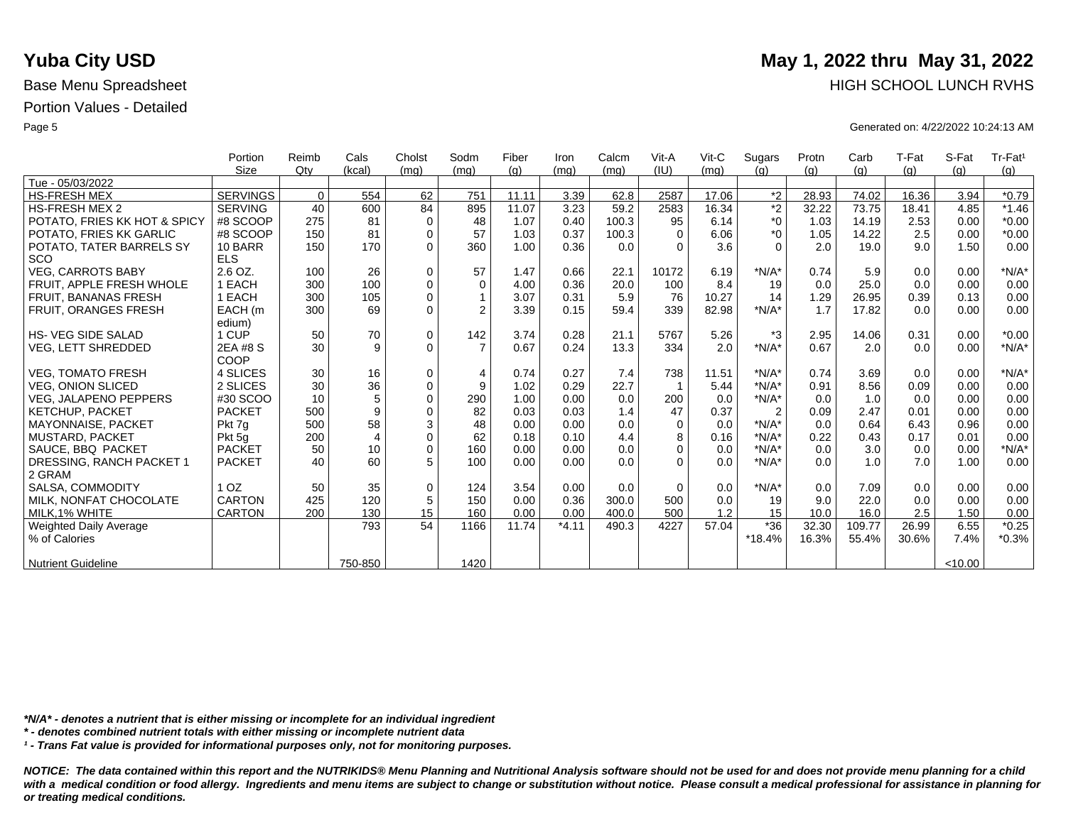# Yuba City USD

**May 1, 2022 thru May 31, 2022**

Base Menu Spreadsheet

HIGH SCHOOL LUNCH RVHS

Portion Values - Detailed

Generated on: 4/22/2022 10:24:13 AM

| | Portion Size | Reimb Qty | Cals (kcal) | Cholst (mg) | Sodm (mg) | Fiber (g) | Iron (mg) | Calcm (mg) | Vit-A (IU) | Vit-C (mg) | Sugars (g) | Protn (g) | Carb (g) | T-Fat (g) | S-Fat (g) | Tr-Fat¹ (g) |
|---|---|---|---|---|---|---|---|---|---|---|---|---|---|---|---|---|
| Tue - 05/03/2022 | | | | | | | | | | | | | | | | |
| HS-FRESH MEX | SERVINGS | 0 | 554 | 62 | 751 | 11.11 | 3.39 | 62.8 | 2587 | 17.06 | *2 | 28.93 | 74.02 | 16.36 | 3.94 | *0.79 |
| HS-FRESH MEX 2 | SERVING | 40 | 600 | 84 | 895 | 11.07 | 3.23 | 59.2 | 2583 | 16.34 | *2 | 32.22 | 73.75 | 18.41 | 4.85 | *1.46 |
| POTATO, FRIES KK HOT & SPICY | #8 SCOOP | 275 | 81 | 0 | 48 | 1.07 | 0.40 | 100.3 | 95 | 6.14 | *0 | 1.03 | 14.19 | 2.53 | 0.00 | *0.00 |
| POTATO, FRIES KK GARLIC | #8 SCOOP | 150 | 81 | 0 | 57 | 1.03 | 0.37 | 100.3 | 0 | 6.06 | *0 | 1.05 | 14.22 | 2.5 | 0.00 | *0.00 |
| POTATO, TATER BARRELS SY SCO | 10 BARRELS | 150 | 170 | 0 | 360 | 1.00 | 0.36 | 0.0 | 0 | 3.6 | 0 | 2.0 | 19.0 | 9.0 | 1.50 | 0.00 |
| VEG, CARROTS BABY | 2.6 OZ. | 100 | 26 | 0 | 57 | 1.47 | 0.66 | 22.1 | 10172 | 6.19 | *N/A* | 0.74 | 5.9 | 0.0 | 0.00 | *N/A* |
| FRUIT, APPLE FRESH WHOLE | 1 EACH | 300 | 100 | 0 | 0 | 4.00 | 0.36 | 20.0 | 100 | 8.4 | 19 | 0.0 | 25.0 | 0.0 | 0.00 | 0.00 |
| FRUIT, BANANAS FRESH | 1 EACH | 300 | 105 | 0 | 1 | 3.07 | 0.31 | 5.9 | 76 | 10.27 | 14 | 1.29 | 26.95 | 0.39 | 0.13 | 0.00 |
| FRUIT, ORANGES FRESH | EACH (medium) | 300 | 69 | 0 | 2 | 3.39 | 0.15 | 59.4 | 339 | 82.98 | *N/A* | 1.7 | 17.82 | 0.0 | 0.00 | 0.00 |
| HS- VEG SIDE SALAD | 1 CUP | 50 | 70 | 0 | 142 | 3.74 | 0.28 | 21.1 | 5767 | 5.26 | *3 | 2.95 | 14.06 | 0.31 | 0.00 | *0.00 |
| VEG, LETT SHREDDED | 2EA #8 SCOOP | 30 | 9 | 0 | 7 | 0.67 | 0.24 | 13.3 | 334 | 2.0 | *N/A* | 0.67 | 2.0 | 0.0 | 0.00 | *N/A* |
| VEG, TOMATO FRESH | 4 SLICES | 30 | 16 | 0 | 4 | 0.74 | 0.27 | 7.4 | 738 | 11.51 | *N/A* | 0.74 | 3.69 | 0.0 | 0.00 | *N/A* |
| VEG, ONION SLICED | 2 SLICES | 30 | 36 | 0 | 9 | 1.02 | 0.29 | 22.7 | 1 | 5.44 | *N/A* | 0.91 | 8.56 | 0.09 | 0.00 | 0.00 |
| VEG, JALAPENO PEPPERS | #30 SCOO | 10 | 5 | 0 | 290 | 1.00 | 0.00 | 0.0 | 200 | 0.0 | *N/A* | 0.0 | 1.0 | 0.0 | 0.00 | 0.00 |
| KETCHUP, PACKET | PACKET | 500 | 9 | 0 | 82 | 0.03 | 0.03 | 1.4 | 47 | 0.37 | 2 | 0.09 | 2.47 | 0.01 | 0.00 | 0.00 |
| MAYONNAISE, PACKET | Pkt 7g | 500 | 58 | 3 | 48 | 0.00 | 0.00 | 0.0 | 0 | 0.0 | *N/A* | 0.0 | 0.64 | 6.43 | 0.96 | 0.00 |
| MUSTARD, PACKET | Pkt 5g | 200 | 4 | 0 | 62 | 0.18 | 0.10 | 4.4 | 8 | 0.16 | *N/A* | 0.22 | 0.43 | 0.17 | 0.01 | 0.00 |
| SAUCE, BBQ PACKET | PACKET | 50 | 10 | 0 | 160 | 0.00 | 0.00 | 0.0 | 0 | 0.0 | *N/A* | 0.0 | 3.0 | 0.0 | 0.00 | *N/A* |
| DRESSING, RANCH PACKET 1 2 GRAM | PACKET | 40 | 60 | 5 | 100 | 0.00 | 0.00 | 0.0 | 0 | 0.0 | *N/A* | 0.0 | 1.0 | 7.0 | 1.00 | 0.00 |
| SALSA, COMMODITY | 1 OZ | 50 | 35 | 0 | 124 | 3.54 | 0.00 | 0.0 | 0 | 0.0 | *N/A* | 0.0 | 7.09 | 0.0 | 0.00 | 0.00 |
| MILK, NONFAT CHOCOLATE | CARTON | 425 | 120 | 5 | 150 | 0.00 | 0.36 | 300.0 | 500 | 0.0 | 19 | 9.0 | 22.0 | 0.0 | 0.00 | 0.00 |
| MILK,1% WHITE | CARTON | 200 | 130 | 15 | 160 | 0.00 | 0.00 | 400.0 | 500 | 1.2 | 15 | 10.0 | 16.0 | 2.5 | 1.50 | 0.00 |
| Weighted Daily Average | | | 793 | 54 | 1166 | 11.74 | *4.11 | 490.3 | 4227 | 57.04 | *36 | 32.30 | 109.77 | 26.99 | 6.55 | *0.25 |
| % of Calories | | | | | | | | | | | *18.4% | 16.3% | 55.4% | 30.6% | 7.4% | *0.3% |
| Nutrient Guideline | | | 750-850 | | 1420 | | | | | | | | | | <10.00 | |

***N/A* - denotes a nutrient that is either missing or incomplete for an individual ingredient***

***\* - denotes combined nutrient totals with either missing or incomplete nutrient data***

***¹ - Trans Fat value is provided for informational purposes only, not for monitoring purposes.***

***NOTICE: The data contained within this report and the NUTRIKIDS® Menu Planning and Nutritional Analysis software should not be used for and does not provide menu planning for a child with a medical condition or food allergy. Ingredients and menu items are subject to change or substitution without notice. Please consult a medical professional for assistance in planning for or treating medical conditions.***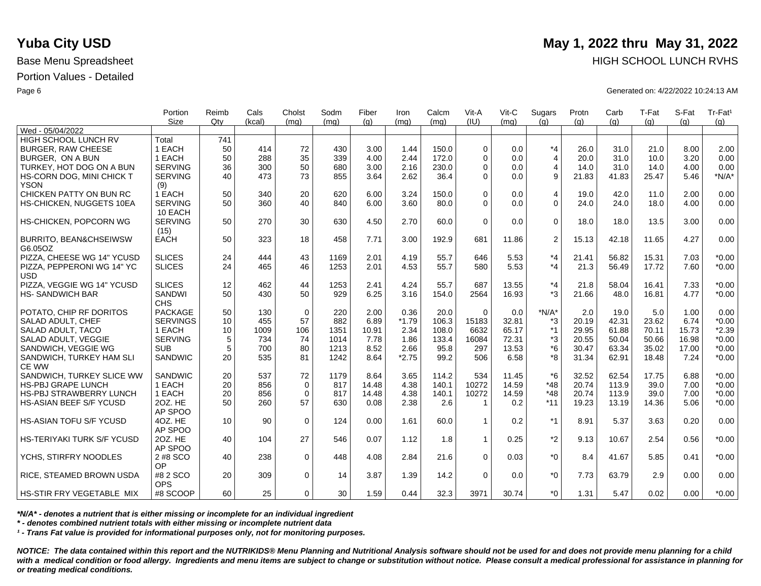# Yuba City USD

**May 1, 2022 thru May 31, 2022**

Base Menu Spreadsheet

HIGH SCHOOL LUNCH RVHS

Portion Values - Detailed

Generated on: 4/22/2022 10:24:13 AM

| | Portion Size | Reimb Qty | Cals (kcal) | Cholst (mg) | Sodm (mg) | Fiber (g) | Iron (mg) | Calcm (mg) | Vit-A (IU) | Vit-C (mg) | Sugars (g) | Protn (g) | Carb (g) | T-Fat (g) | S-Fat (g) | Tr-Fat¹ (g) |
|---|---|---|---|---|---|---|---|---|---|---|---|---|---|---|---|---|
| Wed - 05/04/2022 | | | | | | | | | | | | | | | | |
| HIGH SCHOOL LUNCH RV | Total | 741 | | | | | | | | | | | | | | |
| BURGER, RAW CHEESE | 1 EACH | 50 | 414 | 72 | 430 | 3.00 | 1.44 | 150.0 | 0 | 0.0 | *4 | 26.0 | 31.0 | 21.0 | 8.00 | 2.00 |
| BURGER, ON A BUN | 1 EACH | 50 | 288 | 35 | 339 | 4.00 | 2.44 | 172.0 | 0 | 0.0 | 4 | 20.0 | 31.0 | 10.0 | 3.20 | 0.00 |
| TURKEY, HOT DOG ON A BUN | SERVING | 36 | 300 | 50 | 680 | 3.00 | 2.16 | 230.0 | 0 | 0.0 | 4 | 14.0 | 31.0 | 14.0 | 4.00 | 0.00 |
| HS-CORN DOG, MINI CHICK T YSON | SERVING (9) | 40 | 473 | 73 | 855 | 3.64 | 2.62 | 36.4 | 0 | 0.0 | 9 | 21.83 | 41.83 | 25.47 | 5.46 | *N/A* |
| CHICKEN PATTY ON BUN RC | 1 EACH | 50 | 340 | 20 | 620 | 6.00 | 3.24 | 150.0 | 0 | 0.0 | 4 | 19.0 | 42.0 | 11.0 | 2.00 | 0.00 |
| HS-CHICKEN, NUGGETS 10EA | SERVING 10 EACH | 50 | 360 | 40 | 840 | 6.00 | 3.60 | 80.0 | 0 | 0.0 | 0 | 24.0 | 24.0 | 18.0 | 4.00 | 0.00 |
| HS-CHICKEN, POPCORN WG | SERVING (15) | 50 | 270 | 30 | 630 | 4.50 | 2.70 | 60.0 | 0 | 0.0 | 0 | 18.0 | 18.0 | 13.5 | 3.00 | 0.00 |
| BURRITO, BEAN&CHSEIWSW G6.05OZ | EACH | 50 | 323 | 18 | 458 | 7.71 | 3.00 | 192.9 | 681 | 11.86 | 2 | 15.13 | 42.18 | 11.65 | 4.27 | 0.00 |
| PIZZA, CHEESE WG 14" YCUSD | SLICES | 24 | 444 | 43 | 1169 | 2.01 | 4.19 | 55.7 | 646 | 5.53 | *4 | 21.41 | 56.82 | 15.31 | 7.03 | *0.00 |
| PIZZA, PEPPERONI WG 14" YC USD | SLICES | 24 | 465 | 46 | 1253 | 2.01 | 4.53 | 55.7 | 580 | 5.53 | *4 | 21.3 | 56.49 | 17.72 | 7.60 | *0.00 |
| PIZZA, VEGGIE WG 14" YCUSD | SLICES | 12 | 462 | 44 | 1253 | 2.41 | 4.24 | 55.7 | 687 | 13.55 | *4 | 21.8 | 58.04 | 16.41 | 7.33 | *0.00 |
| HS- SANDWICH BAR | SANDWI CHS | 50 | 430 | 50 | 929 | 6.25 | 3.16 | 154.0 | 2564 | 16.93 | *3 | 21.66 | 48.0 | 16.81 | 4.77 | *0.00 |
| POTATO, CHIP RF DORITOS | PACKAGE | 50 | 130 | 0 | 220 | 2.00 | 0.36 | 20.0 | 0 | 0.0 | *N/A* | 2.0 | 19.0 | 5.0 | 1.00 | 0.00 |
| SALAD ADULT, CHEF | SERVINGS | 10 | 455 | 57 | 882 | 6.89 | *1.79 | 106.3 | 15183 | 32.81 | *3 | 20.19 | 42.31 | 23.62 | 6.74 | *0.00 |
| SALAD ADULT, TACO | 1 EACH | 10 | 1009 | 106 | 1351 | 10.91 | 2.34 | 108.0 | 6632 | 65.17 | *1 | 29.95 | 61.88 | 70.11 | 15.73 | *2.39 |
| SALAD ADULT, VEGGIE | SERVING | 5 | 734 | 74 | 1014 | 7.78 | 1.86 | 133.4 | 16084 | 72.31 | *3 | 20.55 | 50.04 | 50.66 | 16.98 | *0.00 |
| SANDWICH, VEGGIE WG | SUB | 5 | 700 | 80 | 1213 | 8.52 | 2.66 | 95.8 | 297 | 13.53 | *6 | 30.47 | 63.34 | 35.02 | 17.00 | *0.00 |
| SANDWICH, TURKEY HAM SLI CE WW | SANDWIC | 20 | 535 | 81 | 1242 | 8.64 | *2.75 | 99.2 | 506 | 6.58 | *8 | 31.34 | 62.91 | 18.48 | 7.24 | *0.00 |
| SANDWICH, TURKEY SLICE WW | SANDWIC | 20 | 537 | 72 | 1179 | 8.64 | 3.65 | 114.2 | 534 | 11.45 | *6 | 32.52 | 62.54 | 17.75 | 6.88 | *0.00 |
| HS-PBJ GRAPE LUNCH | 1 EACH | 20 | 856 | 0 | 817 | 14.48 | 4.38 | 140.1 | 10272 | 14.59 | *48 | 20.74 | 113.9 | 39.0 | 7.00 | *0.00 |
| HS-PBJ STRAWBERRY LUNCH | 1 EACH | 20 | 856 | 0 | 817 | 14.48 | 4.38 | 140.1 | 10272 | 14.59 | *48 | 20.74 | 113.9 | 39.0 | 7.00 | *0.00 |
| HS-ASIAN BEEF S/F YCUSD | 2OZ. HE AP SPOO | 50 | 260 | 57 | 630 | 0.08 | 2.38 | 2.6 | 1 | 0.2 | *11 | 19.23 | 13.19 | 14.36 | 5.06 | *0.00 |
| HS-ASIAN TOFU S/F YCUSD | 4OZ. HE AP SPOO | 10 | 90 | 0 | 124 | 0.00 | 1.61 | 60.0 | 1 | 0.2 | *1 | 8.91 | 5.37 | 3.63 | 0.20 | 0.00 |
| HS-TERIYAKI TURK S/F YCUSD | 2OZ. HE AP SPOO | 40 | 104 | 27 | 546 | 0.07 | 1.12 | 1.8 | 1 | 0.25 | *2 | 9.13 | 10.67 | 2.54 | 0.56 | *0.00 |
| YCHS, STIRFRY NOODLES | 2 #8 SCO OP | 40 | 238 | 0 | 448 | 4.08 | 2.84 | 21.6 | 0 | 0.03 | *0 | 8.4 | 41.67 | 5.85 | 0.41 | *0.00 |
| RICE, STEAMED BROWN USDA | #8 2 SCO OPS | 20 | 309 | 0 | 14 | 3.87 | 1.39 | 14.2 | 0 | 0.0 | *0 | 7.73 | 63.79 | 2.9 | 0.00 | 0.00 |
| HS-STIR FRY VEGETABLE MIX | #8 SCOOP | 60 | 25 | 0 | 30 | 1.59 | 0.44 | 32.3 | 3971 | 30.74 | *0 | 1.31 | 5.47 | 0.02 | 0.00 | *0.00 |

***N/A* - denotes a nutrient that is either missing or incomplete for an individual ingredient***

***\* - denotes combined nutrient totals with either missing or incomplete nutrient data***

***¹ - Trans Fat value is provided for informational purposes only, not for monitoring purposes.***

***NOTICE: The data contained within this report and the NUTRIKIDS® Menu Planning and Nutritional Analysis software should not be used for and does not provide menu planning for a child with a medical condition or food allergy. Ingredients and menu items are subject to change or substitution without notice. Please consult a medical professional for assistance in planning for or treating medical conditions.***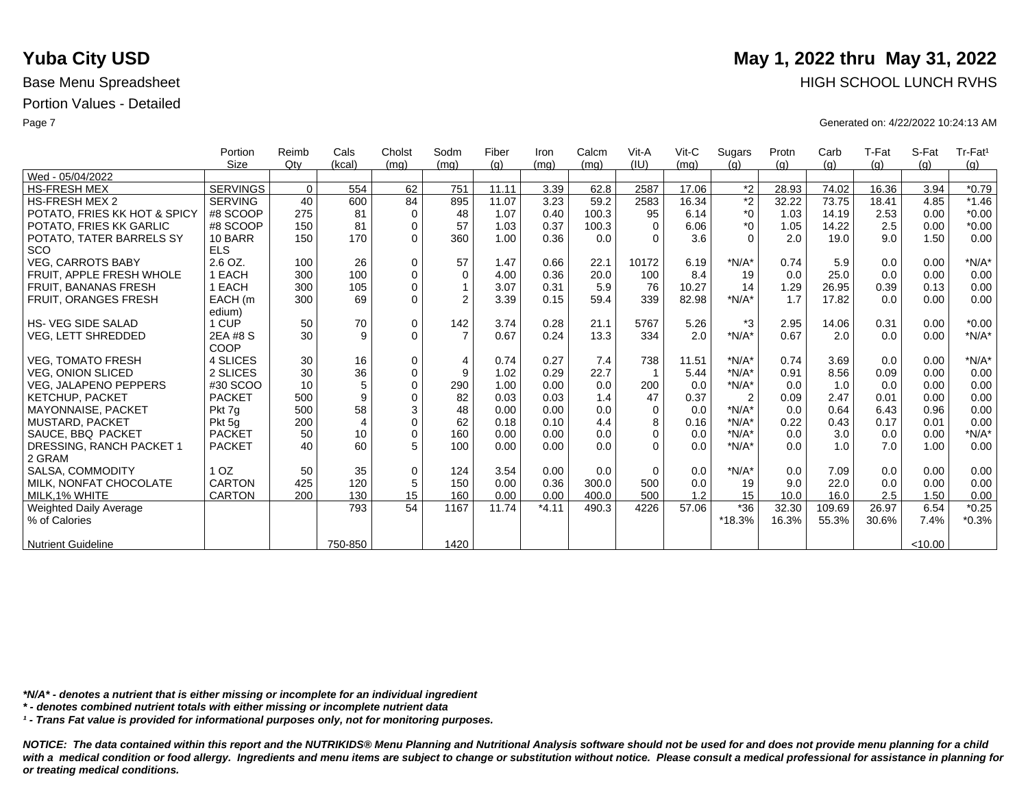# Yuba City USD

## May 1, 2022 thru May 31, 2022

Base Menu Spreadsheet

HIGH SCHOOL LUNCH RVHS

Portion Values - Detailed

Generated on: 4/22/2022 10:24:13 AM

| | Portion Size | Reimb Qty | Cals (kcal) | Cholst (mg) | Sodm (mg) | Fiber (g) | Iron (mg) | Calcm (mg) | Vit-A (IU) | Vit-C (mg) | Sugars (g) | Protn (g) | Carb (g) | T-Fat (g) | S-Fat (g) | Tr-Fat[1] (g) |
|---|---|---|---|---|---|---|---|---|---|---|---|---|---|---|---|---|
| Wed - 05/04/2022 | | | | | | | | | | | | | | | | |
| HS-FRESH MEX | SERVINGS | 0 | 554 | 62 | 751 | 11.11 | 3.39 | 62.8 | 2587 | 17.06 | *2 | 28.93 | 74.02 | 16.36 | 3.94 | *0.79 |
| HS-FRESH MEX 2 | SERVING | 40 | 600 | 84 | 895 | 11.07 | 3.23 | 59.2 | 2583 | 16.34 | *2 | 32.22 | 73.75 | 18.41 | 4.85 | *1.46 |
| POTATO, FRIES KK HOT & SPICY | #8 SCOOP | 275 | 81 | 0 | 48 | 1.07 | 0.40 | 100.3 | 95 | 6.14 | *0 | 1.03 | 14.19 | 2.53 | 0.00 | *0.00 |
| POTATO, FRIES KK GARLIC | #8 SCOOP | 150 | 81 | 0 | 57 | 1.03 | 0.37 | 100.3 | 0 | 6.06 | *0 | 1.05 | 14.22 | 2.5 | 0.00 | *0.00 |
| POTATO, TATER BARRELS SY SCO | 10 BARRELS | 150 | 170 | 0 | 360 | 1.00 | 0.36 | 0.0 | 0 | 3.6 | 0 | 2.0 | 19.0 | 9.0 | 1.50 | 0.00 |
| VEG, CARROTS BABY | 2.6 OZ. | 100 | 26 | 0 | 57 | 1.47 | 0.66 | 22.1 | 10172 | 6.19 | *N/A* | 0.74 | 5.9 | 0.0 | 0.00 | *N/A* |
| FRUIT, APPLE FRESH WHOLE | 1 EACH | 300 | 100 | 0 | 0 | 4.00 | 0.36 | 20.0 | 100 | 8.4 | 19 | 0.0 | 25.0 | 0.0 | 0.00 | 0.00 |
| FRUIT, BANANAS FRESH | 1 EACH | 300 | 105 | 0 | 1 | 3.07 | 0.31 | 5.9 | 76 | 10.27 | 14 | 1.29 | 26.95 | 0.39 | 0.13 | 0.00 |
| FRUIT, ORANGES FRESH | EACH (medium) | 300 | 69 | 0 | 2 | 3.39 | 0.15 | 59.4 | 339 | 82.98 | *N/A* | 1.7 | 17.82 | 0.0 | 0.00 | 0.00 |
| HS- VEG SIDE SALAD | 1 CUP | 50 | 70 | 0 | 142 | 3.74 | 0.28 | 21.1 | 5767 | 5.26 | *3 | 2.95 | 14.06 | 0.31 | 0.00 | *0.00 |
| VEG, LETT SHREDDED | 2EA #8 SCOOP | 30 | 9 | 0 | 7 | 0.67 | 0.24 | 13.3 | 334 | 2.0 | *N/A* | 0.67 | 2.0 | 0.0 | 0.00 | *N/A* |
| VEG, TOMATO FRESH | 4 SLICES | 30 | 16 | 0 | 4 | 0.74 | 0.27 | 7.4 | 738 | 11.51 | *N/A* | 0.74 | 3.69 | 0.0 | 0.00 | *N/A* |
| VEG, ONION SLICED | 2 SLICES | 30 | 36 | 0 | 9 | 1.02 | 0.29 | 22.7 | 1 | 5.44 | *N/A* | 0.91 | 8.56 | 0.09 | 0.00 | 0.00 |
| VEG, JALAPENO PEPPERS | #30 SCOO | 10 | 5 | 0 | 290 | 1.00 | 0.00 | 0.0 | 200 | 0.0 | *N/A* | 0.0 | 1.0 | 0.0 | 0.00 | 0.00 |
| KETCHUP, PACKET | PACKET | 500 | 9 | 0 | 82 | 0.03 | 0.03 | 1.4 | 47 | 0.37 | 2 | 0.09 | 2.47 | 0.01 | 0.00 | 0.00 |
| MAYONNAISE, PACKET | Pkt 7g | 500 | 58 | 3 | 48 | 0.00 | 0.00 | 0.0 | 0 | 0.0 | *N/A* | 0.0 | 0.64 | 6.43 | 0.96 | 0.00 |
| MUSTARD, PACKET | Pkt 5g | 200 | 4 | 0 | 62 | 0.18 | 0.10 | 4.4 | 8 | 0.16 | *N/A* | 0.22 | 0.43 | 0.17 | 0.01 | 0.00 |
| SAUCE, BBQ PACKET | PACKET | 50 | 10 | 0 | 160 | 0.00 | 0.00 | 0.0 | 0 | 0.0 | *N/A* | 0.0 | 3.0 | 0.0 | 0.00 | *N/A* |
| DRESSING, RANCH PACKET 12 GRAM | PACKET | 40 | 60 | 5 | 100 | 0.00 | 0.00 | 0.0 | 0 | 0.0 | *N/A* | 0.0 | 1.0 | 7.0 | 1.00 | 0.00 |
| SALSA, COMMODITY | 1 OZ | 50 | 35 | 0 | 124 | 3.54 | 0.00 | 0.0 | 0 | 0.0 | *N/A* | 0.0 | 7.09 | 0.0 | 0.00 | 0.00 |
| MILK, NONFAT CHOCOLATE | CARTON | 425 | 120 | 5 | 150 | 0.00 | 0.36 | 300.0 | 500 | 0.0 | 19 | 9.0 | 22.0 | 0.0 | 0.00 | 0.00 |
| MILK,1% WHITE | CARTON | 200 | 130 | 15 | 160 | 0.00 | 0.00 | 400.0 | 500 | 1.2 | 15 | 10.0 | 16.0 | 2.5 | 1.50 | 0.00 |
| Weighted Daily Average | | | 793 | 54 | 1167 | 11.74 | *4.11 | 490.3 | 4226 | 57.06 | *36 | 32.30 | 109.69 | 26.97 | 6.54 | *0.25 |
| % of Calories | | | | | | | | | | | *18.3% | 16.3% | 55.3% | 30.6% | 7.4% | *0.3% |
| Nutrient Guideline | | | 750-850 | | 1420 | | | | | | | | | | <10.00 | |

*\*N/A\* - denotes a nutrient that is either missing or incomplete for an individual ingredient*

*\* - denotes combined nutrient totals with either missing or incomplete nutrient data*

*[1] - Trans Fat value is provided for informational purposes only, not for monitoring purposes.*

***NOTICE: The data contained within this report and the NUTRIKIDS® Menu Planning and Nutritional Analysis software should not be used for and does not provide menu planning for a child with a medical condition or food allergy. Ingredients and menu items are subject to change or substitution without notice. Please consult a medical professional for assistance in planning for or treating medical conditions.***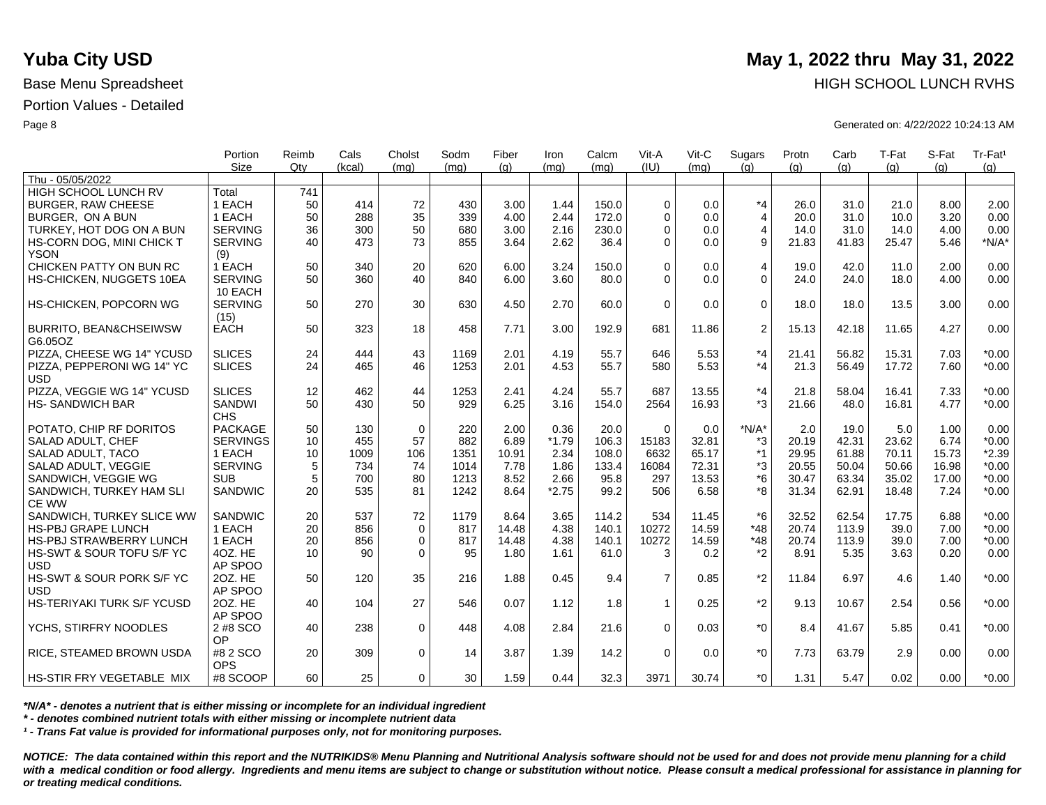# Yuba City USD

**May 1, 2022 thru May 31, 2022**

Base Menu Spreadsheet

HIGH SCHOOL LUNCH RVHS

Portion Values - Detailed

Generated on: 4/22/2022 10:24:13 AM

| | Portion Size | Reimb Qty | Cals (kcal) | Cholst (mg) | Sodm (mg) | Fiber (g) | Iron (mg) | Calcm (mg) | Vit-A (IU) | Vit-C (mg) | Sugars (g) | Protn (g) | Carb (g) | T-Fat (g) | S-Fat (g) | Tr-Fat¹ (g) |
|---|---|---|---|---|---|---|---|---|---|---|---|---|---|---|---|---|
| Thu - 05/05/2022 | | | | | | | | | | | | | | | | |
| HIGH SCHOOL LUNCH RV | Total | 741 | | | | | | | | | | | | | | |
| BURGER, RAW CHEESE | 1 EACH | 50 | 414 | 72 | 430 | 3.00 | 1.44 | 150.0 | 0 | 0.0 | *4 | 26.0 | 31.0 | 21.0 | 8.00 | 2.00 |
| BURGER, ON A BUN | 1 EACH | 50 | 288 | 35 | 339 | 4.00 | 2.44 | 172.0 | 0 | 0.0 | 4 | 20.0 | 31.0 | 10.0 | 3.20 | 0.00 |
| TURKEY, HOT DOG ON A BUN | SERVING | 36 | 300 | 50 | 680 | 3.00 | 2.16 | 230.0 | 0 | 0.0 | 4 | 14.0 | 31.0 | 14.0 | 4.00 | 0.00 |
| HS-CORN DOG, MINI CHICK TYSON | SERVING (9) | 40 | 473 | 73 | 855 | 3.64 | 2.62 | 36.4 | 0 | 0.0 | 9 | 21.83 | 41.83 | 25.47 | 5.46 | *N/A* |
| CHICKEN PATTY ON BUN RC | 1 EACH | 50 | 340 | 20 | 620 | 6.00 | 3.24 | 150.0 | 0 | 0.0 | 4 | 19.0 | 42.0 | 11.0 | 2.00 | 0.00 |
| HS-CHICKEN, NUGGETS 10EA | SERVING 10 EACH | 50 | 360 | 40 | 840 | 6.00 | 3.60 | 80.0 | 0 | 0.0 | 0 | 24.0 | 24.0 | 18.0 | 4.00 | 0.00 |
| HS-CHICKEN, POPCORN WG | SERVING (15) | 50 | 270 | 30 | 630 | 4.50 | 2.70 | 60.0 | 0 | 0.0 | 0 | 18.0 | 18.0 | 13.5 | 3.00 | 0.00 |
| BURRITO, BEAN&CHSEIWSW G6.05OZ | EACH | 50 | 323 | 18 | 458 | 7.71 | 3.00 | 192.9 | 681 | 11.86 | 2 | 15.13 | 42.18 | 11.65 | 4.27 | 0.00 |
| PIZZA, CHEESE WG 14" YCUSD | SLICES | 24 | 444 | 43 | 1169 | 2.01 | 4.19 | 55.7 | 646 | 5.53 | *4 | 21.41 | 56.82 | 15.31 | 7.03 | *0.00 |
| PIZZA, PEPPERONI WG 14" YCUSD | SLICES | 24 | 465 | 46 | 1253 | 2.01 | 4.53 | 55.7 | 580 | 5.53 | *4 | 21.3 | 56.49 | 17.72 | 7.60 | *0.00 |
| PIZZA, VEGGIE WG 14" YCUSD | SLICES | 12 | 462 | 44 | 1253 | 2.41 | 4.24 | 55.7 | 687 | 13.55 | *4 | 21.8 | 58.04 | 16.41 | 7.33 | *0.00 |
| HS- SANDWICH BAR | SANDWICHS | 50 | 430 | 50 | 929 | 6.25 | 3.16 | 154.0 | 2564 | 16.93 | *3 | 21.66 | 48.0 | 16.81 | 4.77 | *0.00 |
| POTATO, CHIP RF DORITOS | PACKAGE | 50 | 130 | 0 | 220 | 2.00 | 0.36 | 20.0 | 0 | 0.0 | *N/A* | 2.0 | 19.0 | 5.0 | 1.00 | 0.00 |
| SALAD ADULT, CHEF | SERVINGS | 10 | 455 | 57 | 882 | 6.89 | *1.79 | 106.3 | 15183 | 32.81 | *3 | 20.19 | 42.31 | 23.62 | 6.74 | *0.00 |
| SALAD ADULT, TACO | 1 EACH | 10 | 1009 | 106 | 1351 | 10.91 | 2.34 | 108.0 | 6632 | 65.17 | *1 | 29.95 | 61.88 | 70.11 | 15.73 | *2.39 |
| SALAD ADULT, VEGGIE | SERVING | 5 | 734 | 74 | 1014 | 7.78 | 1.86 | 133.4 | 16084 | 72.31 | *3 | 20.55 | 50.04 | 50.66 | 16.98 | *0.00 |
| SANDWICH, VEGGIE WG | SUB | 5 | 700 | 80 | 1213 | 8.52 | 2.66 | 95.8 | 297 | 13.53 | *6 | 30.47 | 63.34 | 35.02 | 17.00 | *0.00 |
| SANDWICH, TURKEY HAM SLICE WW | SANDWIC | 20 | 535 | 81 | 1242 | 8.64 | *2.75 | 99.2 | 506 | 6.58 | *8 | 31.34 | 62.91 | 18.48 | 7.24 | *0.00 |
| SANDWICH, TURKEY SLICE WW | SANDWIC | 20 | 537 | 72 | 1179 | 8.64 | 3.65 | 114.2 | 534 | 11.45 | *6 | 32.52 | 62.54 | 17.75 | 6.88 | *0.00 |
| HS-PBJ GRAPE LUNCH | 1 EACH | 20 | 856 | 0 | 817 | 14.48 | 4.38 | 140.1 | 10272 | 14.59 | *48 | 20.74 | 113.9 | 39.0 | 7.00 | *0.00 |
| HS-PBJ STRAWBERRY LUNCH | 1 EACH | 20 | 856 | 0 | 817 | 14.48 | 4.38 | 140.1 | 10272 | 14.59 | *48 | 20.74 | 113.9 | 39.0 | 7.00 | *0.00 |
| HS-SWT & SOUR TOFU S/F YCUSD | 4OZ. HEAP SPOO | 10 | 90 | 0 | 95 | 1.80 | 1.61 | 61.0 | 3 | 0.2 | *2 | 8.91 | 5.35 | 3.63 | 0.20 | 0.00 |
| HS-SWT & SOUR PORK S/F YCUSD | 2OZ. HEAP SPOO | 50 | 120 | 35 | 216 | 1.88 | 0.45 | 9.4 | 7 | 0.85 | *2 | 11.84 | 6.97 | 4.6 | 1.40 | *0.00 |
| HS-TERIYAKI TURK S/F YCUSD | 2OZ. HEAP SPOO | 40 | 104 | 27 | 546 | 0.07 | 1.12 | 1.8 | 1 | 0.25 | *2 | 9.13 | 10.67 | 2.54 | 0.56 | *0.00 |
| YCHS, STIRFRY NOODLES | 2 #8 SCOOP | 40 | 238 | 0 | 448 | 4.08 | 2.84 | 21.6 | 0 | 0.03 | *0 | 8.4 | 41.67 | 5.85 | 0.41 | *0.00 |
| RICE, STEAMED BROWN USDA | #8 2 SCOOPS | 20 | 309 | 0 | 14 | 3.87 | 1.39 | 14.2 | 0 | 0.0 | *0 | 7.73 | 63.79 | 2.9 | 0.00 | 0.00 |
| HS-STIR FRY VEGETABLE MIX | #8 SCOOP | 60 | 25 | 0 | 30 | 1.59 | 0.44 | 32.3 | 3971 | 30.74 | *0 | 1.31 | 5.47 | 0.02 | 0.00 | *0.00 |

***N/A* - denotes a nutrient that is either missing or incomplete for an individual ingredient***

***\* - denotes combined nutrient totals with either missing or incomplete nutrient data***

***¹ - Trans Fat value is provided for informational purposes only, not for monitoring purposes.***

***NOTICE: The data contained within this report and the NUTRIKIDS® Menu Planning and Nutritional Analysis software should not be used for and does not provide menu planning for a child with a medical condition or food allergy. Ingredients and menu items are subject to change or substitution without notice. Please consult a medical professional for assistance in planning for or treating medical conditions.***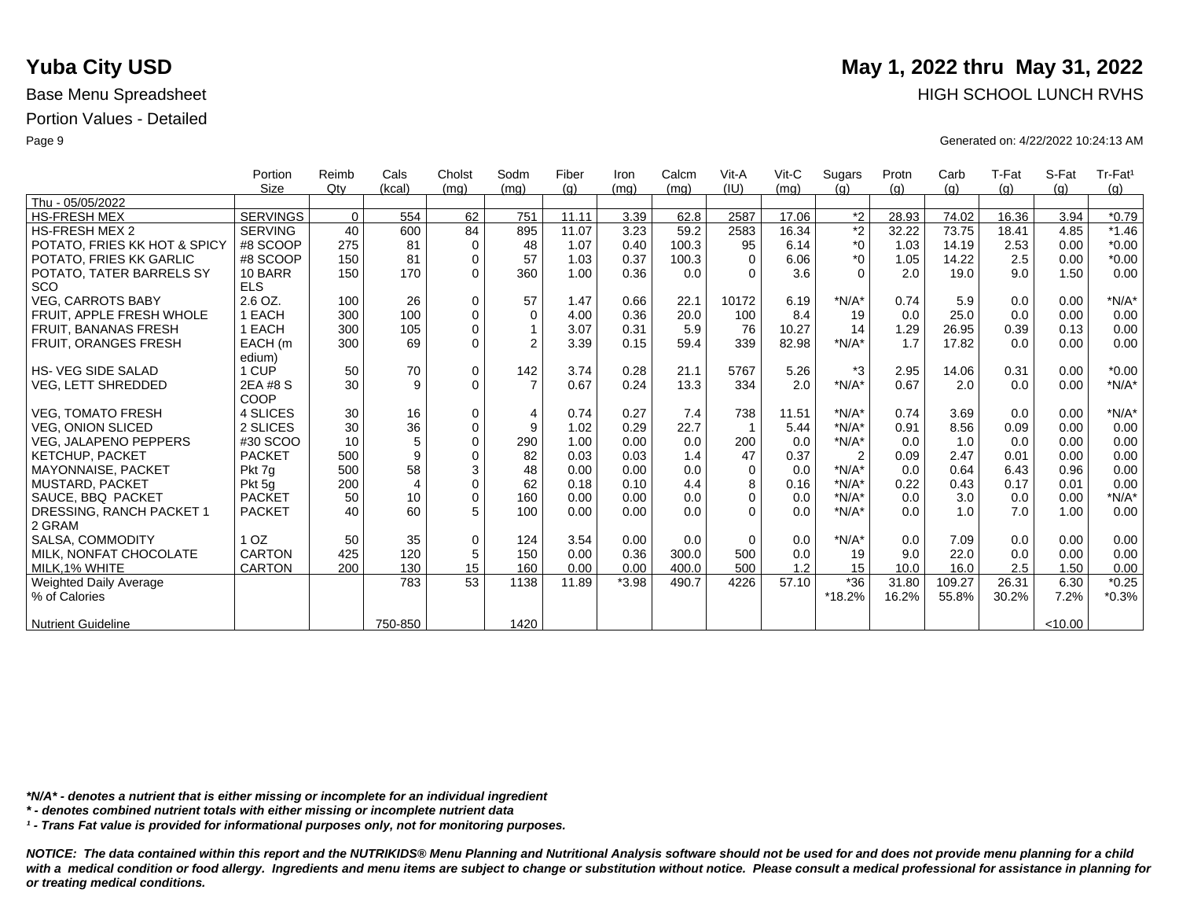# Yuba City USD

**May 1, 2022 thru May 31, 2022**

Base Menu Spreadsheet

HIGH SCHOOL LUNCH RVHS

Portion Values - Detailed

Generated on: 4/22/2022 10:24:13 AM

| | Portion Size | Reimb Qty | Cals (kcal) | Cholst (mg) | Sodm (mg) | Fiber (g) | Iron (mg) | Calcm (mg) | Vit-A (IU) | Vit-C (mg) | Sugars (g) | Protn (g) | Carb (g) | T-Fat (g) | S-Fat (g) | Tr-Fat¹ (g) |
|---|---|---|---|---|---|---|---|---|---|---|---|---|---|---|---|---|
| Thu - 05/05/2022 | | | | | | | | | | | | | | | | |
| HS-FRESH MEX | SERVINGS | 0 | 554 | 62 | 751 | 11.11 | 3.39 | 62.8 | 2587 | 17.06 | *2 | 28.93 | 74.02 | 16.36 | 3.94 | *0.79 |
| HS-FRESH MEX 2 | SERVING | 40 | 600 | 84 | 895 | 11.07 | 3.23 | 59.2 | 2583 | 16.34 | *2 | 32.22 | 73.75 | 18.41 | 4.85 | *1.46 |
| POTATO, FRIES KK HOT & SPICY | #8 SCOOP | 275 | 81 | 0 | 48 | 1.07 | 0.40 | 100.3 | 95 | 6.14 | *0 | 1.03 | 14.19 | 2.53 | 0.00 | *0.00 |
| POTATO, FRIES KK GARLIC | #8 SCOOP | 150 | 81 | 0 | 57 | 1.03 | 0.37 | 100.3 | 0 | 6.06 | *0 | 1.05 | 14.22 | 2.5 | 0.00 | *0.00 |
| POTATO, TATER BARRELS SY SCO | 10 BARR ELS | 150 | 170 | 0 | 360 | 1.00 | 0.36 | 0.0 | 0 | 3.6 | 0 | 2.0 | 19.0 | 9.0 | 1.50 | 0.00 |
| VEG, CARROTS BABY | 2.6 OZ. | 100 | 26 | 0 | 57 | 1.47 | 0.66 | 22.1 | 10172 | 6.19 | *N/A* | 0.74 | 5.9 | 0.0 | 0.00 | *N/A* |
| FRUIT, APPLE FRESH WHOLE | 1 EACH | 300 | 100 | 0 | 0 | 4.00 | 0.36 | 20.0 | 100 | 8.4 | 19 | 0.0 | 25.0 | 0.0 | 0.00 | 0.00 |
| FRUIT, BANANAS FRESH | 1 EACH | 300 | 105 | 0 | 1 | 3.07 | 0.31 | 5.9 | 76 | 10.27 | 14 | 1.29 | 26.95 | 0.39 | 0.13 | 0.00 |
| FRUIT, ORANGES FRESH | EACH (m edium) | 300 | 69 | 0 | 2 | 3.39 | 0.15 | 59.4 | 339 | 82.98 | *N/A* | 1.7 | 17.82 | 0.0 | 0.00 | 0.00 |
| HS- VEG SIDE SALAD | 1 CUP | 50 | 70 | 0 | 142 | 3.74 | 0.28 | 21.1 | 5767 | 5.26 | *3 | 2.95 | 14.06 | 0.31 | 0.00 | *0.00 |
| VEG, LETT SHREDDED | 2EA #8 S COOP | 30 | 9 | 0 | 7 | 0.67 | 0.24 | 13.3 | 334 | 2.0 | *N/A* | 0.67 | 2.0 | 0.0 | 0.00 | *N/A* |
| VEG, TOMATO FRESH | 4 SLICES | 30 | 16 | 0 | 4 | 0.74 | 0.27 | 7.4 | 738 | 11.51 | *N/A* | 0.74 | 3.69 | 0.0 | 0.00 | *N/A* |
| VEG, ONION SLICED | 2 SLICES | 30 | 36 | 0 | 9 | 1.02 | 0.29 | 22.7 | 1 | 5.44 | *N/A* | 0.91 | 8.56 | 0.09 | 0.00 | 0.00 |
| VEG, JALAPENO PEPPERS | #30 SCOO | 10 | 5 | 0 | 290 | 1.00 | 0.00 | 0.0 | 200 | 0.0 | *N/A* | 0.0 | 1.0 | 0.0 | 0.00 | 0.00 |
| KETCHUP, PACKET | PACKET | 500 | 9 | 0 | 82 | 0.03 | 0.03 | 1.4 | 47 | 0.37 | 2 | 0.09 | 2.47 | 0.01 | 0.00 | 0.00 |
| MAYONNAISE, PACKET | Pkt 7g | 500 | 58 | 3 | 48 | 0.00 | 0.00 | 0.0 | 0 | 0.0 | *N/A* | 0.0 | 0.64 | 6.43 | 0.96 | 0.00 |
| MUSTARD, PACKET | Pkt 5g | 200 | 4 | 0 | 62 | 0.18 | 0.10 | 4.4 | 8 | 0.16 | *N/A* | 0.22 | 0.43 | 0.17 | 0.01 | 0.00 |
| SAUCE, BBQ PACKET | PACKET | 50 | 10 | 0 | 160 | 0.00 | 0.00 | 0.0 | 0 | 0.0 | *N/A* | 0.0 | 3.0 | 0.0 | 0.00 | *N/A* |
| DRESSING, RANCH PACKET 1 2 GRAM | PACKET | 40 | 60 | 5 | 100 | 0.00 | 0.00 | 0.0 | 0 | 0.0 | *N/A* | 0.0 | 1.0 | 7.0 | 1.00 | 0.00 |
| SALSA, COMMODITY | 1 OZ | 50 | 35 | 0 | 124 | 3.54 | 0.00 | 0.0 | 0 | 0.0 | *N/A* | 0.0 | 7.09 | 0.0 | 0.00 | 0.00 |
| MILK, NONFAT CHOCOLATE | CARTON | 425 | 120 | 5 | 150 | 0.00 | 0.36 | 300.0 | 500 | 0.0 | 19 | 9.0 | 22.0 | 0.0 | 0.00 | 0.00 |
| MILK,1% WHITE | CARTON | 200 | 130 | 15 | 160 | 0.00 | 0.00 | 400.0 | 500 | 1.2 | 15 | 10.0 | 16.0 | 2.5 | 1.50 | 0.00 |
| Weighted Daily Average | | | 783 | 53 | 1138 | 11.89 | *3.98 | 490.7 | 4226 | 57.10 | *36 | 31.80 | 109.27 | 26.31 | 6.30 | *0.25 |
| % of Calories | | | | | | | | | | | *18.2% | 16.2% | 55.8% | 30.2% | 7.2% | *0.3% |
| Nutrient Guideline | | | 750-850 | | 1420 | | | | | | | | | | <10.00 | |

*\*N/A\* - denotes a nutrient that is either missing or incomplete for an individual ingredient*

*\* - denotes combined nutrient totals with either missing or incomplete nutrient data*

*¹ - Trans Fat value is provided for informational purposes only, not for monitoring purposes.*

***NOTICE: The data contained within this report and the NUTRIKIDS® Menu Planning and Nutritional Analysis software should not be used for and does not provide menu planning for a child with a medical condition or food allergy. Ingredients and menu items are subject to change or substitution without notice. Please consult a medical professional for assistance in planning for or treating medical conditions.***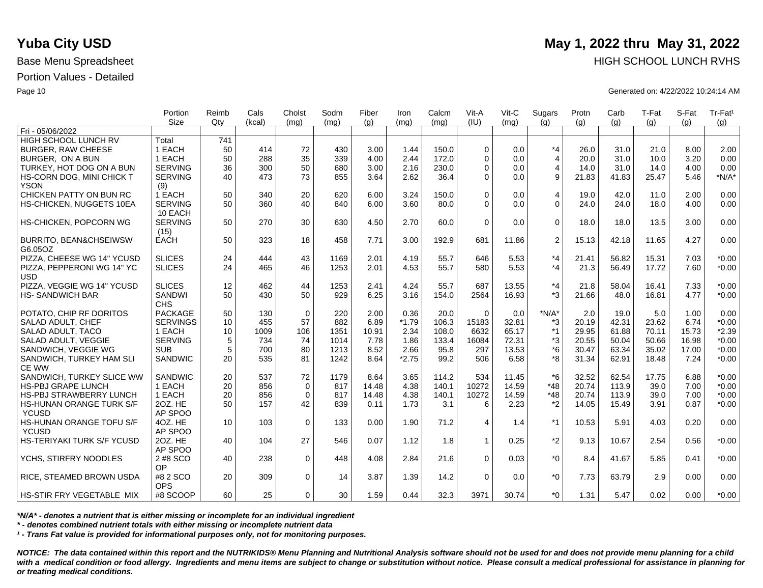# Yuba City USD

**May 1, 2022 thru May 31, 2022**

Base Menu Spreadsheet

HIGH SCHOOL LUNCH RVHS

Portion Values - Detailed

Generated on: 4/22/2022 10:24:14 AM

| | Portion Size | Reimb Qty | Cals (kcal) | Cholst (mg) | Sodm (mg) | Fiber (g) | Iron (mg) | Calcm (mg) | Vit-A (IU) | Vit-C (mg) | Sugars (g) | Protn (g) | Carb (g) | T-Fat (g) | S-Fat (g) | Tr-Fat¹ (g) |
|---|---|---|---|---|---|---|---|---|---|---|---|---|---|---|---|---|
| Fri - 05/06/2022 | | | | | | | | | | | | | | | | |
| HIGH SCHOOL LUNCH RV | Total | 741 | | | | | | | | | | | | | | |
| BURGER, RAW CHEESE | 1 EACH | 50 | 414 | 72 | 430 | 3.00 | 1.44 | 150.0 | 0 | 0.0 | *4 | 26.0 | 31.0 | 21.0 | 8.00 | 2.00 |
| BURGER, ON A BUN | 1 EACH | 50 | 288 | 35 | 339 | 4.00 | 2.44 | 172.0 | 0 | 0.0 | 4 | 20.0 | 31.0 | 10.0 | 3.20 | 0.00 |
| TURKEY, HOT DOG ON A BUN | SERVING | 36 | 300 | 50 | 680 | 3.00 | 2.16 | 230.0 | 0 | 0.0 | 4 | 14.0 | 31.0 | 14.0 | 4.00 | 0.00 |
| HS-CORN DOG, MINI CHICK T YSON | SERVING (9) | 40 | 473 | 73 | 855 | 3.64 | 2.62 | 36.4 | 0 | 0.0 | 9 | 21.83 | 41.83 | 25.47 | 5.46 | *N/A* |
| CHICKEN PATTY ON BUN RC | 1 EACH | 50 | 340 | 20 | 620 | 6.00 | 3.24 | 150.0 | 0 | 0.0 | 4 | 19.0 | 42.0 | 11.0 | 2.00 | 0.00 |
| HS-CHICKEN, NUGGETS 10EA | SERVING 10 EACH | 50 | 360 | 40 | 840 | 6.00 | 3.60 | 80.0 | 0 | 0.0 | 0 | 24.0 | 24.0 | 18.0 | 4.00 | 0.00 |
| HS-CHICKEN, POPCORN WG | SERVING (15) | 50 | 270 | 30 | 630 | 4.50 | 2.70 | 60.0 | 0 | 0.0 | 0 | 18.0 | 18.0 | 13.5 | 3.00 | 0.00 |
| BURRITO, BEAN&CHSEIWSW G6.05OZ | EACH | 50 | 323 | 18 | 458 | 7.71 | 3.00 | 192.9 | 681 | 11.86 | 2 | 15.13 | 42.18 | 11.65 | 4.27 | 0.00 |
| PIZZA, CHEESE WG 14" YCUSD | SLICES | 24 | 444 | 43 | 1169 | 2.01 | 4.19 | 55.7 | 646 | 5.53 | *4 | 21.41 | 56.82 | 15.31 | 7.03 | *0.00 |
| PIZZA, PEPPERONI WG 14" YC USD | SLICES | 24 | 465 | 46 | 1253 | 2.01 | 4.53 | 55.7 | 580 | 5.53 | *4 | 21.3 | 56.49 | 17.72 | 7.60 | *0.00 |
| PIZZA, VEGGIE WG 14" YCUSD | SLICES | 12 | 462 | 44 | 1253 | 2.41 | 4.24 | 55.7 | 687 | 13.55 | *4 | 21.8 | 58.04 | 16.41 | 7.33 | *0.00 |
| HS- SANDWICH BAR | SANDWICHS | 50 | 430 | 50 | 929 | 6.25 | 3.16 | 154.0 | 2564 | 16.93 | *3 | 21.66 | 48.0 | 16.81 | 4.77 | *0.00 |
| POTATO, CHIP RF DORITOS | PACKAGE | 50 | 130 | 0 | 220 | 2.00 | 0.36 | 20.0 | 0 | 0.0 | *N/A* | 2.0 | 19.0 | 5.0 | 1.00 | 0.00 |
| SALAD ADULT, CHEF | SERVINGS | 10 | 455 | 57 | 882 | 6.89 | *1.79 | 106.3 | 15183 | 32.81 | *3 | 20.19 | 42.31 | 23.62 | 6.74 | *0.00 |
| SALAD ADULT, TACO | 1 EACH | 10 | 1009 | 106 | 1351 | 10.91 | 2.34 | 108.0 | 6632 | 65.17 | *1 | 29.95 | 61.88 | 70.11 | 15.73 | *2.39 |
| SALAD ADULT, VEGGIE | SERVING | 5 | 734 | 74 | 1014 | 7.78 | 1.86 | 133.4 | 16084 | 72.31 | *3 | 20.55 | 50.04 | 50.66 | 16.98 | *0.00 |
| SANDWICH, VEGGIE WG | SUB | 5 | 700 | 80 | 1213 | 8.52 | 2.66 | 95.8 | 297 | 13.53 | *6 | 30.47 | 63.34 | 35.02 | 17.00 | *0.00 |
| SANDWICH, TURKEY HAM SLI CE WW | SANDWIC | 20 | 535 | 81 | 1242 | 8.64 | *2.75 | 99.2 | 506 | 6.58 | *8 | 31.34 | 62.91 | 18.48 | 7.24 | *0.00 |
| SANDWICH, TURKEY SLICE WW | SANDWIC | 20 | 537 | 72 | 1179 | 8.64 | 3.65 | 114.2 | 534 | 11.45 | *6 | 32.52 | 62.54 | 17.75 | 6.88 | *0.00 |
| HS-PBJ GRAPE LUNCH | 1 EACH | 20 | 856 | 0 | 817 | 14.48 | 4.38 | 140.1 | 10272 | 14.59 | *48 | 20.74 | 113.9 | 39.0 | 7.00 | *0.00 |
| HS-PBJ STRAWBERRY LUNCH | 1 EACH | 20 | 856 | 0 | 817 | 14.48 | 4.38 | 140.1 | 10272 | 14.59 | *48 | 20.74 | 113.9 | 39.0 | 7.00 | *0.00 |
| HS-HUNAN ORANGE TURK S/F YCUSD | 2OZ. HE AP SPOO | 50 | 157 | 42 | 839 | 0.11 | 1.73 | 3.1 | 6 | 2.23 | *2 | 14.05 | 15.49 | 3.91 | 0.87 | *0.00 |
| HS-HUNAN ORANGE TOFU S/F YCUSD | 4OZ. HE AP SPOO | 10 | 103 | 0 | 133 | 0.00 | 1.90 | 71.2 | 4 | 1.4 | *1 | 10.53 | 5.91 | 4.03 | 0.20 | 0.00 |
| HS-TERIYAKI TURK S/F YCUSD | 2OZ. HE AP SPOO | 40 | 104 | 27 | 546 | 0.07 | 1.12 | 1.8 | 1 | 0.25 | *2 | 9.13 | 10.67 | 2.54 | 0.56 | *0.00 |
| YCHS, STIRFRY NOODLES | 2 #8 SCO OP | 40 | 238 | 0 | 448 | 4.08 | 2.84 | 21.6 | 0 | 0.03 | *0 | 8.4 | 41.67 | 5.85 | 0.41 | *0.00 |
| RICE, STEAMED BROWN USDA | #8 2 SCO OPS | 20 | 309 | 0 | 14 | 3.87 | 1.39 | 14.2 | 0 | 0.0 | *0 | 7.73 | 63.79 | 2.9 | 0.00 | 0.00 |
| HS-STIR FRY VEGETABLE MIX | #8 SCOOP | 60 | 25 | 0 | 30 | 1.59 | 0.44 | 32.3 | 3971 | 30.74 | *0 | 1.31 | 5.47 | 0.02 | 0.00 | *0.00 |

*\*N/A\* - denotes a nutrient that is either missing or incomplete for an individual ingredient*

*\* - denotes combined nutrient totals with either missing or incomplete nutrient data*

*¹ - Trans Fat value is provided for informational purposes only, not for monitoring purposes.*

***NOTICE: The data contained within this report and the NUTRIKIDS® Menu Planning and Nutritional Analysis software should not be used for and does not provide menu planning for a child with a medical condition or food allergy. Ingredients and menu items are subject to change or substitution without notice. Please consult a medical professional for assistance in planning for or treating medical conditions.***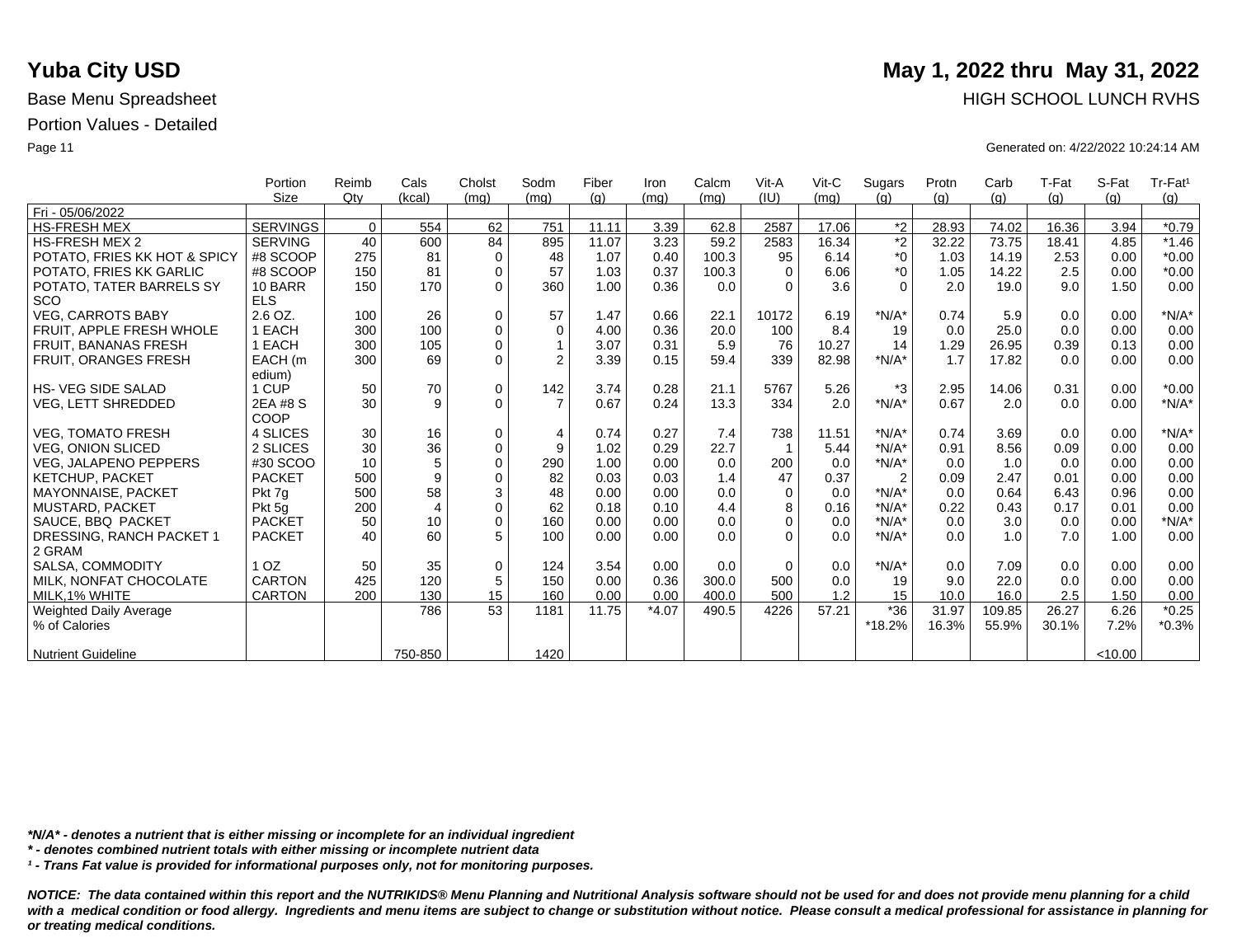# Yuba City USD

## May 1, 2022 thru May 31, 2022

Base Menu Spreadsheet

HIGH SCHOOL LUNCH RVHS

Portion Values - Detailed

Generated on: 4/22/2022 10:24:14 AM

| | Portion Size | Reimb Qty | Cals (kcal) | Cholst (mg) | Sodm (mg) | Fiber (g) | Iron (mg) | Calcm (mg) | Vit-A (IU) | Vit-C (mg) | Sugars (g) | Protn (g) | Carb (g) | T-Fat (g) | S-Fat (g) | Tr-Fat¹ (g) |
|---|---|---|---|---|---|---|---|---|---|---|---|---|---|---|---|---|
| Fri - 05/06/2022 | | | | | | | | | | | | | | | | |
| HS-FRESH MEX | SERVINGS | 0 | 554 | 62 | 751 | 11.11 | 3.39 | 62.8 | 2587 | 17.06 | *2 | 28.93 | 74.02 | 16.36 | 3.94 | *0.79 |
| HS-FRESH MEX 2 | SERVING | 40 | 600 | 84 | 895 | 11.07 | 3.23 | 59.2 | 2583 | 16.34 | *2 | 32.22 | 73.75 | 18.41 | 4.85 | *1.46 |
| POTATO, FRIES KK HOT & SPICY | #8 SCOOP | 275 | 81 | 0 | 48 | 1.07 | 0.40 | 100.3 | 95 | 6.14 | *0 | 1.03 | 14.19 | 2.53 | 0.00 | *0.00 |
| POTATO, FRIES KK GARLIC | #8 SCOOP | 150 | 81 | 0 | 57 | 1.03 | 0.37 | 100.3 | 0 | 6.06 | *0 | 1.05 | 14.22 | 2.5 | 0.00 | *0.00 |
| POTATO, TATER BARRELS SY SCO | 10 BARR ELS | 150 | 170 | 0 | 360 | 1.00 | 0.36 | 0.0 | 0 | 3.6 | 0 | 2.0 | 19.0 | 9.0 | 1.50 | 0.00 |
| VEG, CARROTS BABY | 2.6 OZ. | 100 | 26 | 0 | 57 | 1.47 | 0.66 | 22.1 | 10172 | 6.19 | *N/A* | 0.74 | 5.9 | 0.0 | 0.00 | *N/A* |
| FRUIT, APPLE FRESH WHOLE | 1 EACH | 300 | 100 | 0 | 0 | 4.00 | 0.36 | 20.0 | 100 | 8.4 | 19 | 0.0 | 25.0 | 0.0 | 0.00 | 0.00 |
| FRUIT, BANANAS FRESH | 1 EACH | 300 | 105 | 0 | 1 | 3.07 | 0.31 | 5.9 | 76 | 10.27 | 14 | 1.29 | 26.95 | 0.39 | 0.13 | 0.00 |
| FRUIT, ORANGES FRESH | EACH (m edium) | 300 | 69 | 0 | 2 | 3.39 | 0.15 | 59.4 | 339 | 82.98 | *N/A* | 1.7 | 17.82 | 0.0 | 0.00 | 0.00 |
| HS- VEG SIDE SALAD | 1 CUP | 50 | 70 | 0 | 142 | 3.74 | 0.28 | 21.1 | 5767 | 5.26 | *3 | 2.95 | 14.06 | 0.31 | 0.00 | *0.00 |
| VEG, LETT SHREDDED | 2EA #8 S COOP | 30 | 9 | 0 | 7 | 0.67 | 0.24 | 13.3 | 334 | 2.0 | *N/A* | 0.67 | 2.0 | 0.0 | 0.00 | *N/A* |
| VEG, TOMATO FRESH | 4 SLICES | 30 | 16 | 0 | 4 | 0.74 | 0.27 | 7.4 | 738 | 11.51 | *N/A* | 0.74 | 3.69 | 0.0 | 0.00 | *N/A* |
| VEG, ONION SLICED | 2 SLICES | 30 | 36 | 0 | 9 | 1.02 | 0.29 | 22.7 | 1 | 5.44 | *N/A* | 0.91 | 8.56 | 0.09 | 0.00 | 0.00 |
| VEG, JALAPENO PEPPERS | #30 SCOO | 10 | 5 | 0 | 290 | 1.00 | 0.00 | 0.0 | 200 | 0.0 | *N/A* | 0.0 | 1.0 | 0.0 | 0.00 | 0.00 |
| KETCHUP, PACKET | PACKET | 500 | 9 | 0 | 82 | 0.03 | 0.03 | 1.4 | 47 | 0.37 | 2 | 0.09 | 2.47 | 0.01 | 0.00 | 0.00 |
| MAYONNAISE, PACKET | Pkt 7g | 500 | 58 | 3 | 48 | 0.00 | 0.00 | 0.0 | 0 | 0.0 | *N/A* | 0.0 | 0.64 | 6.43 | 0.96 | 0.00 |
| MUSTARD, PACKET | Pkt 5g | 200 | 4 | 0 | 62 | 0.18 | 0.10 | 4.4 | 8 | 0.16 | *N/A* | 0.22 | 0.43 | 0.17 | 0.01 | 0.00 |
| SAUCE, BBQ PACKET | PACKET | 50 | 10 | 0 | 160 | 0.00 | 0.00 | 0.0 | 0 | 0.0 | *N/A* | 0.0 | 3.0 | 0.0 | 0.00 | *N/A* |
| DRESSING, RANCH PACKET 1 2 GRAM | PACKET | 40 | 60 | 5 | 100 | 0.00 | 0.00 | 0.0 | 0 | 0.0 | *N/A* | 0.0 | 1.0 | 7.0 | 1.00 | 0.00 |
| SALSA, COMMODITY | 1 OZ | 50 | 35 | 0 | 124 | 3.54 | 0.00 | 0.0 | 0 | 0.0 | *N/A* | 0.0 | 7.09 | 0.0 | 0.00 | 0.00 |
| MILK, NONFAT CHOCOLATE | CARTON | 425 | 120 | 5 | 150 | 0.00 | 0.36 | 300.0 | 500 | 0.0 | 19 | 9.0 | 22.0 | 0.0 | 0.00 | 0.00 |
| MILK,1% WHITE | CARTON | 200 | 130 | 15 | 160 | 0.00 | 0.00 | 400.0 | 500 | 1.2 | 15 | 10.0 | 16.0 | 2.5 | 1.50 | 0.00 |
| Weighted Daily Average | | | 786 | 53 | 1181 | 11.75 | *4.07 | 490.5 | 4226 | 57.21 | *36 | 31.97 | 109.85 | 26.27 | 6.26 | *0.25 |
| % of Calories | | | | | | | | | | | *18.2% | 16.3% | 55.9% | 30.1% | 7.2% | *0.3% |
| Nutrient Guideline | | | 750-850 | | 1420 | | | | | | | | | | <10.00 | |

*\*N/A\* - denotes a nutrient that is either missing or incomplete for an individual ingredient*

*\* - denotes combined nutrient totals with either missing or incomplete nutrient data*

*¹ - Trans Fat value is provided for informational purposes only, not for monitoring purposes.*

***NOTICE: The data contained within this report and the NUTRIKIDS® Menu Planning and Nutritional Analysis software should not be used for and does not provide menu planning for a child with a medical condition or food allergy. Ingredients and menu items are subject to change or substitution without notice. Please consult a medical professional for assistance in planning for or treating medical conditions.***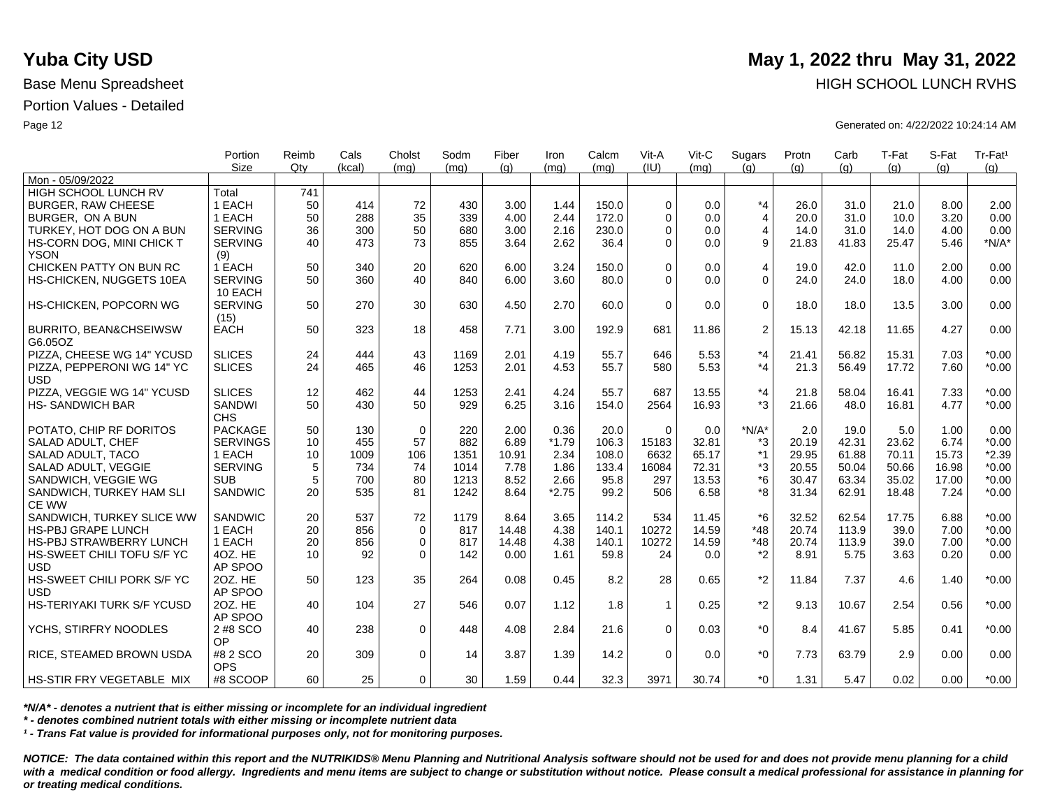**Yuba City USD** **May 1, 2022 thru May 31, 2022**

Base Menu Spreadsheet HIGH SCHOOL LUNCH RVHS

Portion Values - Detailed

Generated on: 4/22/2022 10:24:14 AM

| | Portion Size | Reimb Qty | Cals (kcal) | Cholst (mg) | Sodm (mg) | Fiber (g) | Iron (mg) | Calcm (mg) | Vit-A (IU) | Vit-C (mg) | Sugars (g) | Protn (g) | Carb (g) | T-Fat (g) | S-Fat (g) | Tr-Fat[1] (g) |
|---|---|---|---|---|---|---|---|---|---|---|---|---|---|---|---|---|
| Mon - 05/09/2022 | | | | | | | | | | | | | | | | |
| HIGH SCHOOL LUNCH RV | Total | 741 | | | | | | | | | | | | | | |
| BURGER, RAW CHEESE | 1 EACH | 50 | 414 | 72 | 430 | 3.00 | 1.44 | 150.0 | 0 | 0.0 | *4 | 26.0 | 31.0 | 21.0 | 8.00 | 2.00 |
| BURGER, ON A BUN | 1 EACH | 50 | 288 | 35 | 339 | 4.00 | 2.44 | 172.0 | 0 | 0.0 | 4 | 20.0 | 31.0 | 10.0 | 3.20 | 0.00 |
| TURKEY, HOT DOG ON A BUN | SERVING | 36 | 300 | 50 | 680 | 3.00 | 2.16 | 230.0 | 0 | 0.0 | 4 | 14.0 | 31.0 | 14.0 | 4.00 | 0.00 |
| HS-CORN DOG, MINI CHICK T YSON | SERVING (9) | 40 | 473 | 73 | 855 | 3.64 | 2.62 | 36.4 | 0 | 0.0 | 9 | 21.83 | 41.83 | 25.47 | 5.46 | *N/A* |
| CHICKEN PATTY ON BUN RC | 1 EACH | 50 | 340 | 20 | 620 | 6.00 | 3.24 | 150.0 | 0 | 0.0 | 4 | 19.0 | 42.0 | 11.0 | 2.00 | 0.00 |
| HS-CHICKEN, NUGGETS 10EA | SERVING 10 EACH | 50 | 360 | 40 | 840 | 6.00 | 3.60 | 80.0 | 0 | 0.0 | 0 | 24.0 | 24.0 | 18.0 | 4.00 | 0.00 |
| HS-CHICKEN, POPCORN WG | SERVING (15) | 50 | 270 | 30 | 630 | 4.50 | 2.70 | 60.0 | 0 | 0.0 | 0 | 18.0 | 18.0 | 13.5 | 3.00 | 0.00 |
| BURRITO, BEAN&CHSEIWSW G6.05OZ | EACH | 50 | 323 | 18 | 458 | 7.71 | 3.00 | 192.9 | 681 | 11.86 | 2 | 15.13 | 42.18 | 11.65 | 4.27 | 0.00 |
| PIZZA, CHEESE WG 14" YCUSD | SLICES | 24 | 444 | 43 | 1169 | 2.01 | 4.19 | 55.7 | 646 | 5.53 | *4 | 21.41 | 56.82 | 15.31 | 7.03 | *0.00 |
| PIZZA, PEPPERONI WG 14" YC USD | SLICES | 24 | 465 | 46 | 1253 | 2.01 | 4.53 | 55.7 | 580 | 5.53 | *4 | 21.3 | 56.49 | 17.72 | 7.60 | *0.00 |
| PIZZA, VEGGIE WG 14" YCUSD | SLICES | 12 | 462 | 44 | 1253 | 2.41 | 4.24 | 55.7 | 687 | 13.55 | *4 | 21.8 | 58.04 | 16.41 | 7.33 | *0.00 |
| HS- SANDWICH BAR | SANDWICHS | 50 | 430 | 50 | 929 | 6.25 | 3.16 | 154.0 | 2564 | 16.93 | *3 | 21.66 | 48.0 | 16.81 | 4.77 | *0.00 |
| POTATO, CHIP RF DORITOS | PACKAGE | 50 | 130 | 0 | 220 | 2.00 | 0.36 | 20.0 | 0 | 0.0 | *N/A* | 2.0 | 19.0 | 5.0 | 1.00 | 0.00 |
| SALAD ADULT, CHEF | SERVINGS | 10 | 455 | 57 | 882 | 6.89 | *1.79 | 106.3 | 15183 | 32.81 | *3 | 20.19 | 42.31 | 23.62 | 6.74 | *0.00 |
| SALAD ADULT, TACO | 1 EACH | 10 | 1009 | 106 | 1351 | 10.91 | 2.34 | 108.0 | 6632 | 65.17 | *1 | 29.95 | 61.88 | 70.11 | 15.73 | *2.39 |
| SALAD ADULT, VEGGIE | SERVING | 5 | 734 | 74 | 1014 | 7.78 | 1.86 | 133.4 | 16084 | 72.31 | *3 | 20.55 | 50.04 | 50.66 | 16.98 | *0.00 |
| SANDWICH, VEGGIE WG | SUB | 5 | 700 | 80 | 1213 | 8.52 | 2.66 | 95.8 | 297 | 13.53 | *6 | 30.47 | 63.34 | 35.02 | 17.00 | *0.00 |
| SANDWICH, TURKEY HAM SLI CE WW | SANDWIC | 20 | 535 | 81 | 1242 | 8.64 | *2.75 | 99.2 | 506 | 6.58 | *8 | 31.34 | 62.91 | 18.48 | 7.24 | *0.00 |
| SANDWICH, TURKEY SLICE WW | SANDWIC | 20 | 537 | 72 | 1179 | 8.64 | 3.65 | 114.2 | 534 | 11.45 | *6 | 32.52 | 62.54 | 17.75 | 6.88 | *0.00 |
| HS-PBJ GRAPE LUNCH | 1 EACH | 20 | 856 | 0 | 817 | 14.48 | 4.38 | 140.1 | 10272 | 14.59 | *48 | 20.74 | 113.9 | 39.0 | 7.00 | *0.00 |
| HS-PBJ STRAWBERRY LUNCH | 1 EACH | 20 | 856 | 0 | 817 | 14.48 | 4.38 | 140.1 | 10272 | 14.59 | *48 | 20.74 | 113.9 | 39.0 | 7.00 | *0.00 |
| HS-SWEET CHILI TOFU S/F YC USD | 4OZ. HEAP SPOO | 10 | 92 | 0 | 142 | 0.00 | 1.61 | 59.8 | 24 | 0.0 | *2 | 8.91 | 5.75 | 3.63 | 0.20 | 0.00 |
| HS-SWEET CHILI PORK S/F YC USD | 2OZ. HEAP SPOO | 50 | 123 | 35 | 264 | 0.08 | 0.45 | 8.2 | 28 | 0.65 | *2 | 11.84 | 7.37 | 4.6 | 1.40 | *0.00 |
| HS-TERIYAKI TURK S/F YCUSD | 2OZ. HEAP SPOO | 40 | 104 | 27 | 546 | 0.07 | 1.12 | 1.8 | 1 | 0.25 | *2 | 9.13 | 10.67 | 2.54 | 0.56 | *0.00 |
| YCHS, STIRFRY NOODLES | 2 #8 SCOOP | 40 | 238 | 0 | 448 | 4.08 | 2.84 | 21.6 | 0 | 0.03 | *0 | 8.4 | 41.67 | 5.85 | 0.41 | *0.00 |
| RICE, STEAMED BROWN USDA | #8 2 SCOOPS | 20 | 309 | 0 | 14 | 3.87 | 1.39 | 14.2 | 0 | 0.0 | *0 | 7.73 | 63.79 | 2.9 | 0.00 | 0.00 |
| HS-STIR FRY VEGETABLE MIX | #8 SCOOP | 60 | 25 | 0 | 30 | 1.59 | 0.44 | 32.3 | 3971 | 30.74 | *0 | 1.31 | 5.47 | 0.02 | 0.00 | *0.00 |

***N/A* - denotes a nutrient that is either missing or incomplete for an individual ingredient***

***\* - denotes combined nutrient totals with either missing or incomplete nutrient data***

***[1] - Trans Fat value is provided for informational purposes only, not for monitoring purposes.***

***NOTICE: The data contained within this report and the NUTRIKIDS® Menu Planning and Nutritional Analysis software should not be used for and does not provide menu planning for a child with a medical condition or food allergy. Ingredients and menu items are subject to change or substitution without notice. Please consult a medical professional for assistance in planning for or treating medical conditions.***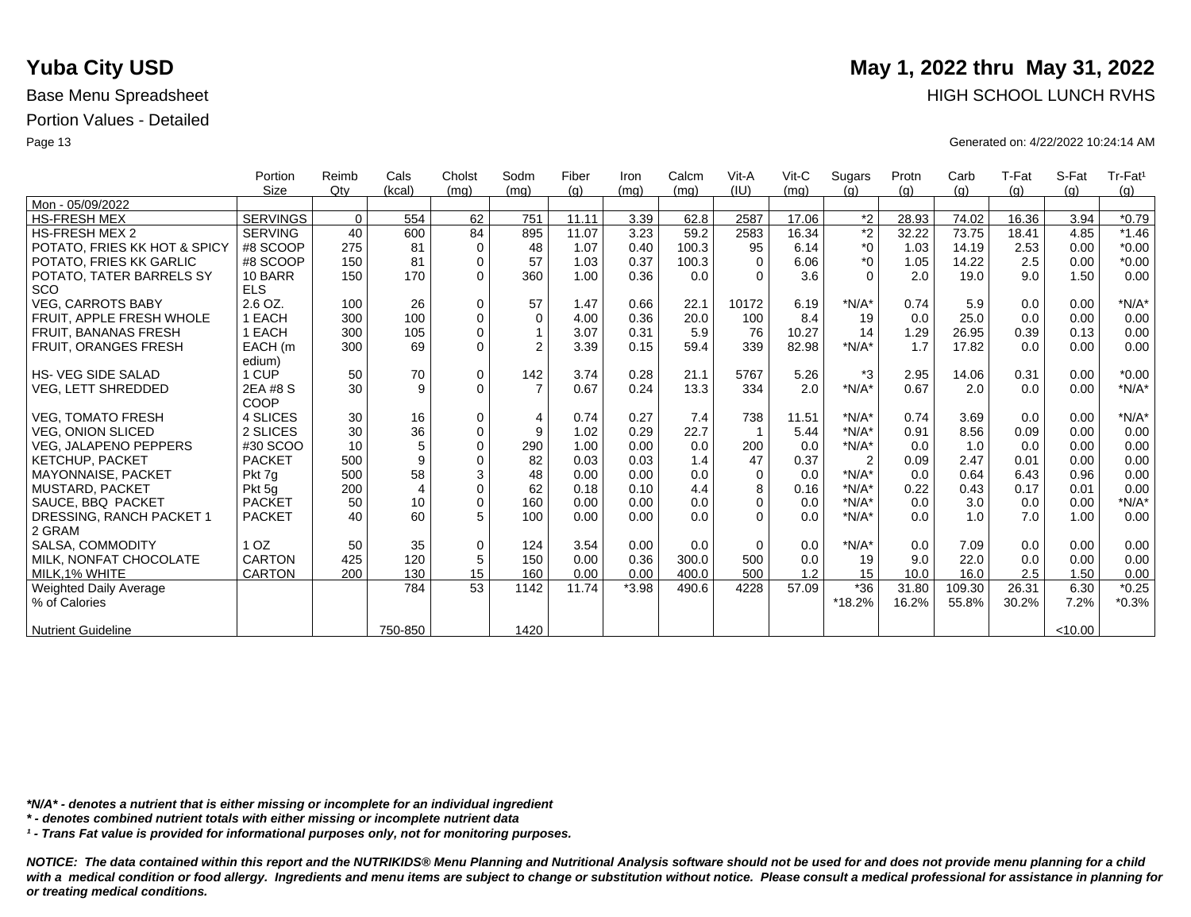# Yuba City USD

**May 1, 2022 thru May 31, 2022**

Base Menu Spreadsheet

HIGH SCHOOL LUNCH RVHS

Portion Values - Detailed

Generated on: 4/22/2022 10:24:14 AM

| | Portion Size | Reimb Qty | Cals (kcal) | Cholst (mg) | Sodm (mg) | Fiber (g) | Iron (mg) | Calcm (mg) | Vit-A (IU) | Vit-C (mg) | Sugars (g) | Protn (g) | Carb (g) | T-Fat (g) | S-Fat (g) | Tr-Fat¹ (g) |
|---|---|---|---|---|---|---|---|---|---|---|---|---|---|---|---|---|
| Mon - 05/09/2022 | | | | | | | | | | | | | | | | |
| HS-FRESH MEX | SERVINGS | 0 | 554 | 62 | 751 | 11.11 | 3.39 | 62.8 | 2587 | 17.06 | *2 | 28.93 | 74.02 | 16.36 | 3.94 | *0.79 |
| HS-FRESH MEX 2 | SERVING | 40 | 600 | 84 | 895 | 11.07 | 3.23 | 59.2 | 2583 | 16.34 | *2 | 32.22 | 73.75 | 18.41 | 4.85 | *1.46 |
| POTATO, FRIES KK HOT & SPICY | #8 SCOOP | 275 | 81 | 0 | 48 | 1.07 | 0.40 | 100.3 | 95 | 6.14 | *0 | 1.03 | 14.19 | 2.53 | 0.00 | *0.00 |
| POTATO, FRIES KK GARLIC | #8 SCOOP | 150 | 81 | 0 | 57 | 1.03 | 0.37 | 100.3 | 0 | 6.06 | *0 | 1.05 | 14.22 | 2.5 | 0.00 | *0.00 |
| POTATO, TATER BARRELS SY SCO | 10 BARR ELS | 150 | 170 | 0 | 360 | 1.00 | 0.36 | 0.0 | 0 | 3.6 | 0 | 2.0 | 19.0 | 9.0 | 1.50 | 0.00 |
| VEG, CARROTS BABY | 2.6 OZ. | 100 | 26 | 0 | 57 | 1.47 | 0.66 | 22.1 | 10172 | 6.19 | *N/A* | 0.74 | 5.9 | 0.0 | 0.00 | *N/A* |
| FRUIT, APPLE FRESH WHOLE | 1 EACH | 300 | 100 | 0 | 0 | 4.00 | 0.36 | 20.0 | 100 | 8.4 | 19 | 0.0 | 25.0 | 0.0 | 0.00 | 0.00 |
| FRUIT, BANANAS FRESH | 1 EACH | 300 | 105 | 0 | 1 | 3.07 | 0.31 | 5.9 | 76 | 10.27 | 14 | 1.29 | 26.95 | 0.39 | 0.13 | 0.00 |
| FRUIT, ORANGES FRESH | EACH (m edium) | 300 | 69 | 0 | 2 | 3.39 | 0.15 | 59.4 | 339 | 82.98 | *N/A* | 1.7 | 17.82 | 0.0 | 0.00 | 0.00 |
| HS- VEG SIDE SALAD | 1 CUP | 50 | 70 | 0 | 142 | 3.74 | 0.28 | 21.1 | 5767 | 5.26 | *3 | 2.95 | 14.06 | 0.31 | 0.00 | *0.00 |
| VEG, LETT SHREDDED | 2EA #8 S COOP | 30 | 9 | 0 | 7 | 0.67 | 0.24 | 13.3 | 334 | 2.0 | *N/A* | 0.67 | 2.0 | 0.0 | 0.00 | *N/A* |
| VEG, TOMATO FRESH | 4 SLICES | 30 | 16 | 0 | 4 | 0.74 | 0.27 | 7.4 | 738 | 11.51 | *N/A* | 0.74 | 3.69 | 0.0 | 0.00 | *N/A* |
| VEG, ONION SLICED | 2 SLICES | 30 | 36 | 0 | 9 | 1.02 | 0.29 | 22.7 | 1 | 5.44 | *N/A* | 0.91 | 8.56 | 0.09 | 0.00 | 0.00 |
| VEG, JALAPENO PEPPERS | #30 SCOO | 10 | 5 | 0 | 290 | 1.00 | 0.00 | 0.0 | 200 | 0.0 | *N/A* | 0.0 | 1.0 | 0.0 | 0.00 | 0.00 |
| KETCHUP, PACKET | PACKET | 500 | 9 | 0 | 82 | 0.03 | 0.03 | 1.4 | 47 | 0.37 | 2 | 0.09 | 2.47 | 0.01 | 0.00 | 0.00 |
| MAYONNAISE, PACKET | Pkt 7g | 500 | 58 | 3 | 48 | 0.00 | 0.00 | 0.0 | 0 | 0.0 | *N/A* | 0.0 | 0.64 | 6.43 | 0.96 | 0.00 |
| MUSTARD, PACKET | Pkt 5g | 200 | 4 | 0 | 62 | 0.18 | 0.10 | 4.4 | 8 | 0.16 | *N/A* | 0.22 | 0.43 | 0.17 | 0.01 | 0.00 |
| SAUCE, BBQ PACKET | PACKET | 50 | 10 | 0 | 160 | 0.00 | 0.00 | 0.0 | 0 | 0.0 | *N/A* | 0.0 | 3.0 | 0.0 | 0.00 | *N/A* |
| DRESSING, RANCH PACKET 1 2 GRAM | PACKET | 40 | 60 | 5 | 100 | 0.00 | 0.00 | 0.0 | 0 | 0.0 | *N/A* | 0.0 | 1.0 | 7.0 | 1.00 | 0.00 |
| SALSA, COMMODITY | 1 OZ | 50 | 35 | 0 | 124 | 3.54 | 0.00 | 0.0 | 0 | 0.0 | *N/A* | 0.0 | 7.09 | 0.0 | 0.00 | 0.00 |
| MILK, NONFAT CHOCOLATE | CARTON | 425 | 120 | 5 | 150 | 0.00 | 0.36 | 300.0 | 500 | 0.0 | 19 | 9.0 | 22.0 | 0.0 | 0.00 | 0.00 |
| MILK,1% WHITE | CARTON | 200 | 130 | 15 | 160 | 0.00 | 0.00 | 400.0 | 500 | 1.2 | 15 | 10.0 | 16.0 | 2.5 | 1.50 | 0.00 |
| Weighted Daily Average | | | 784 | 53 | 1142 | 11.74 | *3.98 | 490.6 | 4228 | 57.09 | *36 | 31.80 | 109.30 | 26.31 | 6.30 | *0.25 |
| % of Calories | | | | | | | | | | | *18.2% | 16.2% | 55.8% | 30.2% | 7.2% | *0.3% |
| Nutrient Guideline | | | 750-850 | | 1420 | | | | | | | | | | <10.00 | |

*\*N/A\* - denotes a nutrient that is either missing or incomplete for an individual ingredient*

*\* - denotes combined nutrient totals with either missing or incomplete nutrient data*

*¹ - Trans Fat value is provided for informational purposes only, not for monitoring purposes.*

***NOTICE: The data contained within this report and the NUTRIKIDS® Menu Planning and Nutritional Analysis software should not be used for and does not provide menu planning for a child with a medical condition or food allergy. Ingredients and menu items are subject to change or substitution without notice. Please consult a medical professional for assistance in planning for or treating medical conditions.***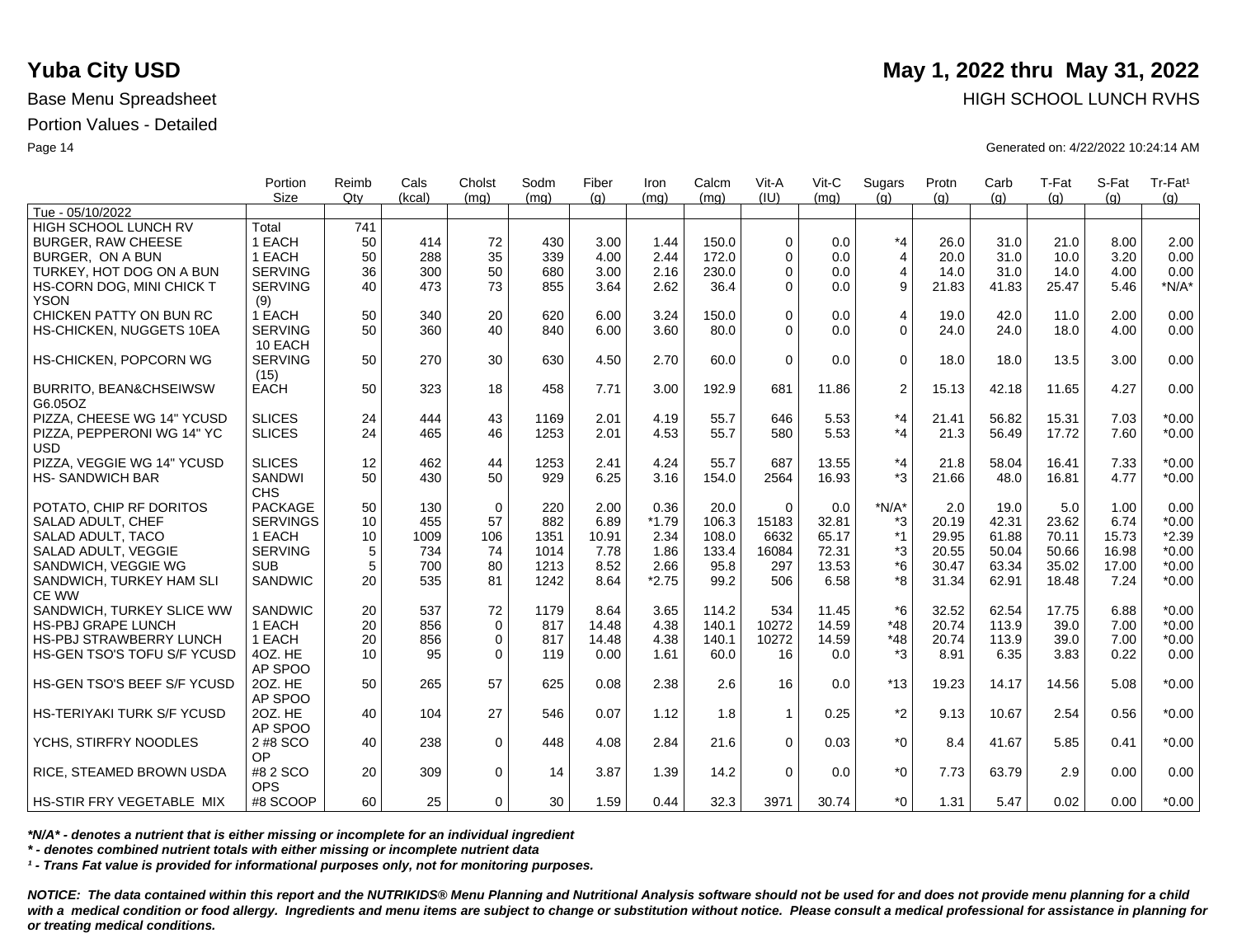# Yuba City USD

**May 1, 2022 thru May 31, 2022**

Base Menu Spreadsheet

HIGH SCHOOL LUNCH RVHS

Portion Values - Detailed

Generated on: 4/22/2022 10:24:14 AM

| | Portion Size | Reimb Qty | Cals (kcal) | Cholst (mg) | Sodm (mg) | Fiber (g) | Iron (mg) | Calcm (mg) | Vit-A (IU) | Vit-C (mg) | Sugars (g) | Protn (g) | Carb (g) | T-Fat (g) | S-Fat (g) | Tr-Fat¹ (g) |
|---|---|---|---|---|---|---|---|---|---|---|---|---|---|---|---|---|
| Tue - 05/10/2022 | | | | | | | | | | | | | | | | |
| HIGH SCHOOL LUNCH RV | Total | 741 | | | | | | | | | | | | | | |
| BURGER, RAW CHEESE | 1 EACH | 50 | 414 | 72 | 430 | 3.00 | 1.44 | 150.0 | 0 | 0.0 | *4 | 26.0 | 31.0 | 21.0 | 8.00 | 2.00 |
| BURGER, ON A BUN | 1 EACH | 50 | 288 | 35 | 339 | 4.00 | 2.44 | 172.0 | 0 | 0.0 | 4 | 20.0 | 31.0 | 10.0 | 3.20 | 0.00 |
| TURKEY, HOT DOG ON A BUN | SERVING | 36 | 300 | 50 | 680 | 3.00 | 2.16 | 230.0 | 0 | 0.0 | 4 | 14.0 | 31.0 | 14.0 | 4.00 | 0.00 |
| HS-CORN DOG, MINI CHICK T YSON | SERVING (9) | 40 | 473 | 73 | 855 | 3.64 | 2.62 | 36.4 | 0 | 0.0 | 9 | 21.83 | 41.83 | 25.47 | 5.46 | *N/A* |
| CHICKEN PATTY ON BUN RC | 1 EACH | 50 | 340 | 20 | 620 | 6.00 | 3.24 | 150.0 | 0 | 0.0 | 4 | 19.0 | 42.0 | 11.0 | 2.00 | 0.00 |
| HS-CHICKEN, NUGGETS 10EA | SERVING 10 EACH | 50 | 360 | 40 | 840 | 6.00 | 3.60 | 80.0 | 0 | 0.0 | 0 | 24.0 | 24.0 | 18.0 | 4.00 | 0.00 |
| HS-CHICKEN, POPCORN WG | SERVING (15) | 50 | 270 | 30 | 630 | 4.50 | 2.70 | 60.0 | 0 | 0.0 | 0 | 18.0 | 18.0 | 13.5 | 3.00 | 0.00 |
| BURRITO, BEAN&CHSEIWSW G6.05OZ | EACH | 50 | 323 | 18 | 458 | 7.71 | 3.00 | 192.9 | 681 | 11.86 | 2 | 15.13 | 42.18 | 11.65 | 4.27 | 0.00 |
| PIZZA, CHEESE WG 14" YCUSD | SLICES | 24 | 444 | 43 | 1169 | 2.01 | 4.19 | 55.7 | 646 | 5.53 | *4 | 21.41 | 56.82 | 15.31 | 7.03 | *0.00 |
| PIZZA, PEPPERONI WG 14" YC USD | SLICES | 24 | 465 | 46 | 1253 | 2.01 | 4.53 | 55.7 | 580 | 5.53 | *4 | 21.3 | 56.49 | 17.72 | 7.60 | *0.00 |
| PIZZA, VEGGIE WG 14" YCUSD | SLICES | 12 | 462 | 44 | 1253 | 2.41 | 4.24 | 55.7 | 687 | 13.55 | *4 | 21.8 | 58.04 | 16.41 | 7.33 | *0.00 |
| HS- SANDWICH BAR | SANDWI CHS | 50 | 430 | 50 | 929 | 6.25 | 3.16 | 154.0 | 2564 | 16.93 | *3 | 21.66 | 48.0 | 16.81 | 4.77 | *0.00 |
| POTATO, CHIP RF DORITOS | PACKAGE | 50 | 130 | 0 | 220 | 2.00 | 0.36 | 20.0 | 0 | 0.0 | *N/A* | 2.0 | 19.0 | 5.0 | 1.00 | 0.00 |
| SALAD ADULT, CHEF | SERVINGS | 10 | 455 | 57 | 882 | 6.89 | *1.79 | 106.3 | 15183 | 32.81 | *3 | 20.19 | 42.31 | 23.62 | 6.74 | *0.00 |
| SALAD ADULT, TACO | 1 EACH | 10 | 1009 | 106 | 1351 | 10.91 | 2.34 | 108.0 | 6632 | 65.17 | *1 | 29.95 | 61.88 | 70.11 | 15.73 | *2.39 |
| SALAD ADULT, VEGGIE | SERVING | 5 | 734 | 74 | 1014 | 7.78 | 1.86 | 133.4 | 16084 | 72.31 | *3 | 20.55 | 50.04 | 50.66 | 16.98 | *0.00 |
| SANDWICH, VEGGIE WG | SUB | 5 | 700 | 80 | 1213 | 8.52 | 2.66 | 95.8 | 297 | 13.53 | *6 | 30.47 | 63.34 | 35.02 | 17.00 | *0.00 |
| SANDWICH, TURKEY HAM SLI CE WW | SANDWIC | 20 | 535 | 81 | 1242 | 8.64 | *2.75 | 99.2 | 506 | 6.58 | *8 | 31.34 | 62.91 | 18.48 | 7.24 | *0.00 |
| SANDWICH, TURKEY SLICE WW | SANDWIC | 20 | 537 | 72 | 1179 | 8.64 | 3.65 | 114.2 | 534 | 11.45 | *6 | 32.52 | 62.54 | 17.75 | 6.88 | *0.00 |
| HS-PBJ GRAPE LUNCH | 1 EACH | 20 | 856 | 0 | 817 | 14.48 | 4.38 | 140.1 | 10272 | 14.59 | *48 | 20.74 | 113.9 | 39.0 | 7.00 | *0.00 |
| HS-PBJ STRAWBERRY LUNCH | 1 EACH | 20 | 856 | 0 | 817 | 14.48 | 4.38 | 140.1 | 10272 | 14.59 | *48 | 20.74 | 113.9 | 39.0 | 7.00 | *0.00 |
| HS-GEN TSO'S TOFU S/F YCUSD | 4OZ. HE AP SPOO | 10 | 95 | 0 | 119 | 0.00 | 1.61 | 60.0 | 16 | 0.0 | *3 | 8.91 | 6.35 | 3.83 | 0.22 | 0.00 |
| HS-GEN TSO'S BEEF S/F YCUSD | 2OZ. HE AP SPOO | 50 | 265 | 57 | 625 | 0.08 | 2.38 | 2.6 | 16 | 0.0 | *13 | 19.23 | 14.17 | 14.56 | 5.08 | *0.00 |
| HS-TERIYAKI TURK S/F YCUSD | 2OZ. HE AP SPOO | 40 | 104 | 27 | 546 | 0.07 | 1.12 | 1.8 | 1 | 0.25 | *2 | 9.13 | 10.67 | 2.54 | 0.56 | *0.00 |
| YCHS, STIRFRY NOODLES | 2 #8 SCO OP | 40 | 238 | 0 | 448 | 4.08 | 2.84 | 21.6 | 0 | 0.03 | *0 | 8.4 | 41.67 | 5.85 | 0.41 | *0.00 |
| RICE, STEAMED BROWN USDA | #8 2 SCO OPS | 20 | 309 | 0 | 14 | 3.87 | 1.39 | 14.2 | 0 | 0.0 | *0 | 7.73 | 63.79 | 2.9 | 0.00 | 0.00 |
| HS-STIR FRY VEGETABLE MIX | #8 SCOOP | 60 | 25 | 0 | 30 | 1.59 | 0.44 | 32.3 | 3971 | 30.74 | *0 | 1.31 | 5.47 | 0.02 | 0.00 | *0.00 |

*\*N/A\* - denotes a nutrient that is either missing or incomplete for an individual ingredient*

*\* - denotes combined nutrient totals with either missing or incomplete nutrient data*

*¹ - Trans Fat value is provided for informational purposes only, not for monitoring purposes.*

***NOTICE: The data contained within this report and the NUTRIKIDS® Menu Planning and Nutritional Analysis software should not be used for and does not provide menu planning for a child with a medical condition or food allergy. Ingredients and menu items are subject to change or substitution without notice. Please consult a medical professional for assistance in planning for or treating medical conditions.***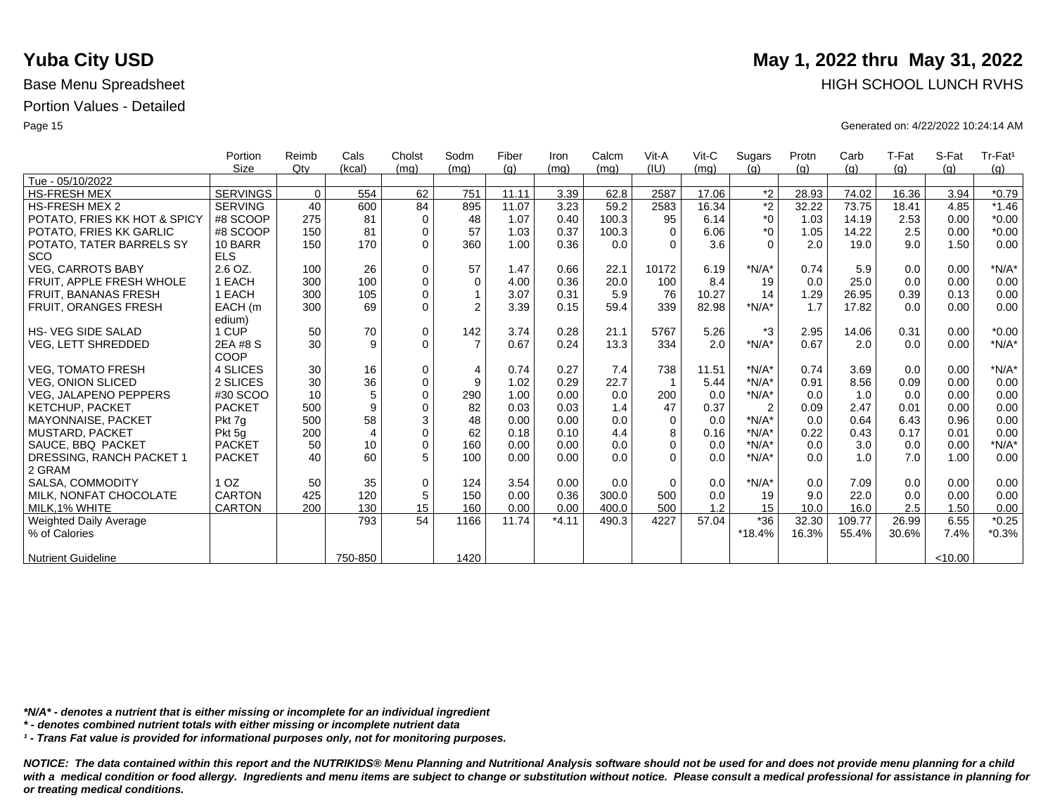# Yuba City USD

**May 1, 2022 thru May 31, 2022**

Base Menu Spreadsheet

HIGH SCHOOL LUNCH RVHS

Portion Values - Detailed

Generated on: 4/22/2022 10:24:14 AM

| | Portion Size | Reimb Qty | Cals (kcal) | Cholst (mg) | Sodm (mg) | Fiber (g) | Iron (mg) | Calcm (mg) | Vit-A (IU) | Vit-C (mg) | Sugars (g) | Protn (g) | Carb (g) | T-Fat (g) | S-Fat (g) | Tr-Fat[1] (g) |
|---|---|---|---|---|---|---|---|---|---|---|---|---|---|---|---|---|
| Tue - 05/10/2022 | | | | | | | | | | | | | | | | |
| HS-FRESH MEX | SERVINGS | 0 | 554 | 62 | 751 | 11.11 | 3.39 | 62.8 | 2587 | 17.06 | *2 | 28.93 | 74.02 | 16.36 | 3.94 | *0.79 |
| HS-FRESH MEX 2 | SERVING | 40 | 600 | 84 | 895 | 11.07 | 3.23 | 59.2 | 2583 | 16.34 | *2 | 32.22 | 73.75 | 18.41 | 4.85 | *1.46 |
| POTATO, FRIES KK HOT & SPICY | #8 SCOOP | 275 | 81 | 0 | 48 | 1.07 | 0.40 | 100.3 | 95 | 6.14 | *0 | 1.03 | 14.19 | 2.53 | 0.00 | *0.00 |
| POTATO, FRIES KK GARLIC | #8 SCOOP | 150 | 81 | 0 | 57 | 1.03 | 0.37 | 100.3 | 0 | 6.06 | *0 | 1.05 | 14.22 | 2.5 | 0.00 | *0.00 |
| POTATO, TATER BARRELS SY SCO | 10 BARR ELS | 150 | 170 | 0 | 360 | 1.00 | 0.36 | 0.0 | 0 | 3.6 | 0 | 2.0 | 19.0 | 9.0 | 1.50 | 0.00 |
| VEG, CARROTS BABY | 2.6 OZ. | 100 | 26 | 0 | 57 | 1.47 | 0.66 | 22.1 | 10172 | 6.19 | *N/A* | 0.74 | 5.9 | 0.0 | 0.00 | *N/A* |
| FRUIT, APPLE FRESH WHOLE | 1 EACH | 300 | 100 | 0 | 0 | 4.00 | 0.36 | 20.0 | 100 | 8.4 | 19 | 0.0 | 25.0 | 0.0 | 0.00 | 0.00 |
| FRUIT, BANANAS FRESH | 1 EACH | 300 | 105 | 0 | 1 | 3.07 | 0.31 | 5.9 | 76 | 10.27 | 14 | 1.29 | 26.95 | 0.39 | 0.13 | 0.00 |
| FRUIT, ORANGES FRESH | EACH (medium) | 300 | 69 | 0 | 2 | 3.39 | 0.15 | 59.4 | 339 | 82.98 | *N/A* | 1.7 | 17.82 | 0.0 | 0.00 | 0.00 |
| HS- VEG SIDE SALAD | 1 CUP | 50 | 70 | 0 | 142 | 3.74 | 0.28 | 21.1 | 5767 | 5.26 | *3 | 2.95 | 14.06 | 0.31 | 0.00 | *0.00 |
| VEG, LETT SHREDDED | 2EA #8 SCOOP | 30 | 9 | 0 | 7 | 0.67 | 0.24 | 13.3 | 334 | 2.0 | *N/A* | 0.67 | 2.0 | 0.0 | 0.00 | *N/A* |
| VEG, TOMATO FRESH | 4 SLICES | 30 | 16 | 0 | 4 | 0.74 | 0.27 | 7.4 | 738 | 11.51 | *N/A* | 0.74 | 3.69 | 0.0 | 0.00 | *N/A* |
| VEG, ONION SLICED | 2 SLICES | 30 | 36 | 0 | 9 | 1.02 | 0.29 | 22.7 | 1 | 5.44 | *N/A* | 0.91 | 8.56 | 0.09 | 0.00 | 0.00 |
| VEG, JALAPENO PEPPERS | #30 SCOO | 10 | 5 | 0 | 290 | 1.00 | 0.00 | 0.0 | 200 | 0.0 | *N/A* | 0.0 | 1.0 | 0.0 | 0.00 | 0.00 |
| KETCHUP, PACKET | PACKET | 500 | 9 | 0 | 82 | 0.03 | 0.03 | 1.4 | 47 | 0.37 | 2 | 0.09 | 2.47 | 0.01 | 0.00 | 0.00 |
| MAYONNAISE, PACKET | Pkt 7g | 500 | 58 | 3 | 48 | 0.00 | 0.00 | 0.0 | 0 | 0.0 | *N/A* | 0.0 | 0.64 | 6.43 | 0.96 | 0.00 |
| MUSTARD, PACKET | Pkt 5g | 200 | 4 | 0 | 62 | 0.18 | 0.10 | 4.4 | 8 | 0.16 | *N/A* | 0.22 | 0.43 | 0.17 | 0.01 | 0.00 |
| SAUCE, BBQ PACKET | PACKET | 50 | 10 | 0 | 160 | 0.00 | 0.00 | 0.0 | 0 | 0.0 | *N/A* | 0.0 | 3.0 | 0.0 | 0.00 | *N/A* |
| DRESSING, RANCH PACKET 1 2 GRAM | PACKET | 40 | 60 | 5 | 100 | 0.00 | 0.00 | 0.0 | 0 | 0.0 | *N/A* | 0.0 | 1.0 | 7.0 | 1.00 | 0.00 |
| SALSA, COMMODITY | 1 OZ | 50 | 35 | 0 | 124 | 3.54 | 0.00 | 0.0 | 0 | 0.0 | *N/A* | 0.0 | 7.09 | 0.0 | 0.00 | 0.00 |
| MILK, NONFAT CHOCOLATE | CARTON | 425 | 120 | 5 | 150 | 0.00 | 0.36 | 300.0 | 500 | 0.0 | 19 | 9.0 | 22.0 | 0.0 | 0.00 | 0.00 |
| MILK,1% WHITE | CARTON | 200 | 130 | 15 | 160 | 0.00 | 0.00 | 400.0 | 500 | 1.2 | 15 | 10.0 | 16.0 | 2.5 | 1.50 | 0.00 |
| Weighted Daily Average | | | 793 | 54 | 1166 | 11.74 | *4.11 | 490.3 | 4227 | 57.04 | *36 | 32.30 | 109.77 | 26.99 | 6.55 | *0.25 |
| % of Calories | | | | | | | | | | | *18.4% | 16.3% | 55.4% | 30.6% | 7.4% | *0.3% |
| Nutrient Guideline | | | 750-850 | | 1420 | | | | | | | | | | <10.00 | |

*\*N/A\* - denotes a nutrient that is either missing or incomplete for an individual ingredient*

*\* - denotes combined nutrient totals with either missing or incomplete nutrient data*

*[1] - Trans Fat value is provided for informational purposes only, not for monitoring purposes.*

***NOTICE: The data contained within this report and the NUTRIKIDS® Menu Planning and Nutritional Analysis software should not be used for and does not provide menu planning for a child with a medical condition or food allergy. Ingredients and menu items are subject to change or substitution without notice. Please consult a medical professional for assistance in planning for or treating medical conditions.***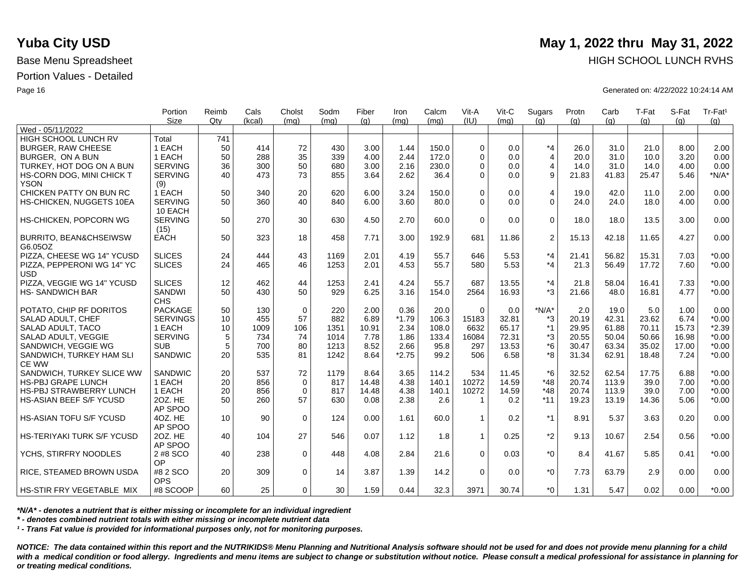# Yuba City USD

**May 1, 2022 thru May 31, 2022**

Base Menu Spreadsheet — HIGH SCHOOL LUNCH RVHS

Portion Values - Detailed

Generated on: 4/22/2022 10:24:14 AM

| | Portion Size | Reimb Qty | Cals (kcal) | Cholst (mg) | Sodm (mg) | Fiber (g) | Iron (mg) | Calcm (mg) | Vit-A (IU) | Vit-C (mg) | Sugars (g) | Protn (g) | Carb (g) | T-Fat (g) | S-Fat (g) | Tr-Fat¹ (g) |
|---|---|---|---|---|---|---|---|---|---|---|---|---|---|---|---|---|
| Wed - 05/11/2022 | | | | | | | | | | | | | | | | |
| HIGH SCHOOL LUNCH RV | Total | 741 | | | | | | | | | | | | | | |
| BURGER, RAW CHEESE | 1 EACH | 50 | 414 | 72 | 430 | 3.00 | 1.44 | 150.0 | 0 | 0.0 | *4 | 26.0 | 31.0 | 21.0 | 8.00 | 2.00 |
| BURGER, ON A BUN | 1 EACH | 50 | 288 | 35 | 339 | 4.00 | 2.44 | 172.0 | 0 | 0.0 | 4 | 20.0 | 31.0 | 10.0 | 3.20 | 0.00 |
| TURKEY, HOT DOG ON A BUN | SERVING | 36 | 300 | 50 | 680 | 3.00 | 2.16 | 230.0 | 0 | 0.0 | 4 | 14.0 | 31.0 | 14.0 | 4.00 | 0.00 |
| HS-CORN DOG, MINI CHICK T YSON | SERVING (9) | 40 | 473 | 73 | 855 | 3.64 | 2.62 | 36.4 | 0 | 0.0 | 9 | 21.83 | 41.83 | 25.47 | 5.46 | *N/A* |
| CHICKEN PATTY ON BUN RC | 1 EACH | 50 | 340 | 20 | 620 | 6.00 | 3.24 | 150.0 | 0 | 0.0 | 4 | 19.0 | 42.0 | 11.0 | 2.00 | 0.00 |
| HS-CHICKEN, NUGGETS 10EA | SERVING 10 EACH | 50 | 360 | 40 | 840 | 6.00 | 3.60 | 80.0 | 0 | 0.0 | 0 | 24.0 | 24.0 | 18.0 | 4.00 | 0.00 |
| HS-CHICKEN, POPCORN WG | SERVING (15) | 50 | 270 | 30 | 630 | 4.50 | 2.70 | 60.0 | 0 | 0.0 | 0 | 18.0 | 18.0 | 13.5 | 3.00 | 0.00 |
| BURRITO, BEAN&CHSEIWSW G6.05OZ | EACH | 50 | 323 | 18 | 458 | 7.71 | 3.00 | 192.9 | 681 | 11.86 | 2 | 15.13 | 42.18 | 11.65 | 4.27 | 0.00 |
| PIZZA, CHEESE WG 14" YCUSD | SLICES | 24 | 444 | 43 | 1169 | 2.01 | 4.19 | 55.7 | 646 | 5.53 | *4 | 21.41 | 56.82 | 15.31 | 7.03 | *0.00 |
| PIZZA, PEPPERONI WG 14" YC USD | SLICES | 24 | 465 | 46 | 1253 | 2.01 | 4.53 | 55.7 | 580 | 5.53 | *4 | 21.3 | 56.49 | 17.72 | 7.60 | *0.00 |
| PIZZA, VEGGIE WG 14" YCUSD | SLICES | 12 | 462 | 44 | 1253 | 2.41 | 4.24 | 55.7 | 687 | 13.55 | *4 | 21.8 | 58.04 | 16.41 | 7.33 | *0.00 |
| HS- SANDWICH BAR | SANDWICHS | 50 | 430 | 50 | 929 | 6.25 | 3.16 | 154.0 | 2564 | 16.93 | *3 | 21.66 | 48.0 | 16.81 | 4.77 | *0.00 |
| POTATO, CHIP RF DORITOS | PACKAGE | 50 | 130 | 0 | 220 | 2.00 | 0.36 | 20.0 | 0 | 0.0 | *N/A* | 2.0 | 19.0 | 5.0 | 1.00 | 0.00 |
| SALAD ADULT, CHEF | SERVINGS | 10 | 455 | 57 | 882 | 6.89 | *1.79 | 106.3 | 15183 | 32.81 | *3 | 20.19 | 42.31 | 23.62 | 6.74 | *0.00 |
| SALAD ADULT, TACO | 1 EACH | 10 | 1009 | 106 | 1351 | 10.91 | 2.34 | 108.0 | 6632 | 65.17 | *1 | 29.95 | 61.88 | 70.11 | 15.73 | *2.39 |
| SALAD ADULT, VEGGIE | SERVING | 5 | 734 | 74 | 1014 | 7.78 | 1.86 | 133.4 | 16084 | 72.31 | *3 | 20.55 | 50.04 | 50.66 | 16.98 | *0.00 |
| SANDWICH, VEGGIE WG | SUB | 5 | 700 | 80 | 1213 | 8.52 | 2.66 | 95.8 | 297 | 13.53 | *6 | 30.47 | 63.34 | 35.02 | 17.00 | *0.00 |
| SANDWICH, TURKEY HAM SLI CE WW | SANDWIC | 20 | 535 | 81 | 1242 | 8.64 | *2.75 | 99.2 | 506 | 6.58 | *8 | 31.34 | 62.91 | 18.48 | 7.24 | *0.00 |
| SANDWICH, TURKEY SLICE WW | SANDWIC | 20 | 537 | 72 | 1179 | 8.64 | 3.65 | 114.2 | 534 | 11.45 | *6 | 32.52 | 62.54 | 17.75 | 6.88 | *0.00 |
| HS-PBJ GRAPE LUNCH | 1 EACH | 20 | 856 | 0 | 817 | 14.48 | 4.38 | 140.1 | 10272 | 14.59 | *48 | 20.74 | 113.9 | 39.0 | 7.00 | *0.00 |
| HS-PBJ STRAWBERRY LUNCH | 1 EACH | 20 | 856 | 0 | 817 | 14.48 | 4.38 | 140.1 | 10272 | 14.59 | *48 | 20.74 | 113.9 | 39.0 | 7.00 | *0.00 |
| HS-ASIAN BEEF S/F YCUSD | 2OZ. HE AP SPOO | 50 | 260 | 57 | 630 | 0.08 | 2.38 | 2.6 | 1 | 0.2 | *11 | 19.23 | 13.19 | 14.36 | 5.06 | *0.00 |
| HS-ASIAN TOFU S/F YCUSD | 4OZ. HE AP SPOO | 10 | 90 | 0 | 124 | 0.00 | 1.61 | 60.0 | 1 | 0.2 | *1 | 8.91 | 5.37 | 3.63 | 0.20 | 0.00 |
| HS-TERIYAKI TURK S/F YCUSD | 2OZ. HE AP SPOO | 40 | 104 | 27 | 546 | 0.07 | 1.12 | 1.8 | 1 | 0.25 | *2 | 9.13 | 10.67 | 2.54 | 0.56 | *0.00 |
| YCHS, STIRFRY NOODLES | 2 #8 SCO OP | 40 | 238 | 0 | 448 | 4.08 | 2.84 | 21.6 | 0 | 0.03 | *0 | 8.4 | 41.67 | 5.85 | 0.41 | *0.00 |
| RICE, STEAMED BROWN USDA | #8 2 SCO OPS | 20 | 309 | 0 | 14 | 3.87 | 1.39 | 14.2 | 0 | 0.0 | *0 | 7.73 | 63.79 | 2.9 | 0.00 | 0.00 |
| HS-STIR FRY VEGETABLE MIX | #8 SCOOP | 60 | 25 | 0 | 30 | 1.59 | 0.44 | 32.3 | 3971 | 30.74 | *0 | 1.31 | 5.47 | 0.02 | 0.00 | *0.00 |

***N/A* - denotes a nutrient that is either missing or incomplete for an individual ingredient***

***\* - denotes combined nutrient totals with either missing or incomplete nutrient data***

***¹ - Trans Fat value is provided for informational purposes only, not for monitoring purposes.***

***NOTICE: The data contained within this report and the NUTRIKIDS® Menu Planning and Nutritional Analysis software should not be used for and does not provide menu planning for a child with a medical condition or food allergy. Ingredients and menu items are subject to change or substitution without notice. Please consult a medical professional for assistance in planning for or treating medical conditions.***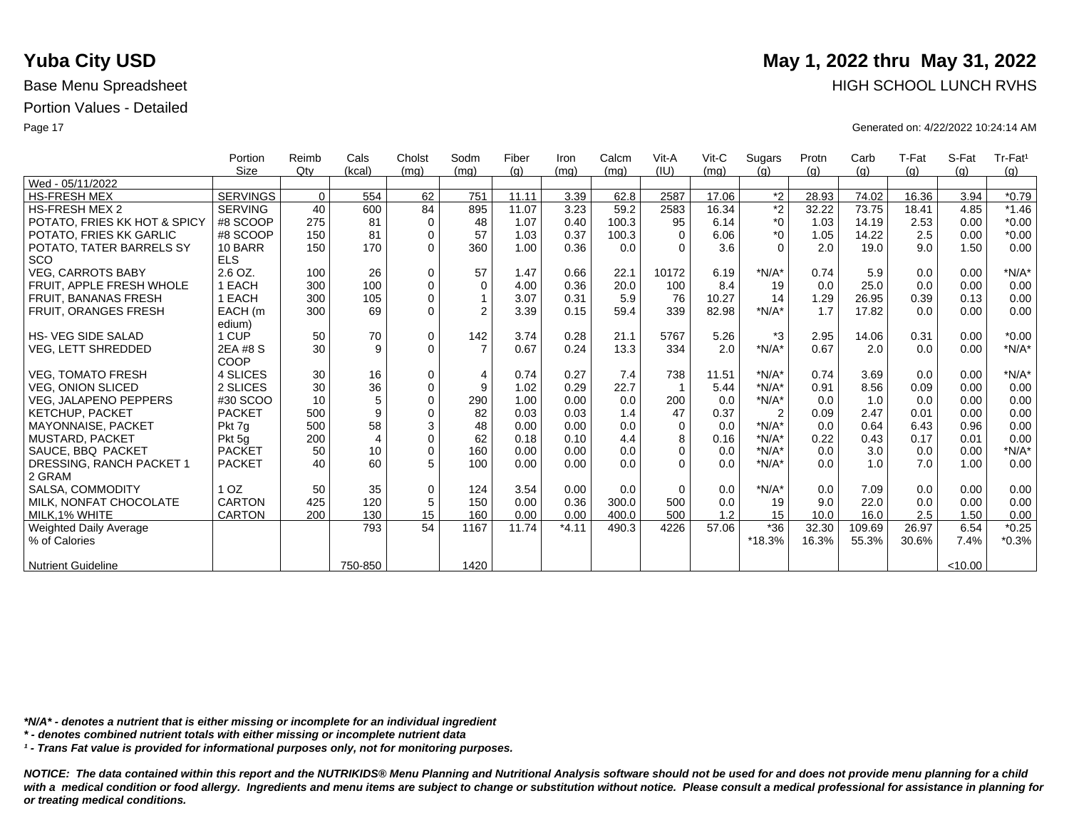# Yuba City USD

**May 1, 2022 thru May 31, 2022**

Base Menu Spreadsheet

HIGH SCHOOL LUNCH RVHS

Portion Values - Detailed

Generated on: 4/22/2022 10:24:14 AM

| | Portion Size | Reimb Qty | Cals (kcal) | Cholst (mg) | Sodm (mg) | Fiber (g) | Iron (mg) | Calcm (mg) | Vit-A (IU) | Vit-C (mg) | Sugars (g) | Protn (g) | Carb (g) | T-Fat (g) | S-Fat (g) | Tr-Fat[1] (g) |
|---|---|---|---|---|---|---|---|---|---|---|---|---|---|---|---|---|
| Wed - 05/11/2022 | | | | | | | | | | | | | | | | |
| HS-FRESH MEX | SERVINGS | 0 | 554 | 62 | 751 | 11.11 | 3.39 | 62.8 | 2587 | 17.06 | *2 | 28.93 | 74.02 | 16.36 | 3.94 | *0.79 |
| HS-FRESH MEX 2 | SERVING | 40 | 600 | 84 | 895 | 11.07 | 3.23 | 59.2 | 2583 | 16.34 | *2 | 32.22 | 73.75 | 18.41 | 4.85 | *1.46 |
| POTATO, FRIES KK HOT & SPICY | #8 SCOOP | 275 | 81 | 0 | 48 | 1.07 | 0.40 | 100.3 | 95 | 6.14 | *0 | 1.03 | 14.19 | 2.53 | 0.00 | *0.00 |
| POTATO, FRIES KK GARLIC | #8 SCOOP | 150 | 81 | 0 | 57 | 1.03 | 0.37 | 100.3 | 0 | 6.06 | *0 | 1.05 | 14.22 | 2.5 | 0.00 | *0.00 |
| POTATO, TATER BARRELS SY SCO | 10 BARR ELS | 150 | 170 | 0 | 360 | 1.00 | 0.36 | 0.0 | 0 | 3.6 | 0 | 2.0 | 19.0 | 9.0 | 1.50 | 0.00 |
| VEG, CARROTS BABY | 2.6 OZ. | 100 | 26 | 0 | 57 | 1.47 | 0.66 | 22.1 | 10172 | 6.19 | *N/A* | 0.74 | 5.9 | 0.0 | 0.00 | *N/A* |
| FRUIT, APPLE FRESH WHOLE | 1 EACH | 300 | 100 | 0 | 0 | 4.00 | 0.36 | 20.0 | 100 | 8.4 | 19 | 0.0 | 25.0 | 0.0 | 0.00 | 0.00 |
| FRUIT, BANANAS FRESH | 1 EACH | 300 | 105 | 0 | 1 | 3.07 | 0.31 | 5.9 | 76 | 10.27 | 14 | 1.29 | 26.95 | 0.39 | 0.13 | 0.00 |
| FRUIT, ORANGES FRESH | EACH (medium) | 300 | 69 | 0 | 2 | 3.39 | 0.15 | 59.4 | 339 | 82.98 | *N/A* | 1.7 | 17.82 | 0.0 | 0.00 | 0.00 |
| HS- VEG SIDE SALAD | 1 CUP | 50 | 70 | 0 | 142 | 3.74 | 0.28 | 21.1 | 5767 | 5.26 | *3 | 2.95 | 14.06 | 0.31 | 0.00 | *0.00 |
| VEG, LETT SHREDDED | 2EA #8 SCOOP | 30 | 9 | 0 | 7 | 0.67 | 0.24 | 13.3 | 334 | 2.0 | *N/A* | 0.67 | 2.0 | 0.0 | 0.00 | *N/A* |
| VEG, TOMATO FRESH | 4 SLICES | 30 | 16 | 0 | 4 | 0.74 | 0.27 | 7.4 | 738 | 11.51 | *N/A* | 0.74 | 3.69 | 0.0 | 0.00 | *N/A* |
| VEG, ONION SLICED | 2 SLICES | 30 | 36 | 0 | 9 | 1.02 | 0.29 | 22.7 | 1 | 5.44 | *N/A* | 0.91 | 8.56 | 0.09 | 0.00 | 0.00 |
| VEG, JALAPENO PEPPERS | #30 SCOO | 10 | 5 | 0 | 290 | 1.00 | 0.00 | 0.0 | 200 | 0.0 | *N/A* | 0.0 | 1.0 | 0.0 | 0.00 | 0.00 |
| KETCHUP, PACKET | PACKET | 500 | 9 | 0 | 82 | 0.03 | 0.03 | 1.4 | 47 | 0.37 | 2 | 0.09 | 2.47 | 0.01 | 0.00 | 0.00 |
| MAYONNAISE, PACKET | Pkt 7g | 500 | 58 | 3 | 48 | 0.00 | 0.00 | 0.0 | 0 | 0.0 | *N/A* | 0.0 | 0.64 | 6.43 | 0.96 | 0.00 |
| MUSTARD, PACKET | Pkt 5g | 200 | 4 | 0 | 62 | 0.18 | 0.10 | 4.4 | 8 | 0.16 | *N/A* | 0.22 | 0.43 | 0.17 | 0.01 | 0.00 |
| SAUCE, BBQ PACKET | PACKET | 50 | 10 | 0 | 160 | 0.00 | 0.00 | 0.0 | 0 | 0.0 | *N/A* | 0.0 | 3.0 | 0.0 | 0.00 | *N/A* |
| DRESSING, RANCH PACKET 1 2 GRAM | PACKET | 40 | 60 | 5 | 100 | 0.00 | 0.00 | 0.0 | 0 | 0.0 | *N/A* | 0.0 | 1.0 | 7.0 | 1.00 | 0.00 |
| SALSA, COMMODITY | 1 OZ | 50 | 35 | 0 | 124 | 3.54 | 0.00 | 0.0 | 0 | 0.0 | *N/A* | 0.0 | 7.09 | 0.0 | 0.00 | 0.00 |
| MILK, NONFAT CHOCOLATE | CARTON | 425 | 120 | 5 | 150 | 0.00 | 0.36 | 300.0 | 500 | 0.0 | 19 | 9.0 | 22.0 | 0.0 | 0.00 | 0.00 |
| MILK,1% WHITE | CARTON | 200 | 130 | 15 | 160 | 0.00 | 0.00 | 400.0 | 500 | 1.2 | 15 | 10.0 | 16.0 | 2.5 | 1.50 | 0.00 |
| Weighted Daily Average | | | 793 | 54 | 1167 | 11.74 | *4.11 | 490.3 | 4226 | 57.06 | *36 | 32.30 | 109.69 | 26.97 | 6.54 | *0.25 |
| % of Calories | | | | | | | | | | | *18.3% | 16.3% | 55.3% | 30.6% | 7.4% | *0.3% |
| Nutrient Guideline | | | 750-850 | | 1420 | | | | | | | | | | <10.00 | |

*\*N/A\* - denotes a nutrient that is either missing or incomplete for an individual ingredient*

*\* - denotes combined nutrient totals with either missing or incomplete nutrient data*

*¹ - Trans Fat value is provided for informational purposes only, not for monitoring purposes.*

***NOTICE: The data contained within this report and the NUTRIKIDS® Menu Planning and Nutritional Analysis software should not be used for and does not provide menu planning for a child with a medical condition or food allergy. Ingredients and menu items are subject to change or substitution without notice. Please consult a medical professional for assistance in planning for or treating medical conditions.***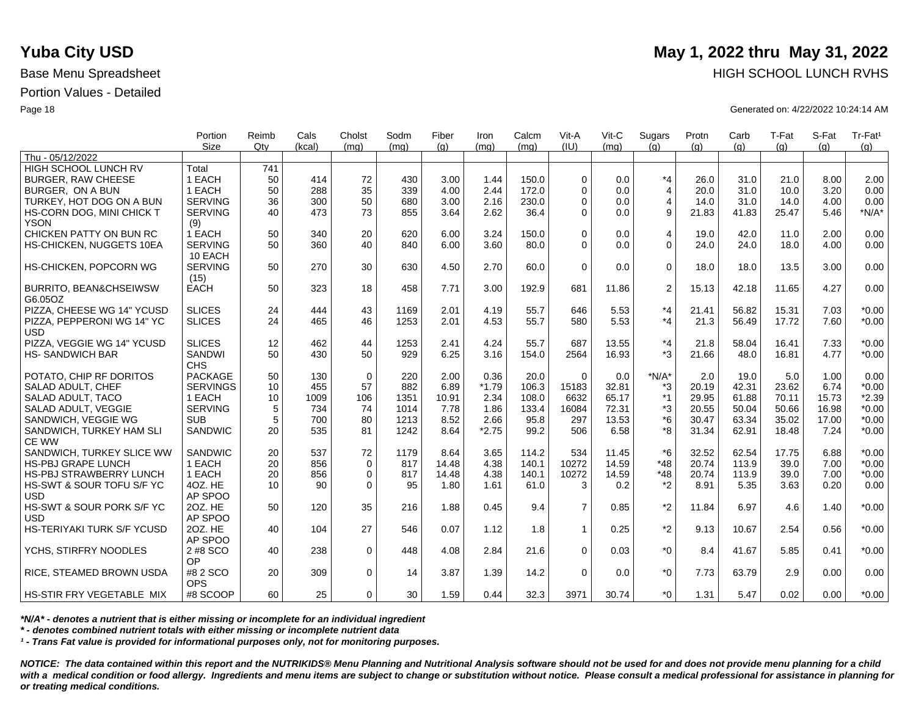# Yuba City USD

**May 1, 2022 thru May 31, 2022**

Base Menu Spreadsheet

HIGH SCHOOL LUNCH RVHS

Portion Values - Detailed

Generated on: 4/22/2022 10:24:14 AM

| | Portion Size | Reimb Qty | Cals (kcal) | Cholst (mg) | Sodm (mg) | Fiber (g) | Iron (mg) | Calcm (mg) | Vit-A (IU) | Vit-C (mg) | Sugars (g) | Protn (g) | Carb (g) | T-Fat (g) | S-Fat (g) | Tr-Fat¹ (g) |
|---|---|---|---|---|---|---|---|---|---|---|---|---|---|---|---|---|
| Thu - 05/12/2022 | | | | | | | | | | | | | | | | |
| HIGH SCHOOL LUNCH RV | Total | 741 | | | | | | | | | | | | | | |
| BURGER, RAW CHEESE | 1 EACH | 50 | 414 | 72 | 430 | 3.00 | 1.44 | 150.0 | 0 | 0.0 | *4 | 26.0 | 31.0 | 21.0 | 8.00 | 2.00 |
| BURGER, ON A BUN | 1 EACH | 50 | 288 | 35 | 339 | 4.00 | 2.44 | 172.0 | 0 | 0.0 | 4 | 20.0 | 31.0 | 10.0 | 3.20 | 0.00 |
| TURKEY, HOT DOG ON A BUN | SERVING | 36 | 300 | 50 | 680 | 3.00 | 2.16 | 230.0 | 0 | 0.0 | 4 | 14.0 | 31.0 | 14.0 | 4.00 | 0.00 |
| HS-CORN DOG, MINI CHICK TYSON | SERVING (9) | 40 | 473 | 73 | 855 | 3.64 | 2.62 | 36.4 | 0 | 0.0 | 9 | 21.83 | 41.83 | 25.47 | 5.46 | *N/A* |
| CHICKEN PATTY ON BUN RC | 1 EACH | 50 | 340 | 20 | 620 | 6.00 | 3.24 | 150.0 | 0 | 0.0 | 4 | 19.0 | 42.0 | 11.0 | 2.00 | 0.00 |
| HS-CHICKEN, NUGGETS 10EA | SERVING 10 EACH | 50 | 360 | 40 | 840 | 6.00 | 3.60 | 80.0 | 0 | 0.0 | 0 | 24.0 | 24.0 | 18.0 | 4.00 | 0.00 |
| HS-CHICKEN, POPCORN WG | SERVING (15) | 50 | 270 | 30 | 630 | 4.50 | 2.70 | 60.0 | 0 | 0.0 | 0 | 18.0 | 18.0 | 13.5 | 3.00 | 0.00 |
| BURRITO, BEAN&CHSEIWSW G6.05OZ | EACH | 50 | 323 | 18 | 458 | 7.71 | 3.00 | 192.9 | 681 | 11.86 | 2 | 15.13 | 42.18 | 11.65 | 4.27 | 0.00 |
| PIZZA, CHEESE WG 14" YCUSD | SLICES | 24 | 444 | 43 | 1169 | 2.01 | 4.19 | 55.7 | 646 | 5.53 | *4 | 21.41 | 56.82 | 15.31 | 7.03 | *0.00 |
| PIZZA, PEPPERONI WG 14" YCUSD | SLICES | 24 | 465 | 46 | 1253 | 2.01 | 4.53 | 55.7 | 580 | 5.53 | *4 | 21.3 | 56.49 | 17.72 | 7.60 | *0.00 |
| PIZZA, VEGGIE WG 14" YCUSD | SLICES | 12 | 462 | 44 | 1253 | 2.41 | 4.24 | 55.7 | 687 | 13.55 | *4 | 21.8 | 58.04 | 16.41 | 7.33 | *0.00 |
| HS- SANDWICH BAR | SANDWICHS | 50 | 430 | 50 | 929 | 6.25 | 3.16 | 154.0 | 2564 | 16.93 | *3 | 21.66 | 48.0 | 16.81 | 4.77 | *0.00 |
| POTATO, CHIP RF DORITOS | PACKAGE | 50 | 130 | 0 | 220 | 2.00 | 0.36 | 20.0 | 0 | 0.0 | *N/A* | 2.0 | 19.0 | 5.0 | 1.00 | 0.00 |
| SALAD ADULT, CHEF | SERVINGS | 10 | 455 | 57 | 882 | 6.89 | *1.79 | 106.3 | 15183 | 32.81 | *3 | 20.19 | 42.31 | 23.62 | 6.74 | *0.00 |
| SALAD ADULT, TACO | 1 EACH | 10 | 1009 | 106 | 1351 | 10.91 | 2.34 | 108.0 | 6632 | 65.17 | *1 | 29.95 | 61.88 | 70.11 | 15.73 | *2.39 |
| SALAD ADULT, VEGGIE | SERVING | 5 | 734 | 74 | 1014 | 7.78 | 1.86 | 133.4 | 16084 | 72.31 | *3 | 20.55 | 50.04 | 50.66 | 16.98 | *0.00 |
| SANDWICH, VEGGIE WG | SUB | 5 | 700 | 80 | 1213 | 8.52 | 2.66 | 95.8 | 297 | 13.53 | *6 | 30.47 | 63.34 | 35.02 | 17.00 | *0.00 |
| SANDWICH, TURKEY HAM SLICE WW | SANDWIC | 20 | 535 | 81 | 1242 | 8.64 | *2.75 | 99.2 | 506 | 6.58 | *8 | 31.34 | 62.91 | 18.48 | 7.24 | *0.00 |
| SANDWICH, TURKEY SLICE WW | SANDWIC | 20 | 537 | 72 | 1179 | 8.64 | 3.65 | 114.2 | 534 | 11.45 | *6 | 32.52 | 62.54 | 17.75 | 6.88 | *0.00 |
| HS-PBJ GRAPE LUNCH | 1 EACH | 20 | 856 | 0 | 817 | 14.48 | 4.38 | 140.1 | 10272 | 14.59 | *48 | 20.74 | 113.9 | 39.0 | 7.00 | *0.00 |
| HS-PBJ STRAWBERRY LUNCH | 1 EACH | 20 | 856 | 0 | 817 | 14.48 | 4.38 | 140.1 | 10272 | 14.59 | *48 | 20.74 | 113.9 | 39.0 | 7.00 | *0.00 |
| HS-SWT & SOUR TOFU S/F YCUSD | 4OZ. HEAP SPOO | 10 | 90 | 0 | 95 | 1.80 | 1.61 | 61.0 | 3 | 0.2 | *2 | 8.91 | 5.35 | 3.63 | 0.20 | 0.00 |
| HS-SWT & SOUR PORK S/F YCUSD | 2OZ. HEAP SPOO | 50 | 120 | 35 | 216 | 1.88 | 0.45 | 9.4 | 7 | 0.85 | *2 | 11.84 | 6.97 | 4.6 | 1.40 | *0.00 |
| HS-TERIYAKI TURK S/F YCUSD | 2OZ. HEAP SPOO | 40 | 104 | 27 | 546 | 0.07 | 1.12 | 1.8 | 1 | 0.25 | *2 | 9.13 | 10.67 | 2.54 | 0.56 | *0.00 |
| YCHS, STIRFRY NOODLES | 2 #8 SCOOP | 40 | 238 | 0 | 448 | 4.08 | 2.84 | 21.6 | 0 | 0.03 | *0 | 8.4 | 41.67 | 5.85 | 0.41 | *0.00 |
| RICE, STEAMED BROWN USDA | #8 2 SCOOPS | 20 | 309 | 0 | 14 | 3.87 | 1.39 | 14.2 | 0 | 0.0 | *0 | 7.73 | 63.79 | 2.9 | 0.00 | 0.00 |
| HS-STIR FRY VEGETABLE MIX | #8 SCOOP | 60 | 25 | 0 | 30 | 1.59 | 0.44 | 32.3 | 3971 | 30.74 | *0 | 1.31 | 5.47 | 0.02 | 0.00 | *0.00 |

***N/A* - denotes a nutrient that is either missing or incomplete for an individual ingredient***

*** - denotes combined nutrient totals with either missing or incomplete nutrient data***

***¹ - Trans Fat value is provided for informational purposes only, not for monitoring purposes.***

***NOTICE: The data contained within this report and the NUTRIKIDS® Menu Planning and Nutritional Analysis software should not be used for and does not provide menu planning for a child with a medical condition or food allergy. Ingredients and menu items are subject to change or substitution without notice. Please consult a medical professional for assistance in planning for or treating medical conditions.***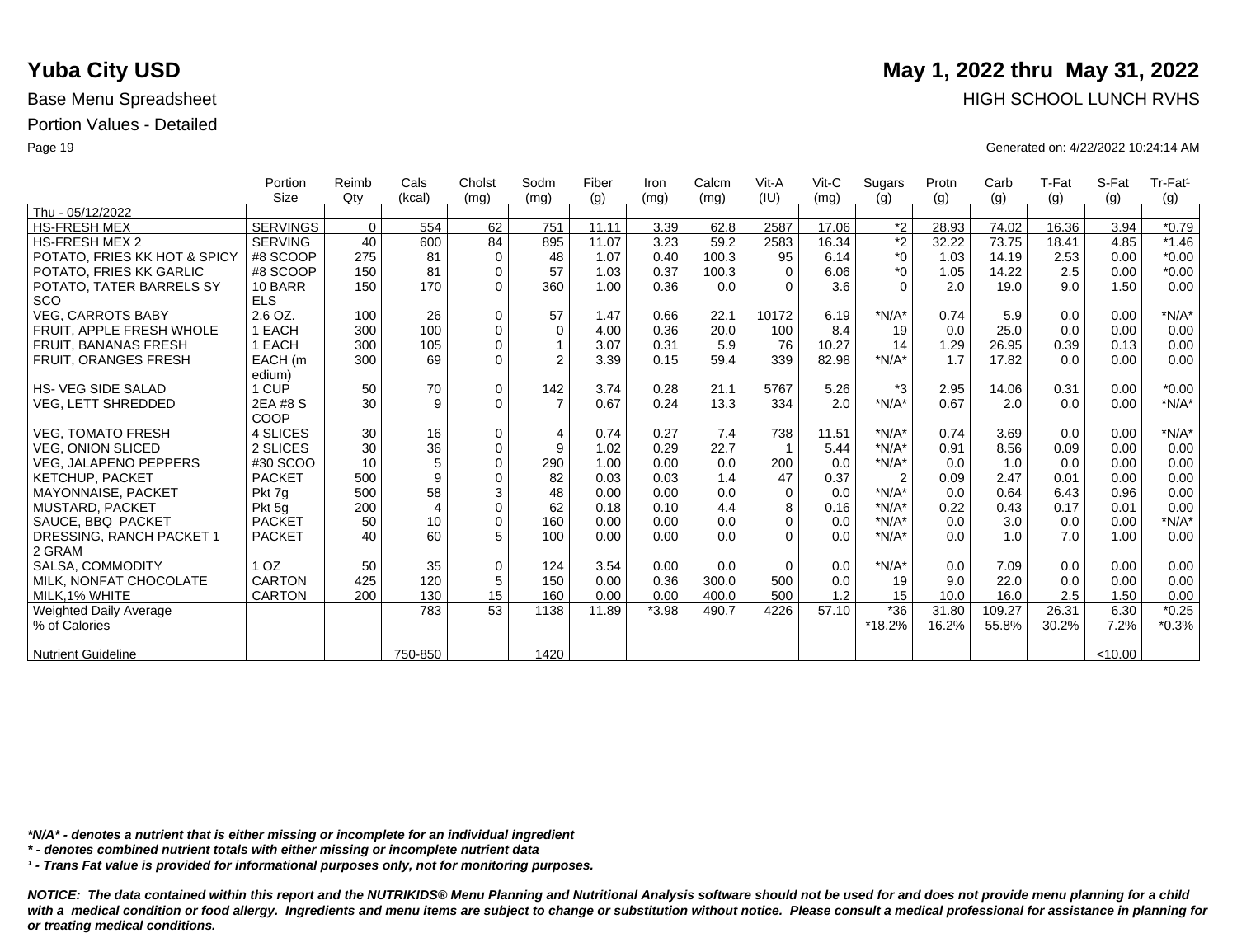# Yuba City USD

# May 1, 2022 thru May 31, 2022

Base Menu Spreadsheet

HIGH SCHOOL LUNCH RVHS

Portion Values - Detailed

Generated on: 4/22/2022 10:24:14 AM

| | Portion Size | Reimb Qty | Cals (kcal) | Cholst (mg) | Sodm (mg) | Fiber (g) | Iron (mg) | Calcm (mg) | Vit-A (IU) | Vit-C (mg) | Sugars (g) | Protn (g) | Carb (g) | T-Fat (g) | S-Fat (g) | Tr-Fat¹ (g) |
|---|---|---|---|---|---|---|---|---|---|---|---|---|---|---|---|---|
| Thu - 05/12/2022 | | | | | | | | | | | | | | | | |
| HS-FRESH MEX | SERVINGS | 0 | 554 | 62 | 751 | 11.11 | 3.39 | 62.8 | 2587 | 17.06 | *2 | 28.93 | 74.02 | 16.36 | 3.94 | *0.79 |
| HS-FRESH MEX 2 | SERVING | 40 | 600 | 84 | 895 | 11.07 | 3.23 | 59.2 | 2583 | 16.34 | *2 | 32.22 | 73.75 | 18.41 | 4.85 | *1.46 |
| POTATO, FRIES KK HOT & SPICY | #8 SCOOP | 275 | 81 | 0 | 48 | 1.07 | 0.40 | 100.3 | 95 | 6.14 | *0 | 1.03 | 14.19 | 2.53 | 0.00 | *0.00 |
| POTATO, FRIES KK GARLIC | #8 SCOOP | 150 | 81 | 0 | 57 | 1.03 | 0.37 | 100.3 | 0 | 6.06 | *0 | 1.05 | 14.22 | 2.5 | 0.00 | *0.00 |
| POTATO, TATER BARRELS SY SCO | 10 BARR ELS | 150 | 170 | 0 | 360 | 1.00 | 0.36 | 0.0 | 0 | 3.6 | 0 | 2.0 | 19.0 | 9.0 | 1.50 | 0.00 |
| VEG, CARROTS BABY | 2.6 OZ. | 100 | 26 | 0 | 57 | 1.47 | 0.66 | 22.1 | 10172 | 6.19 | *N/A* | 0.74 | 5.9 | 0.0 | 0.00 | *N/A* |
| FRUIT, APPLE FRESH WHOLE | 1 EACH | 300 | 100 | 0 | 0 | 4.00 | 0.36 | 20.0 | 100 | 8.4 | 19 | 0.0 | 25.0 | 0.0 | 0.00 | 0.00 |
| FRUIT, BANANAS FRESH | 1 EACH | 300 | 105 | 0 | 1 | 3.07 | 0.31 | 5.9 | 76 | 10.27 | 14 | 1.29 | 26.95 | 0.39 | 0.13 | 0.00 |
| FRUIT, ORANGES FRESH | EACH (m edium) | 300 | 69 | 0 | 2 | 3.39 | 0.15 | 59.4 | 339 | 82.98 | *N/A* | 1.7 | 17.82 | 0.0 | 0.00 | 0.00 |
| HS- VEG SIDE SALAD | 1 CUP | 50 | 70 | 0 | 142 | 3.74 | 0.28 | 21.1 | 5767 | 5.26 | *3 | 2.95 | 14.06 | 0.31 | 0.00 | *0.00 |
| VEG, LETT SHREDDED | 2EA #8 S COOP | 30 | 9 | 0 | 7 | 0.67 | 0.24 | 13.3 | 334 | 2.0 | *N/A* | 0.67 | 2.0 | 0.0 | 0.00 | *N/A* |
| VEG, TOMATO FRESH | 4 SLICES | 30 | 16 | 0 | 4 | 0.74 | 0.27 | 7.4 | 738 | 11.51 | *N/A* | 0.74 | 3.69 | 0.0 | 0.00 | *N/A* |
| VEG, ONION SLICED | 2 SLICES | 30 | 36 | 0 | 9 | 1.02 | 0.29 | 22.7 | 1 | 5.44 | *N/A* | 0.91 | 8.56 | 0.09 | 0.00 | 0.00 |
| VEG, JALAPENO PEPPERS | #30 SCOO | 10 | 5 | 0 | 290 | 1.00 | 0.00 | 0.0 | 200 | 0.0 | *N/A* | 0.0 | 1.0 | 0.0 | 0.00 | 0.00 |
| KETCHUP, PACKET | PACKET | 500 | 9 | 0 | 82 | 0.03 | 0.03 | 1.4 | 47 | 0.37 | 2 | 0.09 | 2.47 | 0.01 | 0.00 | 0.00 |
| MAYONNAISE, PACKET | Pkt 7g | 500 | 58 | 3 | 48 | 0.00 | 0.00 | 0.0 | 0 | 0.0 | *N/A* | 0.0 | 0.64 | 6.43 | 0.96 | 0.00 |
| MUSTARD, PACKET | Pkt 5g | 200 | 4 | 0 | 62 | 0.18 | 0.10 | 4.4 | 8 | 0.16 | *N/A* | 0.22 | 0.43 | 0.17 | 0.01 | 0.00 |
| SAUCE, BBQ PACKET | PACKET | 50 | 10 | 0 | 160 | 0.00 | 0.00 | 0.0 | 0 | 0.0 | *N/A* | 0.0 | 3.0 | 0.0 | 0.00 | *N/A* |
| DRESSING, RANCH PACKET 1 2 GRAM | PACKET | 40 | 60 | 5 | 100 | 0.00 | 0.00 | 0.0 | 0 | 0.0 | *N/A* | 0.0 | 1.0 | 7.0 | 1.00 | 0.00 |
| SALSA, COMMODITY | 1 OZ | 50 | 35 | 0 | 124 | 3.54 | 0.00 | 0.0 | 0 | 0.0 | *N/A* | 0.0 | 7.09 | 0.0 | 0.00 | 0.00 |
| MILK, NONFAT CHOCOLATE | CARTON | 425 | 120 | 5 | 150 | 0.00 | 0.36 | 300.0 | 500 | 0.0 | 19 | 9.0 | 22.0 | 0.0 | 0.00 | 0.00 |
| MILK,1% WHITE | CARTON | 200 | 130 | 15 | 160 | 0.00 | 0.00 | 400.0 | 500 | 1.2 | 15 | 10.0 | 16.0 | 2.5 | 1.50 | 0.00 |
| Weighted Daily Average | | | 783 | 53 | 1138 | 11.89 | *3.98 | 490.7 | 4226 | 57.10 | *36 | 31.80 | 109.27 | 26.31 | 6.30 | *0.25 |
| % of Calories | | | | | | | | | | | *18.2% | 16.2% | 55.8% | 30.2% | 7.2% | *0.3% |
| Nutrient Guideline | | | 750-850 | | 1420 | | | | | | | | | | <10.00 | |

*\*N/A\* - denotes a nutrient that is either missing or incomplete for an individual ingredient*

*\* - denotes combined nutrient totals with either missing or incomplete nutrient data*

*¹ - Trans Fat value is provided for informational purposes only, not for monitoring purposes.*

***NOTICE: The data contained within this report and the NUTRIKIDS® Menu Planning and Nutritional Analysis software should not be used for and does not provide menu planning for a child with a medical condition or food allergy. Ingredients and menu items are subject to change or substitution without notice. Please consult a medical professional for assistance in planning for or treating medical conditions.***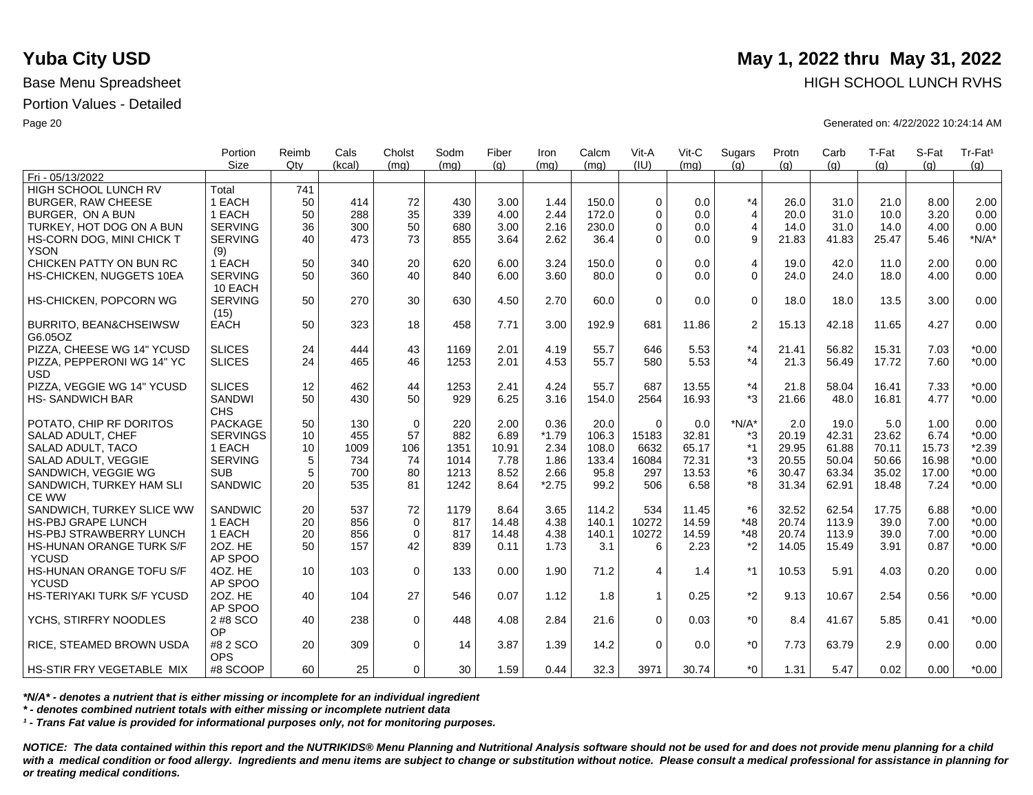# Yuba City USD

**May 1, 2022 thru May 31, 2022**

Base Menu Spreadsheet

HIGH SCHOOL LUNCH RVHS

Portion Values - Detailed

Generated on: 4/22/2022 10:24:14 AM

| | Portion Size | Reimb Qty | Cals (kcal) | Cholst (mg) | Sodm (mg) | Fiber (g) | Iron (mg) | Calcm (mg) | Vit-A (IU) | Vit-C (mg) | Sugars (g) | Protn (g) | Carb (g) | T-Fat (g) | S-Fat (g) | Tr-Fat[1] (g) |
|---|---|---|---|---|---|---|---|---|---|---|---|---|---|---|---|---|
| Fri - 05/13/2022 | | | | | | | | | | | | | | | | |
| HIGH SCHOOL LUNCH RV | Total | 741 | | | | | | | | | | | | | | |
| BURGER, RAW CHEESE | 1 EACH | 50 | 414 | 72 | 430 | 3.00 | 1.44 | 150.0 | 0 | 0.0 | *4 | 26.0 | 31.0 | 21.0 | 8.00 | 2.00 |
| BURGER, ON A BUN | 1 EACH | 50 | 288 | 35 | 339 | 4.00 | 2.44 | 172.0 | 0 | 0.0 | 4 | 20.0 | 31.0 | 10.0 | 3.20 | 0.00 |
| TURKEY, HOT DOG ON A BUN | SERVING | 36 | 300 | 50 | 680 | 3.00 | 2.16 | 230.0 | 0 | 0.0 | 4 | 14.0 | 31.0 | 14.0 | 4.00 | 0.00 |
| HS-CORN DOG, MINI CHICK T YSON | SERVING (9) | 40 | 473 | 73 | 855 | 3.64 | 2.62 | 36.4 | 0 | 0.0 | 9 | 21.83 | 41.83 | 25.47 | 5.46 | *N/A* |
| CHICKEN PATTY ON BUN RC | 1 EACH | 50 | 340 | 20 | 620 | 6.00 | 3.24 | 150.0 | 0 | 0.0 | 4 | 19.0 | 42.0 | 11.0 | 2.00 | 0.00 |
| HS-CHICKEN, NUGGETS 10EA | SERVING 10 EACH | 50 | 360 | 40 | 840 | 6.00 | 3.60 | 80.0 | 0 | 0.0 | 0 | 24.0 | 24.0 | 18.0 | 4.00 | 0.00 |
| HS-CHICKEN, POPCORN WG | SERVING (15) | 50 | 270 | 30 | 630 | 4.50 | 2.70 | 60.0 | 0 | 0.0 | 0 | 18.0 | 18.0 | 13.5 | 3.00 | 0.00 |
| BURRITO, BEAN&CHSEIWSW G6.05OZ | EACH | 50 | 323 | 18 | 458 | 7.71 | 3.00 | 192.9 | 681 | 11.86 | 2 | 15.13 | 42.18 | 11.65 | 4.27 | 0.00 |
| PIZZA, CHEESE WG 14" YCUSD | SLICES | 24 | 444 | 43 | 1169 | 2.01 | 4.19 | 55.7 | 646 | 5.53 | *4 | 21.41 | 56.82 | 15.31 | 7.03 | *0.00 |
| PIZZA, PEPPERONI WG 14" YC USD | SLICES | 24 | 465 | 46 | 1253 | 2.01 | 4.53 | 55.7 | 580 | 5.53 | *4 | 21.3 | 56.49 | 17.72 | 7.60 | *0.00 |
| PIZZA, VEGGIE WG 14" YCUSD | SLICES | 12 | 462 | 44 | 1253 | 2.41 | 4.24 | 55.7 | 687 | 13.55 | *4 | 21.8 | 58.04 | 16.41 | 7.33 | *0.00 |
| HS- SANDWICH BAR | SANDWI CHS | 50 | 430 | 50 | 929 | 6.25 | 3.16 | 154.0 | 2564 | 16.93 | *3 | 21.66 | 48.0 | 16.81 | 4.77 | *0.00 |
| POTATO, CHIP RF DORITOS | PACKAGE | 50 | 130 | 0 | 220 | 2.00 | 0.36 | 20.0 | 0 | 0.0 | *N/A* | 2.0 | 19.0 | 5.0 | 1.00 | 0.00 |
| SALAD ADULT, CHEF | SERVINGS | 10 | 455 | 57 | 882 | 6.89 | *1.79 | 106.3 | 15183 | 32.81 | *3 | 20.19 | 42.31 | 23.62 | 6.74 | *0.00 |
| SALAD ADULT, TACO | 1 EACH | 10 | 1009 | 106 | 1351 | 10.91 | 2.34 | 108.0 | 6632 | 65.17 | *1 | 29.95 | 61.88 | 70.11 | 15.73 | *2.39 |
| SALAD ADULT, VEGGIE | SERVING | 5 | 734 | 74 | 1014 | 7.78 | 1.86 | 133.4 | 16084 | 72.31 | *3 | 20.55 | 50.04 | 50.66 | 16.98 | *0.00 |
| SANDWICH, VEGGIE WG | SUB | 5 | 700 | 80 | 1213 | 8.52 | 2.66 | 95.8 | 297 | 13.53 | *6 | 30.47 | 63.34 | 35.02 | 17.00 | *0.00 |
| SANDWICH, TURKEY HAM SLI CE WW | SANDWIC | 20 | 535 | 81 | 1242 | 8.64 | *2.75 | 99.2 | 506 | 6.58 | *8 | 31.34 | 62.91 | 18.48 | 7.24 | *0.00 |
| SANDWICH, TURKEY SLICE WW | SANDWIC | 20 | 537 | 72 | 1179 | 8.64 | 3.65 | 114.2 | 534 | 11.45 | *6 | 32.52 | 62.54 | 17.75 | 6.88 | *0.00 |
| HS-PBJ GRAPE LUNCH | 1 EACH | 20 | 856 | 0 | 817 | 14.48 | 4.38 | 140.1 | 10272 | 14.59 | *48 | 20.74 | 113.9 | 39.0 | 7.00 | *0.00 |
| HS-PBJ STRAWBERRY LUNCH | 1 EACH | 20 | 856 | 0 | 817 | 14.48 | 4.38 | 140.1 | 10272 | 14.59 | *48 | 20.74 | 113.9 | 39.0 | 7.00 | *0.00 |
| HS-HUNAN ORANGE TURK S/F YCUSD | 2OZ. HE AP SPOO | 50 | 157 | 42 | 839 | 0.11 | 1.73 | 3.1 | 6 | 2.23 | *2 | 14.05 | 15.49 | 3.91 | 0.87 | *0.00 |
| HS-HUNAN ORANGE TOFU S/F YCUSD | 4OZ. HE AP SPOO | 10 | 103 | 0 | 133 | 0.00 | 1.90 | 71.2 | 4 | 1.4 | *1 | 10.53 | 5.91 | 4.03 | 0.20 | 0.00 |
| HS-TERIYAKI TURK S/F YCUSD | 2OZ. HE AP SPOO | 40 | 104 | 27 | 546 | 0.07 | 1.12 | 1.8 | 1 | 0.25 | *2 | 9.13 | 10.67 | 2.54 | 0.56 | *0.00 |
| YCHS, STIRFRY NOODLES | 2 #8 SCO OP | 40 | 238 | 0 | 448 | 4.08 | 2.84 | 21.6 | 0 | 0.03 | *0 | 8.4 | 41.67 | 5.85 | 0.41 | *0.00 |
| RICE, STEAMED BROWN USDA | #8 2 SCO OPS | 20 | 309 | 0 | 14 | 3.87 | 1.39 | 14.2 | 0 | 0.0 | *0 | 7.73 | 63.79 | 2.9 | 0.00 | 0.00 |
| HS-STIR FRY VEGETABLE MIX | #8 SCOOP | 60 | 25 | 0 | 30 | 1.59 | 0.44 | 32.3 | 3971 | 30.74 | *0 | 1.31 | 5.47 | 0.02 | 0.00 | *0.00 |

*\*N/A\* - denotes a nutrient that is either missing or incomplete for an individual ingredient*

*\* - denotes combined nutrient totals with either missing or incomplete nutrient data*

*[1] - Trans Fat value is provided for informational purposes only, not for monitoring purposes.*

***NOTICE: The data contained within this report and the NUTRIKIDS® Menu Planning and Nutritional Analysis software should not be used for and does not provide menu planning for a child with a medical condition or food allergy. Ingredients and menu items are subject to change or substitution without notice. Please consult a medical professional for assistance in planning for or treating medical conditions.***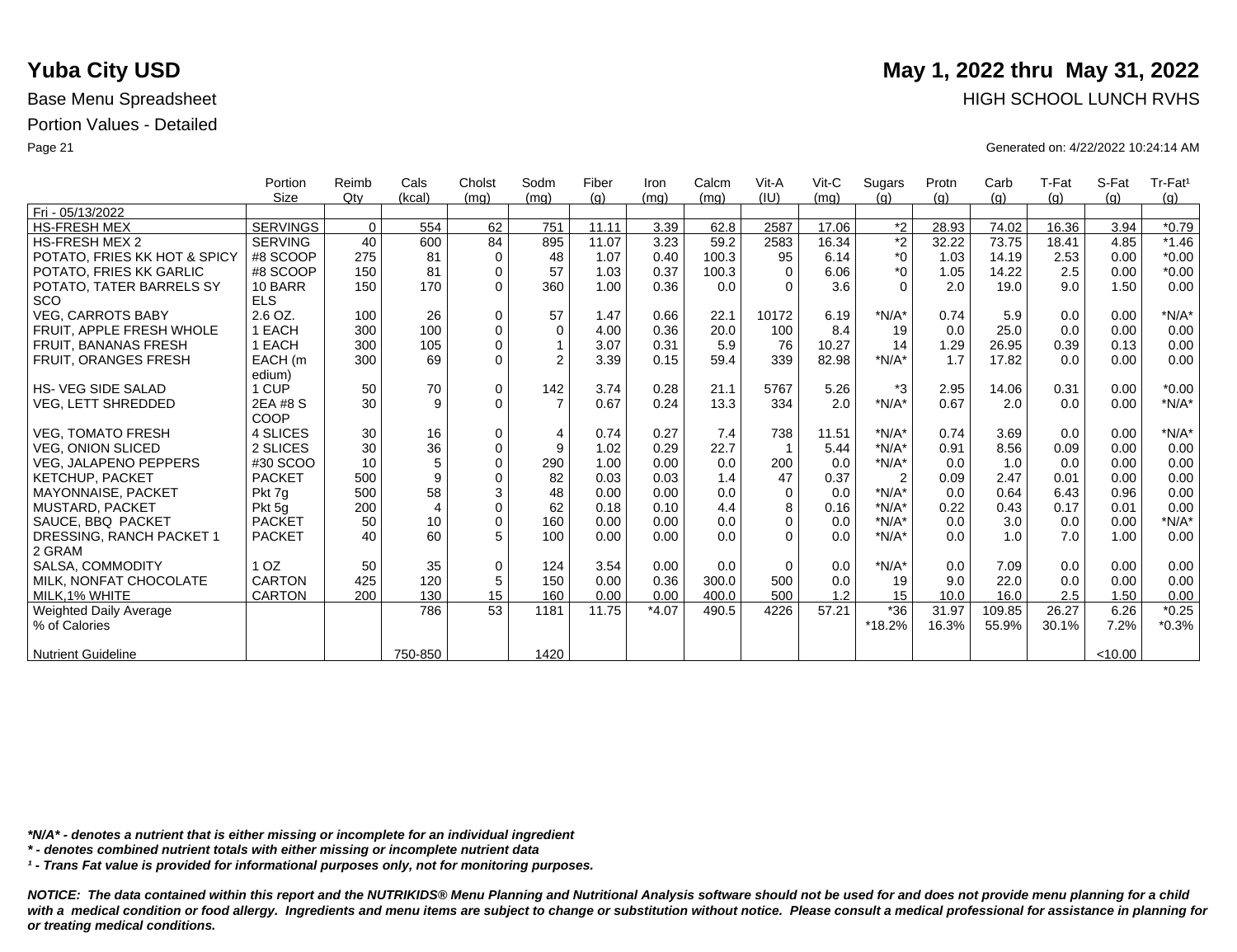# Yuba City USD

**May 1, 2022 thru May 31, 2022**

Base Menu Spreadsheet

HIGH SCHOOL LUNCH RVHS

Portion Values - Detailed

Generated on: 4/22/2022 10:24:14 AM

| | Portion Size | Reimb Qty | Cals (kcal) | Cholst (mg) | Sodm (mg) | Fiber (g) | Iron (mg) | Calcm (mg) | Vit-A (IU) | Vit-C (mg) | Sugars (g) | Protn (g) | Carb (g) | T-Fat (g) | S-Fat (g) | Tr-Fat¹ (g) |
|---|---|---|---|---|---|---|---|---|---|---|---|---|---|---|---|---|
| Fri - 05/13/2022 | | | | | | | | | | | | | | | | |
| HS-FRESH MEX | SERVINGS | 0 | 554 | 62 | 751 | 11.11 | 3.39 | 62.8 | 2587 | 17.06 | *2 | 28.93 | 74.02 | 16.36 | 3.94 | *0.79 |
| HS-FRESH MEX 2 | SERVING | 40 | 600 | 84 | 895 | 11.07 | 3.23 | 59.2 | 2583 | 16.34 | *2 | 32.22 | 73.75 | 18.41 | 4.85 | *1.46 |
| POTATO, FRIES KK HOT & SPICY | #8 SCOOP | 275 | 81 | 0 | 48 | 1.07 | 0.40 | 100.3 | 95 | 6.14 | *0 | 1.03 | 14.19 | 2.53 | 0.00 | *0.00 |
| POTATO, FRIES KK GARLIC | #8 SCOOP | 150 | 81 | 0 | 57 | 1.03 | 0.37 | 100.3 | 0 | 6.06 | *0 | 1.05 | 14.22 | 2.5 | 0.00 | *0.00 |
| POTATO, TATER BARRELS SY SCO | 10 BARR ELS | 150 | 170 | 0 | 360 | 1.00 | 0.36 | 0.0 | 0 | 3.6 | 0 | 2.0 | 19.0 | 9.0 | 1.50 | 0.00 |
| VEG, CARROTS BABY | 2.6 OZ. | 100 | 26 | 0 | 57 | 1.47 | 0.66 | 22.1 | 10172 | 6.19 | *N/A* | 0.74 | 5.9 | 0.0 | 0.00 | *N/A* |
| FRUIT, APPLE FRESH WHOLE | 1 EACH | 300 | 100 | 0 | 0 | 4.00 | 0.36 | 20.0 | 100 | 8.4 | 19 | 0.0 | 25.0 | 0.0 | 0.00 | 0.00 |
| FRUIT, BANANAS FRESH | 1 EACH | 300 | 105 | 0 | 1 | 3.07 | 0.31 | 5.9 | 76 | 10.27 | 14 | 1.29 | 26.95 | 0.39 | 0.13 | 0.00 |
| FRUIT, ORANGES FRESH | EACH (m edium) | 300 | 69 | 0 | 2 | 3.39 | 0.15 | 59.4 | 339 | 82.98 | *N/A* | 1.7 | 17.82 | 0.0 | 0.00 | 0.00 |
| HS- VEG SIDE SALAD | 1 CUP | 50 | 70 | 0 | 142 | 3.74 | 0.28 | 21.1 | 5767 | 5.26 | *3 | 2.95 | 14.06 | 0.31 | 0.00 | *0.00 |
| VEG, LETT SHREDDED | 2EA #8 S COOP | 30 | 9 | 0 | 7 | 0.67 | 0.24 | 13.3 | 334 | 2.0 | *N/A* | 0.67 | 2.0 | 0.0 | 0.00 | *N/A* |
| VEG, TOMATO FRESH | 4 SLICES | 30 | 16 | 0 | 4 | 0.74 | 0.27 | 7.4 | 738 | 11.51 | *N/A* | 0.74 | 3.69 | 0.0 | 0.00 | *N/A* |
| VEG, ONION SLICED | 2 SLICES | 30 | 36 | 0 | 9 | 1.02 | 0.29 | 22.7 | 1 | 5.44 | *N/A* | 0.91 | 8.56 | 0.09 | 0.00 | 0.00 |
| VEG, JALAPENO PEPPERS | #30 SCOO | 10 | 5 | 0 | 290 | 1.00 | 0.00 | 0.0 | 200 | 0.0 | *N/A* | 0.0 | 1.0 | 0.0 | 0.00 | 0.00 |
| KETCHUP, PACKET | PACKET | 500 | 9 | 0 | 82 | 0.03 | 0.03 | 1.4 | 47 | 0.37 | 2 | 0.09 | 2.47 | 0.01 | 0.00 | 0.00 |
| MAYONNAISE, PACKET | Pkt 7g | 500 | 58 | 3 | 48 | 0.00 | 0.00 | 0.0 | 0 | 0.0 | *N/A* | 0.0 | 0.64 | 6.43 | 0.96 | 0.00 |
| MUSTARD, PACKET | Pkt 5g | 200 | 4 | 0 | 62 | 0.18 | 0.10 | 4.4 | 8 | 0.16 | *N/A* | 0.22 | 0.43 | 0.17 | 0.01 | 0.00 |
| SAUCE, BBQ PACKET | PACKET | 50 | 10 | 0 | 160 | 0.00 | 0.00 | 0.0 | 0 | 0.0 | *N/A* | 0.0 | 3.0 | 0.0 | 0.00 | *N/A* |
| DRESSING, RANCH PACKET 1 2 GRAM | PACKET | 40 | 60 | 5 | 100 | 0.00 | 0.00 | 0.0 | 0 | 0.0 | *N/A* | 0.0 | 1.0 | 7.0 | 1.00 | 0.00 |
| SALSA, COMMODITY | 1 OZ | 50 | 35 | 0 | 124 | 3.54 | 0.00 | 0.0 | 0 | 0.0 | *N/A* | 0.0 | 7.09 | 0.0 | 0.00 | 0.00 |
| MILK, NONFAT CHOCOLATE | CARTON | 425 | 120 | 5 | 150 | 0.00 | 0.36 | 300.0 | 500 | 0.0 | 19 | 9.0 | 22.0 | 0.0 | 0.00 | 0.00 |
| MILK,1% WHITE | CARTON | 200 | 130 | 15 | 160 | 0.00 | 0.00 | 400.0 | 500 | 1.2 | 15 | 10.0 | 16.0 | 2.5 | 1.50 | 0.00 |
| Weighted Daily Average | | | 786 | 53 | 1181 | 11.75 | *4.07 | 490.5 | 4226 | 57.21 | *36 | 31.97 | 109.85 | 26.27 | 6.26 | *0.25 |
| % of Calories | | | | | | | | | | | *18.2% | 16.3% | 55.9% | 30.1% | 7.2% | *0.3% |
| Nutrient Guideline | | | 750-850 | | 1420 | | | | | | | | | | <10.00 | |

*\*N/A\* - denotes a nutrient that is either missing or incomplete for an individual ingredient*

*\* - denotes combined nutrient totals with either missing or incomplete nutrient data*

*¹ - Trans Fat value is provided for informational purposes only, not for monitoring purposes.*

***NOTICE: The data contained within this report and the NUTRIKIDS® Menu Planning and Nutritional Analysis software should not be used for and does not provide menu planning for a child with a medical condition or food allergy. Ingredients and menu items are subject to change or substitution without notice. Please consult a medical professional for assistance in planning for or treating medical conditions.***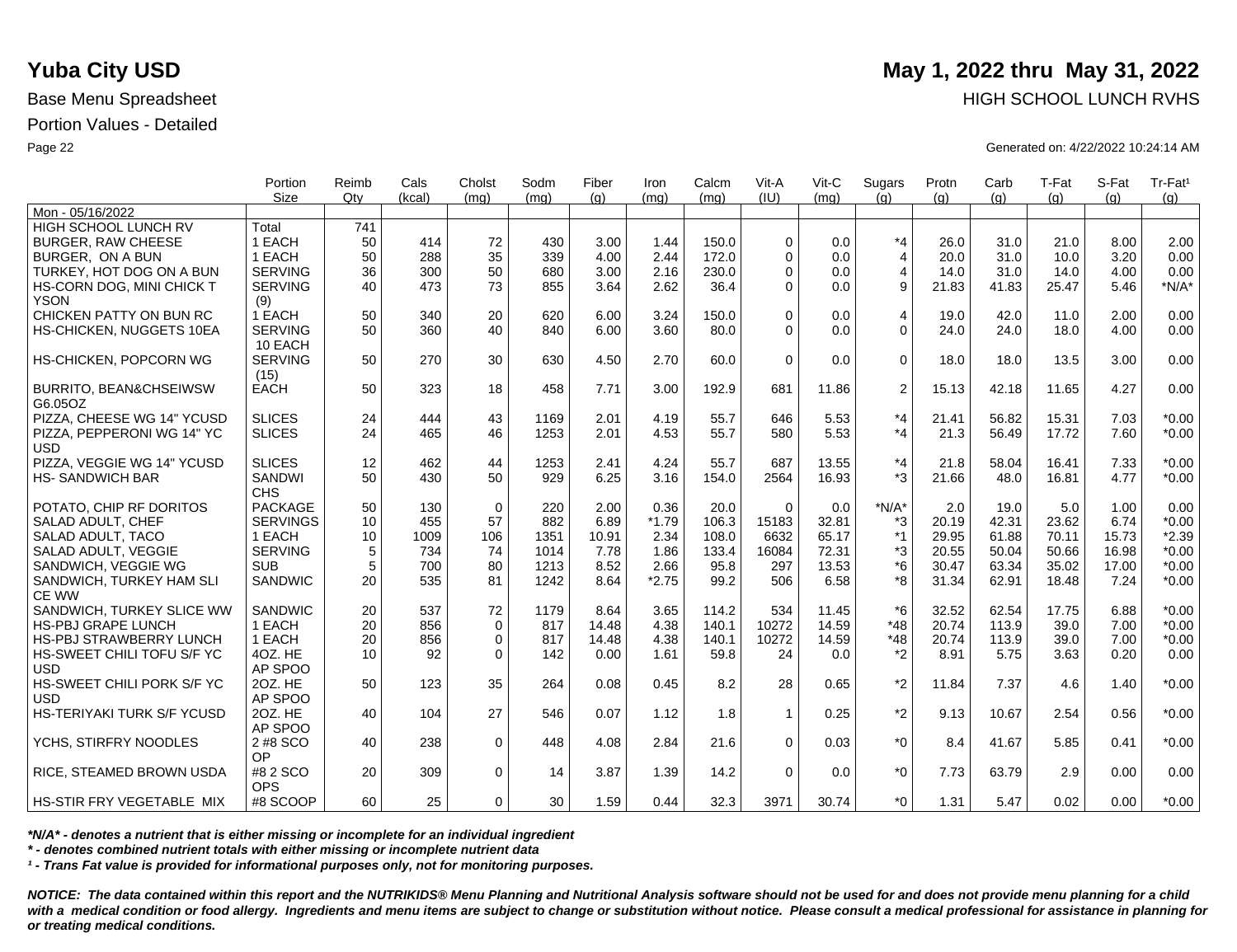# Yuba City USD

## May 1, 2022 thru May 31, 2022

Base Menu Spreadsheet

HIGH SCHOOL LUNCH RVHS

Portion Values - Detailed

Generated on: 4/22/2022 10:24:14 AM

| | Portion Size | Reimb Qty | Cals (kcal) | Cholst (mg) | Sodm (mg) | Fiber (g) | Iron (mg) | Calcm (mg) | Vit-A (IU) | Vit-C (mg) | Sugars (g) | Protn (g) | Carb (g) | T-Fat (g) | S-Fat (g) | Tr-Fat¹ (g) |
|---|---|---|---|---|---|---|---|---|---|---|---|---|---|---|---|---|
| Mon - 05/16/2022 | | | | | | | | | | | | | | | | |
| HIGH SCHOOL LUNCH RV | Total | 741 | | | | | | | | | | | | | | |
| BURGER, RAW CHEESE | 1 EACH | 50 | 414 | 72 | 430 | 3.00 | 1.44 | 150.0 | 0 | 0.0 | *4 | 26.0 | 31.0 | 21.0 | 8.00 | 2.00 |
| BURGER, ON A BUN | 1 EACH | 50 | 288 | 35 | 339 | 4.00 | 2.44 | 172.0 | 0 | 0.0 | 4 | 20.0 | 31.0 | 10.0 | 3.20 | 0.00 |
| TURKEY, HOT DOG ON A BUN | SERVING | 36 | 300 | 50 | 680 | 3.00 | 2.16 | 230.0 | 0 | 0.0 | 4 | 14.0 | 31.0 | 14.0 | 4.00 | 0.00 |
| HS-CORN DOG, MINI CHICK T YSON | SERVING (9) | 40 | 473 | 73 | 855 | 3.64 | 2.62 | 36.4 | 0 | 0.0 | 9 | 21.83 | 41.83 | 25.47 | 5.46 | *N/A* |
| CHICKEN PATTY ON BUN RC | 1 EACH | 50 | 340 | 20 | 620 | 6.00 | 3.24 | 150.0 | 0 | 0.0 | 4 | 19.0 | 42.0 | 11.0 | 2.00 | 0.00 |
| HS-CHICKEN, NUGGETS 10EA | SERVING 10 EACH | 50 | 360 | 40 | 840 | 6.00 | 3.60 | 80.0 | 0 | 0.0 | 0 | 24.0 | 24.0 | 18.0 | 4.00 | 0.00 |
| HS-CHICKEN, POPCORN WG | SERVING (15) | 50 | 270 | 30 | 630 | 4.50 | 2.70 | 60.0 | 0 | 0.0 | 0 | 18.0 | 18.0 | 13.5 | 3.00 | 0.00 |
| BURRITO, BEAN&CHSEIWSW G6.05OZ | EACH | 50 | 323 | 18 | 458 | 7.71 | 3.00 | 192.9 | 681 | 11.86 | 2 | 15.13 | 42.18 | 11.65 | 4.27 | 0.00 |
| PIZZA, CHEESE WG 14" YCUSD | SLICES | 24 | 444 | 43 | 1169 | 2.01 | 4.19 | 55.7 | 646 | 5.53 | *4 | 21.41 | 56.82 | 15.31 | 7.03 | *0.00 |
| PIZZA, PEPPERONI WG 14" YC USD | SLICES | 24 | 465 | 46 | 1253 | 2.01 | 4.53 | 55.7 | 580 | 5.53 | *4 | 21.3 | 56.49 | 17.72 | 7.60 | *0.00 |
| PIZZA, VEGGIE WG 14" YCUSD | SLICES | 12 | 462 | 44 | 1253 | 2.41 | 4.24 | 55.7 | 687 | 13.55 | *4 | 21.8 | 58.04 | 16.41 | 7.33 | *0.00 |
| HS- SANDWICH BAR | SANDWI CHS | 50 | 430 | 50 | 929 | 6.25 | 3.16 | 154.0 | 2564 | 16.93 | *3 | 21.66 | 48.0 | 16.81 | 4.77 | *0.00 |
| POTATO, CHIP RF DORITOS | PACKAGE | 50 | 130 | 0 | 220 | 2.00 | 0.36 | 20.0 | 0 | 0.0 | *N/A* | 2.0 | 19.0 | 5.0 | 1.00 | 0.00 |
| SALAD ADULT, CHEF | SERVINGS | 10 | 455 | 57 | 882 | 6.89 | *1.79 | 106.3 | 15183 | 32.81 | *3 | 20.19 | 42.31 | 23.62 | 6.74 | *0.00 |
| SALAD ADULT, TACO | 1 EACH | 10 | 1009 | 106 | 1351 | 10.91 | 2.34 | 108.0 | 6632 | 65.17 | *1 | 29.95 | 61.88 | 70.11 | 15.73 | *2.39 |
| SALAD ADULT, VEGGIE | SERVING | 5 | 734 | 74 | 1014 | 7.78 | 1.86 | 133.4 | 16084 | 72.31 | *3 | 20.55 | 50.04 | 50.66 | 16.98 | *0.00 |
| SANDWICH, VEGGIE WG | SUB | 5 | 700 | 80 | 1213 | 8.52 | 2.66 | 95.8 | 297 | 13.53 | *6 | 30.47 | 63.34 | 35.02 | 17.00 | *0.00 |
| SANDWICH, TURKEY HAM SLI CE WW | SANDWIC | 20 | 535 | 81 | 1242 | 8.64 | *2.75 | 99.2 | 506 | 6.58 | *8 | 31.34 | 62.91 | 18.48 | 7.24 | *0.00 |
| SANDWICH, TURKEY SLICE WW | SANDWIC | 20 | 537 | 72 | 1179 | 8.64 | 3.65 | 114.2 | 534 | 11.45 | *6 | 32.52 | 62.54 | 17.75 | 6.88 | *0.00 |
| HS-PBJ GRAPE LUNCH | 1 EACH | 20 | 856 | 0 | 817 | 14.48 | 4.38 | 140.1 | 10272 | 14.59 | *48 | 20.74 | 113.9 | 39.0 | 7.00 | *0.00 |
| HS-PBJ STRAWBERRY LUNCH | 1 EACH | 20 | 856 | 0 | 817 | 14.48 | 4.38 | 140.1 | 10272 | 14.59 | *48 | 20.74 | 113.9 | 39.0 | 7.00 | *0.00 |
| HS-SWEET CHILI TOFU S/F YC USD | 4OZ. HE AP SPOO | 10 | 92 | 0 | 142 | 0.00 | 1.61 | 59.8 | 24 | 0.0 | *2 | 8.91 | 5.75 | 3.63 | 0.20 | 0.00 |
| HS-SWEET CHILI PORK S/F YC USD | 2OZ. HE AP SPOO | 50 | 123 | 35 | 264 | 0.08 | 0.45 | 8.2 | 28 | 0.65 | *2 | 11.84 | 7.37 | 4.6 | 1.40 | *0.00 |
| HS-TERIYAKI TURK S/F YCUSD | 2OZ. HE AP SPOO | 40 | 104 | 27 | 546 | 0.07 | 1.12 | 1.8 | 1 | 0.25 | *2 | 9.13 | 10.67 | 2.54 | 0.56 | *0.00 |
| YCHS, STIRFRY NOODLES | 2 #8 SCO OP | 40 | 238 | 0 | 448 | 4.08 | 2.84 | 21.6 | 0 | 0.03 | *0 | 8.4 | 41.67 | 5.85 | 0.41 | *0.00 |
| RICE, STEAMED BROWN USDA | #8 2 SCO OPS | 20 | 309 | 0 | 14 | 3.87 | 1.39 | 14.2 | 0 | 0.0 | *0 | 7.73 | 63.79 | 2.9 | 0.00 | 0.00 |
| HS-STIR FRY VEGETABLE MIX | #8 SCOOP | 60 | 25 | 0 | 30 | 1.59 | 0.44 | 32.3 | 3971 | 30.74 | *0 | 1.31 | 5.47 | 0.02 | 0.00 | *0.00 |

*\*N/A\* - denotes a nutrient that is either missing or incomplete for an individual ingredient*

*\* - denotes combined nutrient totals with either missing or incomplete nutrient data*

*¹ - Trans Fat value is provided for informational purposes only, not for monitoring purposes.*

***NOTICE: The data contained within this report and the NUTRIKIDS® Menu Planning and Nutritional Analysis software should not be used for and does not provide menu planning for a child with a medical condition or food allergy. Ingredients and menu items are subject to change or substitution without notice. Please consult a medical professional for assistance in planning for or treating medical conditions.***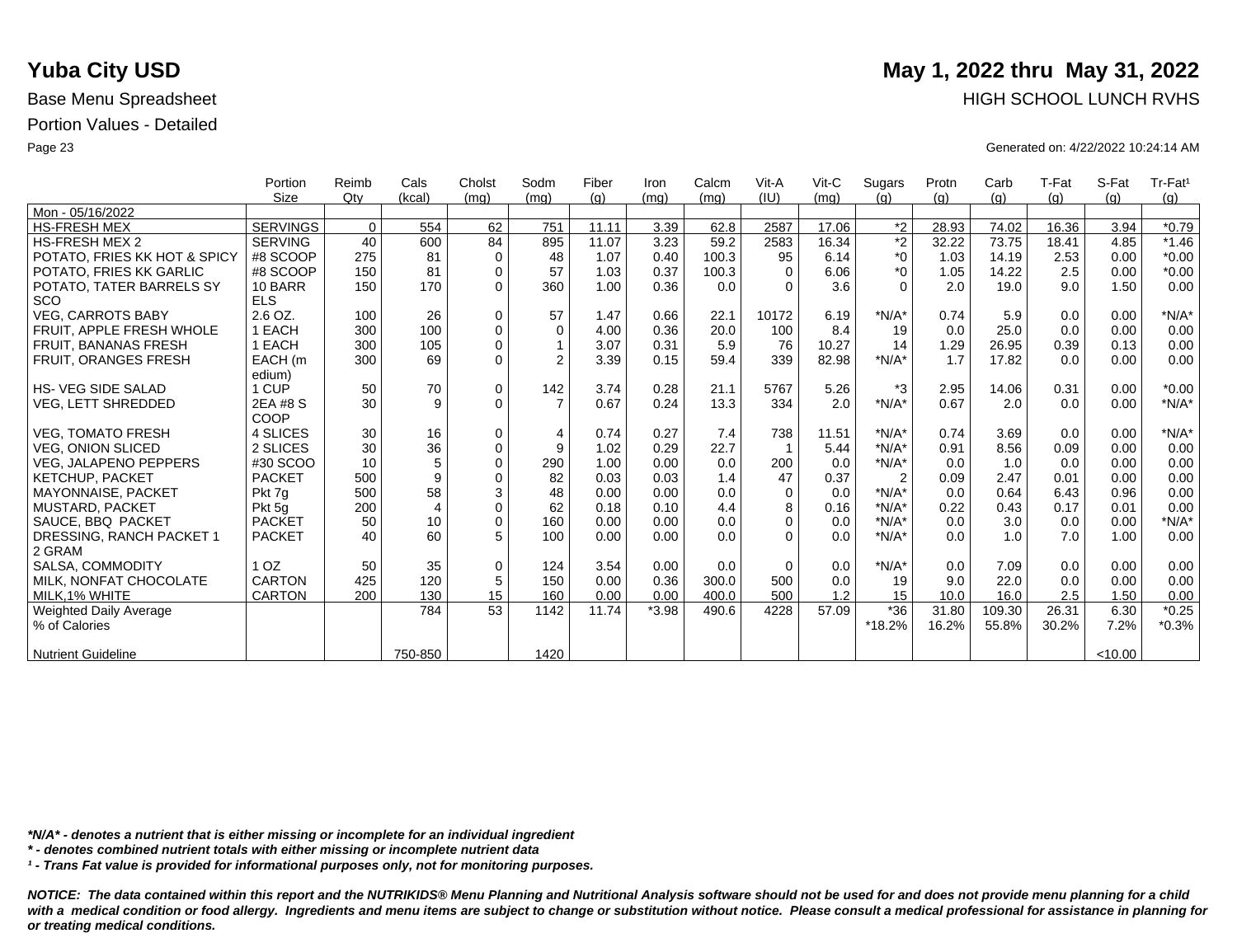# Yuba City USD

**May 1, 2022 thru May 31, 2022**

Base Menu Spreadsheet

HIGH SCHOOL LUNCH RVHS

Portion Values - Detailed

Generated on: 4/22/2022 10:24:14 AM

| | Portion Size | Reimb Qty | Cals (kcal) | Cholst (mg) | Sodm (mg) | Fiber (g) | Iron (mg) | Calcm (mg) | Vit-A (IU) | Vit-C (mg) | Sugars (g) | Protn (g) | Carb (g) | T-Fat (g) | S-Fat (g) | Tr-Fat[1] (g) |
|---|---|---|---|---|---|---|---|---|---|---|---|---|---|---|---|---|
| Mon - 05/16/2022 | | | | | | | | | | | | | | | | |
| HS-FRESH MEX | SERVINGS | 0 | 554 | 62 | 751 | 11.11 | 3.39 | 62.8 | 2587 | 17.06 | *2 | 28.93 | 74.02 | 16.36 | 3.94 | *0.79 |
| HS-FRESH MEX 2 | SERVING | 40 | 600 | 84 | 895 | 11.07 | 3.23 | 59.2 | 2583 | 16.34 | *2 | 32.22 | 73.75 | 18.41 | 4.85 | *1.46 |
| POTATO, FRIES KK HOT & SPICY | #8 SCOOP | 275 | 81 | 0 | 48 | 1.07 | 0.40 | 100.3 | 95 | 6.14 | *0 | 1.03 | 14.19 | 2.53 | 0.00 | *0.00 |
| POTATO, FRIES KK GARLIC | #8 SCOOP | 150 | 81 | 0 | 57 | 1.03 | 0.37 | 100.3 | 0 | 6.06 | *0 | 1.05 | 14.22 | 2.5 | 0.00 | *0.00 |
| POTATO, TATER BARRELS SY SCO | 10 BARR ELS | 150 | 170 | 0 | 360 | 1.00 | 0.36 | 0.0 | 0 | 3.6 | 0 | 2.0 | 19.0 | 9.0 | 1.50 | 0.00 |
| VEG, CARROTS BABY | 2.6 OZ. | 100 | 26 | 0 | 57 | 1.47 | 0.66 | 22.1 | 10172 | 6.19 | *N/A* | 0.74 | 5.9 | 0.0 | 0.00 | *N/A* |
| FRUIT, APPLE FRESH WHOLE | 1 EACH | 300 | 100 | 0 | 0 | 4.00 | 0.36 | 20.0 | 100 | 8.4 | 19 | 0.0 | 25.0 | 0.0 | 0.00 | 0.00 |
| FRUIT, BANANAS FRESH | 1 EACH | 300 | 105 | 0 | 1 | 3.07 | 0.31 | 5.9 | 76 | 10.27 | 14 | 1.29 | 26.95 | 0.39 | 0.13 | 0.00 |
| FRUIT, ORANGES FRESH | EACH (medium) | 300 | 69 | 0 | 2 | 3.39 | 0.15 | 59.4 | 339 | 82.98 | *N/A* | 1.7 | 17.82 | 0.0 | 0.00 | 0.00 |
| HS- VEG SIDE SALAD | 1 CUP | 50 | 70 | 0 | 142 | 3.74 | 0.28 | 21.1 | 5767 | 5.26 | *3 | 2.95 | 14.06 | 0.31 | 0.00 | *0.00 |
| VEG, LETT SHREDDED | 2EA #8 SCOOP | 30 | 9 | 0 | 7 | 0.67 | 0.24 | 13.3 | 334 | 2.0 | *N/A* | 0.67 | 2.0 | 0.0 | 0.00 | *N/A* |
| VEG, TOMATO FRESH | 4 SLICES | 30 | 16 | 0 | 4 | 0.74 | 0.27 | 7.4 | 738 | 11.51 | *N/A* | 0.74 | 3.69 | 0.0 | 0.00 | *N/A* |
| VEG, ONION SLICED | 2 SLICES | 30 | 36 | 0 | 9 | 1.02 | 0.29 | 22.7 | 1 | 5.44 | *N/A* | 0.91 | 8.56 | 0.09 | 0.00 | 0.00 |
| VEG, JALAPENO PEPPERS | #30 SCOO | 10 | 5 | 0 | 290 | 1.00 | 0.00 | 0.0 | 200 | 0.0 | *N/A* | 0.0 | 1.0 | 0.0 | 0.00 | 0.00 |
| KETCHUP, PACKET | PACKET | 500 | 9 | 0 | 82 | 0.03 | 0.03 | 1.4 | 47 | 0.37 | 2 | 0.09 | 2.47 | 0.01 | 0.00 | 0.00 |
| MAYONNAISE, PACKET | Pkt 7g | 500 | 58 | 3 | 48 | 0.00 | 0.00 | 0.0 | 0 | 0.0 | *N/A* | 0.0 | 0.64 | 6.43 | 0.96 | 0.00 |
| MUSTARD, PACKET | Pkt 5g | 200 | 4 | 0 | 62 | 0.18 | 0.10 | 4.4 | 8 | 0.16 | *N/A* | 0.22 | 0.43 | 0.17 | 0.01 | 0.00 |
| SAUCE, BBQ PACKET | PACKET | 50 | 10 | 0 | 160 | 0.00 | 0.00 | 0.0 | 0 | 0.0 | *N/A* | 0.0 | 3.0 | 0.0 | 0.00 | *N/A* |
| DRESSING, RANCH PACKET 12 GRAM | PACKET | 40 | 60 | 5 | 100 | 0.00 | 0.00 | 0.0 | 0 | 0.0 | *N/A* | 0.0 | 1.0 | 7.0 | 1.00 | 0.00 |
| SALSA, COMMODITY | 1 OZ | 50 | 35 | 0 | 124 | 3.54 | 0.00 | 0.0 | 0 | 0.0 | *N/A* | 0.0 | 7.09 | 0.0 | 0.00 | 0.00 |
| MILK, NONFAT CHOCOLATE | CARTON | 425 | 120 | 5 | 150 | 0.00 | 0.36 | 300.0 | 500 | 0.0 | 19 | 9.0 | 22.0 | 0.0 | 0.00 | 0.00 |
| MILK,1% WHITE | CARTON | 200 | 130 | 15 | 160 | 0.00 | 0.00 | 400.0 | 500 | 1.2 | 15 | 10.0 | 16.0 | 2.5 | 1.50 | 0.00 |
| Weighted Daily Average | | | 784 | 53 | 1142 | 11.74 | *3.98 | 490.6 | 4228 | 57.09 | *36 | 31.80 | 109.30 | 26.31 | 6.30 | *0.25 |
| % of Calories | | | | | | | | | | | *18.2% | 16.2% | 55.8% | 30.2% | 7.2% | *0.3% |
| Nutrient Guideline | | | 750-850 | | 1420 | | | | | | | | | | <10.00 | |

*\*N/A\* - denotes a nutrient that is either missing or incomplete for an individual ingredient*

*\* - denotes combined nutrient totals with either missing or incomplete nutrient data*

*[1] - Trans Fat value is provided for informational purposes only, not for monitoring purposes.*

***NOTICE: The data contained within this report and the NUTRIKIDS® Menu Planning and Nutritional Analysis software should not be used for and does not provide menu planning for a child with a medical condition or food allergy. Ingredients and menu items are subject to change or substitution without notice. Please consult a medical professional for assistance in planning for or treating medical conditions.***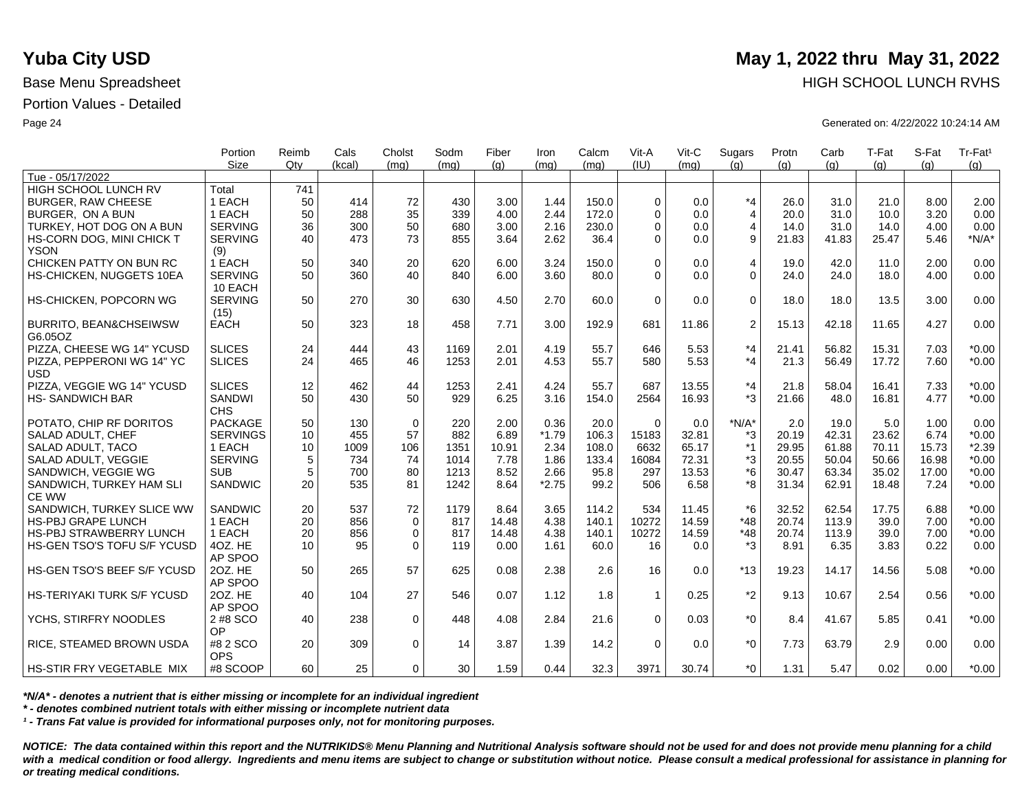# Yuba City USD

**May 1, 2022 thru May 31, 2022**

Base Menu Spreadsheet

HIGH SCHOOL LUNCH RVHS

Portion Values - Detailed

Generated on: 4/22/2022 10:24:14 AM

| | Portion Size | Reimb Qty | Cals (kcal) | Cholst (mg) | Sodm (mg) | Fiber (g) | Iron (mg) | Calcm (mg) | Vit-A (IU) | Vit-C (mg) | Sugars (g) | Protn (g) | Carb (g) | T-Fat (g) | S-Fat (g) | Tr-Fat¹ (g) |
|---|---|---|---|---|---|---|---|---|---|---|---|---|---|---|---|---|
| Tue - 05/17/2022 | | | | | | | | | | | | | | | | |
| HIGH SCHOOL LUNCH RV | Total | 741 | | | | | | | | | | | | | | |
| BURGER, RAW CHEESE | 1 EACH | 50 | 414 | 72 | 430 | 3.00 | 1.44 | 150.0 | 0 | 0.0 | *4 | 26.0 | 31.0 | 21.0 | 8.00 | 2.00 |
| BURGER, ON A BUN | 1 EACH | 50 | 288 | 35 | 339 | 4.00 | 2.44 | 172.0 | 0 | 0.0 | 4 | 20.0 | 31.0 | 10.0 | 3.20 | 0.00 |
| TURKEY, HOT DOG ON A BUN | SERVING | 36 | 300 | 50 | 680 | 3.00 | 2.16 | 230.0 | 0 | 0.0 | 4 | 14.0 | 31.0 | 14.0 | 4.00 | 0.00 |
| HS-CORN DOG, MINI CHICK TYSON | SERVING (9) | 40 | 473 | 73 | 855 | 3.64 | 2.62 | 36.4 | 0 | 0.0 | 9 | 21.83 | 41.83 | 25.47 | 5.46 | *N/A* |
| CHICKEN PATTY ON BUN RC | 1 EACH | 50 | 340 | 20 | 620 | 6.00 | 3.24 | 150.0 | 0 | 0.0 | 4 | 19.0 | 42.0 | 11.0 | 2.00 | 0.00 |
| HS-CHICKEN, NUGGETS 10EA | SERVING 10 EACH | 50 | 360 | 40 | 840 | 6.00 | 3.60 | 80.0 | 0 | 0.0 | 0 | 24.0 | 24.0 | 18.0 | 4.00 | 0.00 |
| HS-CHICKEN, POPCORN WG | SERVING (15) | 50 | 270 | 30 | 630 | 4.50 | 2.70 | 60.0 | 0 | 0.0 | 0 | 18.0 | 18.0 | 13.5 | 3.00 | 0.00 |
| BURRITO, BEAN&CHSEIWSW G6.05OZ | EACH | 50 | 323 | 18 | 458 | 7.71 | 3.00 | 192.9 | 681 | 11.86 | 2 | 15.13 | 42.18 | 11.65 | 4.27 | 0.00 |
| PIZZA, CHEESE WG 14" YCUSD | SLICES | 24 | 444 | 43 | 1169 | 2.01 | 4.19 | 55.7 | 646 | 5.53 | *4 | 21.41 | 56.82 | 15.31 | 7.03 | *0.00 |
| PIZZA, PEPPERONI WG 14" YCUSD | SLICES | 24 | 465 | 46 | 1253 | 2.01 | 4.53 | 55.7 | 580 | 5.53 | *4 | 21.3 | 56.49 | 17.72 | 7.60 | *0.00 |
| PIZZA, VEGGIE WG 14" YCUSD | SLICES | 12 | 462 | 44 | 1253 | 2.41 | 4.24 | 55.7 | 687 | 13.55 | *4 | 21.8 | 58.04 | 16.41 | 7.33 | *0.00 |
| HS- SANDWICH BAR | SANDWICHS | 50 | 430 | 50 | 929 | 6.25 | 3.16 | 154.0 | 2564 | 16.93 | *3 | 21.66 | 48.0 | 16.81 | 4.77 | *0.00 |
| POTATO, CHIP RF DORITOS | PACKAGE | 50 | 130 | 0 | 220 | 2.00 | 0.36 | 20.0 | 0 | 0.0 | *N/A* | 2.0 | 19.0 | 5.0 | 1.00 | 0.00 |
| SALAD ADULT, CHEF | SERVINGS | 10 | 455 | 57 | 882 | 6.89 | *1.79 | 106.3 | 15183 | 32.81 | *3 | 20.19 | 42.31 | 23.62 | 6.74 | *0.00 |
| SALAD ADULT, TACO | 1 EACH | 10 | 1009 | 106 | 1351 | 10.91 | 2.34 | 108.0 | 6632 | 65.17 | *1 | 29.95 | 61.88 | 70.11 | 15.73 | *2.39 |
| SALAD ADULT, VEGGIE | SERVING | 5 | 734 | 74 | 1014 | 7.78 | 1.86 | 133.4 | 16084 | 72.31 | *3 | 20.55 | 50.04 | 50.66 | 16.98 | *0.00 |
| SANDWICH, VEGGIE WG | SUB | 5 | 700 | 80 | 1213 | 8.52 | 2.66 | 95.8 | 297 | 13.53 | *6 | 30.47 | 63.34 | 35.02 | 17.00 | *0.00 |
| SANDWICH, TURKEY HAM SLICE WW | SANDWIC | 20 | 535 | 81 | 1242 | 8.64 | *2.75 | 99.2 | 506 | 6.58 | *8 | 31.34 | 62.91 | 18.48 | 7.24 | *0.00 |
| SANDWICH, TURKEY SLICE WW | SANDWIC | 20 | 537 | 72 | 1179 | 8.64 | 3.65 | 114.2 | 534 | 11.45 | *6 | 32.52 | 62.54 | 17.75 | 6.88 | *0.00 |
| HS-PBJ GRAPE LUNCH | 1 EACH | 20 | 856 | 0 | 817 | 14.48 | 4.38 | 140.1 | 10272 | 14.59 | *48 | 20.74 | 113.9 | 39.0 | 7.00 | *0.00 |
| HS-PBJ STRAWBERRY LUNCH | 1 EACH | 20 | 856 | 0 | 817 | 14.48 | 4.38 | 140.1 | 10272 | 14.59 | *48 | 20.74 | 113.9 | 39.0 | 7.00 | *0.00 |
| HS-GEN TSO'S TOFU S/F YCUSD | 4OZ. HEAP SPOO | 10 | 95 | 0 | 119 | 0.00 | 1.61 | 60.0 | 16 | 0.0 | *3 | 8.91 | 6.35 | 3.83 | 0.22 | 0.00 |
| HS-GEN TSO'S BEEF S/F YCUSD | 2OZ. HEAP SPOO | 50 | 265 | 57 | 625 | 0.08 | 2.38 | 2.6 | 16 | 0.0 | *13 | 19.23 | 14.17 | 14.56 | 5.08 | *0.00 |
| HS-TERIYAKI TURK S/F YCUSD | 2OZ. HEAP SPOO | 40 | 104 | 27 | 546 | 0.07 | 1.12 | 1.8 | 1 | 0.25 | *2 | 9.13 | 10.67 | 2.54 | 0.56 | *0.00 |
| YCHS, STIRFRY NOODLES | 2 #8 SCOOP | 40 | 238 | 0 | 448 | 4.08 | 2.84 | 21.6 | 0 | 0.03 | *0 | 8.4 | 41.67 | 5.85 | 0.41 | *0.00 |
| RICE, STEAMED BROWN USDA | #8 2 SCOOPS | 20 | 309 | 0 | 14 | 3.87 | 1.39 | 14.2 | 0 | 0.0 | *0 | 7.73 | 63.79 | 2.9 | 0.00 | 0.00 |
| HS-STIR FRY VEGETABLE MIX | #8 SCOOP | 60 | 25 | 0 | 30 | 1.59 | 0.44 | 32.3 | 3971 | 30.74 | *0 | 1.31 | 5.47 | 0.02 | 0.00 | *0.00 |

*\*N/A\* - denotes a nutrient that is either missing or incomplete for an individual ingredient*

*\* - denotes combined nutrient totals with either missing or incomplete nutrient data*

*¹ - Trans Fat value is provided for informational purposes only, not for monitoring purposes.*

***NOTICE: The data contained within this report and the NUTRIKIDS® Menu Planning and Nutritional Analysis software should not be used for and does not provide menu planning for a child with a medical condition or food allergy. Ingredients and menu items are subject to change or substitution without notice. Please consult a medical professional for assistance in planning for or treating medical conditions.***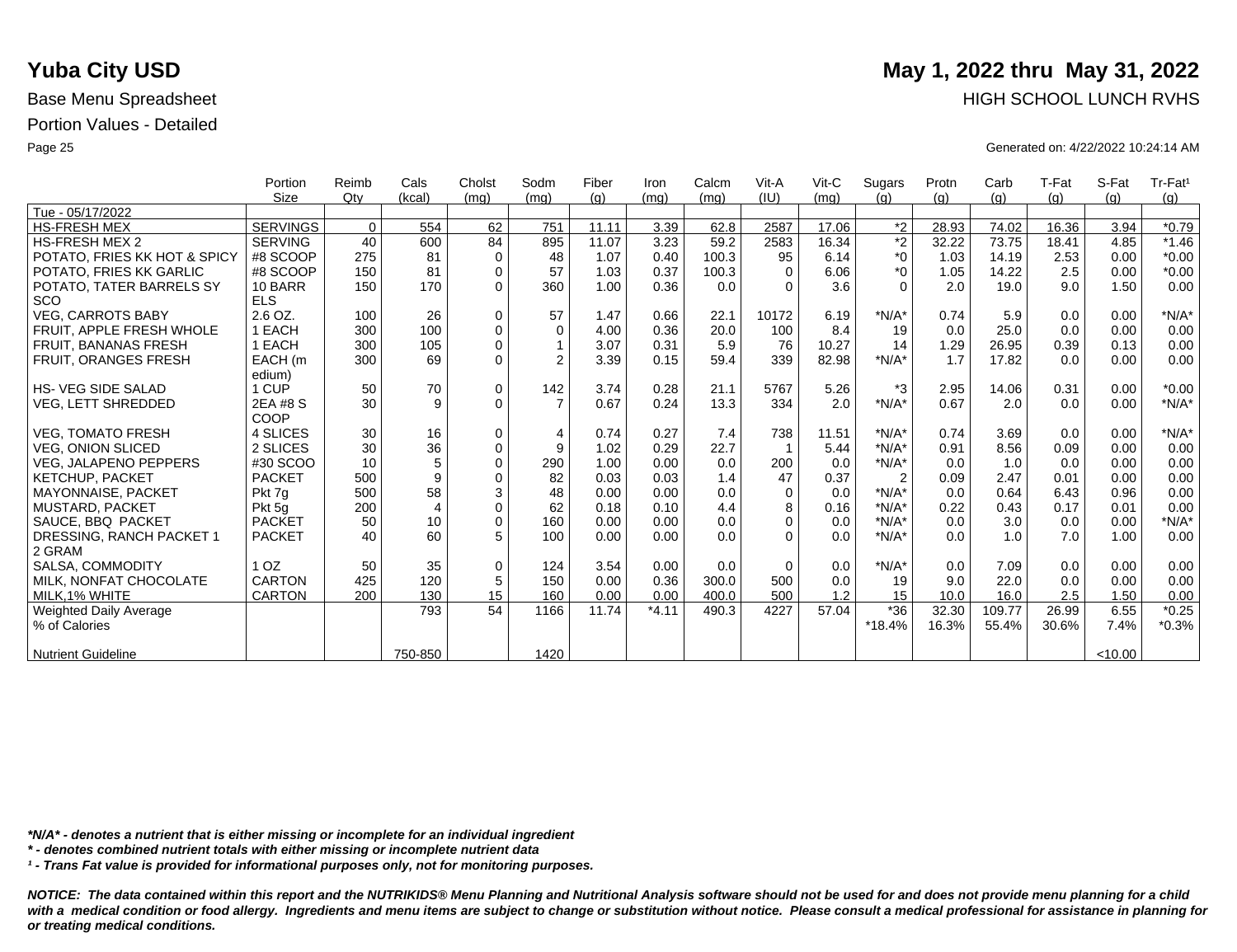**Yuba City USD** | **May 1, 2022 thru May 31, 2022**

Base Menu Spreadsheet | HIGH SCHOOL LUNCH RVHS

Portion Values - Detailed

Generated on: 4/22/2022 10:24:14 AM

| | Portion Size | Reimb Qty | Cals (kcal) | Cholst (mg) | Sodm (mg) | Fiber (g) | Iron (mg) | Calcm (mg) | Vit-A (IU) | Vit-C (mg) | Sugars (g) | Protn (g) | Carb (g) | T-Fat (g) | S-Fat (g) | Tr-Fat[1] (g) |
|---|---|---|---|---|---|---|---|---|---|---|---|---|---|---|---|---|
| Tue - 05/17/2022 | | | | | | | | | | | | | | | | |
| HS-FRESH MEX | SERVINGS | 0 | 554 | 62 | 751 | 11.11 | 3.39 | 62.8 | 2587 | 17.06 | *2 | 28.93 | 74.02 | 16.36 | 3.94 | *0.79 |
| HS-FRESH MEX 2 | SERVING | 40 | 600 | 84 | 895 | 11.07 | 3.23 | 59.2 | 2583 | 16.34 | *2 | 32.22 | 73.75 | 18.41 | 4.85 | *1.46 |
| POTATO, FRIES KK HOT & SPICY | #8 SCOOP | 275 | 81 | 0 | 48 | 1.07 | 0.40 | 100.3 | 95 | 6.14 | *0 | 1.03 | 14.19 | 2.53 | 0.00 | *0.00 |
| POTATO, FRIES KK GARLIC | #8 SCOOP | 150 | 81 | 0 | 57 | 1.03 | 0.37 | 100.3 | 0 | 6.06 | *0 | 1.05 | 14.22 | 2.5 | 0.00 | *0.00 |
| POTATO, TATER BARRELS SY SCO | 10 BARRELS | 150 | 170 | 0 | 360 | 1.00 | 0.36 | 0.0 | 0 | 3.6 | 0 | 2.0 | 19.0 | 9.0 | 1.50 | 0.00 |
| VEG, CARROTS BABY | 2.6 OZ. | 100 | 26 | 0 | 57 | 1.47 | 0.66 | 22.1 | 10172 | 6.19 | *N/A* | 0.74 | 5.9 | 0.0 | 0.00 | *N/A* |
| FRUIT, APPLE FRESH WHOLE | 1 EACH | 300 | 100 | 0 | 0 | 4.00 | 0.36 | 20.0 | 100 | 8.4 | 19 | 0.0 | 25.0 | 0.0 | 0.00 | 0.00 |
| FRUIT, BANANAS FRESH | 1 EACH | 300 | 105 | 0 | 1 | 3.07 | 0.31 | 5.9 | 76 | 10.27 | 14 | 1.29 | 26.95 | 0.39 | 0.13 | 0.00 |
| FRUIT, ORANGES FRESH | EACH (medium) | 300 | 69 | 0 | 2 | 3.39 | 0.15 | 59.4 | 339 | 82.98 | *N/A* | 1.7 | 17.82 | 0.0 | 0.00 | 0.00 |
| HS- VEG SIDE SALAD | 1 CUP | 50 | 70 | 0 | 142 | 3.74 | 0.28 | 21.1 | 5767 | 5.26 | *3 | 2.95 | 14.06 | 0.31 | 0.00 | *0.00 |
| VEG, LETT SHREDDED | 2EA #8 SCOOP | 30 | 9 | 0 | 7 | 0.67 | 0.24 | 13.3 | 334 | 2.0 | *N/A* | 0.67 | 2.0 | 0.0 | 0.00 | *N/A* |
| VEG, TOMATO FRESH | 4 SLICES | 30 | 16 | 0 | 4 | 0.74 | 0.27 | 7.4 | 738 | 11.51 | *N/A* | 0.74 | 3.69 | 0.0 | 0.00 | *N/A* |
| VEG, ONION SLICED | 2 SLICES | 30 | 36 | 0 | 9 | 1.02 | 0.29 | 22.7 | 1 | 5.44 | *N/A* | 0.91 | 8.56 | 0.09 | 0.00 | 0.00 |
| VEG, JALAPENO PEPPERS | #30 SCOO | 10 | 5 | 0 | 290 | 1.00 | 0.00 | 0.0 | 200 | 0.0 | *N/A* | 0.0 | 1.0 | 0.0 | 0.00 | 0.00 |
| KETCHUP, PACKET | PACKET | 500 | 9 | 0 | 82 | 0.03 | 0.03 | 1.4 | 47 | 0.37 | 2 | 0.09 | 2.47 | 0.01 | 0.00 | 0.00 |
| MAYONNAISE, PACKET | Pkt 7g | 500 | 58 | 3 | 48 | 0.00 | 0.00 | 0.0 | 0 | 0.0 | *N/A* | 0.0 | 0.64 | 6.43 | 0.96 | 0.00 |
| MUSTARD, PACKET | Pkt 5g | 200 | 4 | 0 | 62 | 0.18 | 0.10 | 4.4 | 8 | 0.16 | *N/A* | 0.22 | 0.43 | 0.17 | 0.01 | 0.00 |
| SAUCE, BBQ PACKET | PACKET | 50 | 10 | 0 | 160 | 0.00 | 0.00 | 0.0 | 0 | 0.0 | *N/A* | 0.0 | 3.0 | 0.0 | 0.00 | *N/A* |
| DRESSING, RANCH PACKET 1 2 GRAM | PACKET | 40 | 60 | 5 | 100 | 0.00 | 0.00 | 0.0 | 0 | 0.0 | *N/A* | 0.0 | 1.0 | 7.0 | 1.00 | 0.00 |
| SALSA, COMMODITY | 1 OZ | 50 | 35 | 0 | 124 | 3.54 | 0.00 | 0.0 | 0 | 0.0 | *N/A* | 0.0 | 7.09 | 0.0 | 0.00 | 0.00 |
| MILK, NONFAT CHOCOLATE | CARTON | 425 | 120 | 5 | 150 | 0.00 | 0.36 | 300.0 | 500 | 0.0 | 19 | 9.0 | 22.0 | 0.0 | 0.00 | 0.00 |
| MILK,1% WHITE | CARTON | 200 | 130 | 15 | 160 | 0.00 | 0.00 | 400.0 | 500 | 1.2 | 15 | 10.0 | 16.0 | 2.5 | 1.50 | 0.00 |
| Weighted Daily Average | | | 793 | 54 | 1166 | 11.74 | *4.11 | 490.3 | 4227 | 57.04 | *36 | 32.30 | 109.77 | 26.99 | 6.55 | *0.25 |
| % of Calories | | | | | | | | | | | *18.4% | 16.3% | 55.4% | 30.6% | 7.4% | *0.3% |
| Nutrient Guideline | | | 750-850 | | 1420 | | | | | | | | | | <10.00 | |

*\*N/A\* - denotes a nutrient that is either missing or incomplete for an individual ingredient*

*\* - denotes combined nutrient totals with either missing or incomplete nutrient data*

*[1] - Trans Fat value is provided for informational purposes only, not for monitoring purposes.*

***NOTICE: The data contained within this report and the NUTRIKIDS® Menu Planning and Nutritional Analysis software should not be used for and does not provide menu planning for a child with a medical condition or food allergy. Ingredients and menu items are subject to change or substitution without notice. Please consult a medical professional for assistance in planning for or treating medical conditions.***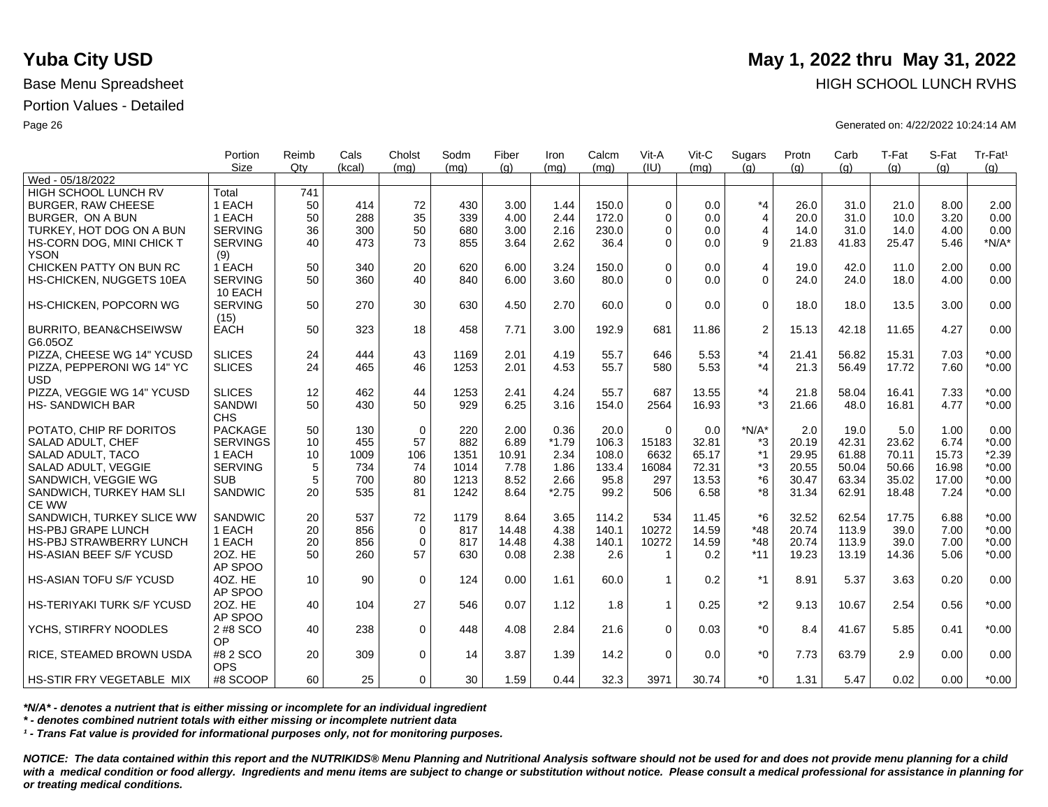# Yuba City USD

**May 1, 2022 thru May 31, 2022**

Base Menu Spreadsheet

HIGH SCHOOL LUNCH RVHS

Portion Values - Detailed

Generated on: 4/22/2022 10:24:14 AM

| | Portion Size | Reimb Qty | Cals (kcal) | Cholst (mg) | Sodm (mg) | Fiber (g) | Iron (mg) | Calcm (mg) | Vit-A (IU) | Vit-C (mg) | Sugars (g) | Protn (g) | Carb (g) | T-Fat (g) | S-Fat (g) | Tr-Fat¹ (g) |
|---|---|---|---|---|---|---|---|---|---|---|---|---|---|---|---|---|
| Wed - 05/18/2022 | | | | | | | | | | | | | | | | |
| HIGH SCHOOL LUNCH RV | Total | 741 | | | | | | | | | | | | | | |
| BURGER, RAW CHEESE | 1 EACH | 50 | 414 | 72 | 430 | 3.00 | 1.44 | 150.0 | 0 | 0.0 | *4 | 26.0 | 31.0 | 21.0 | 8.00 | 2.00 |
| BURGER, ON A BUN | 1 EACH | 50 | 288 | 35 | 339 | 4.00 | 2.44 | 172.0 | 0 | 0.0 | 4 | 20.0 | 31.0 | 10.0 | 3.20 | 0.00 |
| TURKEY, HOT DOG ON A BUN | SERVING | 36 | 300 | 50 | 680 | 3.00 | 2.16 | 230.0 | 0 | 0.0 | 4 | 14.0 | 31.0 | 14.0 | 4.00 | 0.00 |
| HS-CORN DOG, MINI CHICK T YSON | SERVING (9) | 40 | 473 | 73 | 855 | 3.64 | 2.62 | 36.4 | 0 | 0.0 | 9 | 21.83 | 41.83 | 25.47 | 5.46 | *N/A* |
| CHICKEN PATTY ON BUN RC | 1 EACH | 50 | 340 | 20 | 620 | 6.00 | 3.24 | 150.0 | 0 | 0.0 | 4 | 19.0 | 42.0 | 11.0 | 2.00 | 0.00 |
| HS-CHICKEN, NUGGETS 10EA | SERVING 10 EACH | 50 | 360 | 40 | 840 | 6.00 | 3.60 | 80.0 | 0 | 0.0 | 0 | 24.0 | 24.0 | 18.0 | 4.00 | 0.00 |
| HS-CHICKEN, POPCORN WG | SERVING (15) | 50 | 270 | 30 | 630 | 4.50 | 2.70 | 60.0 | 0 | 0.0 | 0 | 18.0 | 18.0 | 13.5 | 3.00 | 0.00 |
| BURRITO, BEAN&CHSEIWSW G6.05OZ | EACH | 50 | 323 | 18 | 458 | 7.71 | 3.00 | 192.9 | 681 | 11.86 | 2 | 15.13 | 42.18 | 11.65 | 4.27 | 0.00 |
| PIZZA, CHEESE WG 14" YCUSD | SLICES | 24 | 444 | 43 | 1169 | 2.01 | 4.19 | 55.7 | 646 | 5.53 | *4 | 21.41 | 56.82 | 15.31 | 7.03 | *0.00 |
| PIZZA, PEPPERONI WG 14" YC USD | SLICES | 24 | 465 | 46 | 1253 | 2.01 | 4.53 | 55.7 | 580 | 5.53 | *4 | 21.3 | 56.49 | 17.72 | 7.60 | *0.00 |
| PIZZA, VEGGIE WG 14" YCUSD | SLICES | 12 | 462 | 44 | 1253 | 2.41 | 4.24 | 55.7 | 687 | 13.55 | *4 | 21.8 | 58.04 | 16.41 | 7.33 | *0.00 |
| HS- SANDWICH BAR | SANDWI CHS | 50 | 430 | 50 | 929 | 6.25 | 3.16 | 154.0 | 2564 | 16.93 | *3 | 21.66 | 48.0 | 16.81 | 4.77 | *0.00 |
| POTATO, CHIP RF DORITOS | PACKAGE | 50 | 130 | 0 | 220 | 2.00 | 0.36 | 20.0 | 0 | 0.0 | *N/A* | 2.0 | 19.0 | 5.0 | 1.00 | 0.00 |
| SALAD ADULT, CHEF | SERVINGS | 10 | 455 | 57 | 882 | 6.89 | *1.79 | 106.3 | 15183 | 32.81 | *3 | 20.19 | 42.31 | 23.62 | 6.74 | *0.00 |
| SALAD ADULT, TACO | 1 EACH | 10 | 1009 | 106 | 1351 | 10.91 | 2.34 | 108.0 | 6632 | 65.17 | *1 | 29.95 | 61.88 | 70.11 | 15.73 | *2.39 |
| SALAD ADULT, VEGGIE | SERVING | 5 | 734 | 74 | 1014 | 7.78 | 1.86 | 133.4 | 16084 | 72.31 | *3 | 20.55 | 50.04 | 50.66 | 16.98 | *0.00 |
| SANDWICH, VEGGIE WG | SUB | 5 | 700 | 80 | 1213 | 8.52 | 2.66 | 95.8 | 297 | 13.53 | *6 | 30.47 | 63.34 | 35.02 | 17.00 | *0.00 |
| SANDWICH, TURKEY HAM SLI CE WW | SANDWIC | 20 | 535 | 81 | 1242 | 8.64 | *2.75 | 99.2 | 506 | 6.58 | *8 | 31.34 | 62.91 | 18.48 | 7.24 | *0.00 |
| SANDWICH, TURKEY SLICE WW | SANDWIC | 20 | 537 | 72 | 1179 | 8.64 | 3.65 | 114.2 | 534 | 11.45 | *6 | 32.52 | 62.54 | 17.75 | 6.88 | *0.00 |
| HS-PBJ GRAPE LUNCH | 1 EACH | 20 | 856 | 0 | 817 | 14.48 | 4.38 | 140.1 | 10272 | 14.59 | *48 | 20.74 | 113.9 | 39.0 | 7.00 | *0.00 |
| HS-PBJ STRAWBERRY LUNCH | 1 EACH | 20 | 856 | 0 | 817 | 14.48 | 4.38 | 140.1 | 10272 | 14.59 | *48 | 20.74 | 113.9 | 39.0 | 7.00 | *0.00 |
| HS-ASIAN BEEF S/F YCUSD | 2OZ. HE AP SPOO | 50 | 260 | 57 | 630 | 0.08 | 2.38 | 2.6 | 1 | 0.2 | *11 | 19.23 | 13.19 | 14.36 | 5.06 | *0.00 |
| HS-ASIAN TOFU S/F YCUSD | 4OZ. HE AP SPOO | 10 | 90 | 0 | 124 | 0.00 | 1.61 | 60.0 | 1 | 0.2 | *1 | 8.91 | 5.37 | 3.63 | 0.20 | 0.00 |
| HS-TERIYAKI TURK S/F YCUSD | 2OZ. HE AP SPOO | 40 | 104 | 27 | 546 | 0.07 | 1.12 | 1.8 | 1 | 0.25 | *2 | 9.13 | 10.67 | 2.54 | 0.56 | *0.00 |
| YCHS, STIRFRY NOODLES | 2 #8 SCO OP | 40 | 238 | 0 | 448 | 4.08 | 2.84 | 21.6 | 0 | 0.03 | *0 | 8.4 | 41.67 | 5.85 | 0.41 | *0.00 |
| RICE, STEAMED BROWN USDA | #8 2 SCO OPS | 20 | 309 | 0 | 14 | 3.87 | 1.39 | 14.2 | 0 | 0.0 | *0 | 7.73 | 63.79 | 2.9 | 0.00 | 0.00 |
| HS-STIR FRY VEGETABLE MIX | #8 SCOOP | 60 | 25 | 0 | 30 | 1.59 | 0.44 | 32.3 | 3971 | 30.74 | *0 | 1.31 | 5.47 | 0.02 | 0.00 | *0.00 |

***N/A* - denotes a nutrient that is either missing or incomplete for an individual ingredient**

***\* - denotes combined nutrient totals with either missing or incomplete nutrient data***

***¹ - Trans Fat value is provided for informational purposes only, not for monitoring purposes.***

***NOTICE: The data contained within this report and the NUTRIKIDS® Menu Planning and Nutritional Analysis software should not be used for and does not provide menu planning for a child with a medical condition or food allergy. Ingredients and menu items are subject to change or substitution without notice. Please consult a medical professional for assistance in planning for or treating medical conditions.***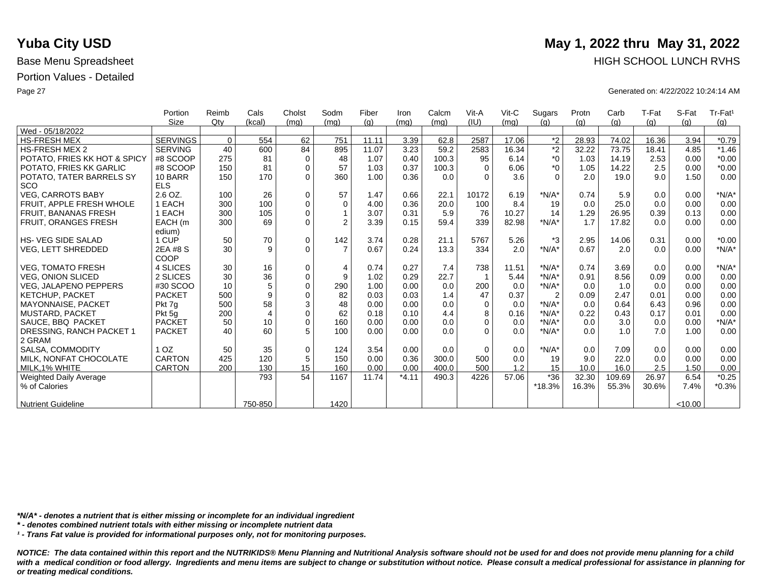# Yuba City USD

## May 1, 2022 thru May 31, 2022

Base Menu Spreadsheet

HIGH SCHOOL LUNCH RVHS

Portion Values - Detailed

Generated on: 4/22/2022 10:24:14 AM

| | Portion Size | Reimb Qty | Cals (kcal) | Cholst (mg) | Sodm (mg) | Fiber (g) | Iron (mg) | Calcm (mg) | Vit-A (IU) | Vit-C (mg) | Sugars (g) | Protn (g) | Carb (g) | T-Fat (g) | S-Fat (g) | Tr-Fat¹ (g) |
|---|---|---|---|---|---|---|---|---|---|---|---|---|---|---|---|---|
| Wed - 05/18/2022 | | | | | | | | | | | | | | | | |
| HS-FRESH MEX | SERVINGS | 0 | 554 | 62 | 751 | 11.11 | 3.39 | 62.8 | 2587 | 17.06 | *2 | 28.93 | 74.02 | 16.36 | 3.94 | *0.79 |
| HS-FRESH MEX 2 | SERVING | 40 | 600 | 84 | 895 | 11.07 | 3.23 | 59.2 | 2583 | 16.34 | *2 | 32.22 | 73.75 | 18.41 | 4.85 | *1.46 |
| POTATO, FRIES KK HOT & SPICY | #8 SCOOP | 275 | 81 | 0 | 48 | 1.07 | 0.40 | 100.3 | 95 | 6.14 | *0 | 1.03 | 14.19 | 2.53 | 0.00 | *0.00 |
| POTATO, FRIES KK GARLIC | #8 SCOOP | 150 | 81 | 0 | 57 | 1.03 | 0.37 | 100.3 | 0 | 6.06 | *0 | 1.05 | 14.22 | 2.5 | 0.00 | *0.00 |
| POTATO, TATER BARRELS SY SCO | 10 BARR ELS | 150 | 170 | 0 | 360 | 1.00 | 0.36 | 0.0 | 0 | 3.6 | 0 | 2.0 | 19.0 | 9.0 | 1.50 | 0.00 |
| VEG, CARROTS BABY | 2.6 OZ. | 100 | 26 | 0 | 57 | 1.47 | 0.66 | 22.1 | 10172 | 6.19 | *N/A* | 0.74 | 5.9 | 0.0 | 0.00 | *N/A* |
| FRUIT, APPLE FRESH WHOLE | 1 EACH | 300 | 100 | 0 | 0 | 4.00 | 0.36 | 20.0 | 100 | 8.4 | 19 | 0.0 | 25.0 | 0.0 | 0.00 | 0.00 |
| FRUIT, BANANAS FRESH | 1 EACH | 300 | 105 | 0 | 1 | 3.07 | 0.31 | 5.9 | 76 | 10.27 | 14 | 1.29 | 26.95 | 0.39 | 0.13 | 0.00 |
| FRUIT, ORANGES FRESH | EACH (medium) | 300 | 69 | 0 | 2 | 3.39 | 0.15 | 59.4 | 339 | 82.98 | *N/A* | 1.7 | 17.82 | 0.0 | 0.00 | 0.00 |
| HS- VEG SIDE SALAD | 1 CUP | 50 | 70 | 0 | 142 | 3.74 | 0.28 | 21.1 | 5767 | 5.26 | *3 | 2.95 | 14.06 | 0.31 | 0.00 | *0.00 |
| VEG, LETT SHREDDED | 2EA #8 SCOOP | 30 | 9 | 0 | 7 | 0.67 | 0.24 | 13.3 | 334 | 2.0 | *N/A* | 0.67 | 2.0 | 0.0 | 0.00 | *N/A* |
| VEG, TOMATO FRESH | 4 SLICES | 30 | 16 | 0 | 4 | 0.74 | 0.27 | 7.4 | 738 | 11.51 | *N/A* | 0.74 | 3.69 | 0.0 | 0.00 | *N/A* |
| VEG, ONION SLICED | 2 SLICES | 30 | 36 | 0 | 9 | 1.02 | 0.29 | 22.7 | 1 | 5.44 | *N/A* | 0.91 | 8.56 | 0.09 | 0.00 | 0.00 |
| VEG, JALAPENO PEPPERS | #30 SCOO | 10 | 5 | 0 | 290 | 1.00 | 0.00 | 0.0 | 200 | 0.0 | *N/A* | 0.0 | 1.0 | 0.0 | 0.00 | 0.00 |
| KETCHUP, PACKET | PACKET | 500 | 9 | 0 | 82 | 0.03 | 0.03 | 1.4 | 47 | 0.37 | 2 | 0.09 | 2.47 | 0.01 | 0.00 | 0.00 |
| MAYONNAISE, PACKET | Pkt 7g | 500 | 58 | 3 | 48 | 0.00 | 0.00 | 0.0 | 0 | 0.0 | *N/A* | 0.0 | 0.64 | 6.43 | 0.96 | 0.00 |
| MUSTARD, PACKET | Pkt 5g | 200 | 4 | 0 | 62 | 0.18 | 0.10 | 4.4 | 8 | 0.16 | *N/A* | 0.22 | 0.43 | 0.17 | 0.01 | 0.00 |
| SAUCE, BBQ PACKET | PACKET | 50 | 10 | 0 | 160 | 0.00 | 0.00 | 0.0 | 0 | 0.0 | *N/A* | 0.0 | 3.0 | 0.0 | 0.00 | *N/A* |
| DRESSING, RANCH PACKET 1 2 GRAM | PACKET | 40 | 60 | 5 | 100 | 0.00 | 0.00 | 0.0 | 0 | 0.0 | *N/A* | 0.0 | 1.0 | 7.0 | 1.00 | 0.00 |
| SALSA, COMMODITY | 1 OZ | 50 | 35 | 0 | 124 | 3.54 | 0.00 | 0.0 | 0 | 0.0 | *N/A* | 0.0 | 7.09 | 0.0 | 0.00 | 0.00 |
| MILK, NONFAT CHOCOLATE | CARTON | 425 | 120 | 5 | 150 | 0.00 | 0.36 | 300.0 | 500 | 0.0 | 19 | 9.0 | 22.0 | 0.0 | 0.00 | 0.00 |
| MILK,1% WHITE | CARTON | 200 | 130 | 15 | 160 | 0.00 | 0.00 | 400.0 | 500 | 1.2 | 15 | 10.0 | 16.0 | 2.5 | 1.50 | 0.00 |
| Weighted Daily Average | | | 793 | 54 | 1167 | 11.74 | *4.11 | 490.3 | 4226 | 57.06 | *36 | 32.30 | 109.69 | 26.97 | 6.54 | *0.25 |
| % of Calories | | | | | | | | | | | *18.3% | 16.3% | 55.3% | 30.6% | 7.4% | *0.3% |
| Nutrient Guideline | | | 750-850 | | 1420 | | | | | | | | | | <10.00 | |

*\*N/A\* - denotes a nutrient that is either missing or incomplete for an individual ingredient*

*\* - denotes combined nutrient totals with either missing or incomplete nutrient data*

*¹ - Trans Fat value is provided for informational purposes only, not for monitoring purposes.*

***NOTICE: The data contained within this report and the NUTRIKIDS® Menu Planning and Nutritional Analysis software should not be used for and does not provide menu planning for a child with a medical condition or food allergy. Ingredients and menu items are subject to change or substitution without notice. Please consult a medical professional for assistance in planning for or treating medical conditions.***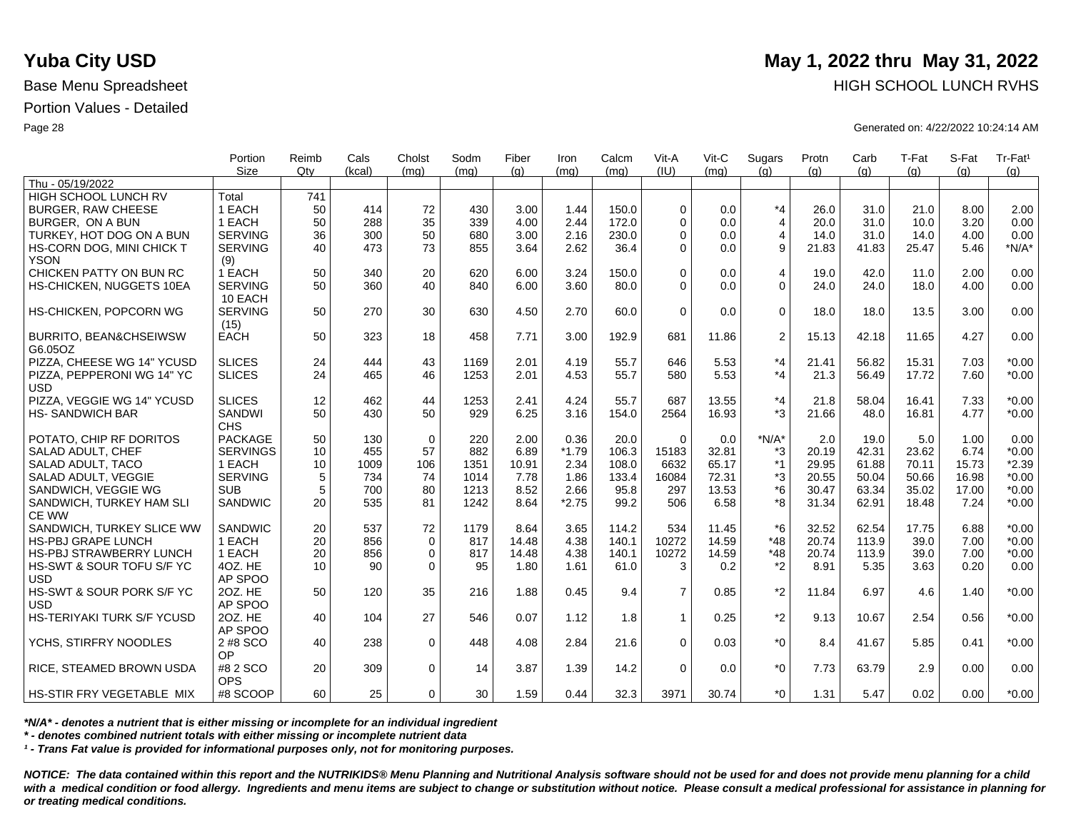# Yuba City USD

**May 1, 2022 thru May 31, 2022**

Base Menu Spreadsheet

HIGH SCHOOL LUNCH RVHS

Portion Values - Detailed

Generated on: 4/22/2022 10:24:14 AM

| | Portion Size | Reimb Qty | Cals (kcal) | Cholst (mg) | Sodm (mg) | Fiber (g) | Iron (mg) | Calcm (mg) | Vit-A (IU) | Vit-C (mg) | Sugars (g) | Protn (g) | Carb (g) | T-Fat (g) | S-Fat (g) | Tr-Fat¹ (g) |
|---|---|---|---|---|---|---|---|---|---|---|---|---|---|---|---|---|
| Thu - 05/19/2022 | | | | | | | | | | | | | | | | |
| HIGH SCHOOL LUNCH RV | Total | 741 | | | | | | | | | | | | | | |
| BURGER, RAW CHEESE | 1 EACH | 50 | 414 | 72 | 430 | 3.00 | 1.44 | 150.0 | 0 | 0.0 | *4 | 26.0 | 31.0 | 21.0 | 8.00 | 2.00 |
| BURGER, ON A BUN | 1 EACH | 50 | 288 | 35 | 339 | 4.00 | 2.44 | 172.0 | 0 | 0.0 | 4 | 20.0 | 31.0 | 10.0 | 3.20 | 0.00 |
| TURKEY, HOT DOG ON A BUN | SERVING | 36 | 300 | 50 | 680 | 3.00 | 2.16 | 230.0 | 0 | 0.0 | 4 | 14.0 | 31.0 | 14.0 | 4.00 | 0.00 |
| HS-CORN DOG, MINI CHICK TYSON | SERVING (9) | 40 | 473 | 73 | 855 | 3.64 | 2.62 | 36.4 | 0 | 0.0 | 9 | 21.83 | 41.83 | 25.47 | 5.46 | *N/A* |
| CHICKEN PATTY ON BUN RC | 1 EACH | 50 | 340 | 20 | 620 | 6.00 | 3.24 | 150.0 | 0 | 0.0 | 4 | 19.0 | 42.0 | 11.0 | 2.00 | 0.00 |
| HS-CHICKEN, NUGGETS 10EA | SERVING 10 EACH | 50 | 360 | 40 | 840 | 6.00 | 3.60 | 80.0 | 0 | 0.0 | 0 | 24.0 | 24.0 | 18.0 | 4.00 | 0.00 |
| HS-CHICKEN, POPCORN WG | SERVING (15) | 50 | 270 | 30 | 630 | 4.50 | 2.70 | 60.0 | 0 | 0.0 | 0 | 18.0 | 18.0 | 13.5 | 3.00 | 0.00 |
| BURRITO, BEAN&CHSEIWSW G6.05OZ | EACH | 50 | 323 | 18 | 458 | 7.71 | 3.00 | 192.9 | 681 | 11.86 | 2 | 15.13 | 42.18 | 11.65 | 4.27 | 0.00 |
| PIZZA, CHEESE WG 14" YCUSD | SLICES | 24 | 444 | 43 | 1169 | 2.01 | 4.19 | 55.7 | 646 | 5.53 | *4 | 21.41 | 56.82 | 15.31 | 7.03 | *0.00 |
| PIZZA, PEPPERONI WG 14" YCUSD | SLICES | 24 | 465 | 46 | 1253 | 2.01 | 4.53 | 55.7 | 580 | 5.53 | *4 | 21.3 | 56.49 | 17.72 | 7.60 | *0.00 |
| PIZZA, VEGGIE WG 14" YCUSD | SLICES | 12 | 462 | 44 | 1253 | 2.41 | 4.24 | 55.7 | 687 | 13.55 | *4 | 21.8 | 58.04 | 16.41 | 7.33 | *0.00 |
| HS- SANDWICH BAR | SANDWICHS | 50 | 430 | 50 | 929 | 6.25 | 3.16 | 154.0 | 2564 | 16.93 | *3 | 21.66 | 48.0 | 16.81 | 4.77 | *0.00 |
| POTATO, CHIP RF DORITOS | PACKAGE | 50 | 130 | 0 | 220 | 2.00 | 0.36 | 20.0 | 0 | 0.0 | *N/A* | 2.0 | 19.0 | 5.0 | 1.00 | 0.00 |
| SALAD ADULT, CHEF | SERVINGS | 10 | 455 | 57 | 882 | 6.89 | *1.79 | 106.3 | 15183 | 32.81 | *3 | 20.19 | 42.31 | 23.62 | 6.74 | *0.00 |
| SALAD ADULT, TACO | 1 EACH | 10 | 1009 | 106 | 1351 | 10.91 | 2.34 | 108.0 | 6632 | 65.17 | *1 | 29.95 | 61.88 | 70.11 | 15.73 | *2.39 |
| SALAD ADULT, VEGGIE | SERVING | 5 | 734 | 74 | 1014 | 7.78 | 1.86 | 133.4 | 16084 | 72.31 | *3 | 20.55 | 50.04 | 50.66 | 16.98 | *0.00 |
| SANDWICH, VEGGIE WG | SUB | 5 | 700 | 80 | 1213 | 8.52 | 2.66 | 95.8 | 297 | 13.53 | *6 | 30.47 | 63.34 | 35.02 | 17.00 | *0.00 |
| SANDWICH, TURKEY HAM SLICE WW | SANDWIC | 20 | 535 | 81 | 1242 | 8.64 | *2.75 | 99.2 | 506 | 6.58 | *8 | 31.34 | 62.91 | 18.48 | 7.24 | *0.00 |
| SANDWICH, TURKEY SLICE WW | SANDWIC | 20 | 537 | 72 | 1179 | 8.64 | 3.65 | 114.2 | 534 | 11.45 | *6 | 32.52 | 62.54 | 17.75 | 6.88 | *0.00 |
| HS-PBJ GRAPE LUNCH | 1 EACH | 20 | 856 | 0 | 817 | 14.48 | 4.38 | 140.1 | 10272 | 14.59 | *48 | 20.74 | 113.9 | 39.0 | 7.00 | *0.00 |
| HS-PBJ STRAWBERRY LUNCH | 1 EACH | 20 | 856 | 0 | 817 | 14.48 | 4.38 | 140.1 | 10272 | 14.59 | *48 | 20.74 | 113.9 | 39.0 | 7.00 | *0.00 |
| HS-SWT & SOUR TOFU S/F YCUSD | 4OZ. HEAP SPOO | 10 | 90 | 0 | 95 | 1.80 | 1.61 | 61.0 | 3 | 0.2 | *2 | 8.91 | 5.35 | 3.63 | 0.20 | 0.00 |
| HS-SWT & SOUR PORK S/F YCUSD | 2OZ. HEAP SPOO | 50 | 120 | 35 | 216 | 1.88 | 0.45 | 9.4 | 7 | 0.85 | *2 | 11.84 | 6.97 | 4.6 | 1.40 | *0.00 |
| HS-TERIYAKI TURK S/F YCUSD | 2OZ. HEAP SPOO | 40 | 104 | 27 | 546 | 0.07 | 1.12 | 1.8 | 1 | 0.25 | *2 | 9.13 | 10.67 | 2.54 | 0.56 | *0.00 |
| YCHS, STIRFRY NOODLES | 2 #8 SCOOP | 40 | 238 | 0 | 448 | 4.08 | 2.84 | 21.6 | 0 | 0.03 | *0 | 8.4 | 41.67 | 5.85 | 0.41 | *0.00 |
| RICE, STEAMED BROWN USDA | #8 2 SCOOPS | 20 | 309 | 0 | 14 | 3.87 | 1.39 | 14.2 | 0 | 0.0 | *0 | 7.73 | 63.79 | 2.9 | 0.00 | 0.00 |
| HS-STIR FRY VEGETABLE MIX | #8 SCOOP | 60 | 25 | 0 | 30 | 1.59 | 0.44 | 32.3 | 3971 | 30.74 | *0 | 1.31 | 5.47 | 0.02 | 0.00 | *0.00 |

*\*N/A\* - denotes a nutrient that is either missing or incomplete for an individual ingredient*

*\* - denotes combined nutrient totals with either missing or incomplete nutrient data*

*¹ - Trans Fat value is provided for informational purposes only, not for monitoring purposes.*

***NOTICE: The data contained within this report and the NUTRIKIDS® Menu Planning and Nutritional Analysis software should not be used for and does not provide menu planning for a child with a medical condition or food allergy. Ingredients and menu items are subject to change or substitution without notice. Please consult a medical professional for assistance in planning for or treating medical conditions.***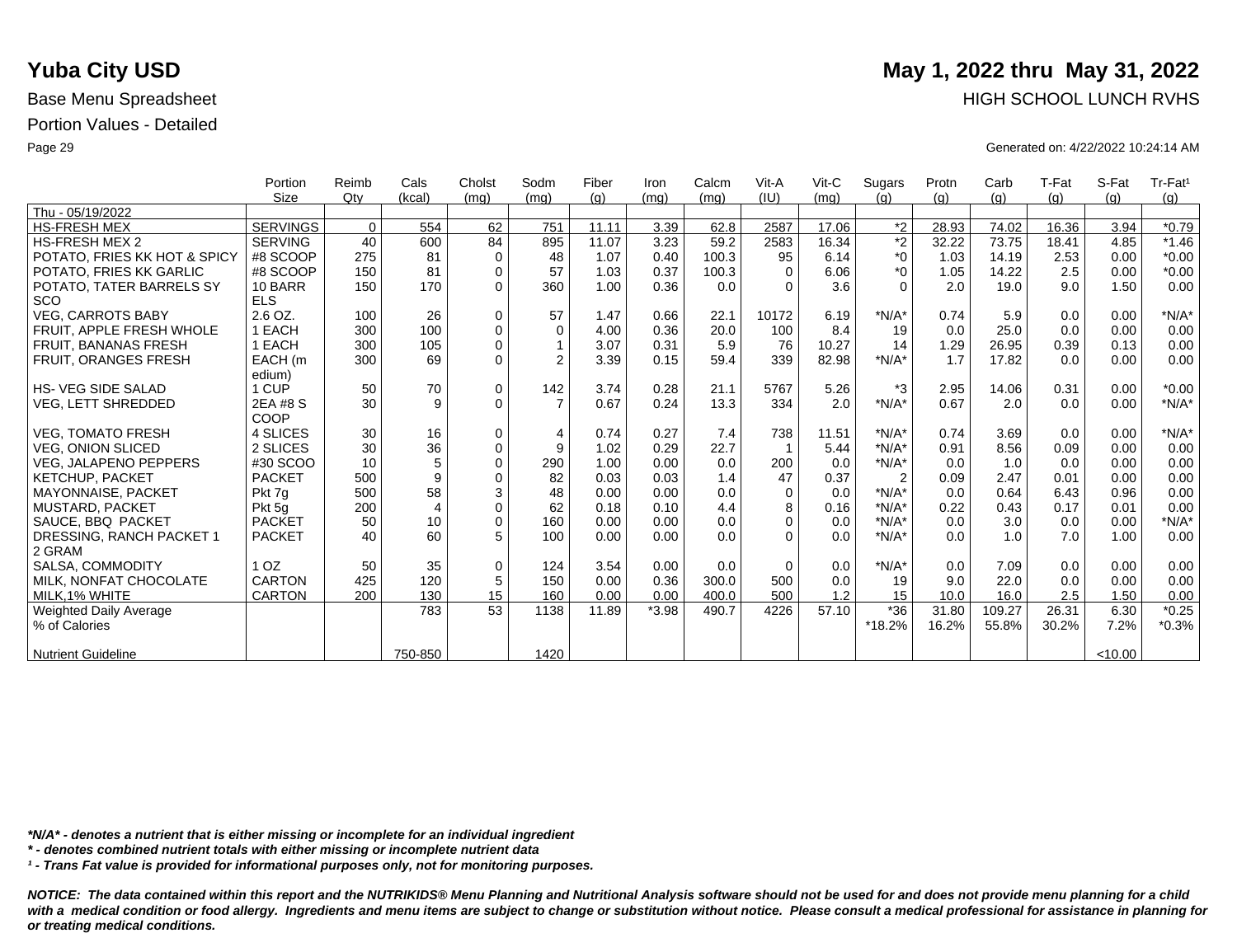# Yuba City USD

## May 1, 2022 thru May 31, 2022

Base Menu Spreadsheet

HIGH SCHOOL LUNCH RVHS

Portion Values - Detailed

Generated on: 4/22/2022 10:24:14 AM

| | Portion Size | Reimb Qty | Cals (kcal) | Cholst (mg) | Sodm (mg) | Fiber (g) | Iron (mg) | Calcm (mg) | Vit-A (IU) | Vit-C (mg) | Sugars (g) | Protn (g) | Carb (g) | T-Fat (g) | S-Fat (g) | Tr-Fat¹ (g) |
|---|---|---|---|---|---|---|---|---|---|---|---|---|---|---|---|---|
| Thu - 05/19/2022 | | | | | | | | | | | | | | | | |
| HS-FRESH MEX | SERVINGS | 0 | 554 | 62 | 751 | 11.11 | 3.39 | 62.8 | 2587 | 17.06 | *2 | 28.93 | 74.02 | 16.36 | 3.94 | *0.79 |
| HS-FRESH MEX 2 | SERVING | 40 | 600 | 84 | 895 | 11.07 | 3.23 | 59.2 | 2583 | 16.34 | *2 | 32.22 | 73.75 | 18.41 | 4.85 | *1.46 |
| POTATO, FRIES KK HOT & SPICY | #8 SCOOP | 275 | 81 | 0 | 48 | 1.07 | 0.40 | 100.3 | 95 | 6.14 | *0 | 1.03 | 14.19 | 2.53 | 0.00 | *0.00 |
| POTATO, FRIES KK GARLIC | #8 SCOOP | 150 | 81 | 0 | 57 | 1.03 | 0.37 | 100.3 | 0 | 6.06 | *0 | 1.05 | 14.22 | 2.5 | 0.00 | *0.00 |
| POTATO, TATER BARRELS SY SCO | 10 BARR ELS | 150 | 170 | 0 | 360 | 1.00 | 0.36 | 0.0 | 0 | 3.6 | 0 | 2.0 | 19.0 | 9.0 | 1.50 | 0.00 |
| VEG, CARROTS BABY | 2.6 OZ. | 100 | 26 | 0 | 57 | 1.47 | 0.66 | 22.1 | 10172 | 6.19 | *N/A* | 0.74 | 5.9 | 0.0 | 0.00 | *N/A* |
| FRUIT, APPLE FRESH WHOLE | 1 EACH | 300 | 100 | 0 | 0 | 4.00 | 0.36 | 20.0 | 100 | 8.4 | 19 | 0.0 | 25.0 | 0.0 | 0.00 | 0.00 |
| FRUIT, BANANAS FRESH | 1 EACH | 300 | 105 | 0 | 1 | 3.07 | 0.31 | 5.9 | 76 | 10.27 | 14 | 1.29 | 26.95 | 0.39 | 0.13 | 0.00 |
| FRUIT, ORANGES FRESH | EACH (m edium) | 300 | 69 | 0 | 2 | 3.39 | 0.15 | 59.4 | 339 | 82.98 | *N/A* | 1.7 | 17.82 | 0.0 | 0.00 | 0.00 |
| HS- VEG SIDE SALAD | 1 CUP | 50 | 70 | 0 | 142 | 3.74 | 0.28 | 21.1 | 5767 | 5.26 | *3 | 2.95 | 14.06 | 0.31 | 0.00 | *0.00 |
| VEG, LETT SHREDDED | 2EA #8 S COOP | 30 | 9 | 0 | 7 | 0.67 | 0.24 | 13.3 | 334 | 2.0 | *N/A* | 0.67 | 2.0 | 0.0 | 0.00 | *N/A* |
| VEG, TOMATO FRESH | 4 SLICES | 30 | 16 | 0 | 4 | 0.74 | 0.27 | 7.4 | 738 | 11.51 | *N/A* | 0.74 | 3.69 | 0.0 | 0.00 | *N/A* |
| VEG, ONION SLICED | 2 SLICES | 30 | 36 | 0 | 9 | 1.02 | 0.29 | 22.7 | 1 | 5.44 | *N/A* | 0.91 | 8.56 | 0.09 | 0.00 | 0.00 |
| VEG, JALAPENO PEPPERS | #30 SCOO | 10 | 5 | 0 | 290 | 1.00 | 0.00 | 0.0 | 200 | 0.0 | *N/A* | 0.0 | 1.0 | 0.0 | 0.00 | 0.00 |
| KETCHUP, PACKET | PACKET | 500 | 9 | 0 | 82 | 0.03 | 0.03 | 1.4 | 47 | 0.37 | 2 | 0.09 | 2.47 | 0.01 | 0.00 | 0.00 |
| MAYONNAISE, PACKET | Pkt 7g | 500 | 58 | 3 | 48 | 0.00 | 0.00 | 0.0 | 0 | 0.0 | *N/A* | 0.0 | 0.64 | 6.43 | 0.96 | 0.00 |
| MUSTARD, PACKET | Pkt 5g | 200 | 4 | 0 | 62 | 0.18 | 0.10 | 4.4 | 8 | 0.16 | *N/A* | 0.22 | 0.43 | 0.17 | 0.01 | 0.00 |
| SAUCE, BBQ PACKET | PACKET | 50 | 10 | 0 | 160 | 0.00 | 0.00 | 0.0 | 0 | 0.0 | *N/A* | 0.0 | 3.0 | 0.0 | 0.00 | *N/A* |
| DRESSING, RANCH PACKET 1 2 GRAM | PACKET | 40 | 60 | 5 | 100 | 0.00 | 0.00 | 0.0 | 0 | 0.0 | *N/A* | 0.0 | 1.0 | 7.0 | 1.00 | 0.00 |
| SALSA, COMMODITY | 1 OZ | 50 | 35 | 0 | 124 | 3.54 | 0.00 | 0.0 | 0 | 0.0 | *N/A* | 0.0 | 7.09 | 0.0 | 0.00 | 0.00 |
| MILK, NONFAT CHOCOLATE | CARTON | 425 | 120 | 5 | 150 | 0.00 | 0.36 | 300.0 | 500 | 0.0 | 19 | 9.0 | 22.0 | 0.0 | 0.00 | 0.00 |
| MILK,1% WHITE | CARTON | 200 | 130 | 15 | 160 | 0.00 | 0.00 | 400.0 | 500 | 1.2 | 15 | 10.0 | 16.0 | 2.5 | 1.50 | 0.00 |
| Weighted Daily Average | | | 783 | 53 | 1138 | 11.89 | *3.98 | 490.7 | 4226 | 57.10 | *36 | 31.80 | 109.27 | 26.31 | 6.30 | *0.25 |
| % of Calories | | | | | | | | | | | *18.2% | 16.2% | 55.8% | 30.2% | 7.2% | *0.3% |
| Nutrient Guideline | | | 750-850 | | 1420 | | | | | | | | | | <10.00 | |

*\*N/A\* - denotes a nutrient that is either missing or incomplete for an individual ingredient*

*\* - denotes combined nutrient totals with either missing or incomplete nutrient data*

*¹ - Trans Fat value is provided for informational purposes only, not for monitoring purposes.*

***NOTICE: The data contained within this report and the NUTRIKIDS® Menu Planning and Nutritional Analysis software should not be used for and does not provide menu planning for a child with a medical condition or food allergy. Ingredients and menu items are subject to change or substitution without notice. Please consult a medical professional for assistance in planning for or treating medical conditions.***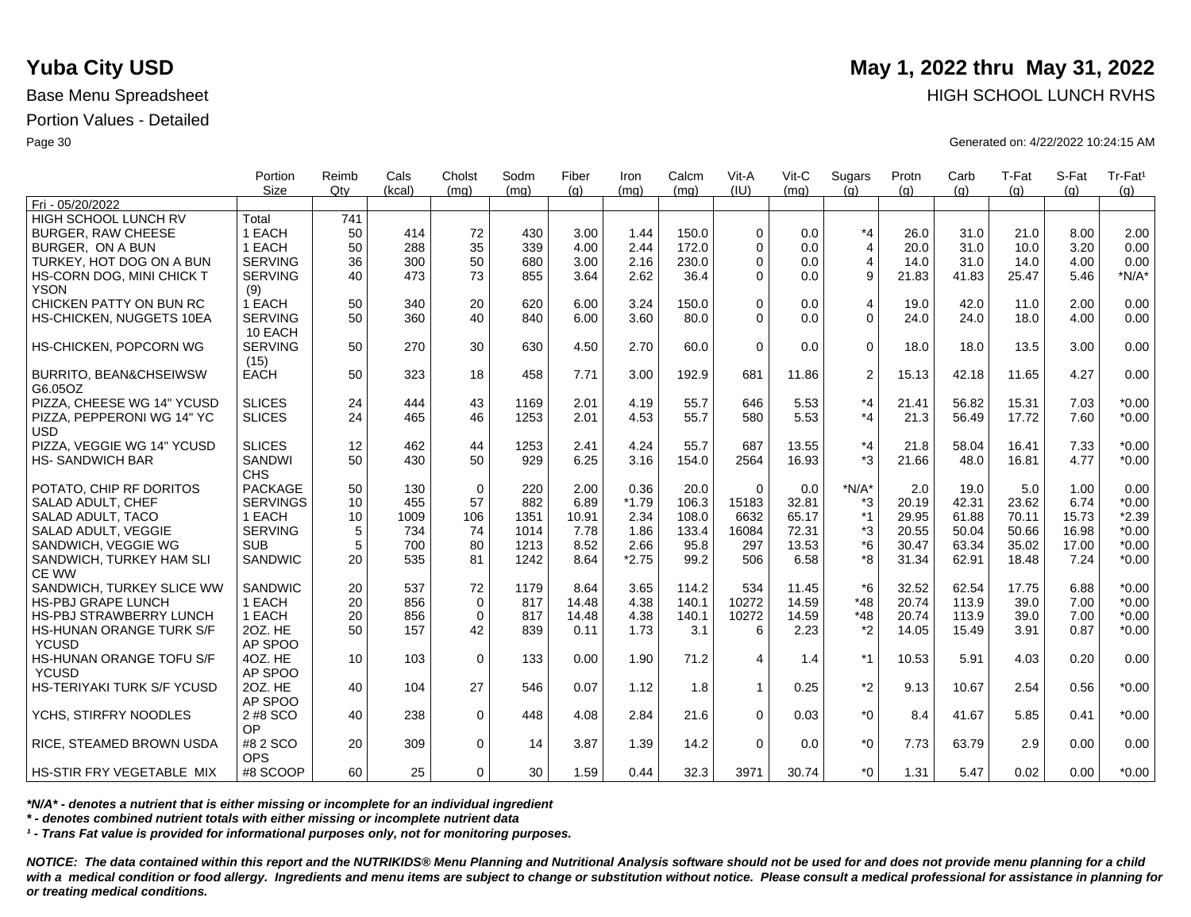# Yuba City USD

**May 1, 2022 thru May 31, 2022**

Base Menu Spreadsheet

HIGH SCHOOL LUNCH RVHS

Portion Values - Detailed

Generated on: 4/22/2022 10:24:15 AM

| | Portion Size | Reimb Qty | Cals (kcal) | Cholst (mg) | Sodm (mg) | Fiber (g) | Iron (mg) | Calcm (mg) | Vit-A (IU) | Vit-C (mg) | Sugars (g) | Protn (g) | Carb (g) | T-Fat (g) | S-Fat (g) | Tr-Fat¹ (g) |
|---|---|---|---|---|---|---|---|---|---|---|---|---|---|---|---|---|
| Fri - 05/20/2022 | | | | | | | | | | | | | | | | |
| HIGH SCHOOL LUNCH RV | Total | 741 | | | | | | | | | | | | | | |
| BURGER, RAW CHEESE | 1 EACH | 50 | 414 | 72 | 430 | 3.00 | 1.44 | 150.0 | 0 | 0.0 | *4 | 26.0 | 31.0 | 21.0 | 8.00 | 2.00 |
| BURGER, ON A BUN | 1 EACH | 50 | 288 | 35 | 339 | 4.00 | 2.44 | 172.0 | 0 | 0.0 | 4 | 20.0 | 31.0 | 10.0 | 3.20 | 0.00 |
| TURKEY, HOT DOG ON A BUN | SERVING | 36 | 300 | 50 | 680 | 3.00 | 2.16 | 230.0 | 0 | 0.0 | 4 | 14.0 | 31.0 | 14.0 | 4.00 | 0.00 |
| HS-CORN DOG, MINI CHICK T YSON | SERVING (9) | 40 | 473 | 73 | 855 | 3.64 | 2.62 | 36.4 | 0 | 0.0 | 9 | 21.83 | 41.83 | 25.47 | 5.46 | *N/A* |
| CHICKEN PATTY ON BUN RC | 1 EACH | 50 | 340 | 20 | 620 | 6.00 | 3.24 | 150.0 | 0 | 0.0 | 4 | 19.0 | 42.0 | 11.0 | 2.00 | 0.00 |
| HS-CHICKEN, NUGGETS 10EA | SERVING 10 EACH | 50 | 360 | 40 | 840 | 6.00 | 3.60 | 80.0 | 0 | 0.0 | 0 | 24.0 | 24.0 | 18.0 | 4.00 | 0.00 |
| HS-CHICKEN, POPCORN WG | SERVING (15) | 50 | 270 | 30 | 630 | 4.50 | 2.70 | 60.0 | 0 | 0.0 | 0 | 18.0 | 18.0 | 13.5 | 3.00 | 0.00 |
| BURRITO, BEAN&CHSEIWSW G6.05OZ | EACH | 50 | 323 | 18 | 458 | 7.71 | 3.00 | 192.9 | 681 | 11.86 | 2 | 15.13 | 42.18 | 11.65 | 4.27 | 0.00 |
| PIZZA, CHEESE WG 14" YCUSD | SLICES | 24 | 444 | 43 | 1169 | 2.01 | 4.19 | 55.7 | 646 | 5.53 | *4 | 21.41 | 56.82 | 15.31 | 7.03 | *0.00 |
| PIZZA, PEPPERONI WG 14" YC USD | SLICES | 24 | 465 | 46 | 1253 | 2.01 | 4.53 | 55.7 | 580 | 5.53 | *4 | 21.3 | 56.49 | 17.72 | 7.60 | *0.00 |
| PIZZA, VEGGIE WG 14" YCUSD | SLICES | 12 | 462 | 44 | 1253 | 2.41 | 4.24 | 55.7 | 687 | 13.55 | *4 | 21.8 | 58.04 | 16.41 | 7.33 | *0.00 |
| HS- SANDWICH BAR | SANDWICHS | 50 | 430 | 50 | 929 | 6.25 | 3.16 | 154.0 | 2564 | 16.93 | *3 | 21.66 | 48.0 | 16.81 | 4.77 | *0.00 |
| POTATO, CHIP RF DORITOS | PACKAGE | 50 | 130 | 0 | 220 | 2.00 | 0.36 | 20.0 | 0 | 0.0 | *N/A* | 2.0 | 19.0 | 5.0 | 1.00 | 0.00 |
| SALAD ADULT, CHEF | SERVINGS | 10 | 455 | 57 | 882 | 6.89 | *1.79 | 106.3 | 15183 | 32.81 | *3 | 20.19 | 42.31 | 23.62 | 6.74 | *0.00 |
| SALAD ADULT, TACO | 1 EACH | 10 | 1009 | 106 | 1351 | 10.91 | 2.34 | 108.0 | 6632 | 65.17 | *1 | 29.95 | 61.88 | 70.11 | 15.73 | *2.39 |
| SALAD ADULT, VEGGIE | SERVING | 5 | 734 | 74 | 1014 | 7.78 | 1.86 | 133.4 | 16084 | 72.31 | *3 | 20.55 | 50.04 | 50.66 | 16.98 | *0.00 |
| SANDWICH, VEGGIE WG | SUB | 5 | 700 | 80 | 1213 | 8.52 | 2.66 | 95.8 | 297 | 13.53 | *6 | 30.47 | 63.34 | 35.02 | 17.00 | *0.00 |
| SANDWICH, TURKEY HAM SLI CE WW | SANDWIC | 20 | 535 | 81 | 1242 | 8.64 | *2.75 | 99.2 | 506 | 6.58 | *8 | 31.34 | 62.91 | 18.48 | 7.24 | *0.00 |
| SANDWICH, TURKEY SLICE WW | SANDWIC | 20 | 537 | 72 | 1179 | 8.64 | 3.65 | 114.2 | 534 | 11.45 | *6 | 32.52 | 62.54 | 17.75 | 6.88 | *0.00 |
| HS-PBJ GRAPE LUNCH | 1 EACH | 20 | 856 | 0 | 817 | 14.48 | 4.38 | 140.1 | 10272 | 14.59 | *48 | 20.74 | 113.9 | 39.0 | 7.00 | *0.00 |
| HS-PBJ STRAWBERRY LUNCH | 1 EACH | 20 | 856 | 0 | 817 | 14.48 | 4.38 | 140.1 | 10272 | 14.59 | *48 | 20.74 | 113.9 | 39.0 | 7.00 | *0.00 |
| HS-HUNAN ORANGE TURK S/F YCUSD | 2OZ. HE AP SPOO | 50 | 157 | 42 | 839 | 0.11 | 1.73 | 3.1 | 6 | 2.23 | *2 | 14.05 | 15.49 | 3.91 | 0.87 | *0.00 |
| HS-HUNAN ORANGE TOFU S/F YCUSD | 4OZ. HE AP SPOO | 10 | 103 | 0 | 133 | 0.00 | 1.90 | 71.2 | 4 | 1.4 | *1 | 10.53 | 5.91 | 4.03 | 0.20 | 0.00 |
| HS-TERIYAKI TURK S/F YCUSD | 2OZ. HE AP SPOO | 40 | 104 | 27 | 546 | 0.07 | 1.12 | 1.8 | 1 | 0.25 | *2 | 9.13 | 10.67 | 2.54 | 0.56 | *0.00 |
| YCHS, STIRFRY NOODLES | 2 #8 SCO OP | 40 | 238 | 0 | 448 | 4.08 | 2.84 | 21.6 | 0 | 0.03 | *0 | 8.4 | 41.67 | 5.85 | 0.41 | *0.00 |
| RICE, STEAMED BROWN USDA | #8 2 SCO OPS | 20 | 309 | 0 | 14 | 3.87 | 1.39 | 14.2 | 0 | 0.0 | *0 | 7.73 | 63.79 | 2.9 | 0.00 | 0.00 |
| HS-STIR FRY VEGETABLE MIX | #8 SCOOP | 60 | 25 | 0 | 30 | 1.59 | 0.44 | 32.3 | 3971 | 30.74 | *0 | 1.31 | 5.47 | 0.02 | 0.00 | *0.00 |

*\*N/A\* - denotes a nutrient that is either missing or incomplete for an individual ingredient*

*\* - denotes combined nutrient totals with either missing or incomplete nutrient data*

*¹ - Trans Fat value is provided for informational purposes only, not for monitoring purposes.*

***NOTICE: The data contained within this report and the NUTRIKIDS® Menu Planning and Nutritional Analysis software should not be used for and does not provide menu planning for a child with a medical condition or food allergy. Ingredients and menu items are subject to change or substitution without notice. Please consult a medical professional for assistance in planning for or treating medical conditions.***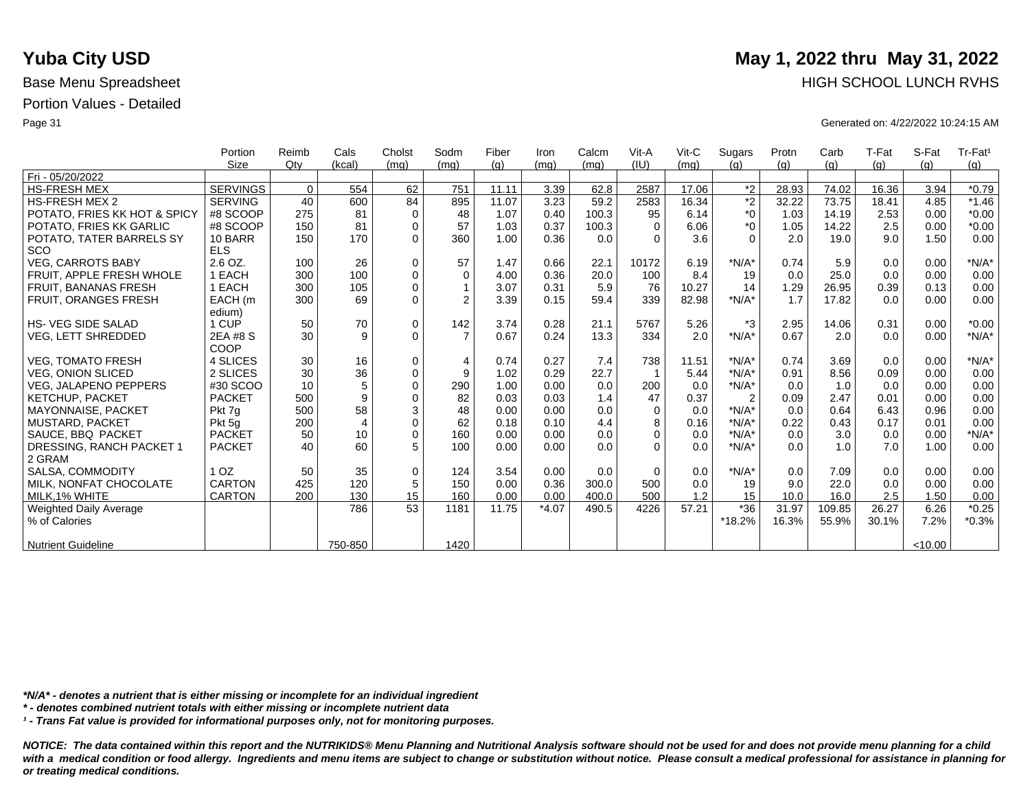# Yuba City USD

**May 1, 2022 thru May 31, 2022**

Base Menu Spreadsheet

HIGH SCHOOL LUNCH RVHS

Portion Values - Detailed

Generated on: 4/22/2022 10:24:15 AM

| | Portion Size | Reimb Qty | Cals (kcal) | Cholst (mg) | Sodm (mg) | Fiber (g) | Iron (mg) | Calcm (mg) | Vit-A (IU) | Vit-C (mg) | Sugars (g) | Protn (g) | Carb (g) | T-Fat (g) | S-Fat (g) | Tr-Fat¹ (g) |
|---|---|---|---|---|---|---|---|---|---|---|---|---|---|---|---|---|
| Fri - 05/20/2022 | | | | | | | | | | | | | | | | |
| HS-FRESH MEX | SERVINGS | 0 | 554 | 62 | 751 | 11.11 | 3.39 | 62.8 | 2587 | 17.06 | *2 | 28.93 | 74.02 | 16.36 | 3.94 | *0.79 |
| HS-FRESH MEX 2 | SERVING | 40 | 600 | 84 | 895 | 11.07 | 3.23 | 59.2 | 2583 | 16.34 | *2 | 32.22 | 73.75 | 18.41 | 4.85 | *1.46 |
| POTATO, FRIES KK HOT & SPICY | #8 SCOOP | 275 | 81 | 0 | 48 | 1.07 | 0.40 | 100.3 | 95 | 6.14 | *0 | 1.03 | 14.19 | 2.53 | 0.00 | *0.00 |
| POTATO, FRIES KK GARLIC | #8 SCOOP | 150 | 81 | 0 | 57 | 1.03 | 0.37 | 100.3 | 0 | 6.06 | *0 | 1.05 | 14.22 | 2.5 | 0.00 | *0.00 |
| POTATO, TATER BARRELS SY SCO | 10 BARRELS | 150 | 170 | 0 | 360 | 1.00 | 0.36 | 0.0 | 0 | 3.6 | 0 | 2.0 | 19.0 | 9.0 | 1.50 | 0.00 |
| VEG, CARROTS BABY | 2.6 OZ. | 100 | 26 | 0 | 57 | 1.47 | 0.66 | 22.1 | 10172 | 6.19 | *N/A* | 0.74 | 5.9 | 0.0 | 0.00 | *N/A* |
| FRUIT, APPLE FRESH WHOLE | 1 EACH | 300 | 100 | 0 | 0 | 4.00 | 0.36 | 20.0 | 100 | 8.4 | 19 | 0.0 | 25.0 | 0.0 | 0.00 | 0.00 |
| FRUIT, BANANAS FRESH | 1 EACH | 300 | 105 | 0 | 1 | 3.07 | 0.31 | 5.9 | 76 | 10.27 | 14 | 1.29 | 26.95 | 0.39 | 0.13 | 0.00 |
| FRUIT, ORANGES FRESH | EACH (medium) | 300 | 69 | 0 | 2 | 3.39 | 0.15 | 59.4 | 339 | 82.98 | *N/A* | 1.7 | 17.82 | 0.0 | 0.00 | 0.00 |
| HS- VEG SIDE SALAD | 1 CUP | 50 | 70 | 0 | 142 | 3.74 | 0.28 | 21.1 | 5767 | 5.26 | *3 | 2.95 | 14.06 | 0.31 | 0.00 | *0.00 |
| VEG, LETT SHREDDED | 2EA #8 SCOOP | 30 | 9 | 0 | 7 | 0.67 | 0.24 | 13.3 | 334 | 2.0 | *N/A* | 0.67 | 2.0 | 0.0 | 0.00 | *N/A* |
| VEG, TOMATO FRESH | 4 SLICES | 30 | 16 | 0 | 4 | 0.74 | 0.27 | 7.4 | 738 | 11.51 | *N/A* | 0.74 | 3.69 | 0.0 | 0.00 | *N/A* |
| VEG, ONION SLICED | 2 SLICES | 30 | 36 | 0 | 9 | 1.02 | 0.29 | 22.7 | 1 | 5.44 | *N/A* | 0.91 | 8.56 | 0.09 | 0.00 | 0.00 |
| VEG, JALAPENO PEPPERS | #30 SCOO | 10 | 5 | 0 | 290 | 1.00 | 0.00 | 0.0 | 200 | 0.0 | *N/A* | 0.0 | 1.0 | 0.0 | 0.00 | 0.00 |
| KETCHUP, PACKET | PACKET | 500 | 9 | 0 | 82 | 0.03 | 0.03 | 1.4 | 47 | 0.37 | 2 | 0.09 | 2.47 | 0.01 | 0.00 | 0.00 |
| MAYONNAISE, PACKET | Pkt 7g | 500 | 58 | 3 | 48 | 0.00 | 0.00 | 0.0 | 0 | 0.0 | *N/A* | 0.0 | 0.64 | 6.43 | 0.96 | 0.00 |
| MUSTARD, PACKET | Pkt 5g | 200 | 4 | 0 | 62 | 0.18 | 0.10 | 4.4 | 8 | 0.16 | *N/A* | 0.22 | 0.43 | 0.17 | 0.01 | 0.00 |
| SAUCE, BBQ PACKET | PACKET | 50 | 10 | 0 | 160 | 0.00 | 0.00 | 0.0 | 0 | 0.0 | *N/A* | 0.0 | 3.0 | 0.0 | 0.00 | *N/A* |
| DRESSING, RANCH PACKET 12 GRAM | PACKET | 40 | 60 | 5 | 100 | 0.00 | 0.00 | 0.0 | 0 | 0.0 | *N/A* | 0.0 | 1.0 | 7.0 | 1.00 | 0.00 |
| SALSA, COMMODITY | 1 OZ | 50 | 35 | 0 | 124 | 3.54 | 0.00 | 0.0 | 0 | 0.0 | *N/A* | 0.0 | 7.09 | 0.0 | 0.00 | 0.00 |
| MILK, NONFAT CHOCOLATE | CARTON | 425 | 120 | 5 | 150 | 0.00 | 0.36 | 300.0 | 500 | 0.0 | 19 | 9.0 | 22.0 | 0.0 | 0.00 | 0.00 |
| MILK,1% WHITE | CARTON | 200 | 130 | 15 | 160 | 0.00 | 0.00 | 400.0 | 500 | 1.2 | 15 | 10.0 | 16.0 | 2.5 | 1.50 | 0.00 |
| Weighted Daily Average | | | 786 | 53 | 1181 | 11.75 | *4.07 | 490.5 | 4226 | 57.21 | *36 | 31.97 | 109.85 | 26.27 | 6.26 | *0.25 |
| % of Calories | | | | | | | | | | | *18.2% | 16.3% | 55.9% | 30.1% | 7.2% | *0.3% |
| Nutrient Guideline | | | 750-850 | | 1420 | | | | | | | | | | <10.00 | |

*\*N/A\* - denotes a nutrient that is either missing or incomplete for an individual ingredient*

*\* - denotes combined nutrient totals with either missing or incomplete nutrient data*

*¹ - Trans Fat value is provided for informational purposes only, not for monitoring purposes.*

***NOTICE: The data contained within this report and the NUTRIKIDS® Menu Planning and Nutritional Analysis software should not be used for and does not provide menu planning for a child with a medical condition or food allergy. Ingredients and menu items are subject to change or substitution without notice. Please consult a medical professional for assistance in planning for or treating medical conditions.***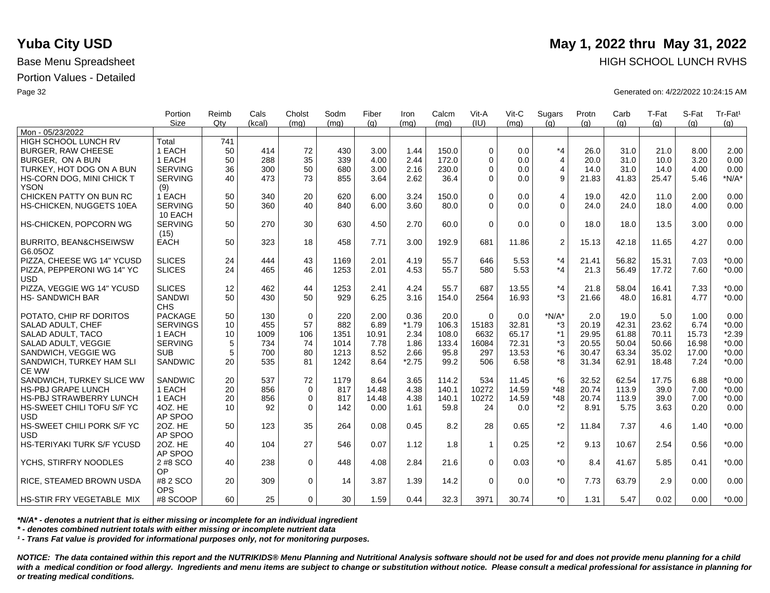# Yuba City USD

**May 1, 2022 thru May 31, 2022**

Base Menu Spreadsheet

HIGH SCHOOL LUNCH RVHS

Portion Values - Detailed

Generated on: 4/22/2022 10:24:15 AM

| | Portion Size | Reimb Qty | Cals (kcal) | Cholst (mg) | Sodm (mg) | Fiber (g) | Iron (mg) | Calcm (mg) | Vit-A (IU) | Vit-C (mg) | Sugars (g) | Protn (g) | Carb (g) | T-Fat (g) | S-Fat (g) | Tr-Fat¹ (g) |
|---|---|---|---|---|---|---|---|---|---|---|---|---|---|---|---|---|
| Mon - 05/23/2022 | | | | | | | | | | | | | | | | |
| HIGH SCHOOL LUNCH RV | Total | 741 | | | | | | | | | | | | | | |
| BURGER, RAW CHEESE | 1 EACH | 50 | 414 | 72 | 430 | 3.00 | 1.44 | 150.0 | 0 | 0.0 | *4 | 26.0 | 31.0 | 21.0 | 8.00 | 2.00 |
| BURGER, ON A BUN | 1 EACH | 50 | 288 | 35 | 339 | 4.00 | 2.44 | 172.0 | 0 | 0.0 | 4 | 20.0 | 31.0 | 10.0 | 3.20 | 0.00 |
| TURKEY, HOT DOG ON A BUN | SERVING | 36 | 300 | 50 | 680 | 3.00 | 2.16 | 230.0 | 0 | 0.0 | 4 | 14.0 | 31.0 | 14.0 | 4.00 | 0.00 |
| HS-CORN DOG, MINI CHICK TYSON | SERVING (9) | 40 | 473 | 73 | 855 | 3.64 | 2.62 | 36.4 | 0 | 0.0 | 9 | 21.83 | 41.83 | 25.47 | 5.46 | *N/A* |
| CHICKEN PATTY ON BUN RC | 1 EACH | 50 | 340 | 20 | 620 | 6.00 | 3.24 | 150.0 | 0 | 0.0 | 4 | 19.0 | 42.0 | 11.0 | 2.00 | 0.00 |
| HS-CHICKEN, NUGGETS 10EA | SERVING 10 EACH | 50 | 360 | 40 | 840 | 6.00 | 3.60 | 80.0 | 0 | 0.0 | 0 | 24.0 | 24.0 | 18.0 | 4.00 | 0.00 |
| HS-CHICKEN, POPCORN WG | SERVING (15) | 50 | 270 | 30 | 630 | 4.50 | 2.70 | 60.0 | 0 | 0.0 | 0 | 18.0 | 18.0 | 13.5 | 3.00 | 0.00 |
| BURRITO, BEAN&CHSEIWSW G6.05OZ | EACH | 50 | 323 | 18 | 458 | 7.71 | 3.00 | 192.9 | 681 | 11.86 | 2 | 15.13 | 42.18 | 11.65 | 4.27 | 0.00 |
| PIZZA, CHEESE WG 14" YCUSD | SLICES | 24 | 444 | 43 | 1169 | 2.01 | 4.19 | 55.7 | 646 | 5.53 | *4 | 21.41 | 56.82 | 15.31 | 7.03 | *0.00 |
| PIZZA, PEPPERONI WG 14" YCUSD | SLICES | 24 | 465 | 46 | 1253 | 2.01 | 4.53 | 55.7 | 580 | 5.53 | *4 | 21.3 | 56.49 | 17.72 | 7.60 | *0.00 |
| PIZZA, VEGGIE WG 14" YCUSD | SLICES | 12 | 462 | 44 | 1253 | 2.41 | 4.24 | 55.7 | 687 | 13.55 | *4 | 21.8 | 58.04 | 16.41 | 7.33 | *0.00 |
| HS- SANDWICH BAR | SANDWICHS | 50 | 430 | 50 | 929 | 6.25 | 3.16 | 154.0 | 2564 | 16.93 | *3 | 21.66 | 48.0 | 16.81 | 4.77 | *0.00 |
| POTATO, CHIP RF DORITOS | PACKAGE | 50 | 130 | 0 | 220 | 2.00 | 0.36 | 20.0 | 0 | 0.0 | *N/A* | 2.0 | 19.0 | 5.0 | 1.00 | 0.00 |
| SALAD ADULT, CHEF | SERVINGS | 10 | 455 | 57 | 882 | 6.89 | *1.79 | 106.3 | 15183 | 32.81 | *3 | 20.19 | 42.31 | 23.62 | 6.74 | *0.00 |
| SALAD ADULT, TACO | 1 EACH | 10 | 1009 | 106 | 1351 | 10.91 | 2.34 | 108.0 | 6632 | 65.17 | *1 | 29.95 | 61.88 | 70.11 | 15.73 | *2.39 |
| SALAD ADULT, VEGGIE | SERVING | 5 | 734 | 74 | 1014 | 7.78 | 1.86 | 133.4 | 16084 | 72.31 | *3 | 20.55 | 50.04 | 50.66 | 16.98 | *0.00 |
| SANDWICH, VEGGIE WG | SUB | 5 | 700 | 80 | 1213 | 8.52 | 2.66 | 95.8 | 297 | 13.53 | *6 | 30.47 | 63.34 | 35.02 | 17.00 | *0.00 |
| SANDWICH, TURKEY HAM SLICE WW | SANDWIC | 20 | 535 | 81 | 1242 | 8.64 | *2.75 | 99.2 | 506 | 6.58 | *8 | 31.34 | 62.91 | 18.48 | 7.24 | *0.00 |
| SANDWICH, TURKEY SLICE WW | SANDWIC | 20 | 537 | 72 | 1179 | 8.64 | 3.65 | 114.2 | 534 | 11.45 | *6 | 32.52 | 62.54 | 17.75 | 6.88 | *0.00 |
| HS-PBJ GRAPE LUNCH | 1 EACH | 20 | 856 | 0 | 817 | 14.48 | 4.38 | 140.1 | 10272 | 14.59 | *48 | 20.74 | 113.9 | 39.0 | 7.00 | *0.00 |
| HS-PBJ STRAWBERRY LUNCH | 1 EACH | 20 | 856 | 0 | 817 | 14.48 | 4.38 | 140.1 | 10272 | 14.59 | *48 | 20.74 | 113.9 | 39.0 | 7.00 | *0.00 |
| HS-SWEET CHILI TOFU S/F YCUSD | 4OZ. HEAP SPOO | 10 | 92 | 0 | 142 | 0.00 | 1.61 | 59.8 | 24 | 0.0 | *2 | 8.91 | 5.75 | 3.63 | 0.20 | 0.00 |
| HS-SWEET CHILI PORK S/F YCUSD | 2OZ. HEAP SPOO | 50 | 123 | 35 | 264 | 0.08 | 0.45 | 8.2 | 28 | 0.65 | *2 | 11.84 | 7.37 | 4.6 | 1.40 | *0.00 |
| HS-TERIYAKI TURK S/F YCUSD | 2OZ. HEAP SPOO | 40 | 104 | 27 | 546 | 0.07 | 1.12 | 1.8 | 1 | 0.25 | *2 | 9.13 | 10.67 | 2.54 | 0.56 | *0.00 |
| YCHS, STIRFRY NOODLES | 2 #8 SCOOP | 40 | 238 | 0 | 448 | 4.08 | 2.84 | 21.6 | 0 | 0.03 | *0 | 8.4 | 41.67 | 5.85 | 0.41 | *0.00 |
| RICE, STEAMED BROWN USDA | #8 2 SCOOPS | 20 | 309 | 0 | 14 | 3.87 | 1.39 | 14.2 | 0 | 0.0 | *0 | 7.73 | 63.79 | 2.9 | 0.00 | 0.00 |
| HS-STIR FRY VEGETABLE MIX | #8 SCOOP | 60 | 25 | 0 | 30 | 1.59 | 0.44 | 32.3 | 3971 | 30.74 | *0 | 1.31 | 5.47 | 0.02 | 0.00 | *0.00 |

***N/A* - denotes a nutrient that is either missing or incomplete for an individual ingredient***

***\* - denotes combined nutrient totals with either missing or incomplete nutrient data***

***¹ - Trans Fat value is provided for informational purposes only, not for monitoring purposes.***

***NOTICE: The data contained within this report and the NUTRIKIDS® Menu Planning and Nutritional Analysis software should not be used for and does not provide menu planning for a child with a medical condition or food allergy. Ingredients and menu items are subject to change or substitution without notice. Please consult a medical professional for assistance in planning for or treating medical conditions.***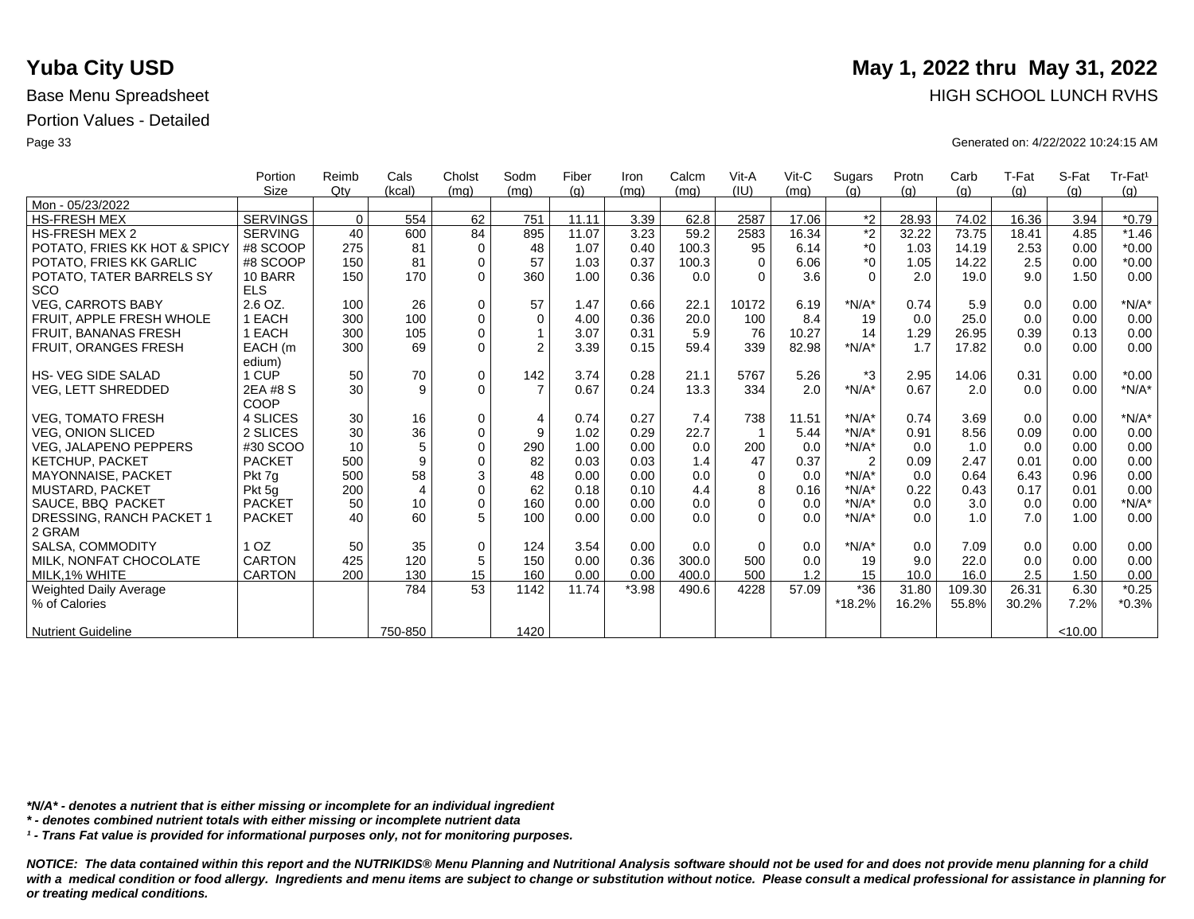# Yuba City USD

**May 1, 2022 thru May 31, 2022**

Base Menu Spreadsheet

HIGH SCHOOL LUNCH RVHS

Portion Values - Detailed

Generated on: 4/22/2022 10:24:15 AM

| | Portion Size | Reimb Qty | Cals (kcal) | Cholst (mg) | Sodm (mg) | Fiber (g) | Iron (mg) | Calcm (mg) | Vit-A (IU) | Vit-C (mg) | Sugars (g) | Protn (g) | Carb (g) | T-Fat (g) | S-Fat (g) | Tr-Fat¹ (g) |
|---|---|---|---|---|---|---|---|---|---|---|---|---|---|---|---|---|
| Mon - 05/23/2022 | | | | | | | | | | | | | | | | |
| HS-FRESH MEX | SERVINGS | 0 | 554 | 62 | 751 | 11.11 | 3.39 | 62.8 | 2587 | 17.06 | *2 | 28.93 | 74.02 | 16.36 | 3.94 | *0.79 |
| HS-FRESH MEX 2 | SERVING | 40 | 600 | 84 | 895 | 11.07 | 3.23 | 59.2 | 2583 | 16.34 | *2 | 32.22 | 73.75 | 18.41 | 4.85 | *1.46 |
| POTATO, FRIES KK HOT & SPICY | #8 SCOOP | 275 | 81 | 0 | 48 | 1.07 | 0.40 | 100.3 | 95 | 6.14 | *0 | 1.03 | 14.19 | 2.53 | 0.00 | *0.00 |
| POTATO, FRIES KK GARLIC | #8 SCOOP | 150 | 81 | 0 | 57 | 1.03 | 0.37 | 100.3 | 0 | 6.06 | *0 | 1.05 | 14.22 | 2.5 | 0.00 | *0.00 |
| POTATO, TATER BARRELS SY SCO | 10 BARRELS | 150 | 170 | 0 | 360 | 1.00 | 0.36 | 0.0 | 0 | 3.6 | 0 | 2.0 | 19.0 | 9.0 | 1.50 | 0.00 |
| VEG, CARROTS BABY | 2.6 OZ. | 100 | 26 | 0 | 57 | 1.47 | 0.66 | 22.1 | 10172 | 6.19 | *N/A* | 0.74 | 5.9 | 0.0 | 0.00 | *N/A* |
| FRUIT, APPLE FRESH WHOLE | 1 EACH | 300 | 100 | 0 | 0 | 4.00 | 0.36 | 20.0 | 100 | 8.4 | 19 | 0.0 | 25.0 | 0.0 | 0.00 | 0.00 |
| FRUIT, BANANAS FRESH | 1 EACH | 300 | 105 | 0 | 1 | 3.07 | 0.31 | 5.9 | 76 | 10.27 | 14 | 1.29 | 26.95 | 0.39 | 0.13 | 0.00 |
| FRUIT, ORANGES FRESH | EACH (medium) | 300 | 69 | 0 | 2 | 3.39 | 0.15 | 59.4 | 339 | 82.98 | *N/A* | 1.7 | 17.82 | 0.0 | 0.00 | 0.00 |
| HS- VEG SIDE SALAD | 1 CUP | 50 | 70 | 0 | 142 | 3.74 | 0.28 | 21.1 | 5767 | 5.26 | *3 | 2.95 | 14.06 | 0.31 | 0.00 | *0.00 |
| VEG, LETT SHREDDED | 2EA #8 SCOOP | 30 | 9 | 0 | 7 | 0.67 | 0.24 | 13.3 | 334 | 2.0 | *N/A* | 0.67 | 2.0 | 0.0 | 0.00 | *N/A* |
| VEG, TOMATO FRESH | 4 SLICES | 30 | 16 | 0 | 4 | 0.74 | 0.27 | 7.4 | 738 | 11.51 | *N/A* | 0.74 | 3.69 | 0.0 | 0.00 | *N/A* |
| VEG, ONION SLICED | 2 SLICES | 30 | 36 | 0 | 9 | 1.02 | 0.29 | 22.7 | 1 | 5.44 | *N/A* | 0.91 | 8.56 | 0.09 | 0.00 | 0.00 |
| VEG, JALAPENO PEPPERS | #30 SCOO | 10 | 5 | 0 | 290 | 1.00 | 0.00 | 0.0 | 200 | 0.0 | *N/A* | 0.0 | 1.0 | 0.0 | 0.00 | 0.00 |
| KETCHUP, PACKET | PACKET | 500 | 9 | 0 | 82 | 0.03 | 0.03 | 1.4 | 47 | 0.37 | 2 | 0.09 | 2.47 | 0.01 | 0.00 | 0.00 |
| MAYONNAISE, PACKET | Pkt 7g | 500 | 58 | 3 | 48 | 0.00 | 0.00 | 0.0 | 0 | 0.0 | *N/A* | 0.0 | 0.64 | 6.43 | 0.96 | 0.00 |
| MUSTARD, PACKET | Pkt 5g | 200 | 4 | 0 | 62 | 0.18 | 0.10 | 4.4 | 8 | 0.16 | *N/A* | 0.22 | 0.43 | 0.17 | 0.01 | 0.00 |
| SAUCE, BBQ PACKET | PACKET | 50 | 10 | 0 | 160 | 0.00 | 0.00 | 0.0 | 0 | 0.0 | *N/A* | 0.0 | 3.0 | 0.0 | 0.00 | *N/A* |
| DRESSING, RANCH PACKET 1 2 GRAM | PACKET | 40 | 60 | 5 | 100 | 0.00 | 0.00 | 0.0 | 0 | 0.0 | *N/A* | 0.0 | 1.0 | 7.0 | 1.00 | 0.00 |
| SALSA, COMMODITY | 1 OZ | 50 | 35 | 0 | 124 | 3.54 | 0.00 | 0.0 | 0 | 0.0 | *N/A* | 0.0 | 7.09 | 0.0 | 0.00 | 0.00 |
| MILK, NONFAT CHOCOLATE | CARTON | 425 | 120 | 5 | 150 | 0.00 | 0.36 | 300.0 | 500 | 0.0 | 19 | 9.0 | 22.0 | 0.0 | 0.00 | 0.00 |
| MILK,1% WHITE | CARTON | 200 | 130 | 15 | 160 | 0.00 | 0.00 | 400.0 | 500 | 1.2 | 15 | 10.0 | 16.0 | 2.5 | 1.50 | 0.00 |
| Weighted Daily Average | | | 784 | 53 | 1142 | 11.74 | *3.98 | 490.6 | 4228 | 57.09 | *36 | 31.80 | 109.30 | 26.31 | 6.30 | *0.25 |
| % of Calories | | | | | | | | | | | *18.2% | 16.2% | 55.8% | 30.2% | 7.2% | *0.3% |
| Nutrient Guideline | | | 750-850 | | 1420 | | | | | | | | | | <10.00 | |

*\*N/A\* - denotes a nutrient that is either missing or incomplete for an individual ingredient*

*\* - denotes combined nutrient totals with either missing or incomplete nutrient data*

*¹ - Trans Fat value is provided for informational purposes only, not for monitoring purposes.*

***NOTICE: The data contained within this report and the NUTRIKIDS® Menu Planning and Nutritional Analysis software should not be used for and does not provide menu planning for a child with a medical condition or food allergy. Ingredients and menu items are subject to change or substitution without notice. Please consult a medical professional for assistance in planning for or treating medical conditions.***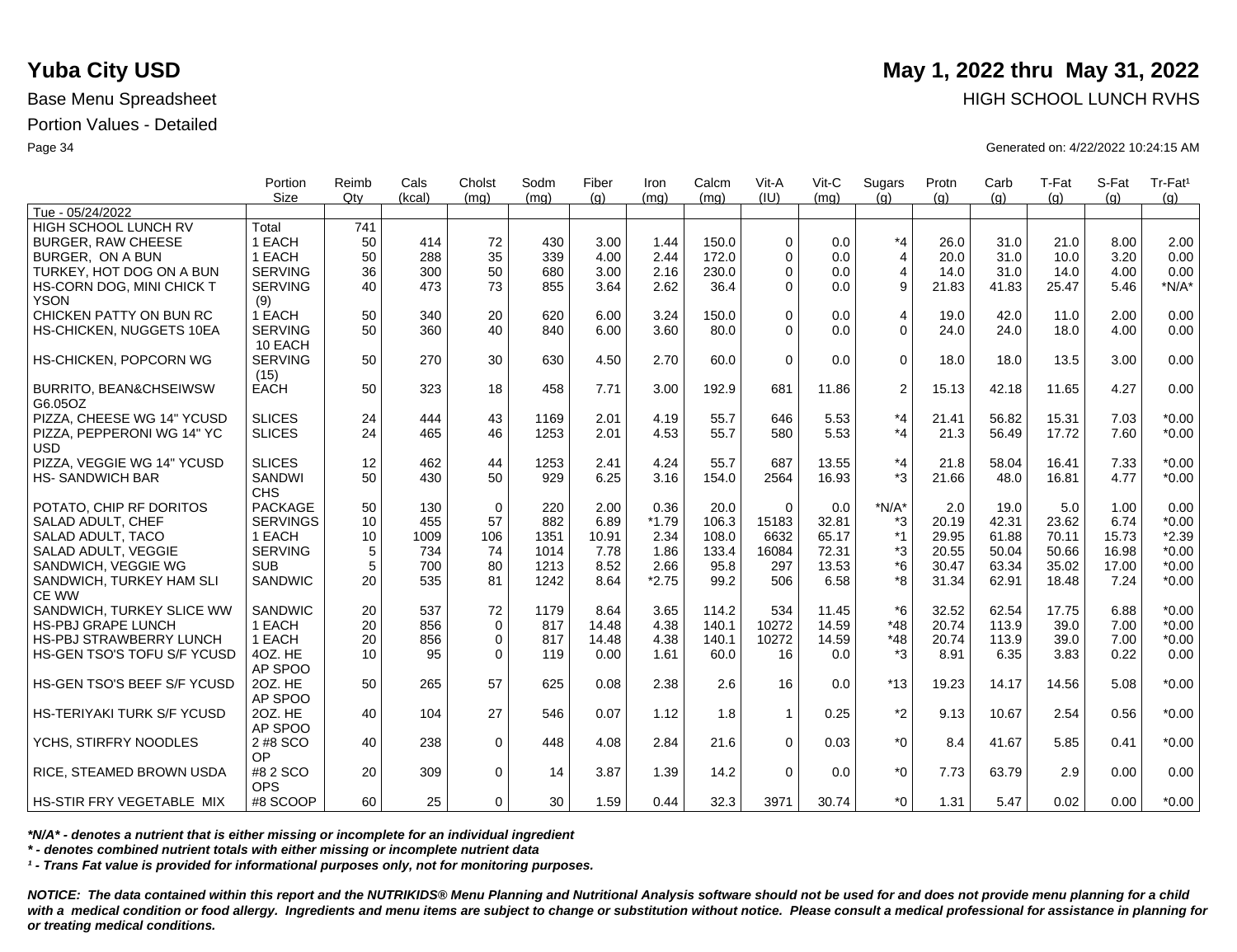# Yuba City USD

**May 1, 2022 thru May 31, 2022**

Base Menu Spreadsheet

HIGH SCHOOL LUNCH RVHS

Portion Values - Detailed

Generated on: 4/22/2022 10:24:15 AM

| | Portion Size | Reimb Qty | Cals (kcal) | Cholst (mg) | Sodm (mg) | Fiber (g) | Iron (mg) | Calcm (mg) | Vit-A (IU) | Vit-C (mg) | Sugars (g) | Protn (g) | Carb (g) | T-Fat (g) | S-Fat (g) | Tr-Fat¹ (g) |
|---|---|---|---|---|---|---|---|---|---|---|---|---|---|---|---|---|
| Tue - 05/24/2022 | | | | | | | | | | | | | | | | |
| HIGH SCHOOL LUNCH RV | Total | 741 | | | | | | | | | | | | | | |
| BURGER, RAW CHEESE | 1 EACH | 50 | 414 | 72 | 430 | 3.00 | 1.44 | 150.0 | 0 | 0.0 | *4 | 26.0 | 31.0 | 21.0 | 8.00 | 2.00 |
| BURGER, ON A BUN | 1 EACH | 50 | 288 | 35 | 339 | 4.00 | 2.44 | 172.0 | 0 | 0.0 | 4 | 20.0 | 31.0 | 10.0 | 3.20 | 0.00 |
| TURKEY, HOT DOG ON A BUN | SERVING | 36 | 300 | 50 | 680 | 3.00 | 2.16 | 230.0 | 0 | 0.0 | 4 | 14.0 | 31.0 | 14.0 | 4.00 | 0.00 |
| HS-CORN DOG, MINI CHICK TYSON | SERVING (9) | 40 | 473 | 73 | 855 | 3.64 | 2.62 | 36.4 | 0 | 0.0 | 9 | 21.83 | 41.83 | 25.47 | 5.46 | *N/A* |
| CHICKEN PATTY ON BUN RC | 1 EACH | 50 | 340 | 20 | 620 | 6.00 | 3.24 | 150.0 | 0 | 0.0 | 4 | 19.0 | 42.0 | 11.0 | 2.00 | 0.00 |
| HS-CHICKEN, NUGGETS 10EA | SERVING 10 EACH | 50 | 360 | 40 | 840 | 6.00 | 3.60 | 80.0 | 0 | 0.0 | 0 | 24.0 | 24.0 | 18.0 | 4.00 | 0.00 |
| HS-CHICKEN, POPCORN WG | SERVING (15) | 50 | 270 | 30 | 630 | 4.50 | 2.70 | 60.0 | 0 | 0.0 | 0 | 18.0 | 18.0 | 13.5 | 3.00 | 0.00 |
| BURRITO, BEAN&CHSEIWSW G6.05OZ | EACH | 50 | 323 | 18 | 458 | 7.71 | 3.00 | 192.9 | 681 | 11.86 | 2 | 15.13 | 42.18 | 11.65 | 4.27 | 0.00 |
| PIZZA, CHEESE WG 14" YCUSD | SLICES | 24 | 444 | 43 | 1169 | 2.01 | 4.19 | 55.7 | 646 | 5.53 | *4 | 21.41 | 56.82 | 15.31 | 7.03 | *0.00 |
| PIZZA, PEPPERONI WG 14" YC USD | SLICES | 24 | 465 | 46 | 1253 | 2.01 | 4.53 | 55.7 | 580 | 5.53 | *4 | 21.3 | 56.49 | 17.72 | 7.60 | *0.00 |
| PIZZA, VEGGIE WG 14" YCUSD | SLICES | 12 | 462 | 44 | 1253 | 2.41 | 4.24 | 55.7 | 687 | 13.55 | *4 | 21.8 | 58.04 | 16.41 | 7.33 | *0.00 |
| HS- SANDWICH BAR | SANDWICHS | 50 | 430 | 50 | 929 | 6.25 | 3.16 | 154.0 | 2564 | 16.93 | *3 | 21.66 | 48.0 | 16.81 | 4.77 | *0.00 |
| POTATO, CHIP RF DORITOS | PACKAGE | 50 | 130 | 0 | 220 | 2.00 | 0.36 | 20.0 | 0 | 0.0 | *N/A* | 2.0 | 19.0 | 5.0 | 1.00 | 0.00 |
| SALAD ADULT, CHEF | SERVINGS | 10 | 455 | 57 | 882 | 6.89 | *1.79 | 106.3 | 15183 | 32.81 | *3 | 20.19 | 42.31 | 23.62 | 6.74 | *0.00 |
| SALAD ADULT, TACO | 1 EACH | 10 | 1009 | 106 | 1351 | 10.91 | 2.34 | 108.0 | 6632 | 65.17 | *1 | 29.95 | 61.88 | 70.11 | 15.73 | *2.39 |
| SALAD ADULT, VEGGIE | SERVING | 5 | 734 | 74 | 1014 | 7.78 | 1.86 | 133.4 | 16084 | 72.31 | *3 | 20.55 | 50.04 | 50.66 | 16.98 | *0.00 |
| SANDWICH, VEGGIE WG | SUB | 5 | 700 | 80 | 1213 | 8.52 | 2.66 | 95.8 | 297 | 13.53 | *6 | 30.47 | 63.34 | 35.02 | 17.00 | *0.00 |
| SANDWICH, TURKEY HAM SLICE WW | SANDWIC | 20 | 535 | 81 | 1242 | 8.64 | *2.75 | 99.2 | 506 | 6.58 | *8 | 31.34 | 62.91 | 18.48 | 7.24 | *0.00 |
| SANDWICH, TURKEY SLICE WW | SANDWIC | 20 | 537 | 72 | 1179 | 8.64 | 3.65 | 114.2 | 534 | 11.45 | *6 | 32.52 | 62.54 | 17.75 | 6.88 | *0.00 |
| HS-PBJ GRAPE LUNCH | 1 EACH | 20 | 856 | 0 | 817 | 14.48 | 4.38 | 140.1 | 10272 | 14.59 | *48 | 20.74 | 113.9 | 39.0 | 7.00 | *0.00 |
| HS-PBJ STRAWBERRY LUNCH | 1 EACH | 20 | 856 | 0 | 817 | 14.48 | 4.38 | 140.1 | 10272 | 14.59 | *48 | 20.74 | 113.9 | 39.0 | 7.00 | *0.00 |
| HS-GEN TSO'S TOFU S/F YCUSD | 4OZ. HEAP SPOO | 10 | 95 | 0 | 119 | 0.00 | 1.61 | 60.0 | 16 | 0.0 | *3 | 8.91 | 6.35 | 3.83 | 0.22 | 0.00 |
| HS-GEN TSO'S BEEF S/F YCUSD | 2OZ. HEAP SPOO | 50 | 265 | 57 | 625 | 0.08 | 2.38 | 2.6 | 16 | 0.0 | *13 | 19.23 | 14.17 | 14.56 | 5.08 | *0.00 |
| HS-TERIYAKI TURK S/F YCUSD | 2OZ. HEAP SPOO | 40 | 104 | 27 | 546 | 0.07 | 1.12 | 1.8 | 1 | 0.25 | *2 | 9.13 | 10.67 | 2.54 | 0.56 | *0.00 |
| YCHS, STIRFRY NOODLES | 2 #8 SCOOP | 40 | 238 | 0 | 448 | 4.08 | 2.84 | 21.6 | 0 | 0.03 | *0 | 8.4 | 41.67 | 5.85 | 0.41 | *0.00 |
| RICE, STEAMED BROWN USDA | #8 2 SCOOPS | 20 | 309 | 0 | 14 | 3.87 | 1.39 | 14.2 | 0 | 0.0 | *0 | 7.73 | 63.79 | 2.9 | 0.00 | 0.00 |
| HS-STIR FRY VEGETABLE MIX | #8 SCOOP | 60 | 25 | 0 | 30 | 1.59 | 0.44 | 32.3 | 3971 | 30.74 | *0 | 1.31 | 5.47 | 0.02 | 0.00 | *0.00 |

*\*N/A\* - denotes a nutrient that is either missing or incomplete for an individual ingredient*

*\* - denotes combined nutrient totals with either missing or incomplete nutrient data*

*¹ - Trans Fat value is provided for informational purposes only, not for monitoring purposes.*

***NOTICE: The data contained within this report and the NUTRIKIDS® Menu Planning and Nutritional Analysis software should not be used for and does not provide menu planning for a child with a medical condition or food allergy. Ingredients and menu items are subject to change or substitution without notice. Please consult a medical professional for assistance in planning for or treating medical conditions.***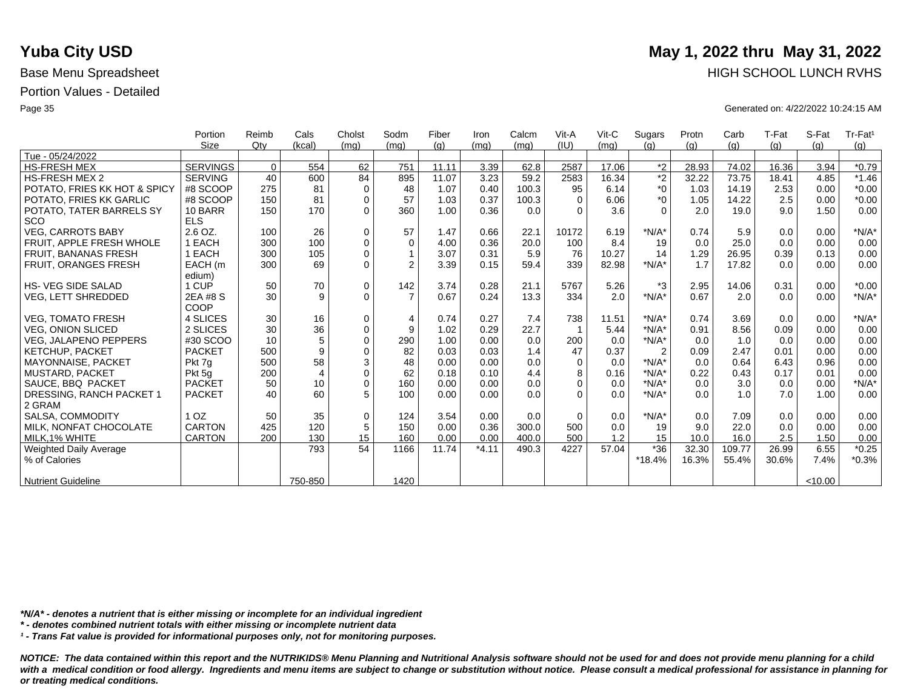# Yuba City USD

**May 1, 2022 thru May 31, 2022**

Base Menu Spreadsheet

HIGH SCHOOL LUNCH RVHS

Portion Values - Detailed

Generated on: 4/22/2022 10:24:15 AM

| | Portion Size | Reimb Qty | Cals (kcal) | Cholst (mg) | Sodm (mg) | Fiber (g) | Iron (mg) | Calcm (mg) | Vit-A (IU) | Vit-C (mg) | Sugars (g) | Protn (g) | Carb (g) | T-Fat (g) | S-Fat (g) | Tr-Fat¹ (g) |
|---|---|---|---|---|---|---|---|---|---|---|---|---|---|---|---|---|
| Tue - 05/24/2022 | | | | | | | | | | | | | | | | |
| HS-FRESH MEX | SERVINGS | 0 | 554 | 62 | 751 | 11.11 | 3.39 | 62.8 | 2587 | 17.06 | *2 | 28.93 | 74.02 | 16.36 | 3.94 | *0.79 |
| HS-FRESH MEX 2 | SERVING | 40 | 600 | 84 | 895 | 11.07 | 3.23 | 59.2 | 2583 | 16.34 | *2 | 32.22 | 73.75 | 18.41 | 4.85 | *1.46 |
| POTATO, FRIES KK HOT & SPICY | #8 SCOOP | 275 | 81 | 0 | 48 | 1.07 | 0.40 | 100.3 | 95 | 6.14 | *0 | 1.03 | 14.19 | 2.53 | 0.00 | *0.00 |
| POTATO, FRIES KK GARLIC | #8 SCOOP | 150 | 81 | 0 | 57 | 1.03 | 0.37 | 100.3 | 0 | 6.06 | *0 | 1.05 | 14.22 | 2.5 | 0.00 | *0.00 |
| POTATO, TATER BARRELS SY SCO | 10 BARRELS | 150 | 170 | 0 | 360 | 1.00 | 0.36 | 0.0 | 0 | 3.6 | 0 | 2.0 | 19.0 | 9.0 | 1.50 | 0.00 |
| VEG, CARROTS BABY | 2.6 OZ. | 100 | 26 | 0 | 57 | 1.47 | 0.66 | 22.1 | 10172 | 6.19 | *N/A* | 0.74 | 5.9 | 0.0 | 0.00 | *N/A* |
| FRUIT, APPLE FRESH WHOLE | 1 EACH | 300 | 100 | 0 | 0 | 4.00 | 0.36 | 20.0 | 100 | 8.4 | 19 | 0.0 | 25.0 | 0.0 | 0.00 | 0.00 |
| FRUIT, BANANAS FRESH | 1 EACH | 300 | 105 | 0 | 1 | 3.07 | 0.31 | 5.9 | 76 | 10.27 | 14 | 1.29 | 26.95 | 0.39 | 0.13 | 0.00 |
| FRUIT, ORANGES FRESH | EACH (medium) | 300 | 69 | 0 | 2 | 3.39 | 0.15 | 59.4 | 339 | 82.98 | *N/A* | 1.7 | 17.82 | 0.0 | 0.00 | 0.00 |
| HS- VEG SIDE SALAD | 1 CUP | 50 | 70 | 0 | 142 | 3.74 | 0.28 | 21.1 | 5767 | 5.26 | *3 | 2.95 | 14.06 | 0.31 | 0.00 | *0.00 |
| VEG, LETT SHREDDED | 2EA #8 SCOOP | 30 | 9 | 0 | 7 | 0.67 | 0.24 | 13.3 | 334 | 2.0 | *N/A* | 0.67 | 2.0 | 0.0 | 0.00 | *N/A* |
| VEG, TOMATO FRESH | 4 SLICES | 30 | 16 | 0 | 4 | 0.74 | 0.27 | 7.4 | 738 | 11.51 | *N/A* | 0.74 | 3.69 | 0.0 | 0.00 | *N/A* |
| VEG, ONION SLICED | 2 SLICES | 30 | 36 | 0 | 9 | 1.02 | 0.29 | 22.7 | 1 | 5.44 | *N/A* | 0.91 | 8.56 | 0.09 | 0.00 | 0.00 |
| VEG, JALAPENO PEPPERS | #30 SCOO | 10 | 5 | 0 | 290 | 1.00 | 0.00 | 0.0 | 200 | 0.0 | *N/A* | 0.0 | 1.0 | 0.0 | 0.00 | 0.00 |
| KETCHUP, PACKET | PACKET | 500 | 9 | 0 | 82 | 0.03 | 0.03 | 1.4 | 47 | 0.37 | 2 | 0.09 | 2.47 | 0.01 | 0.00 | 0.00 |
| MAYONNAISE, PACKET | Pkt 7g | 500 | 58 | 3 | 48 | 0.00 | 0.00 | 0.0 | 0 | 0.0 | *N/A* | 0.0 | 0.64 | 6.43 | 0.96 | 0.00 |
| MUSTARD, PACKET | Pkt 5g | 200 | 4 | 0 | 62 | 0.18 | 0.10 | 4.4 | 8 | 0.16 | *N/A* | 0.22 | 0.43 | 0.17 | 0.01 | 0.00 |
| SAUCE, BBQ PACKET | PACKET | 50 | 10 | 0 | 160 | 0.00 | 0.00 | 0.0 | 0 | 0.0 | *N/A* | 0.0 | 3.0 | 0.0 | 0.00 | *N/A* |
| DRESSING, RANCH PACKET 1 2 GRAM | PACKET | 40 | 60 | 5 | 100 | 0.00 | 0.00 | 0.0 | 0 | 0.0 | *N/A* | 0.0 | 1.0 | 7.0 | 1.00 | 0.00 |
| SALSA, COMMODITY | 1 OZ | 50 | 35 | 0 | 124 | 3.54 | 0.00 | 0.0 | 0 | 0.0 | *N/A* | 0.0 | 7.09 | 0.0 | 0.00 | 0.00 |
| MILK, NONFAT CHOCOLATE | CARTON | 425 | 120 | 5 | 150 | 0.00 | 0.36 | 300.0 | 500 | 0.0 | 19 | 9.0 | 22.0 | 0.0 | 0.00 | 0.00 |
| MILK,1% WHITE | CARTON | 200 | 130 | 15 | 160 | 0.00 | 0.00 | 400.0 | 500 | 1.2 | 15 | 10.0 | 16.0 | 2.5 | 1.50 | 0.00 |
| Weighted Daily Average | | | 793 | 54 | 1166 | 11.74 | *4.11 | 490.3 | 4227 | 57.04 | *36 | 32.30 | 109.77 | 26.99 | 6.55 | *0.25 |
| % of Calories | | | | | | | | | | | *18.4% | 16.3% | 55.4% | 30.6% | 7.4% | *0.3% |
| Nutrient Guideline | | | 750-850 | | 1420 | | | | | | | | | | <10.00 | |

*\*N/A\* - denotes a nutrient that is either missing or incomplete for an individual ingredient*

*\* - denotes combined nutrient totals with either missing or incomplete nutrient data*

*¹ - Trans Fat value is provided for informational purposes only, not for monitoring purposes.*

***NOTICE: The data contained within this report and the NUTRIKIDS® Menu Planning and Nutritional Analysis software should not be used for and does not provide menu planning for a child with a medical condition or food allergy. Ingredients and menu items are subject to change or substitution without notice. Please consult a medical professional for assistance in planning for or treating medical conditions.***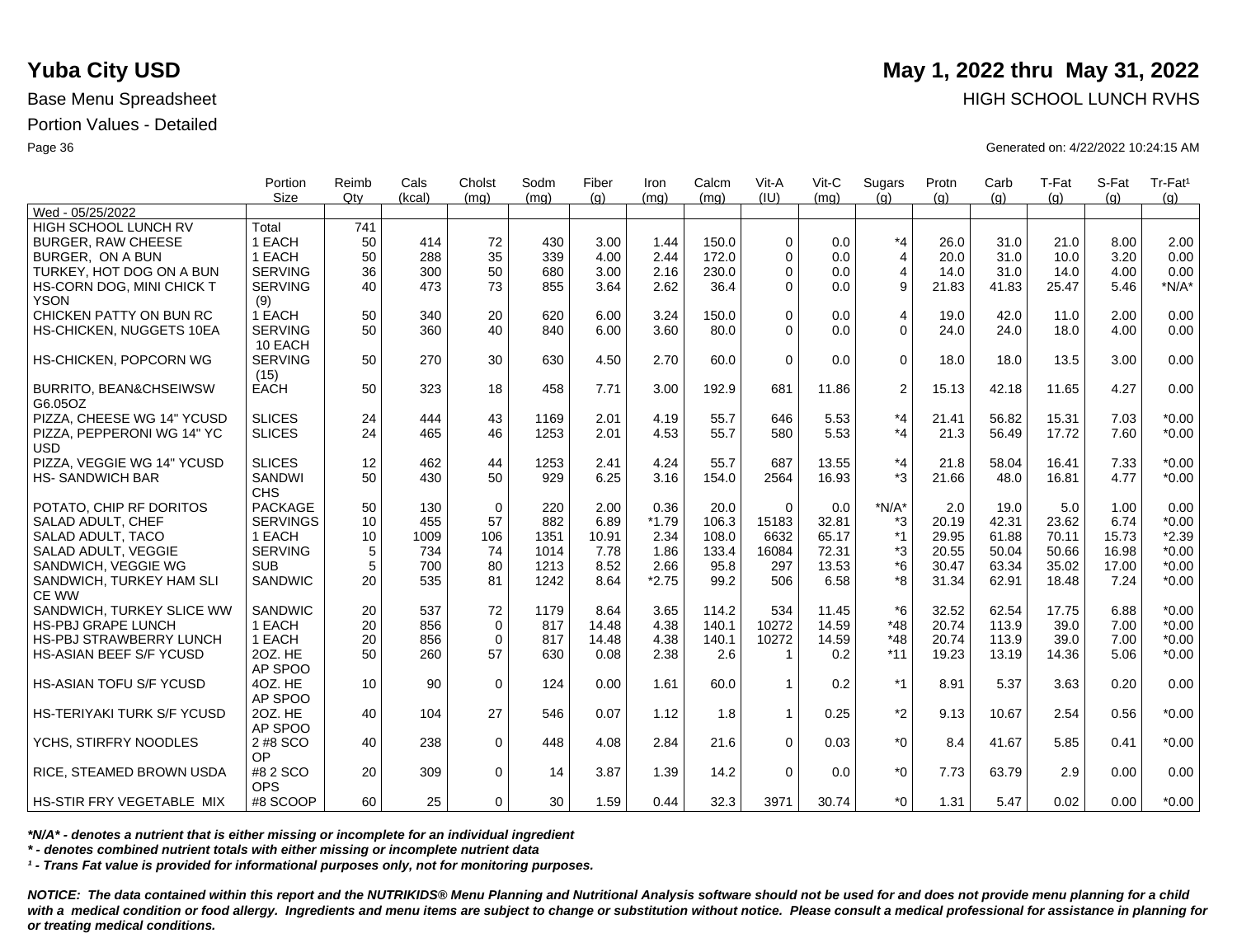**Yuba City USD** **May 1, 2022 thru May 31, 2022**

Base Menu Spreadsheet HIGH SCHOOL LUNCH RVHS

Portion Values - Detailed

Generated on: 4/22/2022 10:24:15 AM

| | Portion Size | Reimb Qty | Cals (kcal) | Cholst (mg) | Sodm (mg) | Fiber (g) | Iron (mg) | Calcm (mg) | Vit-A (IU) | Vit-C (mg) | Sugars (g) | Protn (g) | Carb (g) | T-Fat (g) | S-Fat (g) | Tr-Fat¹ (g) |
|---|---|---|---|---|---|---|---|---|---|---|---|---|---|---|---|---|
| Wed - 05/25/2022 | | | | | | | | | | | | | | | | |
| HIGH SCHOOL LUNCH RV | Total | 741 | | | | | | | | | | | | | | |
| BURGER, RAW CHEESE | 1 EACH | 50 | 414 | 72 | 430 | 3.00 | 1.44 | 150.0 | 0 | 0.0 | *4 | 26.0 | 31.0 | 21.0 | 8.00 | 2.00 |
| BURGER, ON A BUN | 1 EACH | 50 | 288 | 35 | 339 | 4.00 | 2.44 | 172.0 | 0 | 0.0 | 4 | 20.0 | 31.0 | 10.0 | 3.20 | 0.00 |
| TURKEY, HOT DOG ON A BUN | SERVING | 36 | 300 | 50 | 680 | 3.00 | 2.16 | 230.0 | 0 | 0.0 | 4 | 14.0 | 31.0 | 14.0 | 4.00 | 0.00 |
| HS-CORN DOG, MINI CHICK T YSON | SERVING (9) | 40 | 473 | 73 | 855 | 3.64 | 2.62 | 36.4 | 0 | 0.0 | 9 | 21.83 | 41.83 | 25.47 | 5.46 | *N/A* |
| CHICKEN PATTY ON BUN RC | 1 EACH | 50 | 340 | 20 | 620 | 6.00 | 3.24 | 150.0 | 0 | 0.0 | 4 | 19.0 | 42.0 | 11.0 | 2.00 | 0.00 |
| HS-CHICKEN, NUGGETS 10EA | SERVING 10 EACH | 50 | 360 | 40 | 840 | 6.00 | 3.60 | 80.0 | 0 | 0.0 | 0 | 24.0 | 24.0 | 18.0 | 4.00 | 0.00 |
| HS-CHICKEN, POPCORN WG | SERVING (15) | 50 | 270 | 30 | 630 | 4.50 | 2.70 | 60.0 | 0 | 0.0 | 0 | 18.0 | 18.0 | 13.5 | 3.00 | 0.00 |
| BURRITO, BEAN&CHSEIWSW G6.05OZ | EACH | 50 | 323 | 18 | 458 | 7.71 | 3.00 | 192.9 | 681 | 11.86 | 2 | 15.13 | 42.18 | 11.65 | 4.27 | 0.00 |
| PIZZA, CHEESE WG 14" YCUSD | SLICES | 24 | 444 | 43 | 1169 | 2.01 | 4.19 | 55.7 | 646 | 5.53 | *4 | 21.41 | 56.82 | 15.31 | 7.03 | *0.00 |
| PIZZA, PEPPERONI WG 14" YC USD | SLICES | 24 | 465 | 46 | 1253 | 2.01 | 4.53 | 55.7 | 580 | 5.53 | *4 | 21.3 | 56.49 | 17.72 | 7.60 | *0.00 |
| PIZZA, VEGGIE WG 14" YCUSD | SLICES | 12 | 462 | 44 | 1253 | 2.41 | 4.24 | 55.7 | 687 | 13.55 | *4 | 21.8 | 58.04 | 16.41 | 7.33 | *0.00 |
| HS- SANDWICH BAR | SANDWICHS | 50 | 430 | 50 | 929 | 6.25 | 3.16 | 154.0 | 2564 | 16.93 | *3 | 21.66 | 48.0 | 16.81 | 4.77 | *0.00 |
| POTATO, CHIP RF DORITOS | PACKAGE | 50 | 130 | 0 | 220 | 2.00 | 0.36 | 20.0 | 0 | 0.0 | *N/A* | 2.0 | 19.0 | 5.0 | 1.00 | 0.00 |
| SALAD ADULT, CHEF | SERVINGS | 10 | 455 | 57 | 882 | 6.89 | *1.79 | 106.3 | 15183 | 32.81 | *3 | 20.19 | 42.31 | 23.62 | 6.74 | *0.00 |
| SALAD ADULT, TACO | 1 EACH | 10 | 1009 | 106 | 1351 | 10.91 | 2.34 | 108.0 | 6632 | 65.17 | *1 | 29.95 | 61.88 | 70.11 | 15.73 | *2.39 |
| SALAD ADULT, VEGGIE | SERVING | 5 | 734 | 74 | 1014 | 7.78 | 1.86 | 133.4 | 16084 | 72.31 | *3 | 20.55 | 50.04 | 50.66 | 16.98 | *0.00 |
| SANDWICH, VEGGIE WG | SUB | 5 | 700 | 80 | 1213 | 8.52 | 2.66 | 95.8 | 297 | 13.53 | *6 | 30.47 | 63.34 | 35.02 | 17.00 | *0.00 |
| SANDWICH, TURKEY HAM SLI CE WW | SANDWIC | 20 | 535 | 81 | 1242 | 8.64 | *2.75 | 99.2 | 506 | 6.58 | *8 | 31.34 | 62.91 | 18.48 | 7.24 | *0.00 |
| SANDWICH, TURKEY SLICE WW | SANDWIC | 20 | 537 | 72 | 1179 | 8.64 | 3.65 | 114.2 | 534 | 11.45 | *6 | 32.52 | 62.54 | 17.75 | 6.88 | *0.00 |
| HS-PBJ GRAPE LUNCH | 1 EACH | 20 | 856 | 0 | 817 | 14.48 | 4.38 | 140.1 | 10272 | 14.59 | *48 | 20.74 | 113.9 | 39.0 | 7.00 | *0.00 |
| HS-PBJ STRAWBERRY LUNCH | 1 EACH | 20 | 856 | 0 | 817 | 14.48 | 4.38 | 140.1 | 10272 | 14.59 | *48 | 20.74 | 113.9 | 39.0 | 7.00 | *0.00 |
| HS-ASIAN BEEF S/F YCUSD | 2OZ. HE AP SPOO | 50 | 260 | 57 | 630 | 0.08 | 2.38 | 2.6 | 1 | 0.2 | *11 | 19.23 | 13.19 | 14.36 | 5.06 | *0.00 |
| HS-ASIAN TOFU S/F YCUSD | 4OZ. HE AP SPOO | 10 | 90 | 0 | 124 | 0.00 | 1.61 | 60.0 | 1 | 0.2 | *1 | 8.91 | 5.37 | 3.63 | 0.20 | 0.00 |
| HS-TERIYAKI TURK S/F YCUSD | 2OZ. HE AP SPOO | 40 | 104 | 27 | 546 | 0.07 | 1.12 | 1.8 | 1 | 0.25 | *2 | 9.13 | 10.67 | 2.54 | 0.56 | *0.00 |
| YCHS, STIRFRY NOODLES | 2 #8 SCO OP | 40 | 238 | 0 | 448 | 4.08 | 2.84 | 21.6 | 0 | 0.03 | *0 | 8.4 | 41.67 | 5.85 | 0.41 | *0.00 |
| RICE, STEAMED BROWN USDA | #8 2 SCO OPS | 20 | 309 | 0 | 14 | 3.87 | 1.39 | 14.2 | 0 | 0.0 | *0 | 7.73 | 63.79 | 2.9 | 0.00 | 0.00 |
| HS-STIR FRY VEGETABLE MIX | #8 SCOOP | 60 | 25 | 0 | 30 | 1.59 | 0.44 | 32.3 | 3971 | 30.74 | *0 | 1.31 | 5.47 | 0.02 | 0.00 | *0.00 |

***N/A* - denotes a nutrient that is either missing or incomplete for an individual ingredient**

***\* - denotes combined nutrient totals with either missing or incomplete nutrient data***

***¹ - Trans Fat value is provided for informational purposes only, not for monitoring purposes.***

***NOTICE: The data contained within this report and the NUTRIKIDS® Menu Planning and Nutritional Analysis software should not be used for and does not provide menu planning for a child with a medical condition or food allergy. Ingredients and menu items are subject to change or substitution without notice. Please consult a medical professional for assistance in planning for or treating medical conditions.***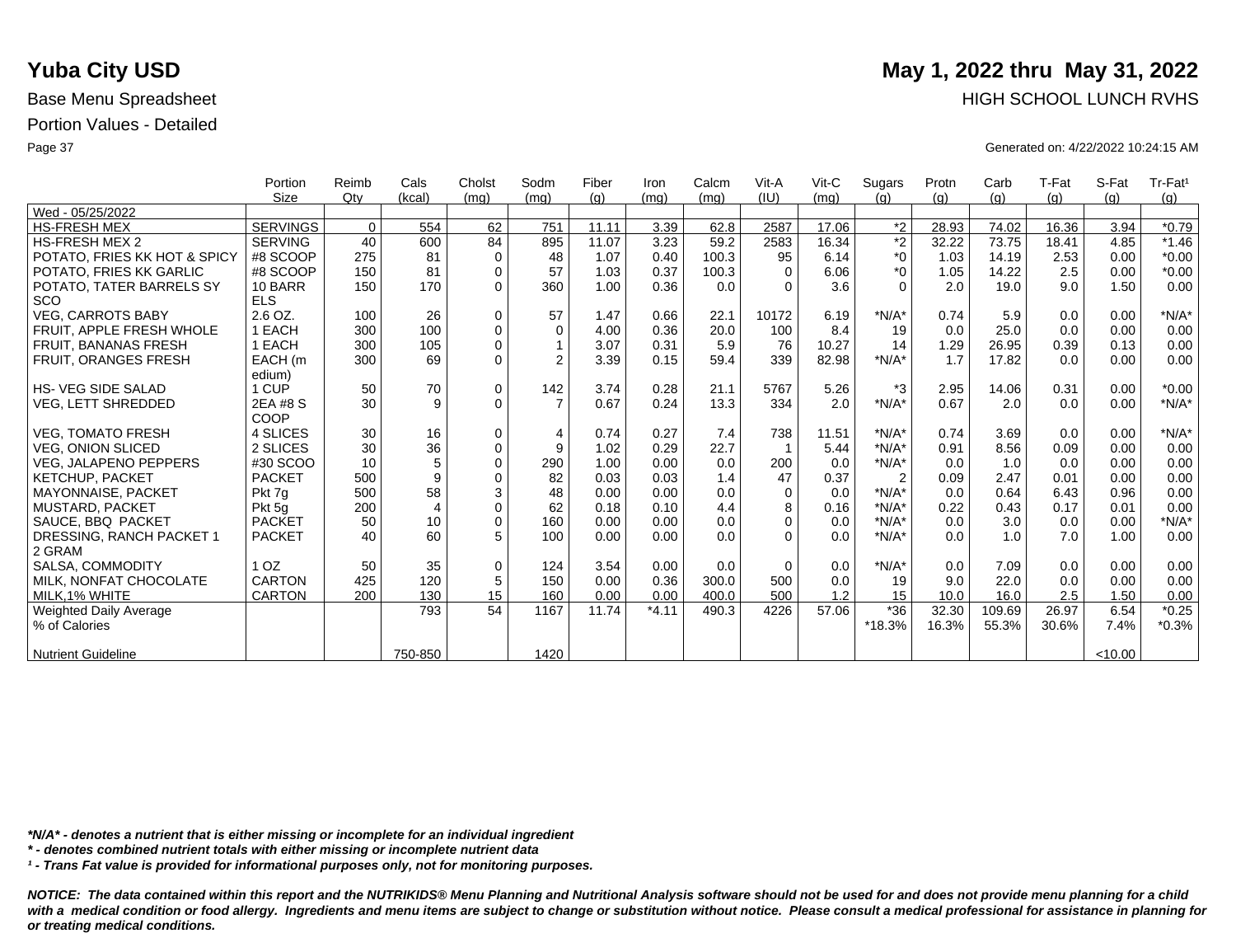# Yuba City USD

**May 1, 2022 thru May 31, 2022**

Base Menu Spreadsheet

HIGH SCHOOL LUNCH RVHS

Portion Values - Detailed

Generated on: 4/22/2022 10:24:15 AM

| | Portion Size | Reimb Qty | Cals (kcal) | Cholst (mg) | Sodm (mg) | Fiber (g) | Iron (mg) | Calcm (mg) | Vit-A (IU) | Vit-C (mg) | Sugars (g) | Protn (g) | Carb (g) | T-Fat (g) | S-Fat (g) | Tr-Fat¹ (g) |
|---|---|---|---|---|---|---|---|---|---|---|---|---|---|---|---|---|
| Wed - 05/25/2022 | | | | | | | | | | | | | | | | |
| HS-FRESH MEX | SERVINGS | 0 | 554 | 62 | 751 | 11.11 | 3.39 | 62.8 | 2587 | 17.06 | *2 | 28.93 | 74.02 | 16.36 | 3.94 | *0.79 |
| HS-FRESH MEX 2 | SERVING | 40 | 600 | 84 | 895 | 11.07 | 3.23 | 59.2 | 2583 | 16.34 | *2 | 32.22 | 73.75 | 18.41 | 4.85 | *1.46 |
| POTATO, FRIES KK HOT & SPICY | #8 SCOOP | 275 | 81 | 0 | 48 | 1.07 | 0.40 | 100.3 | 95 | 6.14 | *0 | 1.03 | 14.19 | 2.53 | 0.00 | *0.00 |
| POTATO, FRIES KK GARLIC | #8 SCOOP | 150 | 81 | 0 | 57 | 1.03 | 0.37 | 100.3 | 0 | 6.06 | *0 | 1.05 | 14.22 | 2.5 | 0.00 | *0.00 |
| POTATO, TATER BARRELS SY SCO | 10 BARRELS | 150 | 170 | 0 | 360 | 1.00 | 0.36 | 0.0 | 0 | 3.6 | 0 | 2.0 | 19.0 | 9.0 | 1.50 | 0.00 |
| VEG, CARROTS BABY | 2.6 OZ. | 100 | 26 | 0 | 57 | 1.47 | 0.66 | 22.1 | 10172 | 6.19 | *N/A* | 0.74 | 5.9 | 0.0 | 0.00 | *N/A* |
| FRUIT, APPLE FRESH WHOLE | 1 EACH | 300 | 100 | 0 | 0 | 4.00 | 0.36 | 20.0 | 100 | 8.4 | 19 | 0.0 | 25.0 | 0.0 | 0.00 | 0.00 |
| FRUIT, BANANAS FRESH | 1 EACH | 300 | 105 | 0 | 1 | 3.07 | 0.31 | 5.9 | 76 | 10.27 | 14 | 1.29 | 26.95 | 0.39 | 0.13 | 0.00 |
| FRUIT, ORANGES FRESH | EACH (medium) | 300 | 69 | 0 | 2 | 3.39 | 0.15 | 59.4 | 339 | 82.98 | *N/A* | 1.7 | 17.82 | 0.0 | 0.00 | 0.00 |
| HS- VEG SIDE SALAD | 1 CUP | 50 | 70 | 0 | 142 | 3.74 | 0.28 | 21.1 | 5767 | 5.26 | *3 | 2.95 | 14.06 | 0.31 | 0.00 | *0.00 |
| VEG, LETT SHREDDED | 2EA #8 SCOOP | 30 | 9 | 0 | 7 | 0.67 | 0.24 | 13.3 | 334 | 2.0 | *N/A* | 0.67 | 2.0 | 0.0 | 0.00 | *N/A* |
| VEG, TOMATO FRESH | 4 SLICES | 30 | 16 | 0 | 4 | 0.74 | 0.27 | 7.4 | 738 | 11.51 | *N/A* | 0.74 | 3.69 | 0.0 | 0.00 | *N/A* |
| VEG, ONION SLICED | 2 SLICES | 30 | 36 | 0 | 9 | 1.02 | 0.29 | 22.7 | 1 | 5.44 | *N/A* | 0.91 | 8.56 | 0.09 | 0.00 | 0.00 |
| VEG, JALAPENO PEPPERS | #30 SCOO | 10 | 5 | 0 | 290 | 1.00 | 0.00 | 0.0 | 200 | 0.0 | *N/A* | 0.0 | 1.0 | 0.0 | 0.00 | 0.00 |
| KETCHUP, PACKET | PACKET | 500 | 9 | 0 | 82 | 0.03 | 0.03 | 1.4 | 47 | 0.37 | 2 | 0.09 | 2.47 | 0.01 | 0.00 | 0.00 |
| MAYONNAISE, PACKET | Pkt 7g | 500 | 58 | 3 | 48 | 0.00 | 0.00 | 0.0 | 0 | 0.0 | *N/A* | 0.0 | 0.64 | 6.43 | 0.96 | 0.00 |
| MUSTARD, PACKET | Pkt 5g | 200 | 4 | 0 | 62 | 0.18 | 0.10 | 4.4 | 8 | 0.16 | *N/A* | 0.22 | 0.43 | 0.17 | 0.01 | 0.00 |
| SAUCE, BBQ PACKET | PACKET | 50 | 10 | 0 | 160 | 0.00 | 0.00 | 0.0 | 0 | 0.0 | *N/A* | 0.0 | 3.0 | 0.0 | 0.00 | *N/A* |
| DRESSING, RANCH PACKET 1 2 GRAM | PACKET | 40 | 60 | 5 | 100 | 0.00 | 0.00 | 0.0 | 0 | 0.0 | *N/A* | 0.0 | 1.0 | 7.0 | 1.00 | 0.00 |
| SALSA, COMMODITY | 1 OZ | 50 | 35 | 0 | 124 | 3.54 | 0.00 | 0.0 | 0 | 0.0 | *N/A* | 0.0 | 7.09 | 0.0 | 0.00 | 0.00 |
| MILK, NONFAT CHOCOLATE | CARTON | 425 | 120 | 5 | 150 | 0.00 | 0.36 | 300.0 | 500 | 0.0 | 19 | 9.0 | 22.0 | 0.0 | 0.00 | 0.00 |
| MILK,1% WHITE | CARTON | 200 | 130 | 15 | 160 | 0.00 | 0.00 | 400.0 | 500 | 1.2 | 15 | 10.0 | 16.0 | 2.5 | 1.50 | 0.00 |
| Weighted Daily Average | | | 793 | 54 | 1167 | 11.74 | *4.11 | 490.3 | 4226 | 57.06 | *36 | 32.30 | 109.69 | 26.97 | 6.54 | *0.25 |
| % of Calories | | | | | | | | | | | *18.3% | 16.3% | 55.3% | 30.6% | 7.4% | *0.3% |
| Nutrient Guideline | | | 750-850 | | 1420 | | | | | | | | | | <10.00 | |

*\*N/A\* - denotes a nutrient that is either missing or incomplete for an individual ingredient*

*\* - denotes combined nutrient totals with either missing or incomplete nutrient data*

*¹ - Trans Fat value is provided for informational purposes only, not for monitoring purposes.*

***NOTICE: The data contained within this report and the NUTRIKIDS® Menu Planning and Nutritional Analysis software should not be used for and does not provide menu planning for a child with a medical condition or food allergy. Ingredients and menu items are subject to change or substitution without notice. Please consult a medical professional for assistance in planning for or treating medical conditions.***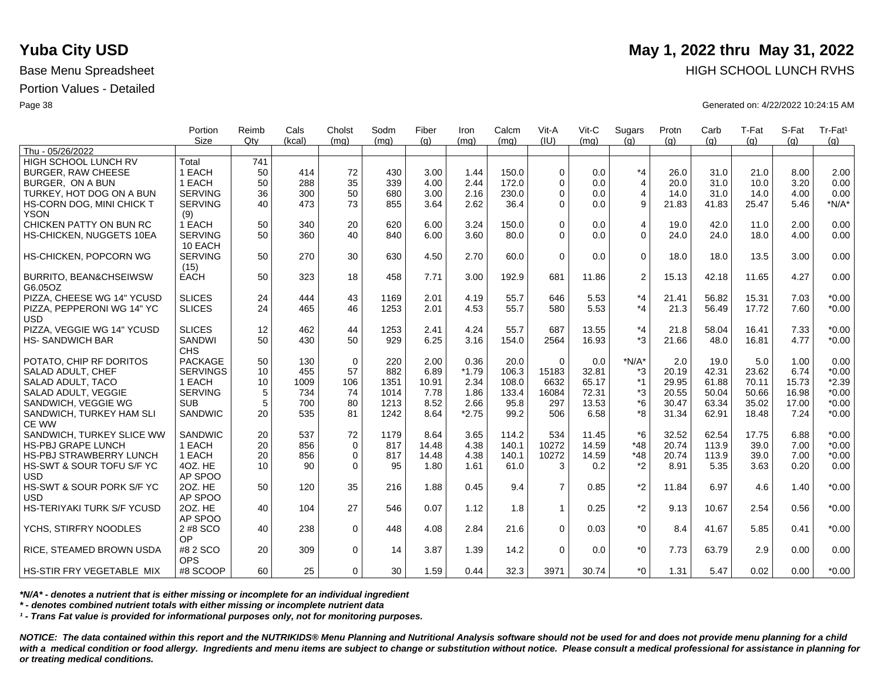# Yuba City USD

**May 1, 2022 thru May 31, 2022**

Base Menu Spreadsheet

HIGH SCHOOL LUNCH RVHS

Portion Values - Detailed

Generated on: 4/22/2022 10:24:15 AM

| | Portion Size | Reimb Qty | Cals (kcal) | Cholst (mg) | Sodm (mg) | Fiber (g) | Iron (mg) | Calcm (mg) | Vit-A (IU) | Vit-C (mg) | Sugars (g) | Protn (g) | Carb (g) | T-Fat (g) | S-Fat (g) | Tr-Fat¹ (g) |
|---|---|---|---|---|---|---|---|---|---|---|---|---|---|---|---|---|
| Thu - 05/26/2022 | | | | | | | | | | | | | | | | |
| HIGH SCHOOL LUNCH RV | Total | 741 | | | | | | | | | | | | | | |
| BURGER, RAW CHEESE | 1 EACH | 50 | 414 | 72 | 430 | 3.00 | 1.44 | 150.0 | 0 | 0.0 | *4 | 26.0 | 31.0 | 21.0 | 8.00 | 2.00 |
| BURGER, ON A BUN | 1 EACH | 50 | 288 | 35 | 339 | 4.00 | 2.44 | 172.0 | 0 | 0.0 | 4 | 20.0 | 31.0 | 10.0 | 3.20 | 0.00 |
| TURKEY, HOT DOG ON A BUN | SERVING | 36 | 300 | 50 | 680 | 3.00 | 2.16 | 230.0 | 0 | 0.0 | 4 | 14.0 | 31.0 | 14.0 | 4.00 | 0.00 |
| HS-CORN DOG, MINI CHICK TYSON | SERVING (9) | 40 | 473 | 73 | 855 | 3.64 | 2.62 | 36.4 | 0 | 0.0 | 9 | 21.83 | 41.83 | 25.47 | 5.46 | *N/A* |
| CHICKEN PATTY ON BUN RC | 1 EACH | 50 | 340 | 20 | 620 | 6.00 | 3.24 | 150.0 | 0 | 0.0 | 4 | 19.0 | 42.0 | 11.0 | 2.00 | 0.00 |
| HS-CHICKEN, NUGGETS 10EA | SERVING 10 EACH | 50 | 360 | 40 | 840 | 6.00 | 3.60 | 80.0 | 0 | 0.0 | 0 | 24.0 | 24.0 | 18.0 | 4.00 | 0.00 |
| HS-CHICKEN, POPCORN WG | SERVING (15) | 50 | 270 | 30 | 630 | 4.50 | 2.70 | 60.0 | 0 | 0.0 | 0 | 18.0 | 18.0 | 13.5 | 3.00 | 0.00 |
| BURRITO, BEAN&CHSEIWSW G6.05OZ | EACH | 50 | 323 | 18 | 458 | 7.71 | 3.00 | 192.9 | 681 | 11.86 | 2 | 15.13 | 42.18 | 11.65 | 4.27 | 0.00 |
| PIZZA, CHEESE WG 14" YCUSD | SLICES | 24 | 444 | 43 | 1169 | 2.01 | 4.19 | 55.7 | 646 | 5.53 | *4 | 21.41 | 56.82 | 15.31 | 7.03 | *0.00 |
| PIZZA, PEPPERONI WG 14" YCUSD | SLICES | 24 | 465 | 46 | 1253 | 2.01 | 4.53 | 55.7 | 580 | 5.53 | *4 | 21.3 | 56.49 | 17.72 | 7.60 | *0.00 |
| PIZZA, VEGGIE WG 14" YCUSD | SLICES | 12 | 462 | 44 | 1253 | 2.41 | 4.24 | 55.7 | 687 | 13.55 | *4 | 21.8 | 58.04 | 16.41 | 7.33 | *0.00 |
| HS- SANDWICH BAR | SANDWICHS | 50 | 430 | 50 | 929 | 6.25 | 3.16 | 154.0 | 2564 | 16.93 | *3 | 21.66 | 48.0 | 16.81 | 4.77 | *0.00 |
| POTATO, CHIP RF DORITOS | PACKAGE | 50 | 130 | 0 | 220 | 2.00 | 0.36 | 20.0 | 0 | 0.0 | *N/A* | 2.0 | 19.0 | 5.0 | 1.00 | 0.00 |
| SALAD ADULT, CHEF | SERVINGS | 10 | 455 | 57 | 882 | 6.89 | *1.79 | 106.3 | 15183 | 32.81 | *3 | 20.19 | 42.31 | 23.62 | 6.74 | *0.00 |
| SALAD ADULT, TACO | 1 EACH | 10 | 1009 | 106 | 1351 | 10.91 | 2.34 | 108.0 | 6632 | 65.17 | *1 | 29.95 | 61.88 | 70.11 | 15.73 | *2.39 |
| SALAD ADULT, VEGGIE | SERVING | 5 | 734 | 74 | 1014 | 7.78 | 1.86 | 133.4 | 16084 | 72.31 | *3 | 20.55 | 50.04 | 50.66 | 16.98 | *0.00 |
| SANDWICH, VEGGIE WG | SUB | 5 | 700 | 80 | 1213 | 8.52 | 2.66 | 95.8 | 297 | 13.53 | *6 | 30.47 | 63.34 | 35.02 | 17.00 | *0.00 |
| SANDWICH, TURKEY HAM SLICE WW | SANDWIC | 20 | 535 | 81 | 1242 | 8.64 | *2.75 | 99.2 | 506 | 6.58 | *8 | 31.34 | 62.91 | 18.48 | 7.24 | *0.00 |
| SANDWICH, TURKEY SLICE WW | SANDWIC | 20 | 537 | 72 | 1179 | 8.64 | 3.65 | 114.2 | 534 | 11.45 | *6 | 32.52 | 62.54 | 17.75 | 6.88 | *0.00 |
| HS-PBJ GRAPE LUNCH | 1 EACH | 20 | 856 | 0 | 817 | 14.48 | 4.38 | 140.1 | 10272 | 14.59 | *48 | 20.74 | 113.9 | 39.0 | 7.00 | *0.00 |
| HS-PBJ STRAWBERRY LUNCH | 1 EACH | 20 | 856 | 0 | 817 | 14.48 | 4.38 | 140.1 | 10272 | 14.59 | *48 | 20.74 | 113.9 | 39.0 | 7.00 | *0.00 |
| HS-SWT & SOUR TOFU S/F YCUSD | 4OZ. HEAP SPOO | 10 | 90 | 0 | 95 | 1.80 | 1.61 | 61.0 | 3 | 0.2 | *2 | 8.91 | 5.35 | 3.63 | 0.20 | 0.00 |
| HS-SWT & SOUR PORK S/F YCUSD | 2OZ. HEAP SPOO | 50 | 120 | 35 | 216 | 1.88 | 0.45 | 9.4 | 7 | 0.85 | *2 | 11.84 | 6.97 | 4.6 | 1.40 | *0.00 |
| HS-TERIYAKI TURK S/F YCUSD | 2OZ. HEAP SPOO | 40 | 104 | 27 | 546 | 0.07 | 1.12 | 1.8 | 1 | 0.25 | *2 | 9.13 | 10.67 | 2.54 | 0.56 | *0.00 |
| YCHS, STIRFRY NOODLES | 2 #8 SCOOP | 40 | 238 | 0 | 448 | 4.08 | 2.84 | 21.6 | 0 | 0.03 | *0 | 8.4 | 41.67 | 5.85 | 0.41 | *0.00 |
| RICE, STEAMED BROWN USDA | #8 2 SCOOPS | 20 | 309 | 0 | 14 | 3.87 | 1.39 | 14.2 | 0 | 0.0 | *0 | 7.73 | 63.79 | 2.9 | 0.00 | 0.00 |
| HS-STIR FRY VEGETABLE MIX | #8 SCOOP | 60 | 25 | 0 | 30 | 1.59 | 0.44 | 32.3 | 3971 | 30.74 | *0 | 1.31 | 5.47 | 0.02 | 0.00 | *0.00 |

*\*N/A\* - denotes a nutrient that is either missing or incomplete for an individual ingredient*

*\* - denotes combined nutrient totals with either missing or incomplete nutrient data*

*¹ - Trans Fat value is provided for informational purposes only, not for monitoring purposes.*

***NOTICE: The data contained within this report and the NUTRIKIDS® Menu Planning and Nutritional Analysis software should not be used for and does not provide menu planning for a child with a medical condition or food allergy. Ingredients and menu items are subject to change or substitution without notice. Please consult a medical professional for assistance in planning for or treating medical conditions.***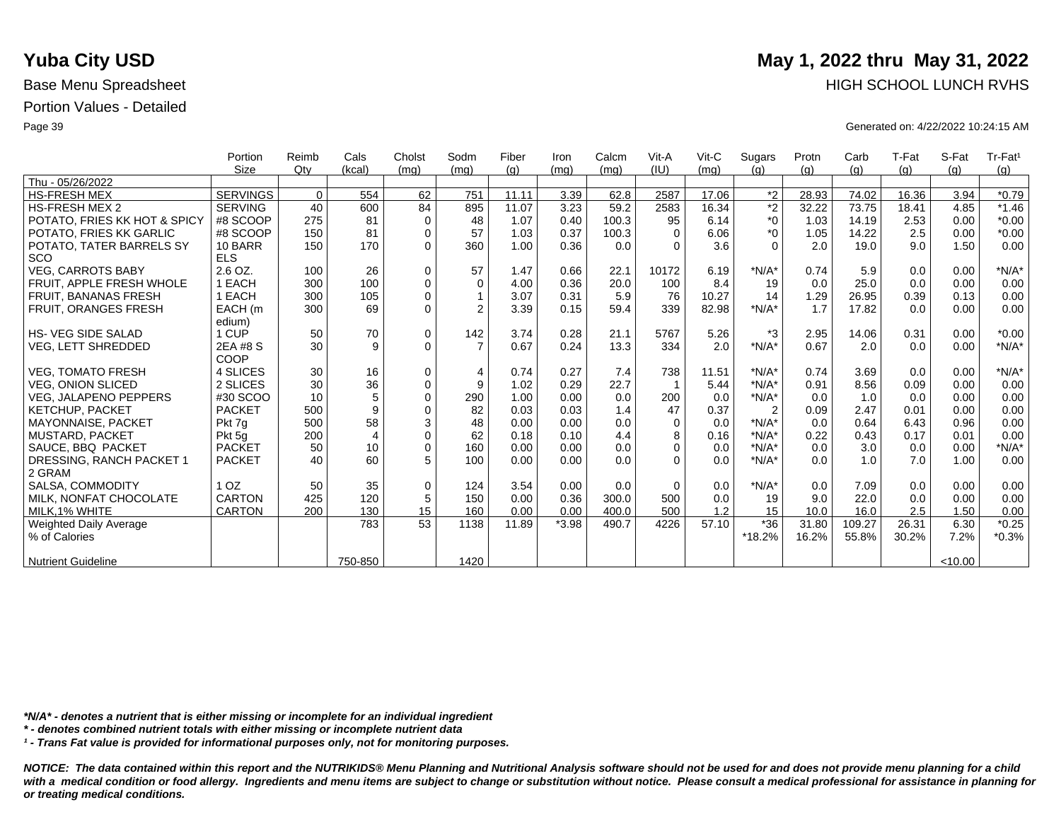# Yuba City USD

**May 1, 2022 thru May 31, 2022**

Base Menu Spreadsheet

HIGH SCHOOL LUNCH RVHS

Portion Values - Detailed

Generated on: 4/22/2022 10:24:15 AM

| | Portion Size | Reimb Qty | Cals (kcal) | Cholst (mg) | Sodm (mg) | Fiber (g) | Iron (mg) | Calcm (mg) | Vit-A (IU) | Vit-C (mg) | Sugars (g) | Protn (g) | Carb (g) | T-Fat (g) | S-Fat (g) | Tr-Fat¹ (g) |
|---|---|---|---|---|---|---|---|---|---|---|---|---|---|---|---|---|
| Thu - 05/26/2022 | | | | | | | | | | | | | | | | |
| HS-FRESH MEX | SERVINGS | 0 | 554 | 62 | 751 | 11.11 | 3.39 | 62.8 | 2587 | 17.06 | *2 | 28.93 | 74.02 | 16.36 | 3.94 | *0.79 |
| HS-FRESH MEX 2 | SERVING | 40 | 600 | 84 | 895 | 11.07 | 3.23 | 59.2 | 2583 | 16.34 | *2 | 32.22 | 73.75 | 18.41 | 4.85 | *1.46 |
| POTATO, FRIES KK HOT & SPICY | #8 SCOOP | 275 | 81 | 0 | 48 | 1.07 | 0.40 | 100.3 | 95 | 6.14 | *0 | 1.03 | 14.19 | 2.53 | 0.00 | *0.00 |
| POTATO, FRIES KK GARLIC | #8 SCOOP | 150 | 81 | 0 | 57 | 1.03 | 0.37 | 100.3 | 0 | 6.06 | *0 | 1.05 | 14.22 | 2.5 | 0.00 | *0.00 |
| POTATO, TATER BARRELS SY SCO | 10 BARR ELS | 150 | 170 | 0 | 360 | 1.00 | 0.36 | 0.0 | 0 | 3.6 | 0 | 2.0 | 19.0 | 9.0 | 1.50 | 0.00 |
| VEG, CARROTS BABY | 2.6 OZ. | 100 | 26 | 0 | 57 | 1.47 | 0.66 | 22.1 | 10172 | 6.19 | *N/A* | 0.74 | 5.9 | 0.0 | 0.00 | *N/A* |
| FRUIT, APPLE FRESH WHOLE | 1 EACH | 300 | 100 | 0 | 0 | 4.00 | 0.36 | 20.0 | 100 | 8.4 | 19 | 0.0 | 25.0 | 0.0 | 0.00 | 0.00 |
| FRUIT, BANANAS FRESH | 1 EACH | 300 | 105 | 0 | 1 | 3.07 | 0.31 | 5.9 | 76 | 10.27 | 14 | 1.29 | 26.95 | 0.39 | 0.13 | 0.00 |
| FRUIT, ORANGES FRESH | EACH (m edium) | 300 | 69 | 0 | 2 | 3.39 | 0.15 | 59.4 | 339 | 82.98 | *N/A* | 1.7 | 17.82 | 0.0 | 0.00 | 0.00 |
| HS- VEG SIDE SALAD | 1 CUP | 50 | 70 | 0 | 142 | 3.74 | 0.28 | 21.1 | 5767 | 5.26 | *3 | 2.95 | 14.06 | 0.31 | 0.00 | *0.00 |
| VEG, LETT SHREDDED | 2EA #8 S COOP | 30 | 9 | 0 | 7 | 0.67 | 0.24 | 13.3 | 334 | 2.0 | *N/A* | 0.67 | 2.0 | 0.0 | 0.00 | *N/A* |
| VEG, TOMATO FRESH | 4 SLICES | 30 | 16 | 0 | 4 | 0.74 | 0.27 | 7.4 | 738 | 11.51 | *N/A* | 0.74 | 3.69 | 0.0 | 0.00 | *N/A* |
| VEG, ONION SLICED | 2 SLICES | 30 | 36 | 0 | 9 | 1.02 | 0.29 | 22.7 | 1 | 5.44 | *N/A* | 0.91 | 8.56 | 0.09 | 0.00 | 0.00 |
| VEG, JALAPENO PEPPERS | #30 SCOO | 10 | 5 | 0 | 290 | 1.00 | 0.00 | 0.0 | 200 | 0.0 | *N/A* | 0.0 | 1.0 | 0.0 | 0.00 | 0.00 |
| KETCHUP, PACKET | PACKET | 500 | 9 | 0 | 82 | 0.03 | 0.03 | 1.4 | 47 | 0.37 | 2 | 0.09 | 2.47 | 0.01 | 0.00 | 0.00 |
| MAYONNAISE, PACKET | Pkt 7g | 500 | 58 | 3 | 48 | 0.00 | 0.00 | 0.0 | 0 | 0.0 | *N/A* | 0.0 | 0.64 | 6.43 | 0.96 | 0.00 |
| MUSTARD, PACKET | Pkt 5g | 200 | 4 | 0 | 62 | 0.18 | 0.10 | 4.4 | 8 | 0.16 | *N/A* | 0.22 | 0.43 | 0.17 | 0.01 | 0.00 |
| SAUCE, BBQ PACKET | PACKET | 50 | 10 | 0 | 160 | 0.00 | 0.00 | 0.0 | 0 | 0.0 | *N/A* | 0.0 | 3.0 | 0.0 | 0.00 | *N/A* |
| DRESSING, RANCH PACKET 1 2 GRAM | PACKET | 40 | 60 | 5 | 100 | 0.00 | 0.00 | 0.0 | 0 | 0.0 | *N/A* | 0.0 | 1.0 | 7.0 | 1.00 | 0.00 |
| SALSA, COMMODITY | 1 OZ | 50 | 35 | 0 | 124 | 3.54 | 0.00 | 0.0 | 0 | 0.0 | *N/A* | 0.0 | 7.09 | 0.0 | 0.00 | 0.00 |
| MILK, NONFAT CHOCOLATE | CARTON | 425 | 120 | 5 | 150 | 0.00 | 0.36 | 300.0 | 500 | 0.0 | 19 | 9.0 | 22.0 | 0.0 | 0.00 | 0.00 |
| MILK,1% WHITE | CARTON | 200 | 130 | 15 | 160 | 0.00 | 0.00 | 400.0 | 500 | 1.2 | 15 | 10.0 | 16.0 | 2.5 | 1.50 | 0.00 |
| Weighted Daily Average | | | 783 | 53 | 1138 | 11.89 | *3.98 | 490.7 | 4226 | 57.10 | *36 | 31.80 | 109.27 | 26.31 | 6.30 | *0.25 |
| % of Calories | | | | | | | | | | | *18.2% | 16.2% | 55.8% | 30.2% | 7.2% | *0.3% |
| Nutrient Guideline | | | 750-850 | | 1420 | | | | | | | | | | <10.00 | |

*\*N/A\* - denotes a nutrient that is either missing or incomplete for an individual ingredient*

*\* - denotes combined nutrient totals with either missing or incomplete nutrient data*

*¹ - Trans Fat value is provided for informational purposes only, not for monitoring purposes.*

***NOTICE: The data contained within this report and the NUTRIKIDS® Menu Planning and Nutritional Analysis software should not be used for and does not provide menu planning for a child with a medical condition or food allergy. Ingredients and menu items are subject to change or substitution without notice. Please consult a medical professional for assistance in planning for or treating medical conditions.***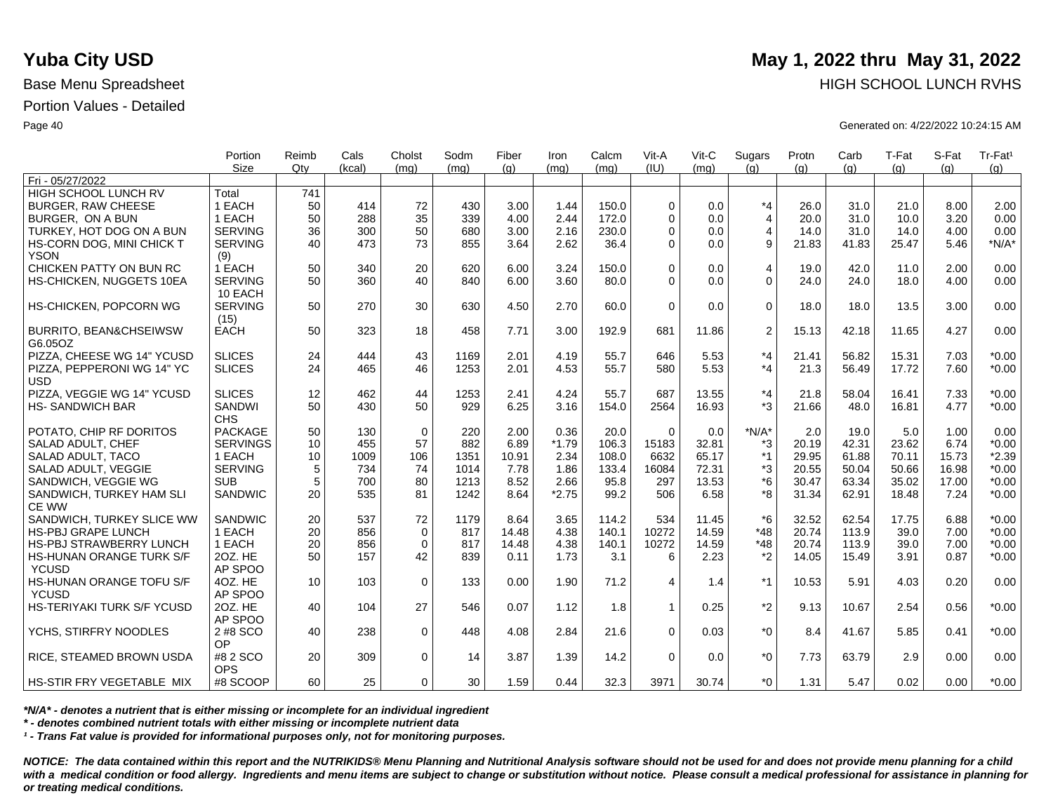# Yuba City USD

**May 1, 2022 thru May 31, 2022**

Base Menu Spreadsheet

HIGH SCHOOL LUNCH RVHS

Portion Values - Detailed

Generated on: 4/22/2022 10:24:15 AM

| | Portion Size | Reimb Qty | Cals (kcal) | Cholst (mg) | Sodm (mg) | Fiber (g) | Iron (mg) | Calcm (mg) | Vit-A (IU) | Vit-C (mg) | Sugars (g) | Protn (g) | Carb (g) | T-Fat (g) | S-Fat (g) | Tr-Fat¹ (g) |
|---|---|---|---|---|---|---|---|---|---|---|---|---|---|---|---|---|
| Fri - 05/27/2022 | | | | | | | | | | | | | | | | |
| HIGH SCHOOL LUNCH RV | Total | 741 | | | | | | | | | | | | | | |
| BURGER, RAW CHEESE | 1 EACH | 50 | 414 | 72 | 430 | 3.00 | 1.44 | 150.0 | 0 | 0.0 | *4 | 26.0 | 31.0 | 21.0 | 8.00 | 2.00 |
| BURGER, ON A BUN | 1 EACH | 50 | 288 | 35 | 339 | 4.00 | 2.44 | 172.0 | 0 | 0.0 | 4 | 20.0 | 31.0 | 10.0 | 3.20 | 0.00 |
| TURKEY, HOT DOG ON A BUN | SERVING | 36 | 300 | 50 | 680 | 3.00 | 2.16 | 230.0 | 0 | 0.0 | 4 | 14.0 | 31.0 | 14.0 | 4.00 | 0.00 |
| HS-CORN DOG, MINI CHICK T YSON | SERVING (9) | 40 | 473 | 73 | 855 | 3.64 | 2.62 | 36.4 | 0 | 0.0 | 9 | 21.83 | 41.83 | 25.47 | 5.46 | *N/A* |
| CHICKEN PATTY ON BUN RC | 1 EACH | 50 | 340 | 20 | 620 | 6.00 | 3.24 | 150.0 | 0 | 0.0 | 4 | 19.0 | 42.0 | 11.0 | 2.00 | 0.00 |
| HS-CHICKEN, NUGGETS 10EA | SERVING 10 EACH | 50 | 360 | 40 | 840 | 6.00 | 3.60 | 80.0 | 0 | 0.0 | 0 | 24.0 | 24.0 | 18.0 | 4.00 | 0.00 |
| HS-CHICKEN, POPCORN WG | SERVING (15) | 50 | 270 | 30 | 630 | 4.50 | 2.70 | 60.0 | 0 | 0.0 | 0 | 18.0 | 18.0 | 13.5 | 3.00 | 0.00 |
| BURRITO, BEAN&CHSEIWSW G6.05OZ | EACH | 50 | 323 | 18 | 458 | 7.71 | 3.00 | 192.9 | 681 | 11.86 | 2 | 15.13 | 42.18 | 11.65 | 4.27 | 0.00 |
| PIZZA, CHEESE WG 14" YCUSD | SLICES | 24 | 444 | 43 | 1169 | 2.01 | 4.19 | 55.7 | 646 | 5.53 | *4 | 21.41 | 56.82 | 15.31 | 7.03 | *0.00 |
| PIZZA, PEPPERONI WG 14" YC USD | SLICES | 24 | 465 | 46 | 1253 | 2.01 | 4.53 | 55.7 | 580 | 5.53 | *4 | 21.3 | 56.49 | 17.72 | 7.60 | *0.00 |
| PIZZA, VEGGIE WG 14" YCUSD | SLICES | 12 | 462 | 44 | 1253 | 2.41 | 4.24 | 55.7 | 687 | 13.55 | *4 | 21.8 | 58.04 | 16.41 | 7.33 | *0.00 |
| HS- SANDWICH BAR | SANDWI CHS | 50 | 430 | 50 | 929 | 6.25 | 3.16 | 154.0 | 2564 | 16.93 | *3 | 21.66 | 48.0 | 16.81 | 4.77 | *0.00 |
| POTATO, CHIP RF DORITOS | PACKAGE | 50 | 130 | 0 | 220 | 2.00 | 0.36 | 20.0 | 0 | 0.0 | *N/A* | 2.0 | 19.0 | 5.0 | 1.00 | 0.00 |
| SALAD ADULT, CHEF | SERVINGS | 10 | 455 | 57 | 882 | 6.89 | *1.79 | 106.3 | 15183 | 32.81 | *3 | 20.19 | 42.31 | 23.62 | 6.74 | *0.00 |
| SALAD ADULT, TACO | 1 EACH | 10 | 1009 | 106 | 1351 | 10.91 | 2.34 | 108.0 | 6632 | 65.17 | *1 | 29.95 | 61.88 | 70.11 | 15.73 | *2.39 |
| SALAD ADULT, VEGGIE | SERVING | 5 | 734 | 74 | 1014 | 7.78 | 1.86 | 133.4 | 16084 | 72.31 | *3 | 20.55 | 50.04 | 50.66 | 16.98 | *0.00 |
| SANDWICH, VEGGIE WG | SUB | 5 | 700 | 80 | 1213 | 8.52 | 2.66 | 95.8 | 297 | 13.53 | *6 | 30.47 | 63.34 | 35.02 | 17.00 | *0.00 |
| SANDWICH, TURKEY HAM SLI CE WW | SANDWIC | 20 | 535 | 81 | 1242 | 8.64 | *2.75 | 99.2 | 506 | 6.58 | *8 | 31.34 | 62.91 | 18.48 | 7.24 | *0.00 |
| SANDWICH, TURKEY SLICE WW | SANDWIC | 20 | 537 | 72 | 1179 | 8.64 | 3.65 | 114.2 | 534 | 11.45 | *6 | 32.52 | 62.54 | 17.75 | 6.88 | *0.00 |
| HS-PBJ GRAPE LUNCH | 1 EACH | 20 | 856 | 0 | 817 | 14.48 | 4.38 | 140.1 | 10272 | 14.59 | *48 | 20.74 | 113.9 | 39.0 | 7.00 | *0.00 |
| HS-PBJ STRAWBERRY LUNCH | 1 EACH | 20 | 856 | 0 | 817 | 14.48 | 4.38 | 140.1 | 10272 | 14.59 | *48 | 20.74 | 113.9 | 39.0 | 7.00 | *0.00 |
| HS-HUNAN ORANGE TURK S/F YCUSD | 2OZ. HE AP SPOO | 50 | 157 | 42 | 839 | 0.11 | 1.73 | 3.1 | 6 | 2.23 | *2 | 14.05 | 15.49 | 3.91 | 0.87 | *0.00 |
| HS-HUNAN ORANGE TOFU S/F YCUSD | 4OZ. HE AP SPOO | 10 | 103 | 0 | 133 | 0.00 | 1.90 | 71.2 | 4 | 1.4 | *1 | 10.53 | 5.91 | 4.03 | 0.20 | 0.00 |
| HS-TERIYAKI TURK S/F YCUSD | 2OZ. HE AP SPOO | 40 | 104 | 27 | 546 | 0.07 | 1.12 | 1.8 | 1 | 0.25 | *2 | 9.13 | 10.67 | 2.54 | 0.56 | *0.00 |
| YCHS, STIRFRY NOODLES | 2 #8 SCO OP | 40 | 238 | 0 | 448 | 4.08 | 2.84 | 21.6 | 0 | 0.03 | *0 | 8.4 | 41.67 | 5.85 | 0.41 | *0.00 |
| RICE, STEAMED BROWN USDA | #8 2 SCO OPS | 20 | 309 | 0 | 14 | 3.87 | 1.39 | 14.2 | 0 | 0.0 | *0 | 7.73 | 63.79 | 2.9 | 0.00 | 0.00 |
| HS-STIR FRY VEGETABLE MIX | #8 SCOOP | 60 | 25 | 0 | 30 | 1.59 | 0.44 | 32.3 | 3971 | 30.74 | *0 | 1.31 | 5.47 | 0.02 | 0.00 | *0.00 |

*\*N/A\* - denotes a nutrient that is either missing or incomplete for an individual ingredient*

*\* - denotes combined nutrient totals with either missing or incomplete nutrient data*

*¹ - Trans Fat value is provided for informational purposes only, not for monitoring purposes.*

***NOTICE: The data contained within this report and the NUTRIKIDS® Menu Planning and Nutritional Analysis software should not be used for and does not provide menu planning for a child with a medical condition or food allergy. Ingredients and menu items are subject to change or substitution without notice. Please consult a medical professional for assistance in planning for or treating medical conditions.***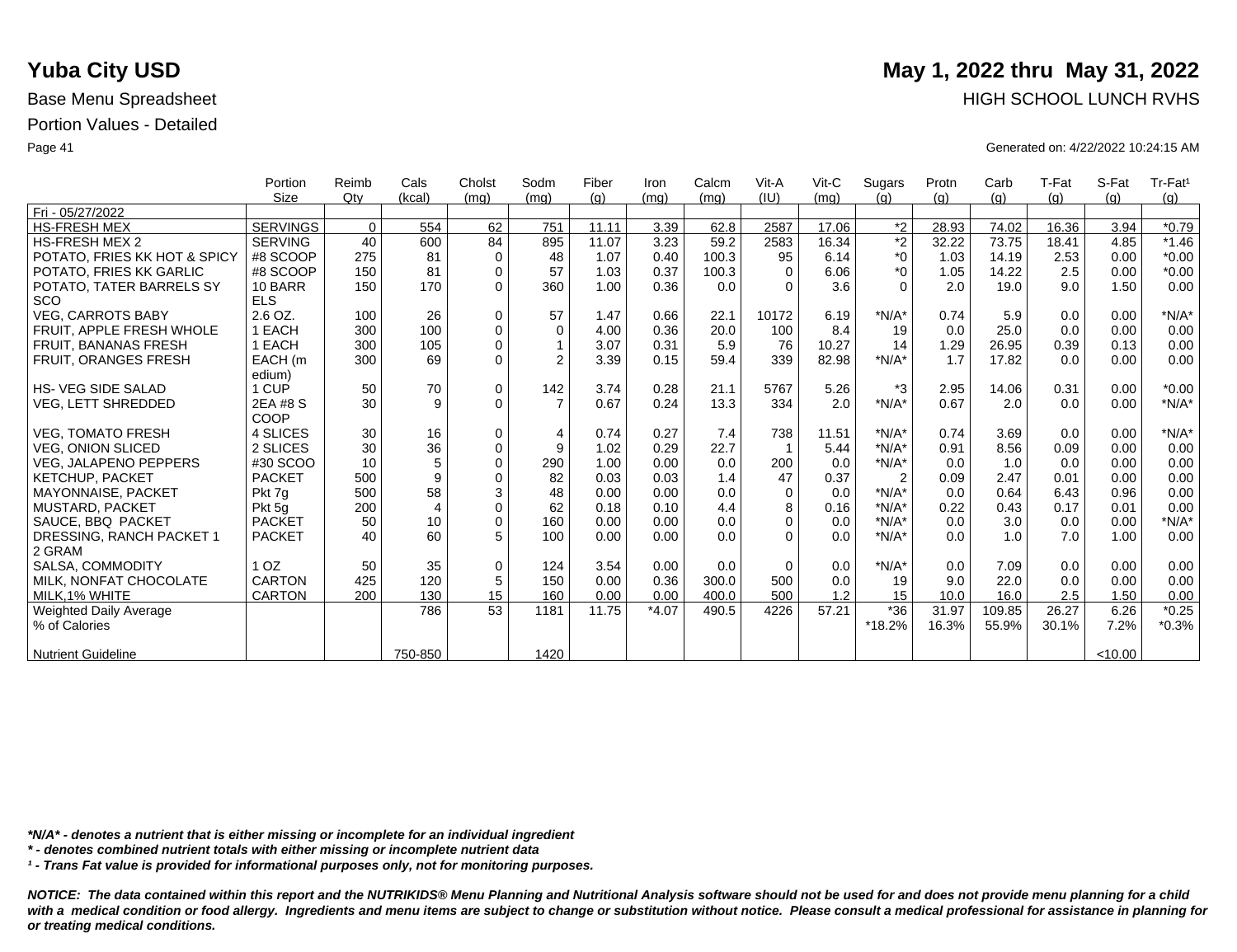# Yuba City USD

**May 1, 2022 thru May 31, 2022**

Base Menu Spreadsheet

HIGH SCHOOL LUNCH RVHS

Portion Values - Detailed

Generated on: 4/22/2022 10:24:15 AM

| | Portion Size | Reimb Qty | Cals (kcal) | Cholst (mg) | Sodm (mg) | Fiber (g) | Iron (mg) | Calcm (mg) | Vit-A (IU) | Vit-C (mg) | Sugars (g) | Protn (g) | Carb (g) | T-Fat (g) | S-Fat (g) | Tr-Fat¹ (g) |
|---|---|---|---|---|---|---|---|---|---|---|---|---|---|---|---|---|
| Fri - 05/27/2022 | | | | | | | | | | | | | | | | |
| HS-FRESH MEX | SERVINGS | 0 | 554 | 62 | 751 | 11.11 | 3.39 | 62.8 | 2587 | 17.06 | *2 | 28.93 | 74.02 | 16.36 | 3.94 | *0.79 |
| HS-FRESH MEX 2 | SERVING | 40 | 600 | 84 | 895 | 11.07 | 3.23 | 59.2 | 2583 | 16.34 | *2 | 32.22 | 73.75 | 18.41 | 4.85 | *1.46 |
| POTATO, FRIES KK HOT & SPICY | #8 SCOOP | 275 | 81 | 0 | 48 | 1.07 | 0.40 | 100.3 | 95 | 6.14 | *0 | 1.03 | 14.19 | 2.53 | 0.00 | *0.00 |
| POTATO, FRIES KK GARLIC | #8 SCOOP | 150 | 81 | 0 | 57 | 1.03 | 0.37 | 100.3 | 0 | 6.06 | *0 | 1.05 | 14.22 | 2.5 | 0.00 | *0.00 |
| POTATO, TATER BARRELS SY SCO | 10 BARR ELS | 150 | 170 | 0 | 360 | 1.00 | 0.36 | 0.0 | 0 | 3.6 | 0 | 2.0 | 19.0 | 9.0 | 1.50 | 0.00 |
| VEG, CARROTS BABY | 2.6 OZ. | 100 | 26 | 0 | 57 | 1.47 | 0.66 | 22.1 | 10172 | 6.19 | *N/A* | 0.74 | 5.9 | 0.0 | 0.00 | *N/A* |
| FRUIT, APPLE FRESH WHOLE | 1 EACH | 300 | 100 | 0 | 0 | 4.00 | 0.36 | 20.0 | 100 | 8.4 | 19 | 0.0 | 25.0 | 0.0 | 0.00 | 0.00 |
| FRUIT, BANANAS FRESH | 1 EACH | 300 | 105 | 0 | 1 | 3.07 | 0.31 | 5.9 | 76 | 10.27 | 14 | 1.29 | 26.95 | 0.39 | 0.13 | 0.00 |
| FRUIT, ORANGES FRESH | EACH (m edium) | 300 | 69 | 0 | 2 | 3.39 | 0.15 | 59.4 | 339 | 82.98 | *N/A* | 1.7 | 17.82 | 0.0 | 0.00 | 0.00 |
| HS- VEG SIDE SALAD | 1 CUP | 50 | 70 | 0 | 142 | 3.74 | 0.28 | 21.1 | 5767 | 5.26 | *3 | 2.95 | 14.06 | 0.31 | 0.00 | *0.00 |
| VEG, LETT SHREDDED | 2EA #8 S COOP | 30 | 9 | 0 | 7 | 0.67 | 0.24 | 13.3 | 334 | 2.0 | *N/A* | 0.67 | 2.0 | 0.0 | 0.00 | *N/A* |
| VEG, TOMATO FRESH | 4 SLICES | 30 | 16 | 0 | 4 | 0.74 | 0.27 | 7.4 | 738 | 11.51 | *N/A* | 0.74 | 3.69 | 0.0 | 0.00 | *N/A* |
| VEG, ONION SLICED | 2 SLICES | 30 | 36 | 0 | 9 | 1.02 | 0.29 | 22.7 | 1 | 5.44 | *N/A* | 0.91 | 8.56 | 0.09 | 0.00 | 0.00 |
| VEG, JALAPENO PEPPERS | #30 SCOO | 10 | 5 | 0 | 290 | 1.00 | 0.00 | 0.0 | 200 | 0.0 | *N/A* | 0.0 | 1.0 | 0.0 | 0.00 | 0.00 |
| KETCHUP, PACKET | PACKET | 500 | 9 | 0 | 82 | 0.03 | 0.03 | 1.4 | 47 | 0.37 | 2 | 0.09 | 2.47 | 0.01 | 0.00 | 0.00 |
| MAYONNAISE, PACKET | Pkt 7g | 500 | 58 | 3 | 48 | 0.00 | 0.00 | 0.0 | 0 | 0.0 | *N/A* | 0.0 | 0.64 | 6.43 | 0.96 | 0.00 |
| MUSTARD, PACKET | Pkt 5g | 200 | 4 | 0 | 62 | 0.18 | 0.10 | 4.4 | 8 | 0.16 | *N/A* | 0.22 | 0.43 | 0.17 | 0.01 | 0.00 |
| SAUCE, BBQ PACKET | PACKET | 50 | 10 | 0 | 160 | 0.00 | 0.00 | 0.0 | 0 | 0.0 | *N/A* | 0.0 | 3.0 | 0.0 | 0.00 | *N/A* |
| DRESSING, RANCH PACKET 1 2 GRAM | PACKET | 40 | 60 | 5 | 100 | 0.00 | 0.00 | 0.0 | 0 | 0.0 | *N/A* | 0.0 | 1.0 | 7.0 | 1.00 | 0.00 |
| SALSA, COMMODITY | 1 OZ | 50 | 35 | 0 | 124 | 3.54 | 0.00 | 0.0 | 0 | 0.0 | *N/A* | 0.0 | 7.09 | 0.0 | 0.00 | 0.00 |
| MILK, NONFAT CHOCOLATE | CARTON | 425 | 120 | 5 | 150 | 0.00 | 0.36 | 300.0 | 500 | 0.0 | 19 | 9.0 | 22.0 | 0.0 | 0.00 | 0.00 |
| MILK,1% WHITE | CARTON | 200 | 130 | 15 | 160 | 0.00 | 0.00 | 400.0 | 500 | 1.2 | 15 | 10.0 | 16.0 | 2.5 | 1.50 | 0.00 |
| Weighted Daily Average | | | 786 | 53 | 1181 | 11.75 | *4.07 | 490.5 | 4226 | 57.21 | *36 | 31.97 | 109.85 | 26.27 | 6.26 | *0.25 |
| % of Calories | | | | | | | | | | | *18.2% | 16.3% | 55.9% | 30.1% | 7.2% | *0.3% |
| Nutrient Guideline | | | 750-850 | | 1420 | | | | | | | | | | <10.00 | |

*\*N/A\* - denotes a nutrient that is either missing or incomplete for an individual ingredient*

*\* - denotes combined nutrient totals with either missing or incomplete nutrient data*

*¹ - Trans Fat value is provided for informational purposes only, not for monitoring purposes.*

***NOTICE: The data contained within this report and the NUTRIKIDS® Menu Planning and Nutritional Analysis software should not be used for and does not provide menu planning for a child with a medical condition or food allergy. Ingredients and menu items are subject to change or substitution without notice. Please consult a medical professional for assistance in planning for or treating medical conditions.***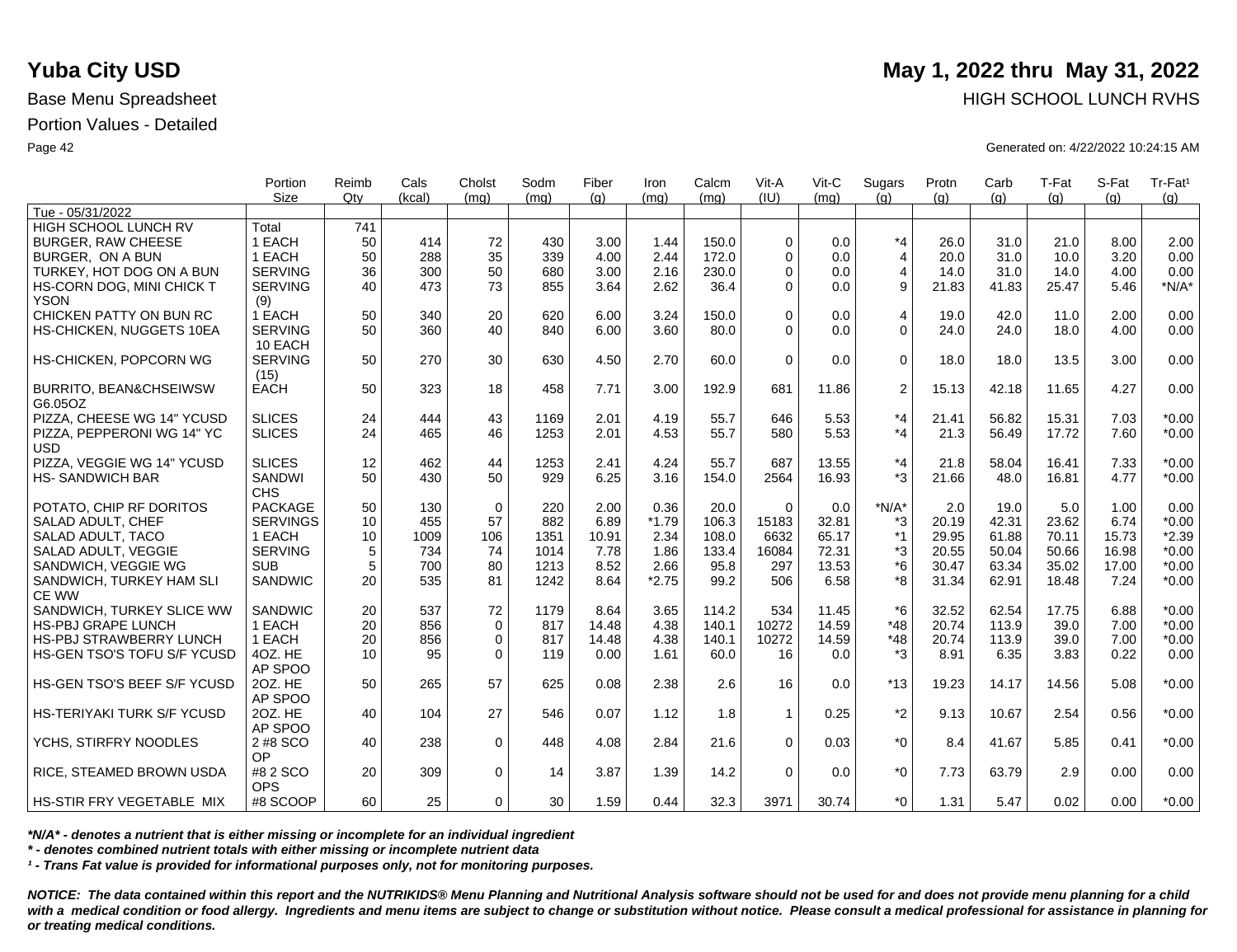# Yuba City USD

**May 1, 2022 thru May 31, 2022**

Base Menu Spreadsheet

HIGH SCHOOL LUNCH RVHS

Portion Values - Detailed

Generated on: 4/22/2022 10:24:15 AM

| | Portion Size | Reimb Qty | Cals (kcal) | Cholst (mg) | Sodm (mg) | Fiber (g) | Iron (mg) | Calcm (mg) | Vit-A (IU) | Vit-C (mg) | Sugars (g) | Protn (g) | Carb (g) | T-Fat (g) | S-Fat (g) | Tr-Fat[1] (g) |
|---|---|---|---|---|---|---|---|---|---|---|---|---|---|---|---|---|
| Tue - 05/31/2022 | | | | | | | | | | | | | | | | |
| HIGH SCHOOL LUNCH RV | Total | 741 | | | | | | | | | | | | | | |
| BURGER, RAW CHEESE | 1 EACH | 50 | 414 | 72 | 430 | 3.00 | 1.44 | 150.0 | 0 | 0.0 | *4 | 26.0 | 31.0 | 21.0 | 8.00 | 2.00 |
| BURGER, ON A BUN | 1 EACH | 50 | 288 | 35 | 339 | 4.00 | 2.44 | 172.0 | 0 | 0.0 | 4 | 20.0 | 31.0 | 10.0 | 3.20 | 0.00 |
| TURKEY, HOT DOG ON A BUN | SERVING | 36 | 300 | 50 | 680 | 3.00 | 2.16 | 230.0 | 0 | 0.0 | 4 | 14.0 | 31.0 | 14.0 | 4.00 | 0.00 |
| HS-CORN DOG, MINI CHICK T YSON | SERVING (9) | 40 | 473 | 73 | 855 | 3.64 | 2.62 | 36.4 | 0 | 0.0 | 9 | 21.83 | 41.83 | 25.47 | 5.46 | *N/A* |
| CHICKEN PATTY ON BUN RC | 1 EACH | 50 | 340 | 20 | 620 | 6.00 | 3.24 | 150.0 | 0 | 0.0 | 4 | 19.0 | 42.0 | 11.0 | 2.00 | 0.00 |
| HS-CHICKEN, NUGGETS 10EA | SERVING 10 EACH | 50 | 360 | 40 | 840 | 6.00 | 3.60 | 80.0 | 0 | 0.0 | 0 | 24.0 | 24.0 | 18.0 | 4.00 | 0.00 |
| HS-CHICKEN, POPCORN WG | SERVING (15) | 50 | 270 | 30 | 630 | 4.50 | 2.70 | 60.0 | 0 | 0.0 | 0 | 18.0 | 18.0 | 13.5 | 3.00 | 0.00 |
| BURRITO, BEAN&CHSEIWSW G6.05OZ | EACH | 50 | 323 | 18 | 458 | 7.71 | 3.00 | 192.9 | 681 | 11.86 | 2 | 15.13 | 42.18 | 11.65 | 4.27 | 0.00 |
| PIZZA, CHEESE WG 14" YCUSD | SLICES | 24 | 444 | 43 | 1169 | 2.01 | 4.19 | 55.7 | 646 | 5.53 | *4 | 21.41 | 56.82 | 15.31 | 7.03 | *0.00 |
| PIZZA, PEPPERONI WG 14" YC USD | SLICES | 24 | 465 | 46 | 1253 | 2.01 | 4.53 | 55.7 | 580 | 5.53 | *4 | 21.3 | 56.49 | 17.72 | 7.60 | *0.00 |
| PIZZA, VEGGIE WG 14" YCUSD | SLICES | 12 | 462 | 44 | 1253 | 2.41 | 4.24 | 55.7 | 687 | 13.55 | *4 | 21.8 | 58.04 | 16.41 | 7.33 | *0.00 |
| HS- SANDWICH BAR | SANDWI CHS | 50 | 430 | 50 | 929 | 6.25 | 3.16 | 154.0 | 2564 | 16.93 | *3 | 21.66 | 48.0 | 16.81 | 4.77 | *0.00 |
| POTATO, CHIP RF DORITOS | PACKAGE | 50 | 130 | 0 | 220 | 2.00 | 0.36 | 20.0 | 0 | 0.0 | *N/A* | 2.0 | 19.0 | 5.0 | 1.00 | 0.00 |
| SALAD ADULT, CHEF | SERVINGS | 10 | 455 | 57 | 882 | 6.89 | *1.79 | 106.3 | 15183 | 32.81 | *3 | 20.19 | 42.31 | 23.62 | 6.74 | *0.00 |
| SALAD ADULT, TACO | 1 EACH | 10 | 1009 | 106 | 1351 | 10.91 | 2.34 | 108.0 | 6632 | 65.17 | *1 | 29.95 | 61.88 | 70.11 | 15.73 | *2.39 |
| SALAD ADULT, VEGGIE | SERVING | 5 | 734 | 74 | 1014 | 7.78 | 1.86 | 133.4 | 16084 | 72.31 | *3 | 20.55 | 50.04 | 50.66 | 16.98 | *0.00 |
| SANDWICH, VEGGIE WG | SUB | 5 | 700 | 80 | 1213 | 8.52 | 2.66 | 95.8 | 297 | 13.53 | *6 | 30.47 | 63.34 | 35.02 | 17.00 | *0.00 |
| SANDWICH, TURKEY HAM SLI CE WW | SANDWIC | 20 | 535 | 81 | 1242 | 8.64 | *2.75 | 99.2 | 506 | 6.58 | *8 | 31.34 | 62.91 | 18.48 | 7.24 | *0.00 |
| SANDWICH, TURKEY SLICE WW | SANDWIC | 20 | 537 | 72 | 1179 | 8.64 | 3.65 | 114.2 | 534 | 11.45 | *6 | 32.52 | 62.54 | 17.75 | 6.88 | *0.00 |
| HS-PBJ GRAPE LUNCH | 1 EACH | 20 | 856 | 0 | 817 | 14.48 | 4.38 | 140.1 | 10272 | 14.59 | *48 | 20.74 | 113.9 | 39.0 | 7.00 | *0.00 |
| HS-PBJ STRAWBERRY LUNCH | 1 EACH | 20 | 856 | 0 | 817 | 14.48 | 4.38 | 140.1 | 10272 | 14.59 | *48 | 20.74 | 113.9 | 39.0 | 7.00 | *0.00 |
| HS-GEN TSO'S TOFU S/F YCUSD | 4OZ. HE AP SPOO | 10 | 95 | 0 | 119 | 0.00 | 1.61 | 60.0 | 16 | 0.0 | *3 | 8.91 | 6.35 | 3.83 | 0.22 | 0.00 |
| HS-GEN TSO'S BEEF S/F YCUSD | 2OZ. HE AP SPOO | 50 | 265 | 57 | 625 | 0.08 | 2.38 | 2.6 | 16 | 0.0 | *13 | 19.23 | 14.17 | 14.56 | 5.08 | *0.00 |
| HS-TERIYAKI TURK S/F YCUSD | 2OZ. HE AP SPOO | 40 | 104 | 27 | 546 | 0.07 | 1.12 | 1.8 | 1 | 0.25 | *2 | 9.13 | 10.67 | 2.54 | 0.56 | *0.00 |
| YCHS, STIRFRY NOODLES | 2 #8 SCO OP | 40 | 238 | 0 | 448 | 4.08 | 2.84 | 21.6 | 0 | 0.03 | *0 | 8.4 | 41.67 | 5.85 | 0.41 | *0.00 |
| RICE, STEAMED BROWN USDA | #8 2 SCO OPS | 20 | 309 | 0 | 14 | 3.87 | 1.39 | 14.2 | 0 | 0.0 | *0 | 7.73 | 63.79 | 2.9 | 0.00 | 0.00 |
| HS-STIR FRY VEGETABLE MIX | #8 SCOOP | 60 | 25 | 0 | 30 | 1.59 | 0.44 | 32.3 | 3971 | 30.74 | *0 | 1.31 | 5.47 | 0.02 | 0.00 | *0.00 |

***N/A* - denotes a nutrient that is either missing or incomplete for an individual ingredient***

**** - denotes combined nutrient totals with either missing or incomplete nutrient data***

***[1] - Trans Fat value is provided for informational purposes only, not for monitoring purposes.***

***NOTICE: The data contained within this report and the NUTRIKIDS® Menu Planning and Nutritional Analysis software should not be used for and does not provide menu planning for a child with a medical condition or food allergy. Ingredients and menu items are subject to change or substitution without notice. Please consult a medical professional for assistance in planning for or treating medical conditions.***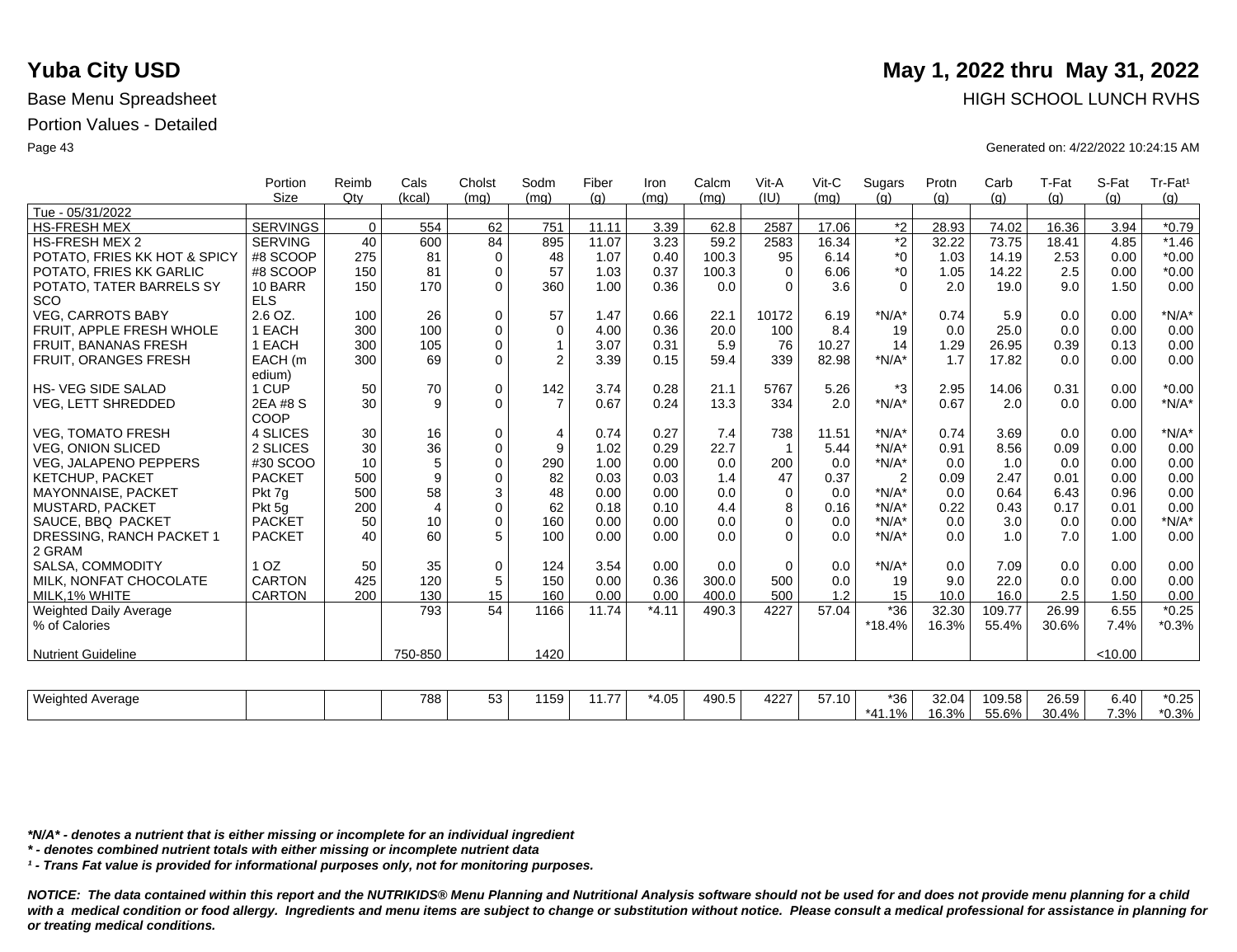# Yuba City USD

**May 1, 2022 thru May 31, 2022**

Base Menu Spreadsheet

HIGH SCHOOL LUNCH RVHS

Portion Values - Detailed

Generated on: 4/22/2022 10:24:15 AM

| | Portion Size | Reimb Qty | Cals (kcal) | Cholst (mg) | Sodm (mg) | Fiber (g) | Iron (mg) | Calcm (mg) | Vit-A (IU) | Vit-C (mg) | Sugars (g) | Protn (g) | Carb (g) | T-Fat (g) | S-Fat (g) | Tr-Fat¹ (g) |
|---|---|---|---|---|---|---|---|---|---|---|---|---|---|---|---|---|
| Tue - 05/31/2022 | | | | | | | | | | | | | | | | |
| HS-FRESH MEX | SERVINGS | 0 | 554 | 62 | 751 | 11.11 | 3.39 | 62.8 | 2587 | 17.06 | *2 | 28.93 | 74.02 | 16.36 | 3.94 | *0.79 |
| HS-FRESH MEX 2 | SERVING | 40 | 600 | 84 | 895 | 11.07 | 3.23 | 59.2 | 2583 | 16.34 | *2 | 32.22 | 73.75 | 18.41 | 4.85 | *1.46 |
| POTATO, FRIES KK HOT & SPICY | #8 SCOOP | 275 | 81 | 0 | 48 | 1.07 | 0.40 | 100.3 | 95 | 6.14 | *0 | 1.03 | 14.19 | 2.53 | 0.00 | *0.00 |
| POTATO, FRIES KK GARLIC | #8 SCOOP | 150 | 81 | 0 | 57 | 1.03 | 0.37 | 100.3 | 0 | 6.06 | *0 | 1.05 | 14.22 | 2.5 | 0.00 | *0.00 |
| POTATO, TATER BARRELS SY SCO | 10 BARR ELS | 150 | 170 | 0 | 360 | 1.00 | 0.36 | 0.0 | 0 | 3.6 | 0 | 2.0 | 19.0 | 9.0 | 1.50 | 0.00 |
| VEG, CARROTS BABY | 2.6 OZ. | 100 | 26 | 0 | 57 | 1.47 | 0.66 | 22.1 | 10172 | 6.19 | *N/A* | 0.74 | 5.9 | 0.0 | 0.00 | *N/A* |
| FRUIT, APPLE FRESH WHOLE | 1 EACH | 300 | 100 | 0 | 0 | 4.00 | 0.36 | 20.0 | 100 | 8.4 | 19 | 0.0 | 25.0 | 0.0 | 0.00 | 0.00 |
| FRUIT, BANANAS FRESH | 1 EACH | 300 | 105 | 0 | 1 | 3.07 | 0.31 | 5.9 | 76 | 10.27 | 14 | 1.29 | 26.95 | 0.39 | 0.13 | 0.00 |
| FRUIT, ORANGES FRESH | EACH (m edium) | 300 | 69 | 0 | 2 | 3.39 | 0.15 | 59.4 | 339 | 82.98 | *N/A* | 1.7 | 17.82 | 0.0 | 0.00 | 0.00 |
| HS- VEG SIDE SALAD | 1 CUP | 50 | 70 | 0 | 142 | 3.74 | 0.28 | 21.1 | 5767 | 5.26 | *3 | 2.95 | 14.06 | 0.31 | 0.00 | *0.00 |
| VEG, LETT SHREDDED | 2EA #8 S COOP | 30 | 9 | 0 | 7 | 0.67 | 0.24 | 13.3 | 334 | 2.0 | *N/A* | 0.67 | 2.0 | 0.0 | 0.00 | *N/A* |
| VEG, TOMATO FRESH | 4 SLICES | 30 | 16 | 0 | 4 | 0.74 | 0.27 | 7.4 | 738 | 11.51 | *N/A* | 0.74 | 3.69 | 0.0 | 0.00 | *N/A* |
| VEG, ONION SLICED | 2 SLICES | 30 | 36 | 0 | 9 | 1.02 | 0.29 | 22.7 | 1 | 5.44 | *N/A* | 0.91 | 8.56 | 0.09 | 0.00 | 0.00 |
| VEG, JALAPENO PEPPERS | #30 SCOO | 10 | 5 | 0 | 290 | 1.00 | 0.00 | 0.0 | 200 | 0.0 | *N/A* | 0.0 | 1.0 | 0.0 | 0.00 | 0.00 |
| KETCHUP, PACKET | PACKET | 500 | 9 | 0 | 82 | 0.03 | 0.03 | 1.4 | 47 | 0.37 | 2 | 0.09 | 2.47 | 0.01 | 0.00 | 0.00 |
| MAYONNAISE, PACKET | Pkt 7g | 500 | 58 | 3 | 48 | 0.00 | 0.00 | 0.0 | 0 | 0.0 | *N/A* | 0.0 | 0.64 | 6.43 | 0.96 | 0.00 |
| MUSTARD, PACKET | Pkt 5g | 200 | 4 | 0 | 62 | 0.18 | 0.10 | 4.4 | 8 | 0.16 | *N/A* | 0.22 | 0.43 | 0.17 | 0.01 | 0.00 |
| SAUCE, BBQ PACKET | PACKET | 50 | 10 | 0 | 160 | 0.00 | 0.00 | 0.0 | 0 | 0.0 | *N/A* | 0.0 | 3.0 | 0.0 | 0.00 | *N/A* |
| DRESSING, RANCH PACKET 1 2 GRAM | PACKET | 40 | 60 | 5 | 100 | 0.00 | 0.00 | 0.0 | 0 | 0.0 | *N/A* | 0.0 | 1.0 | 7.0 | 1.00 | 0.00 |
| SALSA, COMMODITY | 1 OZ | 50 | 35 | 0 | 124 | 3.54 | 0.00 | 0.0 | 0 | 0.0 | *N/A* | 0.0 | 7.09 | 0.0 | 0.00 | 0.00 |
| MILK, NONFAT CHOCOLATE | CARTON | 425 | 120 | 5 | 150 | 0.00 | 0.36 | 300.0 | 500 | 0.0 | 19 | 9.0 | 22.0 | 0.0 | 0.00 | 0.00 |
| MILK,1% WHITE | CARTON | 200 | 130 | 15 | 160 | 0.00 | 0.00 | 400.0 | 500 | 1.2 | 15 | 10.0 | 16.0 | 2.5 | 1.50 | 0.00 |
| Weighted Daily Average | | | 793 | 54 | 1166 | 11.74 | *4.11 | 490.3 | 4227 | 57.04 | *36 | 32.30 | 109.77 | 26.99 | 6.55 | *0.25 |
| % of Calories | | | | | | | | | | | *18.4% | 16.3% | 55.4% | 30.6% | 7.4% | *0.3% |
| Nutrient Guideline | | | 750-850 | | 1420 | | | | | | | | | | <10.00 | |

| | | | Cals (kcal) | Cholst (mg) | Sodm (mg) | Fiber (g) | Iron (mg) | Calcm (mg) | Vit-A (IU) | Vit-C (mg) | Sugars (g) | Protn (g) | Carb (g) | T-Fat (g) | S-Fat (g) | Tr-Fat¹ (g) |
|---|---|---|---|---|---|---|---|---|---|---|---|---|---|---|---|---|
| Weighted Average | | | 788 | 53 | 1159 | 11.77 | *4.05 | 490.5 | 4227 | 57.10 | *36 | 32.04 | 109.58 | 26.59 | 6.40 | *0.25 |
| | | | | | | | | | | | *41.1% | 16.3% | 55.6% | 30.4% | 7.3% | *0.3% |

***N/A* - denotes a nutrient that is either missing or incomplete for an individual ingredient***

***\* - denotes combined nutrient totals with either missing or incomplete nutrient data***

***¹ - Trans Fat value is provided for informational purposes only, not for monitoring purposes.***

***NOTICE: The data contained within this report and the NUTRIKIDS® Menu Planning and Nutritional Analysis software should not be used for and does not provide menu planning for a child with a medical condition or food allergy. Ingredients and menu items are subject to change or substitution without notice. Please consult a medical professional for assistance in planning for or treating medical conditions.***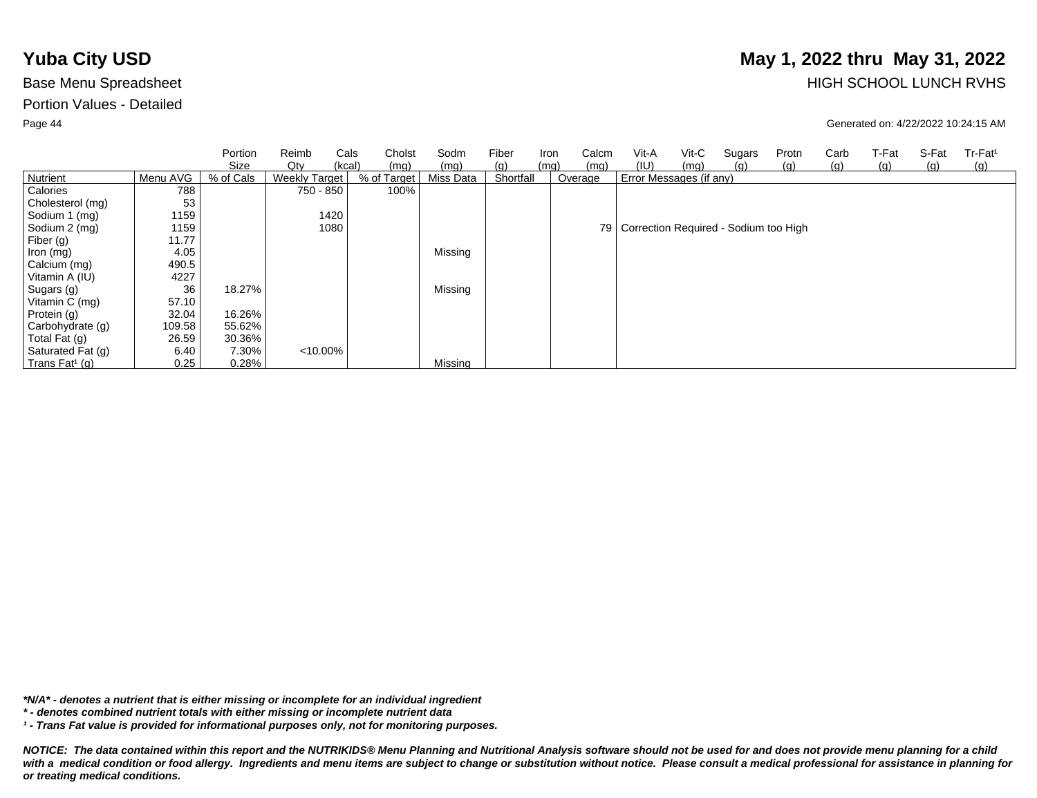# Yuba City USD

**May 1, 2022 thru May 31, 2022**

Base Menu Spreadsheet

HIGH SCHOOL LUNCH RVHS

Portion Values - Detailed

Generated on: 4/22/2022 10:24:15 AM

| | Portion Size | Reimb Qty | Cals (kcal) | Cholst (mg) | Sodm (mg) | Fiber (g) | Iron (mg) | Calcm (mg) | Vit-A (IU) | Vit-C (mg) | Sugars (g) | Protn (g) | Carb (g) | T-Fat (g) | S-Fat (g) | Tr-Fat[1] (g) |
|---|---|---|---|---|---|---|---|---|---|---|---|---|---|---|---|---|

| Nutrient | Menu AVG | % of Cals | Weekly Target | % of Target | Miss Data | Shortfall | Overage | Error Messages (if any) |
|---|---|---|---|---|---|---|---|---|
| Calories | 788 | | 750 - 850 | 100% | | | | |
| Cholesterol (mg) | 53 | | | | | | | |
| Sodium 1 (mg) | 1159 | | 1420 | | | | | |
| Sodium 2 (mg) | 1159 | | 1080 | | | | 79 | Correction Required - Sodium too High |
| Fiber (g) | 11.77 | | | | | | | |
| Iron (mg) | 4.05 | | | | Missing | | | |
| Calcium (mg) | 490.5 | | | | | | | |
| Vitamin A (IU) | 4227 | | | | | | | |
| Sugars (g) | 36 | 18.27% | | | Missing | | | |
| Vitamin C (mg) | 57.10 | | | | | | | |
| Protein (g) | 32.04 | 16.26% | | | | | | |
| Carbohydrate (g) | 109.58 | 55.62% | | | | | | |
| Total Fat (g) | 26.59 | 30.36% | | | | | | |
| Saturated Fat (g) | 6.40 | 7.30% | <10.00% | | | | | |
| Trans Fat[1] (g) | 0.25 | 0.28% | | | Missing | | | |

***N/A* - denotes a nutrient that is either missing or incomplete for an individual ingredient**

***\* - denotes combined nutrient totals with either missing or incomplete nutrient data***

***[1] - Trans Fat value is provided for informational purposes only, not for monitoring purposes.***

***NOTICE: The data contained within this report and the NUTRIKIDS® Menu Planning and Nutritional Analysis software should not be used for and does not provide menu planning for a child with a medical condition or food allergy. Ingredients and menu items are subject to change or substitution without notice. Please consult a medical professional for assistance in planning for or treating medical conditions.***